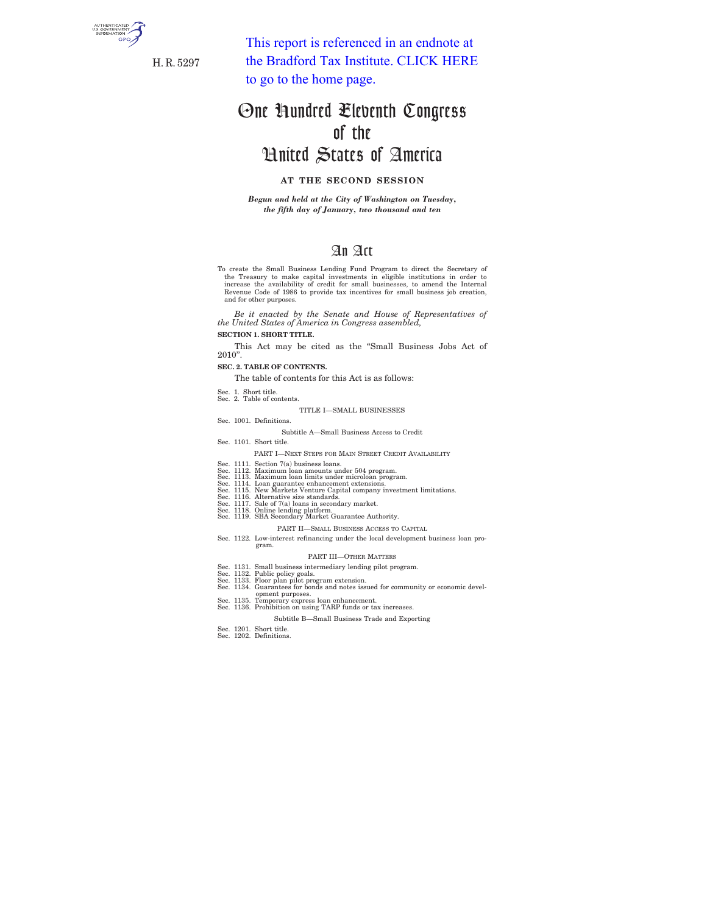H. R. 5297

This report is referenced in an endnote at the Bradford Tax Institute. CLICK HERE to go to the home page.

# One Hundred Eleventh Congress of the United States of America

**AT THE SECOND SESSION**

***Begun and held at the City of Washington on Tuesday, the fifth day of January, two thousand and ten***

# An Act

To create the Small Business Lending Fund Program to direct the Secretary of the Treasury to make capital investments in eligible institutions in order to increase the availability of credit for small businesses, to amend the Internal Revenue Code of 1986 to provide tax incentives for small business job creation, and for other purposes.

*Be it enacted by the Senate and House of Representatives of the United States of America in Congress assembled,*

**SECTION 1. SHORT TITLE.**

This Act may be cited as the "Small Business Jobs Act of 2010".

**SEC. 2. TABLE OF CONTENTS.**

The table of contents for this Act is as follows:

Sec. 1. Short title.
Sec. 2. Table of contents.

TITLE I—SMALL BUSINESSES

Sec. 1001. Definitions.

Subtitle A—Small Business Access to Credit

Sec. 1101. Short title.

PART I—NEXT STEPS FOR MAIN STREET CREDIT AVAILABILITY

Sec. 1111. Section 7(a) business loans.
Sec. 1112. Maximum loan amounts under 504 program.
Sec. 1113. Maximum loan limits under microloan program.
Sec. 1114. Loan guarantee enhancement extensions.
Sec. 1115. New Markets Venture Capital company investment limitations.
Sec. 1116. Alternative size standards.
Sec. 1117. Sale of 7(a) loans in secondary market.
Sec. 1118. Online lending platform.
Sec. 1119. SBA Secondary Market Guarantee Authority.

PART II—SMALL BUSINESS ACCESS TO CAPITAL

Sec. 1122. Low-interest refinancing under the local development business loan program.

PART III—OTHER MATTERS

Sec. 1131. Small business intermediary lending pilot program.
Sec. 1132. Public policy goals.
Sec. 1133. Floor plan pilot program extension.
Sec. 1134. Guarantees for bonds and notes issued for community or economic development purposes.
Sec. 1135. Temporary express loan enhancement.
Sec. 1136. Prohibition on using TARP funds or tax increases.

Subtitle B—Small Business Trade and Exporting

Sec. 1201. Short title.
Sec. 1202. Definitions.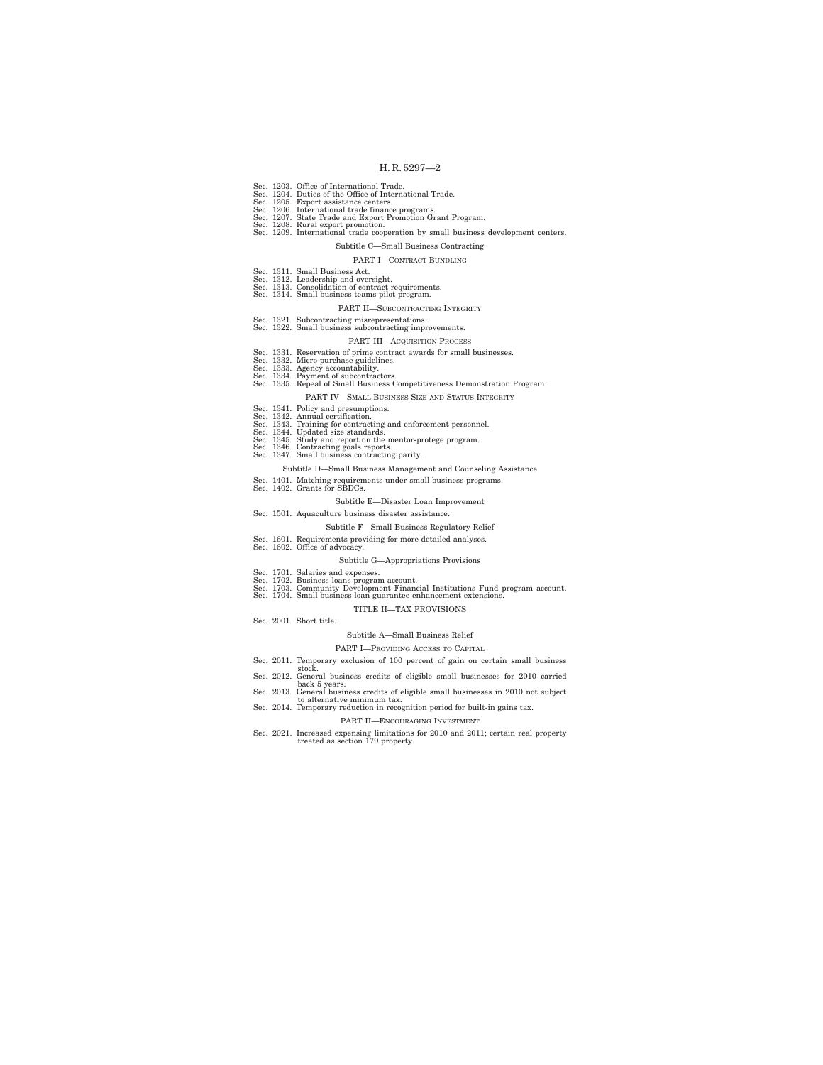Sec. 1203. Office of International Trade.
Sec. 1204. Duties of the Office of International Trade.
Sec. 1205. Export assistance centers.
Sec. 1206. International trade finance programs.
Sec. 1207. State Trade and Export Promotion Grant Program.
Sec. 1208. Rural export promotion.
Sec. 1209. International trade cooperation by small business development centers.

Subtitle C—Small Business Contracting

PART I—CONTRACT BUNDLING

Sec. 1311. Small Business Act.
Sec. 1312. Leadership and oversight.
Sec. 1313. Consolidation of contract requirements.
Sec. 1314. Small business teams pilot program.

PART II—SUBCONTRACTING INTEGRITY

Sec. 1321. Subcontracting misrepresentations.
Sec. 1322. Small business subcontracting improvements.

PART III—ACQUISITION PROCESS

Sec. 1331. Reservation of prime contract awards for small businesses.
Sec. 1332. Micro-purchase guidelines.
Sec. 1333. Agency accountability.
Sec. 1334. Payment of subcontractors.
Sec. 1335. Repeal of Small Business Competitiveness Demonstration Program.

PART IV—SMALL BUSINESS SIZE AND STATUS INTEGRITY

Sec. 1341. Policy and presumptions.
Sec. 1342. Annual certification.
Sec. 1343. Training for contracting and enforcement personnel.
Sec. 1344. Updated size standards.
Sec. 1345. Study and report on the mentor-protege program.
Sec. 1346. Contracting goals reports.
Sec. 1347. Small business contracting parity.

Subtitle D—Small Business Management and Counseling Assistance

Sec. 1401. Matching requirements under small business programs.
Sec. 1402. Grants for SBDCs.

Subtitle E—Disaster Loan Improvement

Sec. 1501. Aquaculture business disaster assistance.

Subtitle F—Small Business Regulatory Relief

Sec. 1601. Requirements providing for more detailed analyses.
Sec. 1602. Office of advocacy.

Subtitle G—Appropriations Provisions

Sec. 1701. Salaries and expenses.
Sec. 1702. Business loans program account.
Sec. 1703. Community Development Financial Institutions Fund program account.
Sec. 1704. Small business loan guarantee enhancement extensions.

TITLE II—TAX PROVISIONS

Sec. 2001. Short title.

Subtitle A—Small Business Relief

PART I—PROVIDING ACCESS TO CAPITAL

Sec. 2011. Temporary exclusion of 100 percent of gain on certain small business stock.
Sec. 2012. General business credits of eligible small businesses for 2010 carried back 5 years.
Sec. 2013. General business credits of eligible small businesses in 2010 not subject to alternative minimum tax.
Sec. 2014. Temporary reduction in recognition period for built-in gains tax.

PART II—ENCOURAGING INVESTMENT

Sec. 2021. Increased expensing limitations for 2010 and 2011; certain real property treated as section 179 property.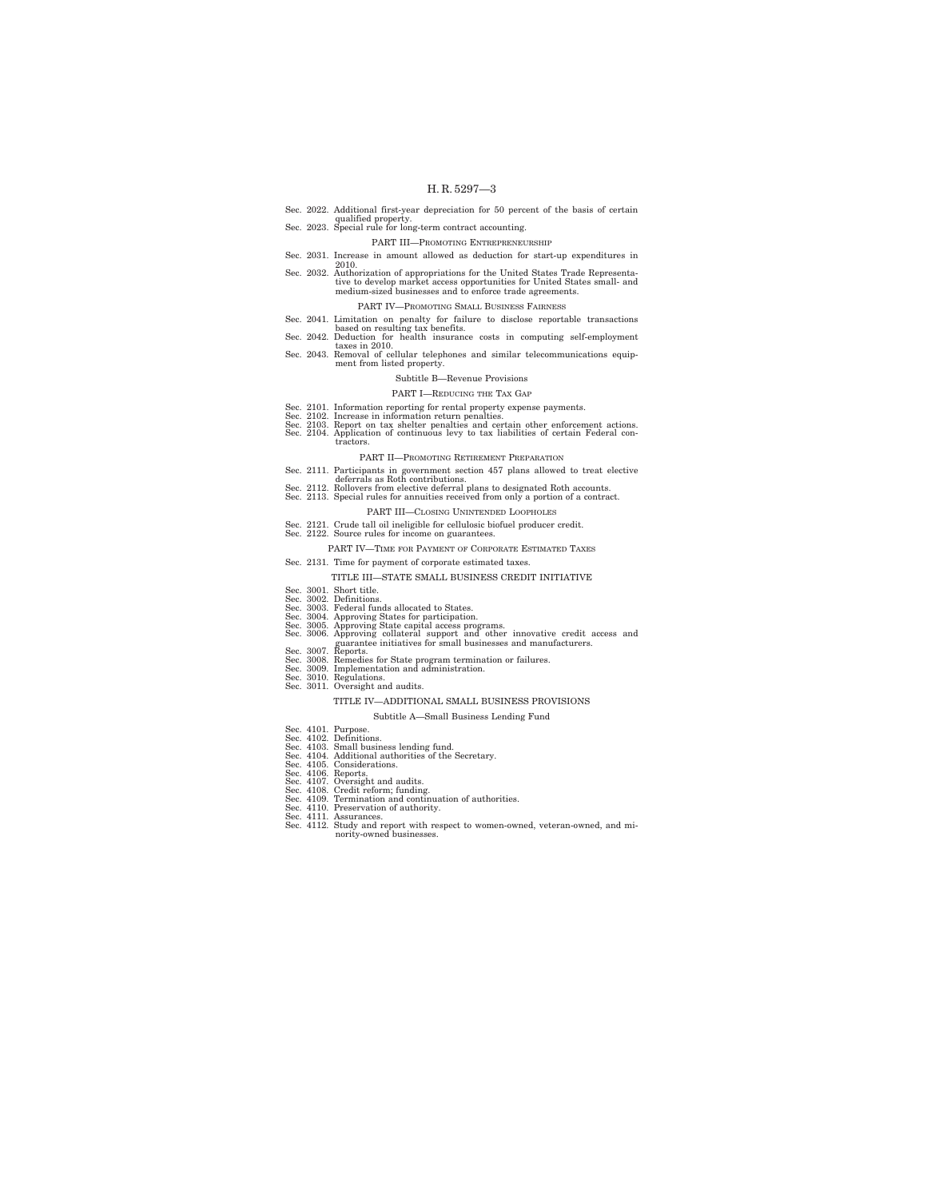Sec. 2022. Additional first-year depreciation for 50 percent of the basis of certain qualified property.
Sec. 2023. Special rule for long-term contract accounting.

PART III—PROMOTING ENTREPRENEURSHIP

Sec. 2031. Increase in amount allowed as deduction for start-up expenditures in 2010.
Sec. 2032. Authorization of appropriations for the United States Trade Representative to develop market access opportunities for United States small- and medium-sized businesses and to enforce trade agreements.

PART IV—PROMOTING SMALL BUSINESS FAIRNESS

Sec. 2041. Limitation on penalty for failure to disclose reportable transactions based on resulting tax benefits.
Sec. 2042. Deduction for health insurance costs in computing self-employment taxes in 2010.
Sec. 2043. Removal of cellular telephones and similar telecommunications equipment from listed property.

Subtitle B—Revenue Provisions

PART I—REDUCING THE TAX GAP

Sec. 2101. Information reporting for rental property expense payments.
Sec. 2102. Increase in information return penalties.
Sec. 2103. Report on tax shelter penalties and certain other enforcement actions.
Sec. 2104. Application of continuous levy to tax liabilities of certain Federal contractors.

PART II—PROMOTING RETIREMENT PREPARATION

Sec. 2111. Participants in government section 457 plans allowed to treat elective deferrals as Roth contributions.
Sec. 2112. Rollovers from elective deferral plans to designated Roth accounts.
Sec. 2113. Special rules for annuities received from only a portion of a contract.

PART III—CLOSING UNINTENDED LOOPHOLES

Sec. 2121. Crude tall oil ineligible for cellulosic biofuel producer credit.
Sec. 2122. Source rules for income on guarantees.

PART IV—TIME FOR PAYMENT OF CORPORATE ESTIMATED TAXES

Sec. 2131. Time for payment of corporate estimated taxes.

TITLE III—STATE SMALL BUSINESS CREDIT INITIATIVE

Sec. 3001. Short title.
Sec. 3002. Definitions.
Sec. 3003. Federal funds allocated to States.
Sec. 3004. Approving States for participation.
Sec. 3005. Approving State capital access programs.
Sec. 3006. Approving collateral support and other innovative credit access and guarantee initiatives for small businesses and manufacturers.
Sec. 3007. Reports.
Sec. 3008. Remedies for State program termination or failures.
Sec. 3009. Implementation and administration.
Sec. 3010. Regulations.
Sec. 3011. Oversight and audits.

TITLE IV—ADDITIONAL SMALL BUSINESS PROVISIONS

Subtitle A—Small Business Lending Fund

Sec. 4101. Purpose.
Sec. 4102. Definitions.
Sec. 4103. Small business lending fund.
Sec. 4104. Additional authorities of the Secretary.
Sec. 4105. Considerations.
Sec. 4106. Reports.
Sec. 4107. Oversight and audits.
Sec. 4108. Credit reform; funding.
Sec. 4109. Termination and continuation of authorities.
Sec. 4110. Preservation of authority.
Sec. 4111. Assurances.
Sec. 4112. Study and report with respect to women-owned, veteran-owned, and minority-owned businesses.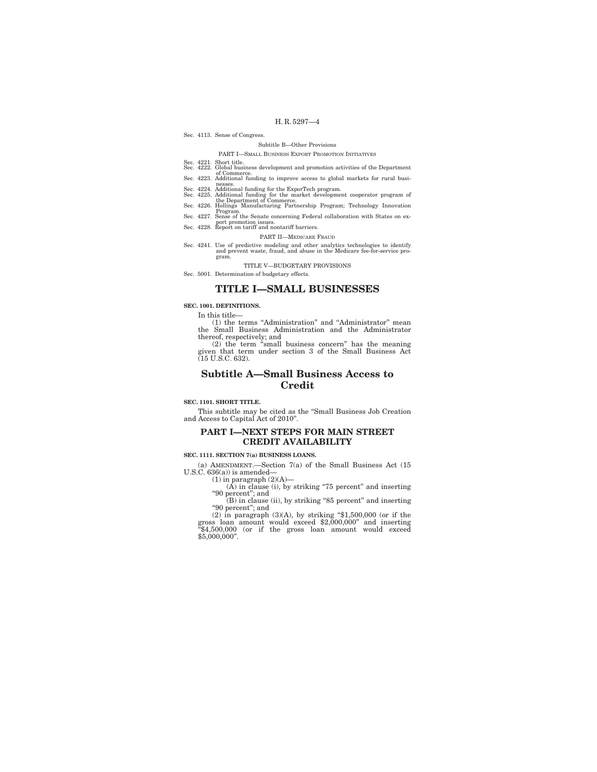Sec. 4113. Sense of Congress.

Subtitle B—Other Provisions

PART I—SMALL BUSINESS EXPORT PROMOTION INITIATIVES

Sec. 4221. Short title.
Sec. 4222. Global business development and promotion activities of the Department of Commerce.
Sec. 4223. Additional funding to improve access to global markets for rural businesses.
Sec. 4224. Additional funding for the ExporTech program.
Sec. 4225. Additional funding for the market development cooperator program of the Department of Commerce.
Sec. 4226. Hollings Manufacturing Partnership Program; Technology Innovation Program.
Sec. 4227. Sense of the Senate concerning Federal collaboration with States on export promotion issues.
Sec. 4228. Report on tariff and nontariff barriers.

PART II—MEDICARE FRAUD

Sec. 4241. Use of predictive modeling and other analytics technologies to identify and prevent waste, fraud, and abuse in the Medicare fee-for-service program.

TITLE V—BUDGETARY PROVISIONS

Sec. 5001. Determination of budgetary effects.

# TITLE I—SMALL BUSINESSES

**SEC. 1001. DEFINITIONS.**

In this title—

(1) the terms "Administration" and "Administrator" mean the Small Business Administration and the Administrator thereof, respectively; and

(2) the term "small business concern" has the meaning given that term under section 3 of the Small Business Act (15 U.S.C. 632).

## Subtitle A—Small Business Access to Credit

**SEC. 1101. SHORT TITLE.**

This subtitle may be cited as the "Small Business Job Creation and Access to Capital Act of 2010".

### PART I—NEXT STEPS FOR MAIN STREET CREDIT AVAILABILITY

**SEC. 1111. SECTION 7(a) BUSINESS LOANS.**

(a) AMENDMENT.—Section 7(a) of the Small Business Act (15 U.S.C. 636(a)) is amended—

(1) in paragraph (2)(A)—

(A) in clause (i), by striking "75 percent" and inserting "90 percent"; and

(B) in clause (ii), by striking "85 percent" and inserting "90 percent"; and

(2) in paragraph (3)(A), by striking "$1,500,000 (or if the gross loan amount would exceed $2,000,000" and inserting "$4,500,000 (or if the gross loan amount would exceed $5,000,000".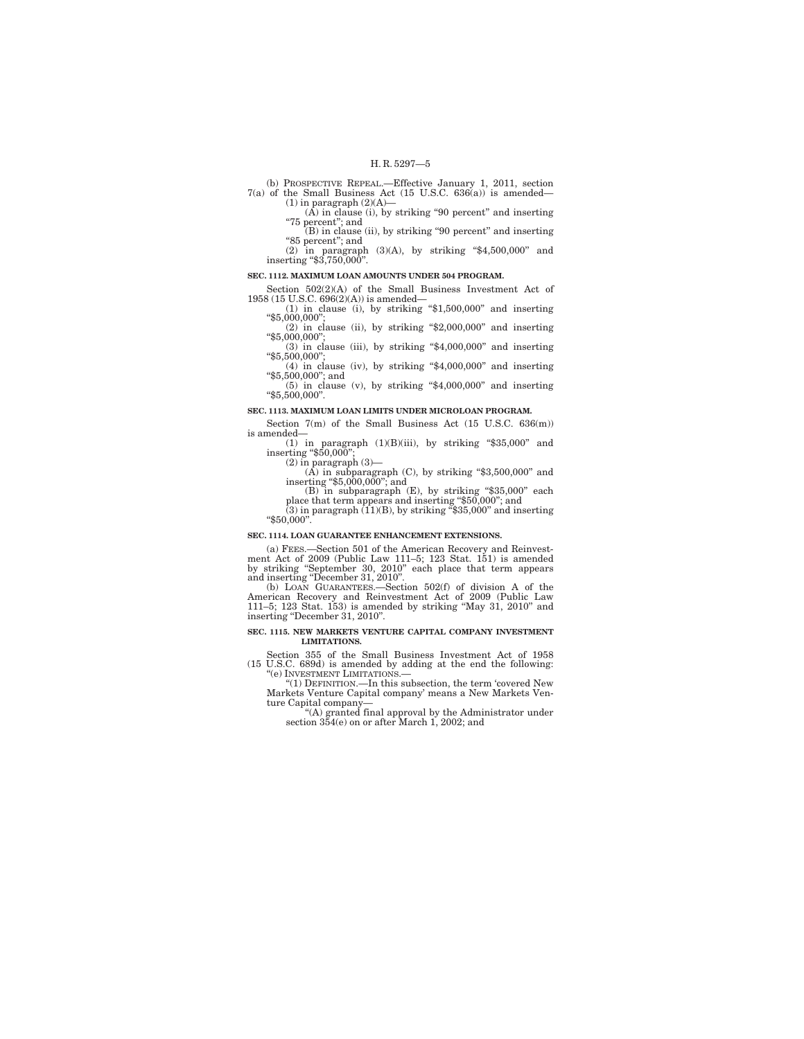(b) PROSPECTIVE REPEAL.—Effective January 1, 2011, section 7(a) of the Small Business Act (15 U.S.C. 636(a)) is amended—

(1) in paragraph (2)(A)—

(A) in clause (i), by striking "90 percent" and inserting "75 percent"; and

(B) in clause (ii), by striking "90 percent" and inserting "85 percent"; and

(2) in paragraph (3)(A), by striking "$4,500,000" and inserting "$3,750,000".

**SEC. 1112. MAXIMUM LOAN AMOUNTS UNDER 504 PROGRAM.**

Section 502(2)(A) of the Small Business Investment Act of 1958 (15 U.S.C. 696(2)(A)) is amended—

(1) in clause (i), by striking "$1,500,000" and inserting "$5,000,000";

(2) in clause (ii), by striking "$2,000,000" and inserting "$5,000,000";

(3) in clause (iii), by striking "$4,000,000" and inserting "$5,500,000";

(4) in clause (iv), by striking "$4,000,000" and inserting "$5,500,000"; and

(5) in clause (v), by striking "$4,000,000" and inserting "$5,500,000".

**SEC. 1113. MAXIMUM LOAN LIMITS UNDER MICROLOAN PROGRAM.**

Section 7(m) of the Small Business Act (15 U.S.C. 636(m)) is amended—

(1) in paragraph (1)(B)(iii), by striking "$35,000" and inserting "$50,000";

(2) in paragraph (3)—

(A) in subparagraph (C), by striking "$3,500,000" and inserting "$5,000,000"; and

(B) in subparagraph (E), by striking "$35,000" each place that term appears and inserting "$50,000"; and

(3) in paragraph (11)(B), by striking "$35,000" and inserting "$50,000".

**SEC. 1114. LOAN GUARANTEE ENHANCEMENT EXTENSIONS.**

(a) FEES.—Section 501 of the American Recovery and Reinvestment Act of 2009 (Public Law 111–5; 123 Stat. 151) is amended by striking "September 30, 2010" each place that term appears and inserting "December 31, 2010".

(b) LOAN GUARANTEES.—Section 502(f) of division A of the American Recovery and Reinvestment Act of 2009 (Public Law 111–5; 123 Stat. 153) is amended by striking "May 31, 2010" and inserting "December 31, 2010".

**SEC. 1115. NEW MARKETS VENTURE CAPITAL COMPANY INVESTMENT LIMITATIONS.**

Section 355 of the Small Business Investment Act of 1958 (15 U.S.C. 689d) is amended by adding at the end the following:

"(e) INVESTMENT LIMITATIONS.—

"(1) DEFINITION.—In this subsection, the term 'covered New Markets Venture Capital company' means a New Markets Venture Capital company—

"(A) granted final approval by the Administrator under section 354(e) on or after March 1, 2002; and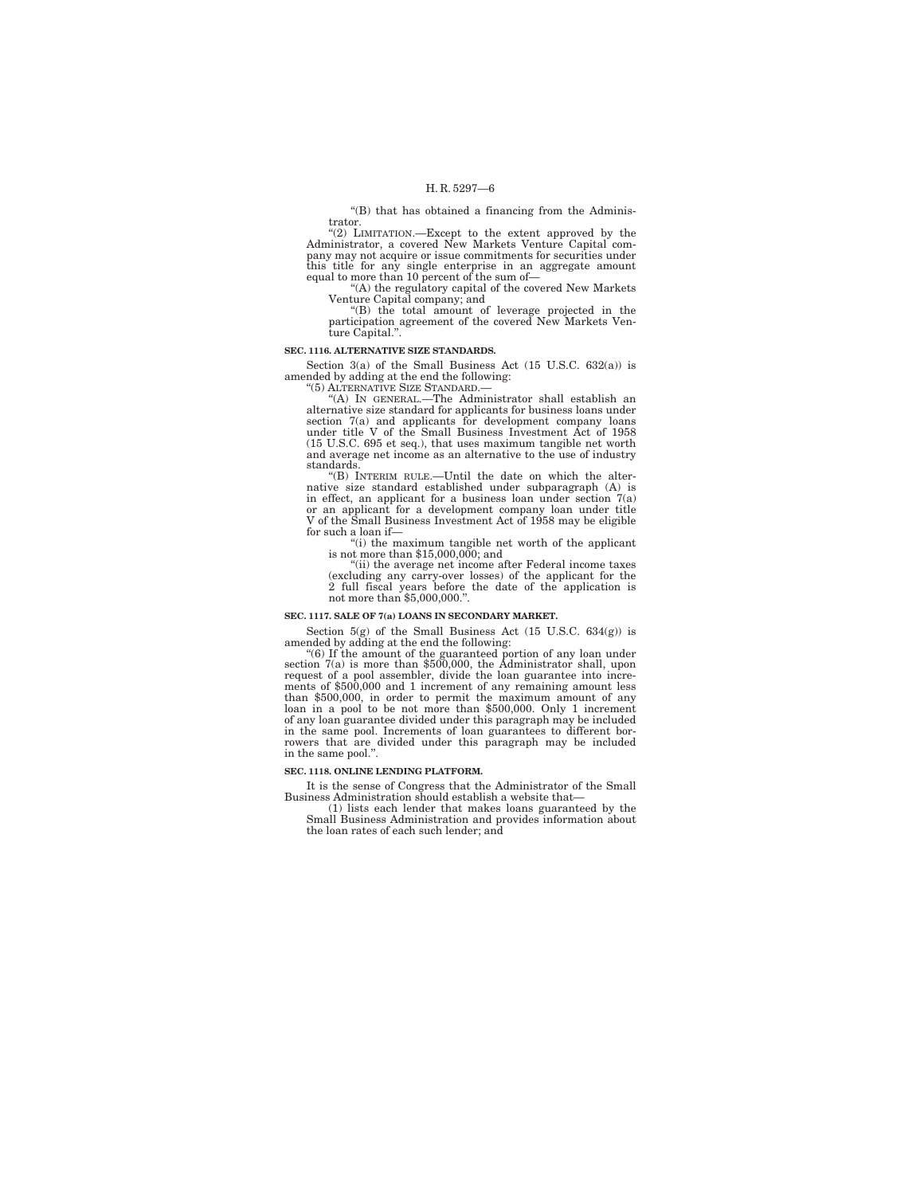"(B) that has obtained a financing from the Administrator.

"(2) LIMITATION.—Except to the extent approved by the Administrator, a covered New Markets Venture Capital company may not acquire or issue commitments for securities under this title for any single enterprise in an aggregate amount equal to more than 10 percent of the sum of—

"(A) the regulatory capital of the covered New Markets Venture Capital company; and

"(B) the total amount of leverage projected in the participation agreement of the covered New Markets Venture Capital.".

**SEC. 1116. ALTERNATIVE SIZE STANDARDS.**

Section 3(a) of the Small Business Act (15 U.S.C. 632(a)) is amended by adding at the end the following:

"(5) ALTERNATIVE SIZE STANDARD.—

"(A) IN GENERAL.—The Administrator shall establish an alternative size standard for applicants for business loans under section 7(a) and applicants for development company loans under title V of the Small Business Investment Act of 1958 (15 U.S.C. 695 et seq.), that uses maximum tangible net worth and average net income as an alternative to the use of industry standards.

"(B) INTERIM RULE.—Until the date on which the alternative size standard established under subparagraph (A) is in effect, an applicant for a business loan under section 7(a) or an applicant for a development company loan under title V of the Small Business Investment Act of 1958 may be eligible for such a loan if—

"(i) the maximum tangible net worth of the applicant is not more than $15,000,000; and

"(ii) the average net income after Federal income taxes (excluding any carry-over losses) of the applicant for the 2 full fiscal years before the date of the application is not more than $5,000,000.".

**SEC. 1117. SALE OF 7(a) LOANS IN SECONDARY MARKET.**

Section 5(g) of the Small Business Act (15 U.S.C. 634(g)) is amended by adding at the end the following:

"(6) If the amount of the guaranteed portion of any loan under section 7(a) is more than $500,000, the Administrator shall, upon request of a pool assembler, divide the loan guarantee into increments of $500,000 and 1 increment of any remaining amount less than $500,000, in order to permit the maximum amount of any loan in a pool to be not more than $500,000. Only 1 increment of any loan guarantee divided under this paragraph may be included in the same pool. Increments of loan guarantees to different borrowers that are divided under this paragraph may be included in the same pool.".

**SEC. 1118. ONLINE LENDING PLATFORM.**

It is the sense of Congress that the Administrator of the Small Business Administration should establish a website that—

(1) lists each lender that makes loans guaranteed by the Small Business Administration and provides information about the loan rates of each such lender; and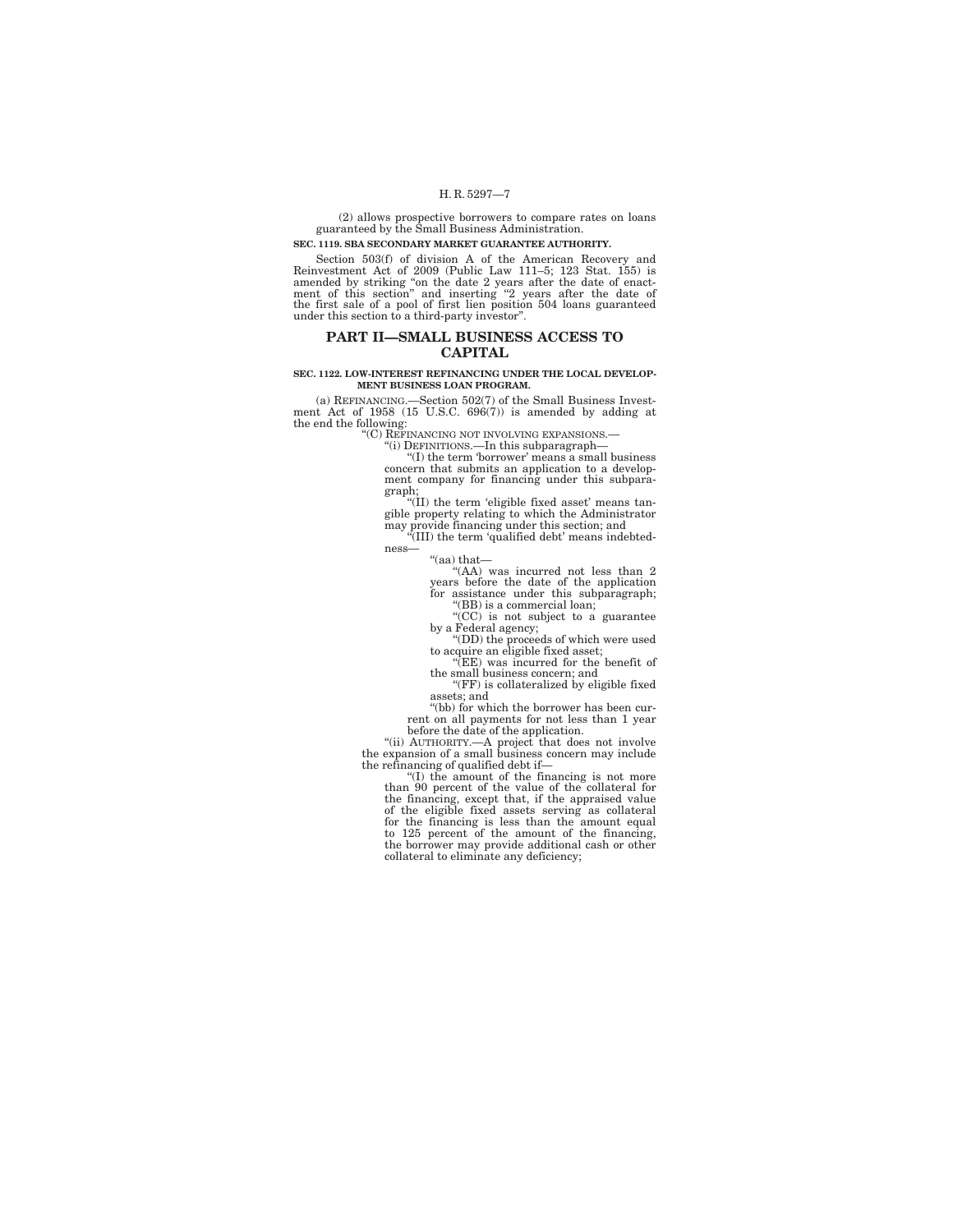(2) allows prospective borrowers to compare rates on loans guaranteed by the Small Business Administration.

**SEC. 1119. SBA SECONDARY MARKET GUARANTEE AUTHORITY.**

Section 503(f) of division A of the American Recovery and Reinvestment Act of 2009 (Public Law 111–5; 123 Stat. 155) is amended by striking "on the date 2 years after the date of enactment of this section" and inserting "2 years after the date of the first sale of a pool of first lien position 504 loans guaranteed under this section to a third-party investor".

## PART II—SMALL BUSINESS ACCESS TO CAPITAL

**SEC. 1122. LOW-INTEREST REFINANCING UNDER THE LOCAL DEVELOPMENT BUSINESS LOAN PROGRAM.**

(a) REFINANCING.—Section 502(7) of the Small Business Investment Act of 1958 (15 U.S.C. 696(7)) is amended by adding at the end the following:

"(C) REFINANCING NOT INVOLVING EXPANSIONS.—

"(i) DEFINITIONS.—In this subparagraph—

"(I) the term 'borrower' means a small business concern that submits an application to a development company for financing under this subparagraph;

"(II) the term 'eligible fixed asset' means tangible property relating to which the Administrator may provide financing under this section; and

"(III) the term 'qualified debt' means indebtedness—

"(aa) that—

"(AA) was incurred not less than 2 years before the date of the application for assistance under this subparagraph;

"(BB) is a commercial loan;

"(CC) is not subject to a guarantee by a Federal agency;

"(DD) the proceeds of which were used to acquire an eligible fixed asset;

"(EE) was incurred for the benefit of the small business concern; and

"(FF) is collateralized by eligible fixed assets; and

"(bb) for which the borrower has been current on all payments for not less than 1 year before the date of the application.

"(ii) AUTHORITY.—A project that does not involve the expansion of a small business concern may include the refinancing of qualified debt if—

"(I) the amount of the financing is not more than 90 percent of the value of the collateral for the financing, except that, if the appraised value of the eligible fixed assets serving as collateral for the financing is less than the amount equal to 125 percent of the amount of the financing, the borrower may provide additional cash or other collateral to eliminate any deficiency;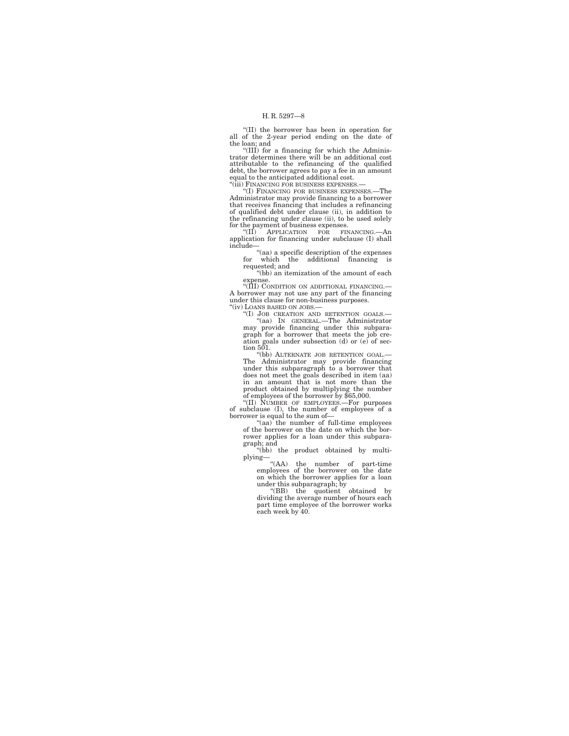"(II) the borrower has been in operation for all of the 2-year period ending on the date of the loan; and

"(III) for a financing for which the Administrator determines there will be an additional cost attributable to the refinancing of the qualified debt, the borrower agrees to pay a fee in an amount equal to the anticipated additional cost.

"(iii) FINANCING FOR BUSINESS EXPENSES.—

"(I) FINANCING FOR BUSINESS EXPENSES.—The Administrator may provide financing to a borrower that receives financing that includes a refinancing of qualified debt under clause (ii), in addition to the refinancing under clause (ii), to be used solely for the payment of business expenses.

"(II) APPLICATION FOR FINANCING.—An application for financing under subclause (I) shall include—

"(aa) a specific description of the expenses for which the additional financing is requested; and

"(bb) an itemization of the amount of each expense.

"(III) CONDITION ON ADDITIONAL FINANCING.—A borrower may not use any part of the financing under this clause for non-business purposes.

"(iv) LOANS BASED ON JOBS.—

"(I) JOB CREATION AND RETENTION GOALS.—

"(aa) IN GENERAL.—The Administrator may provide financing under this subparagraph for a borrower that meets the job creation goals under subsection (d) or (e) of section 501.

"(bb) ALTERNATE JOB RETENTION GOAL.—The Administrator may provide financing under this subparagraph to a borrower that does not meet the goals described in item (aa) in an amount that is not more than the product obtained by multiplying the number of employees of the borrower by $65,000.

"(II) NUMBER OF EMPLOYEES.—For purposes of subclause (I), the number of employees of a borrower is equal to the sum of—

"(aa) the number of full-time employees of the borrower on the date on which the borrower applies for a loan under this subparagraph; and

"(bb) the product obtained by multiplying—

"(AA) the number of part-time employees of the borrower on the date on which the borrower applies for a loan under this subparagraph; by

"(BB) the quotient obtained by dividing the average number of hours each part time employee of the borrower works each week by 40.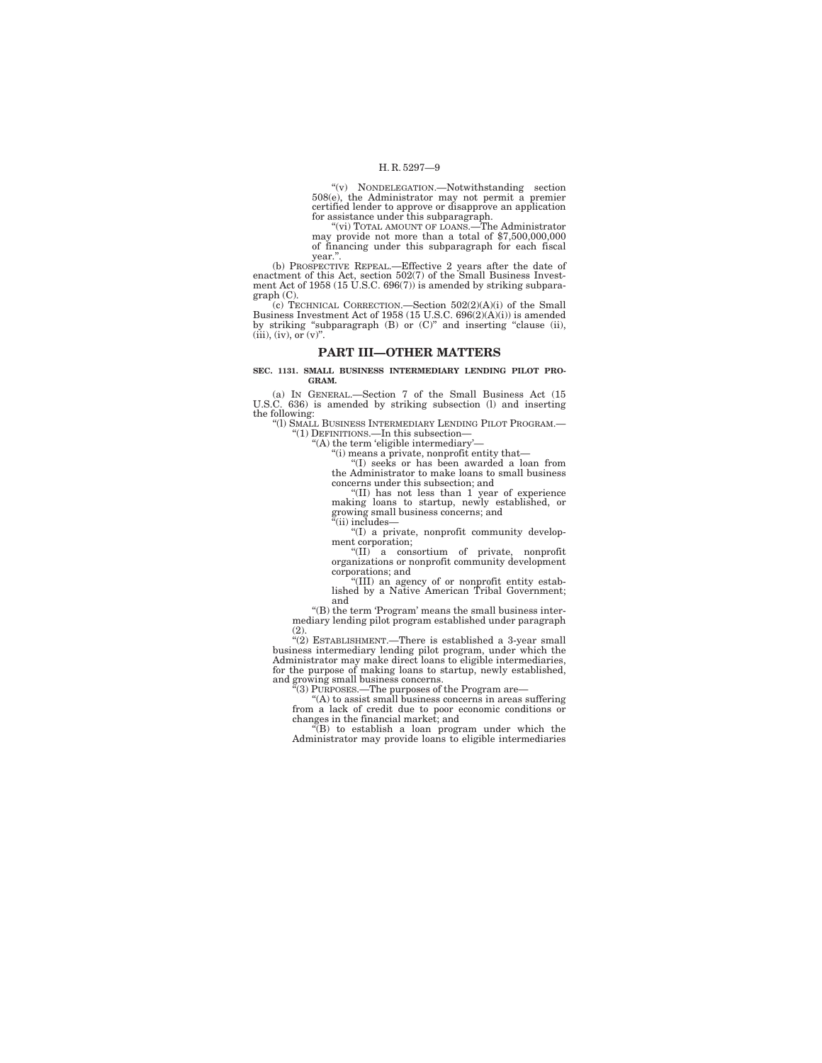"(v) NONDELEGATION.—Notwithstanding section 508(e), the Administrator may not permit a premier certified lender to approve or disapprove an application for assistance under this subparagraph.

"(vi) TOTAL AMOUNT OF LOANS.—The Administrator may provide not more than a total of $7,500,000,000 of financing under this subparagraph for each fiscal year.".

(b) PROSPECTIVE REPEAL.—Effective 2 years after the date of enactment of this Act, section 502(7) of the Small Business Investment Act of 1958 (15 U.S.C. 696(7)) is amended by striking subparagraph (C).

(c) TECHNICAL CORRECTION.—Section 502(2)(A)(i) of the Small Business Investment Act of 1958 (15 U.S.C. 696(2)(A)(i)) is amended by striking "subparagraph (B) or (C)" and inserting "clause (ii), (iii), (iv), or (v)".

## PART III—OTHER MATTERS

**SEC. 1131. SMALL BUSINESS INTERMEDIARY LENDING PILOT PROGRAM.**

(a) IN GENERAL.—Section 7 of the Small Business Act (15 U.S.C. 636) is amended by striking subsection (l) and inserting the following:

"(l) SMALL BUSINESS INTERMEDIARY LENDING PILOT PROGRAM.—

"(1) DEFINITIONS.—In this subsection—

"(A) the term 'eligible intermediary'—

"(i) means a private, nonprofit entity that—

"(I) seeks or has been awarded a loan from the Administrator to make loans to small business concerns under this subsection; and

"(II) has not less than 1 year of experience making loans to startup, newly established, or growing small business concerns; and

"(ii) includes—

"(I) a private, nonprofit community development corporation;

"(II) a consortium of private, nonprofit organizations or nonprofit community development corporations; and

"(III) an agency of or nonprofit entity established by a Native American Tribal Government; and

"(B) the term 'Program' means the small business intermediary lending pilot program established under paragraph (2).

"(2) ESTABLISHMENT.—There is established a 3-year small business intermediary lending pilot program, under which the Administrator may make direct loans to eligible intermediaries, for the purpose of making loans to startup, newly established, and growing small business concerns.

"(3) PURPOSES.—The purposes of the Program are—

"(A) to assist small business concerns in areas suffering from a lack of credit due to poor economic conditions or changes in the financial market; and

"(B) to establish a loan program under which the Administrator may provide loans to eligible intermediaries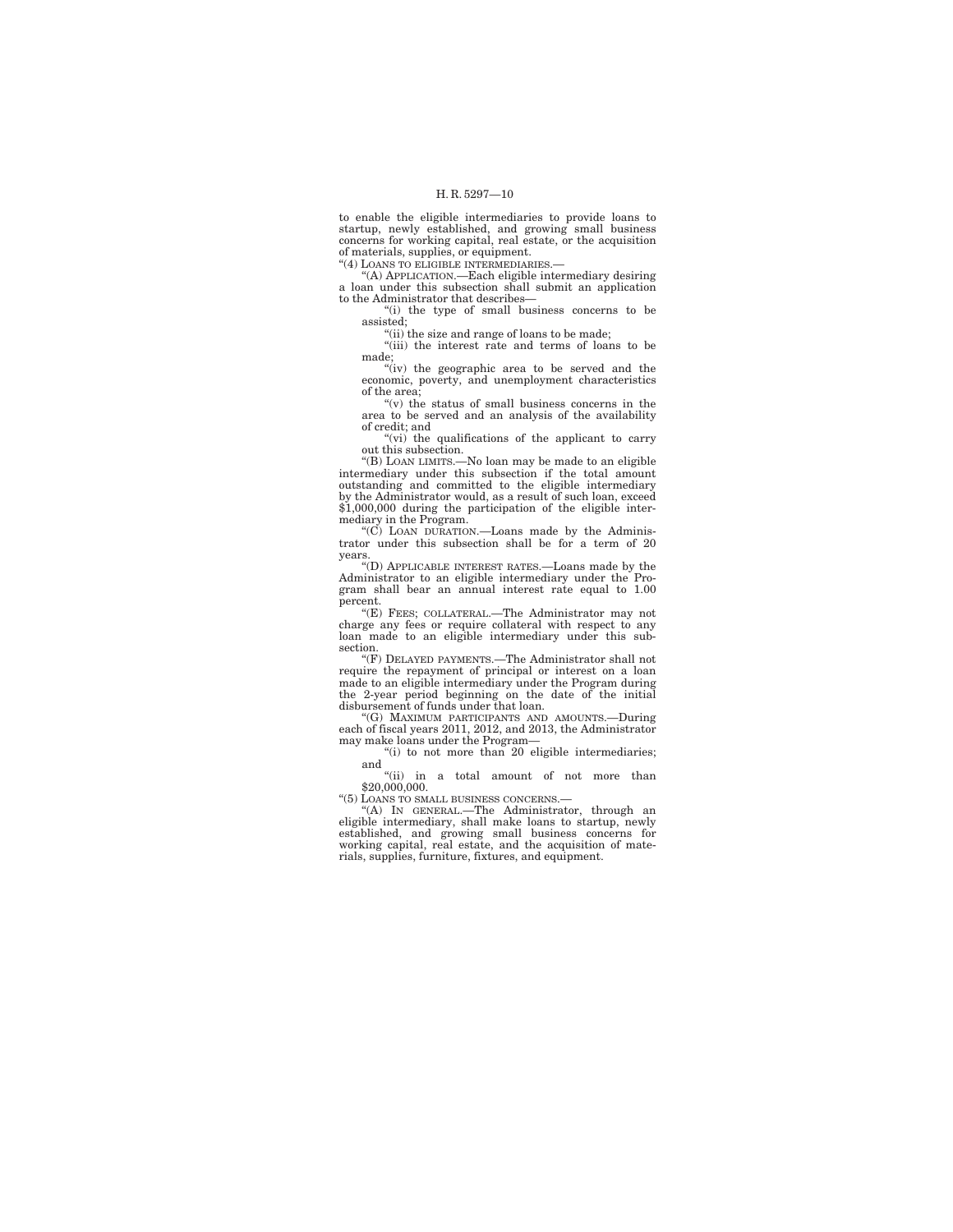to enable the eligible intermediaries to provide loans to startup, newly established, and growing small business concerns for working capital, real estate, or the acquisition of materials, supplies, or equipment.

"(4) LOANS TO ELIGIBLE INTERMEDIARIES.—

"(A) APPLICATION.—Each eligible intermediary desiring a loan under this subsection shall submit an application to the Administrator that describes—

"(i) the type of small business concerns to be assisted;

"(ii) the size and range of loans to be made;

"(iii) the interest rate and terms of loans to be made;

"(iv) the geographic area to be served and the economic, poverty, and unemployment characteristics of the area;

"(v) the status of small business concerns in the area to be served and an analysis of the availability of credit; and

"(vi) the qualifications of the applicant to carry out this subsection.

"(B) LOAN LIMITS.—No loan may be made to an eligible intermediary under this subsection if the total amount outstanding and committed to the eligible intermediary by the Administrator would, as a result of such loan, exceed $1,000,000 during the participation of the eligible intermediary in the Program.

"(C) LOAN DURATION.—Loans made by the Administrator under this subsection shall be for a term of 20 years.

"(D) APPLICABLE INTEREST RATES.—Loans made by the Administrator to an eligible intermediary under the Program shall bear an annual interest rate equal to 1.00 percent.

"(E) FEES; COLLATERAL.—The Administrator may not charge any fees or require collateral with respect to any loan made to an eligible intermediary under this subsection.

"(F) DELAYED PAYMENTS.—The Administrator shall not require the repayment of principal or interest on a loan made to an eligible intermediary under the Program during the 2-year period beginning on the date of the initial disbursement of funds under that loan.

"(G) MAXIMUM PARTICIPANTS AND AMOUNTS.—During each of fiscal years 2011, 2012, and 2013, the Administrator may make loans under the Program—

"(i) to not more than 20 eligible intermediaries; and

"(ii) in a total amount of not more than $20,000,000.

"(5) LOANS TO SMALL BUSINESS CONCERNS.—

"(A) IN GENERAL.—The Administrator, through an eligible intermediary, shall make loans to startup, newly established, and growing small business concerns for working capital, real estate, and the acquisition of materials, supplies, furniture, fixtures, and equipment.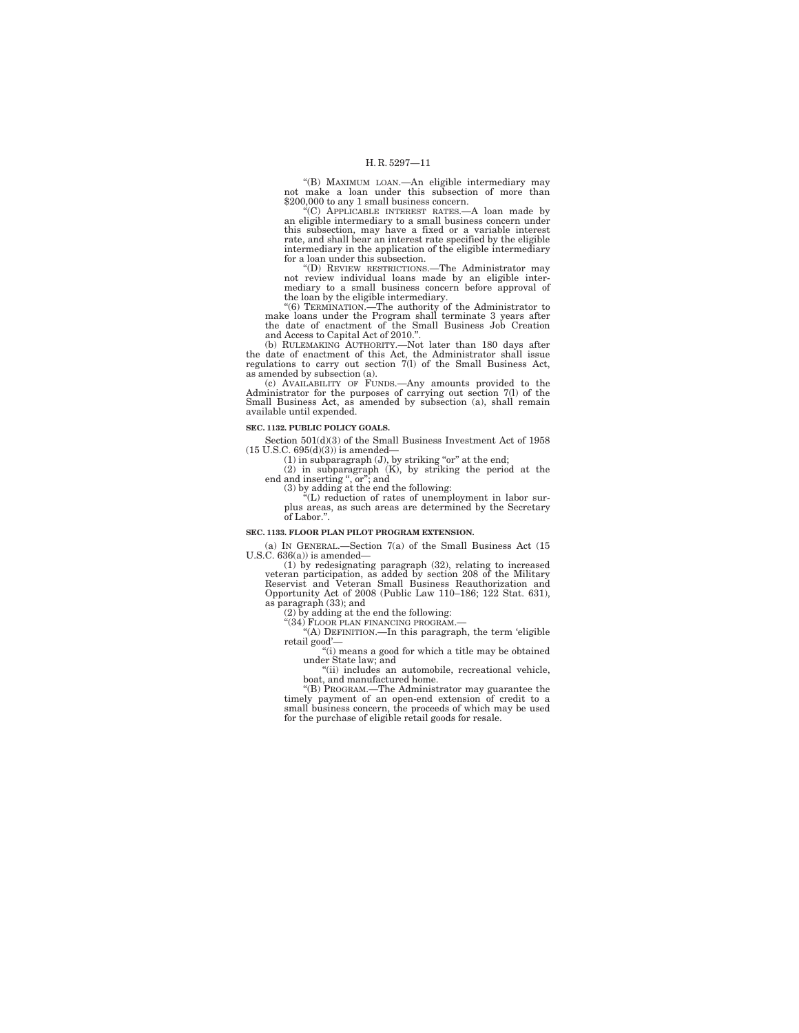"(B) MAXIMUM LOAN.—An eligible intermediary may not make a loan under this subsection of more than $200,000 to any 1 small business concern.

"(C) APPLICABLE INTEREST RATES.—A loan made by an eligible intermediary to a small business concern under this subsection, may have a fixed or a variable interest rate, and shall bear an interest rate specified by the eligible intermediary in the application of the eligible intermediary for a loan under this subsection.

"(D) REVIEW RESTRICTIONS.—The Administrator may not review individual loans made by an eligible intermediary to a small business concern before approval of the loan by the eligible intermediary.

"(6) TERMINATION.—The authority of the Administrator to make loans under the Program shall terminate 3 years after the date of enactment of the Small Business Job Creation and Access to Capital Act of 2010.".

(b) RULEMAKING AUTHORITY.—Not later than 180 days after the date of enactment of this Act, the Administrator shall issue regulations to carry out section 7(l) of the Small Business Act, as amended by subsection (a).

(c) AVAILABILITY OF FUNDS.—Any amounts provided to the Administrator for the purposes of carrying out section 7(l) of the Small Business Act, as amended by subsection (a), shall remain available until expended.

**SEC. 1132. PUBLIC POLICY GOALS.**

Section 501(d)(3) of the Small Business Investment Act of 1958 (15 U.S.C. 695(d)(3)) is amended—

(1) in subparagraph (J), by striking "or" at the end;

(2) in subparagraph (K), by striking the period at the end and inserting ", or"; and

(3) by adding at the end the following:

"(L) reduction of rates of unemployment in labor surplus areas, as such areas are determined by the Secretary of Labor.".

**SEC. 1133. FLOOR PLAN PILOT PROGRAM EXTENSION.**

(a) IN GENERAL.—Section 7(a) of the Small Business Act (15 U.S.C. 636(a)) is amended—

(1) by redesignating paragraph (32), relating to increased veteran participation, as added by section 208 of the Military Reservist and Veteran Small Business Reauthorization and Opportunity Act of 2008 (Public Law 110–186; 122 Stat. 631), as paragraph (33); and

(2) by adding at the end the following:

"(34) FLOOR PLAN FINANCING PROGRAM.—

"(A) DEFINITION.—In this paragraph, the term 'eligible retail good'—

"(i) means a good for which a title may be obtained under State law; and

"(ii) includes an automobile, recreational vehicle, boat, and manufactured home.

"(B) PROGRAM.—The Administrator may guarantee the timely payment of an open-end extension of credit to a small business concern, the proceeds of which may be used for the purchase of eligible retail goods for resale.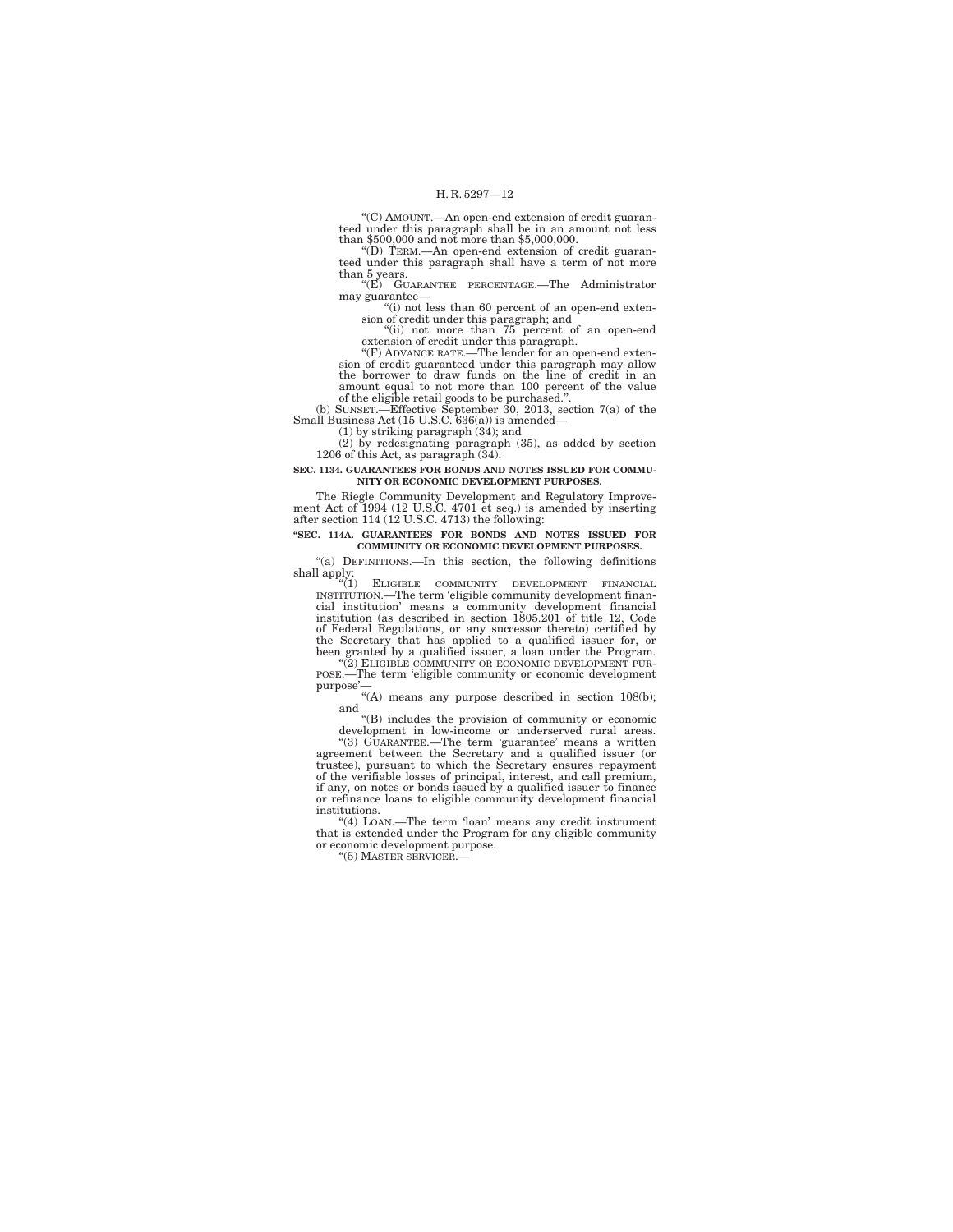"(C) AMOUNT.—An open-end extension of credit guaranteed under this paragraph shall be in an amount not less than $500,000 and not more than $5,000,000.

"(D) TERM.—An open-end extension of credit guaranteed under this paragraph shall have a term of not more than 5 years.

"(E) GUARANTEE PERCENTAGE.—The Administrator may guarantee—

"(i) not less than 60 percent of an open-end extension of credit under this paragraph; and

"(ii) not more than 75 percent of an open-end extension of credit under this paragraph.

"(F) ADVANCE RATE.—The lender for an open-end extension of credit guaranteed under this paragraph may allow the borrower to draw funds on the line of credit in an amount equal to not more than 100 percent of the value of the eligible retail goods to be purchased.".

(b) SUNSET.—Effective September 30, 2013, section 7(a) of the Small Business Act (15 U.S.C. 636(a)) is amended—

(1) by striking paragraph (34); and

(2) by redesignating paragraph (35), as added by section 1206 of this Act, as paragraph (34).

**SEC. 1134. GUARANTEES FOR BONDS AND NOTES ISSUED FOR COMMUNITY OR ECONOMIC DEVELOPMENT PURPOSES.**

The Riegle Community Development and Regulatory Improvement Act of 1994 (12 U.S.C. 4701 et seq.) is amended by inserting after section 114 (12 U.S.C. 4713) the following:

**"SEC. 114A. GUARANTEES FOR BONDS AND NOTES ISSUED FOR COMMUNITY OR ECONOMIC DEVELOPMENT PURPOSES.**

"(a) DEFINITIONS.—In this section, the following definitions shall apply:

"(1) ELIGIBLE COMMUNITY DEVELOPMENT FINANCIAL INSTITUTION.—The term 'eligible community development financial institution' means a community development financial institution (as described in section 1805.201 of title 12, Code of Federal Regulations, or any successor thereto) certified by the Secretary that has applied to a qualified issuer for, or been granted by a qualified issuer, a loan under the Program.

"(2) ELIGIBLE COMMUNITY OR ECONOMIC DEVELOPMENT PURPOSE.—The term 'eligible community or economic development purpose'—

"(A) means any purpose described in section 108(b); and

"(B) includes the provision of community or economic development in low-income or underserved rural areas.

"(3) GUARANTEE.—The term 'guarantee' means a written agreement between the Secretary and a qualified issuer (or trustee), pursuant to which the Secretary ensures repayment of the verifiable losses of principal, interest, and call premium, if any, on notes or bonds issued by a qualified issuer to finance or refinance loans to eligible community development financial institutions.

"(4) LOAN.—The term 'loan' means any credit instrument that is extended under the Program for any eligible community or economic development purpose.

"(5) MASTER SERVICER.—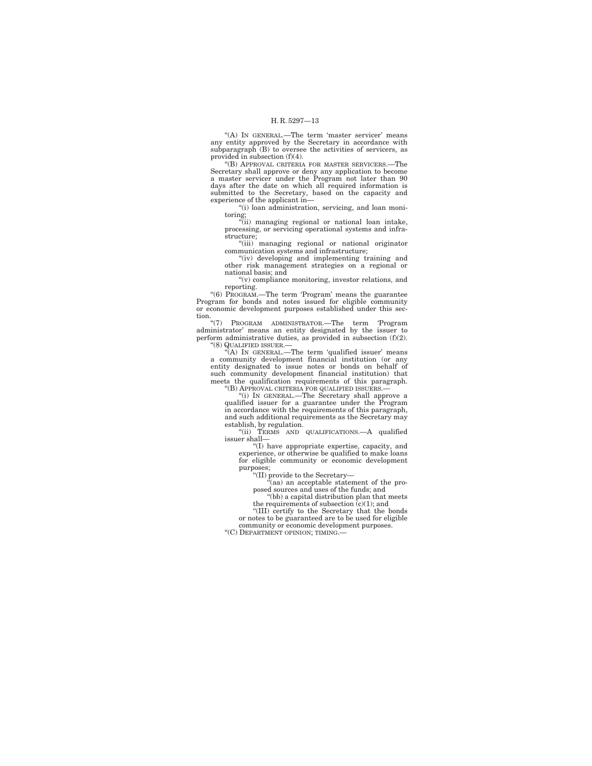"(A) IN GENERAL.—The term 'master servicer' means any entity approved by the Secretary in accordance with subparagraph (B) to oversee the activities of servicers, as provided in subsection (f)(4).

"(B) APPROVAL CRITERIA FOR MASTER SERVICERS.—The Secretary shall approve or deny any application to become a master servicer under the Program not later than 90 days after the date on which all required information is submitted to the Secretary, based on the capacity and experience of the applicant in—

"(i) loan administration, servicing, and loan monitoring;

"(ii) managing regional or national loan intake, processing, or servicing operational systems and infrastructure;

"(iii) managing regional or national originator communication systems and infrastructure;

"(iv) developing and implementing training and other risk management strategies on a regional or national basis; and

"(v) compliance monitoring, investor relations, and reporting.

"(6) PROGRAM.—The term 'Program' means the guarantee Program for bonds and notes issued for eligible community or economic development purposes established under this section.

"(7) PROGRAM ADMINISTRATOR.—The term 'Program administrator' means an entity designated by the issuer to perform administrative duties, as provided in subsection (f)(2).

"(8) QUALIFIED ISSUER.—

"(A) IN GENERAL.—The term 'qualified issuer' means a community development financial institution (or any entity designated to issue notes or bonds on behalf of such community development financial institution) that meets the qualification requirements of this paragraph.

"(B) APPROVAL CRITERIA FOR QUALIFIED ISSUERS.—

"(i) IN GENERAL.—The Secretary shall approve a qualified issuer for a guarantee under the Program in accordance with the requirements of this paragraph, and such additional requirements as the Secretary may establish, by regulation.

"(ii) TERMS AND QUALIFICATIONS.—A qualified issuer shall—

"(I) have appropriate expertise, capacity, and experience, or otherwise be qualified to make loans for eligible community or economic development purposes;

"(II) provide to the Secretary—

"(aa) an acceptable statement of the proposed sources and uses of the funds; and

"(bb) a capital distribution plan that meets the requirements of subsection (c)(1); and

"(III) certify to the Secretary that the bonds or notes to be guaranteed are to be used for eligible community or economic development purposes.

"(C) DEPARTMENT OPINION; TIMING.—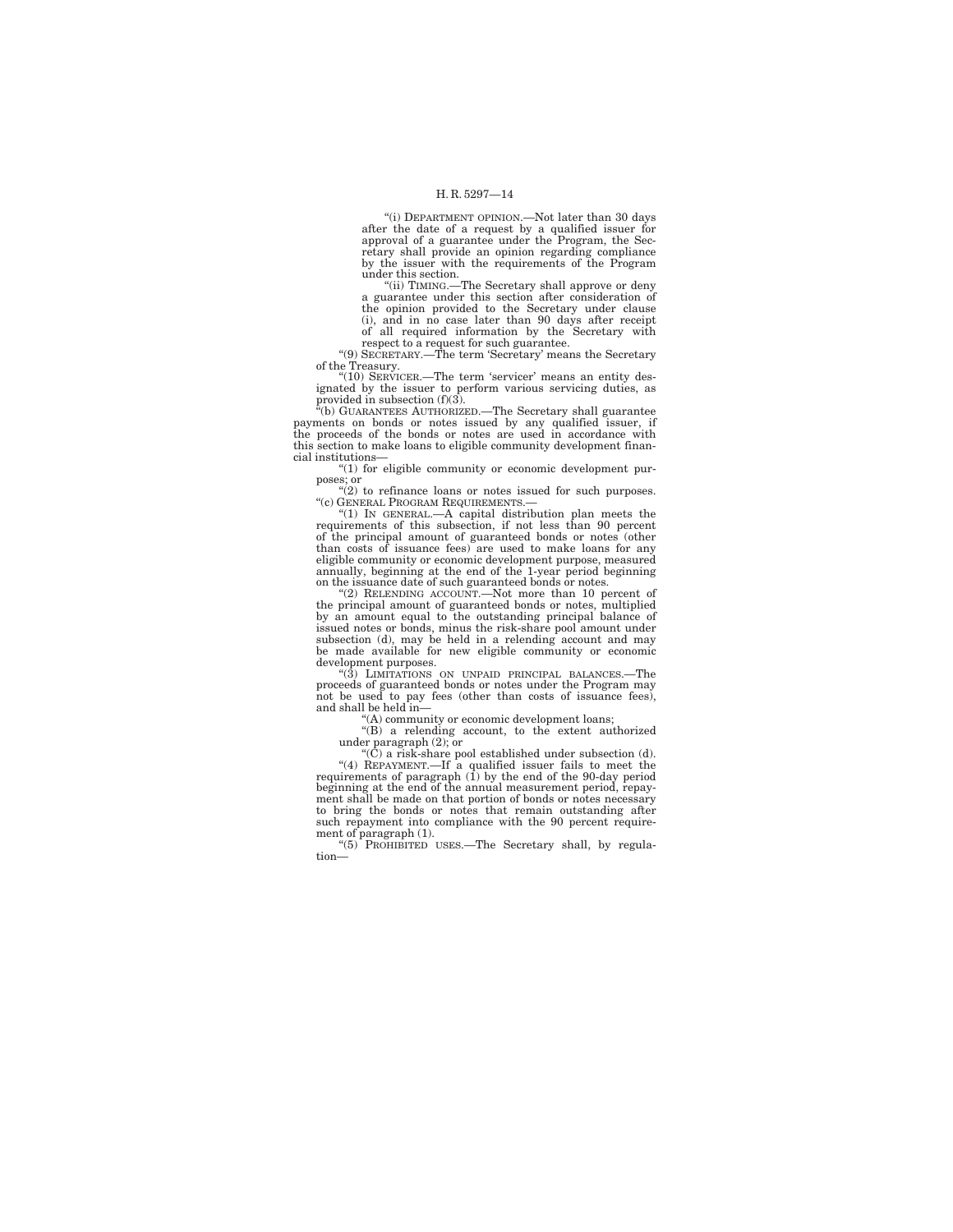"(i) DEPARTMENT OPINION.—Not later than 30 days after the date of a request by a qualified issuer for approval of a guarantee under the Program, the Secretary shall provide an opinion regarding compliance by the issuer with the requirements of the Program under this section.

"(ii) TIMING.—The Secretary shall approve or deny a guarantee under this section after consideration of the opinion provided to the Secretary under clause (i), and in no case later than 90 days after receipt of all required information by the Secretary with respect to a request for such guarantee.

"(9) SECRETARY.—The term 'Secretary' means the Secretary of the Treasury.

"(10) SERVICER.—The term 'servicer' means an entity designated by the issuer to perform various servicing duties, as provided in subsection (f)(3).

"(b) GUARANTEES AUTHORIZED.—The Secretary shall guarantee payments on bonds or notes issued by any qualified issuer, if the proceeds of the bonds or notes are used in accordance with this section to make loans to eligible community development financial institutions—

"(1) for eligible community or economic development purposes; or

"(2) to refinance loans or notes issued for such purposes.

"(c) GENERAL PROGRAM REQUIREMENTS.—

"(1) IN GENERAL.—A capital distribution plan meets the requirements of this subsection, if not less than 90 percent of the principal amount of guaranteed bonds or notes (other than costs of issuance fees) are used to make loans for any eligible community or economic development purpose, measured annually, beginning at the end of the 1-year period beginning on the issuance date of such guaranteed bonds or notes.

"(2) RELENDING ACCOUNT.—Not more than 10 percent of the principal amount of guaranteed bonds or notes, multiplied by an amount equal to the outstanding principal balance of issued notes or bonds, minus the risk-share pool amount under subsection (d), may be held in a relending account and may be made available for new eligible community or economic development purposes.

"(3) LIMITATIONS ON UNPAID PRINCIPAL BALANCES.—The proceeds of guaranteed bonds or notes under the Program may not be used to pay fees (other than costs of issuance fees), and shall be held in—

"(A) community or economic development loans;

"(B) a relending account, to the extent authorized under paragraph (2); or

"(C) a risk-share pool established under subsection (d).

"(4) REPAYMENT.—If a qualified issuer fails to meet the requirements of paragraph (1) by the end of the 90-day period beginning at the end of the annual measurement period, repayment shall be made on that portion of bonds or notes necessary to bring the bonds or notes that remain outstanding after such repayment into compliance with the 90 percent requirement of paragraph (1).

"(5) PROHIBITED USES.—The Secretary shall, by regulation—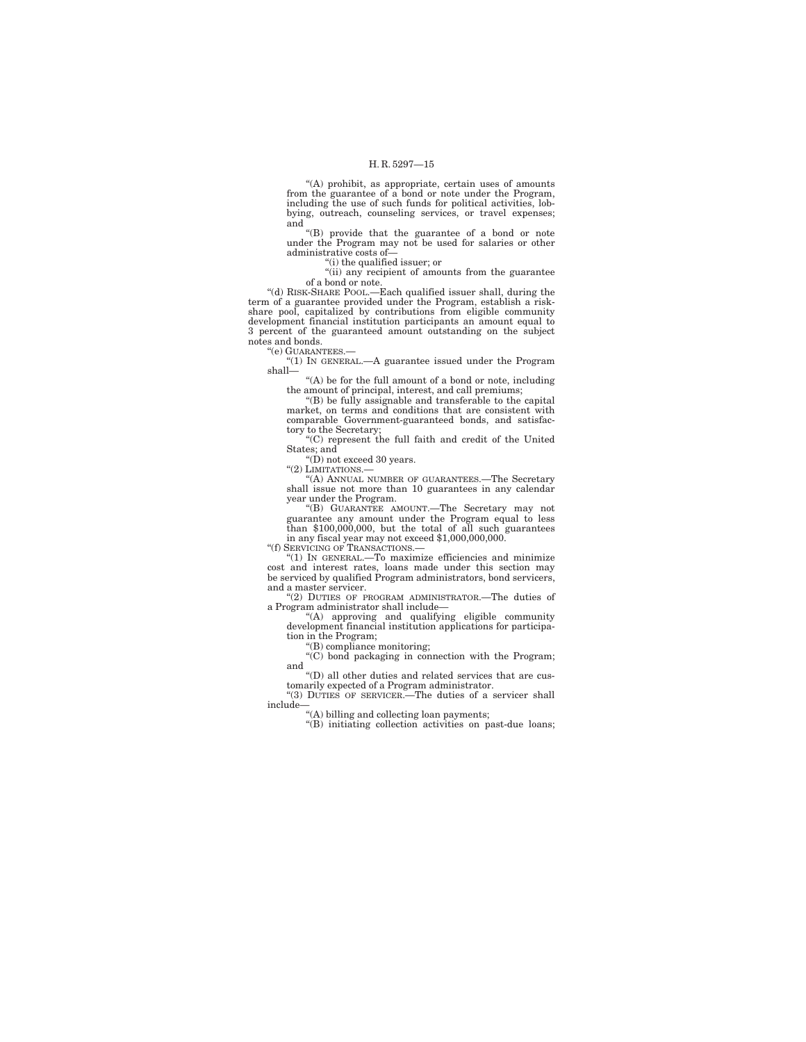“(A) prohibit, as appropriate, certain uses of amounts from the guarantee of a bond or note under the Program, including the use of such funds for political activities, lobbying, outreach, counseling services, or travel expenses; and

“(B) provide that the guarantee of a bond or note under the Program may not be used for salaries or other administrative costs of—

“(i) the qualified issuer; or

“(ii) any recipient of amounts from the guarantee of a bond or note.

“(d) RISK-SHARE POOL.—Each qualified issuer shall, during the term of a guarantee provided under the Program, establish a risk-share pool, capitalized by contributions from eligible community development financial institution participants an amount equal to 3 percent of the guaranteed amount outstanding on the subject notes and bonds.

“(e) GUARANTEES.—

“(1) IN GENERAL.—A guarantee issued under the Program shall—

“(A) be for the full amount of a bond or note, including the amount of principal, interest, and call premiums;

“(B) be fully assignable and transferable to the capital market, on terms and conditions that are consistent with comparable Government-guaranteed bonds, and satisfactory to the Secretary;

“(C) represent the full faith and credit of the United States; and

“(D) not exceed 30 years.

“(2) LIMITATIONS.—

“(A) ANNUAL NUMBER OF GUARANTEES.—The Secretary shall issue not more than 10 guarantees in any calendar year under the Program.

“(B) GUARANTEE AMOUNT.—The Secretary may not guarantee any amount under the Program equal to less than $100,000,000, but the total of all such guarantees in any fiscal year may not exceed $1,000,000,000.

“(f) SERVICING OF TRANSACTIONS.—

“(1) IN GENERAL.—To maximize efficiencies and minimize cost and interest rates, loans made under this section may be serviced by qualified Program administrators, bond servicers, and a master servicer.

“(2) DUTIES OF PROGRAM ADMINISTRATOR.—The duties of a Program administrator shall include—

“(A) approving and qualifying eligible community development financial institution applications for participation in the Program;

“(B) compliance monitoring;

“(C) bond packaging in connection with the Program; and

“(D) all other duties and related services that are customarily expected of a Program administrator.

“(3) DUTIES OF SERVICER.—The duties of a servicer shall include—

“(A) billing and collecting loan payments;

“(B) initiating collection activities on past-due loans;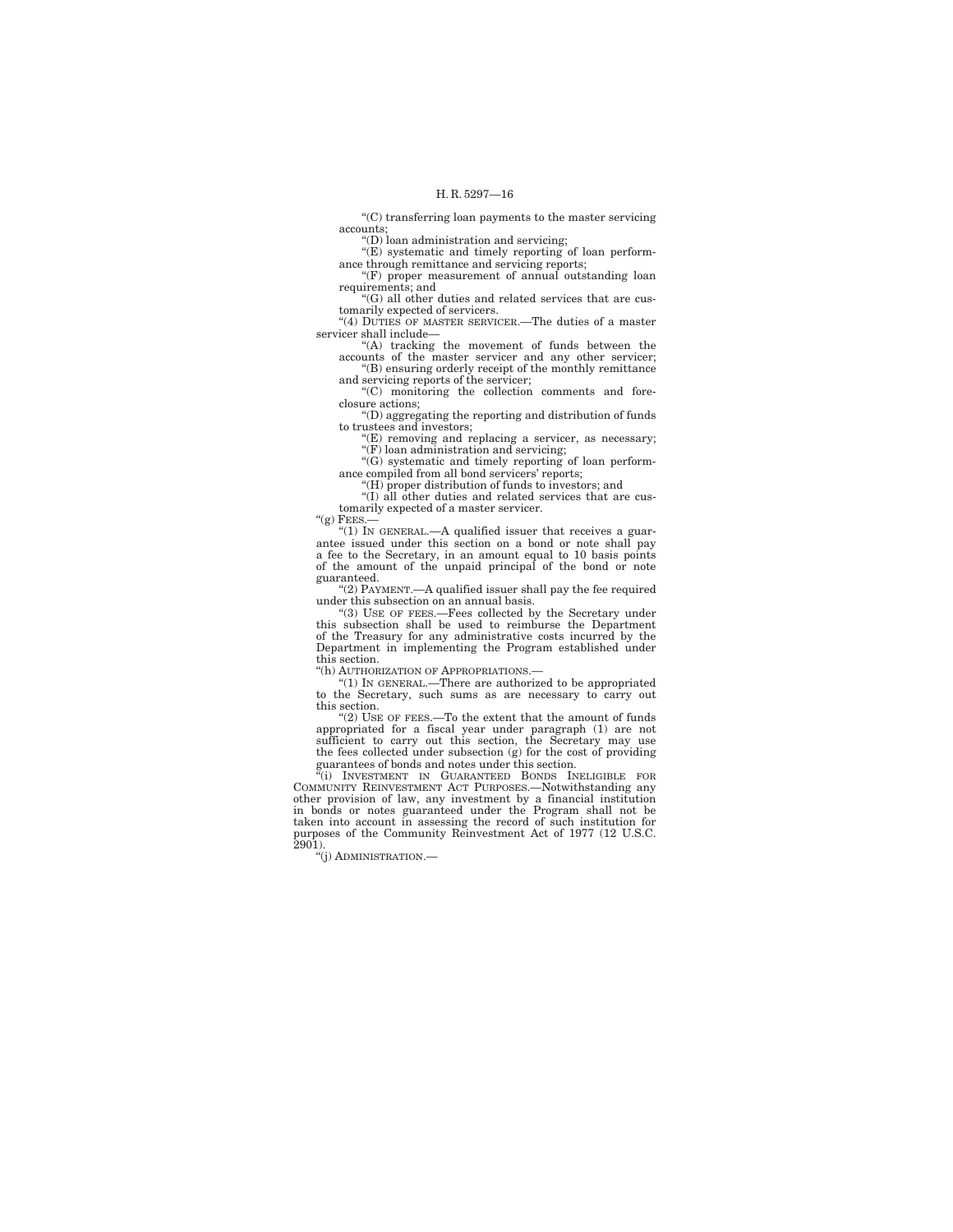"(C) transferring loan payments to the master servicing accounts;

"(D) loan administration and servicing;

"(E) systematic and timely reporting of loan performance through remittance and servicing reports;

"(F) proper measurement of annual outstanding loan requirements; and

"(G) all other duties and related services that are customarily expected of servicers.

"(4) DUTIES OF MASTER SERVICER.—The duties of a master servicer shall include—

"(A) tracking the movement of funds between the accounts of the master servicer and any other servicer;

"(B) ensuring orderly receipt of the monthly remittance and servicing reports of the servicer;

"(C) monitoring the collection comments and foreclosure actions;

"(D) aggregating the reporting and distribution of funds to trustees and investors;

"(E) removing and replacing a servicer, as necessary;

"(F) loan administration and servicing;

"(G) systematic and timely reporting of loan performance compiled from all bond servicers' reports;

"(H) proper distribution of funds to investors; and

"(I) all other duties and related services that are customarily expected of a master servicer.

"(g) FEES.—

"(1) IN GENERAL.—A qualified issuer that receives a guarantee issued under this section on a bond or note shall pay a fee to the Secretary, in an amount equal to 10 basis points of the amount of the unpaid principal of the bond or note guaranteed.

"(2) PAYMENT.—A qualified issuer shall pay the fee required under this subsection on an annual basis.

"(3) USE OF FEES.—Fees collected by the Secretary under this subsection shall be used to reimburse the Department of the Treasury for any administrative costs incurred by the Department in implementing the Program established under this section.

"(h) AUTHORIZATION OF APPROPRIATIONS.—

"(1) IN GENERAL.—There are authorized to be appropriated to the Secretary, such sums as are necessary to carry out this section.

"(2) USE OF FEES.—To the extent that the amount of funds appropriated for a fiscal year under paragraph (1) are not sufficient to carry out this section, the Secretary may use the fees collected under subsection (g) for the cost of providing guarantees of bonds and notes under this section.

"(i) INVESTMENT IN GUARANTEED BONDS INELIGIBLE FOR COMMUNITY REINVESTMENT ACT PURPOSES.—Notwithstanding any other provision of law, any investment by a financial institution in bonds or notes guaranteed under the Program shall not be taken into account in assessing the record of such institution for purposes of the Community Reinvestment Act of 1977 (12 U.S.C. 2901).

"(j) ADMINISTRATION.—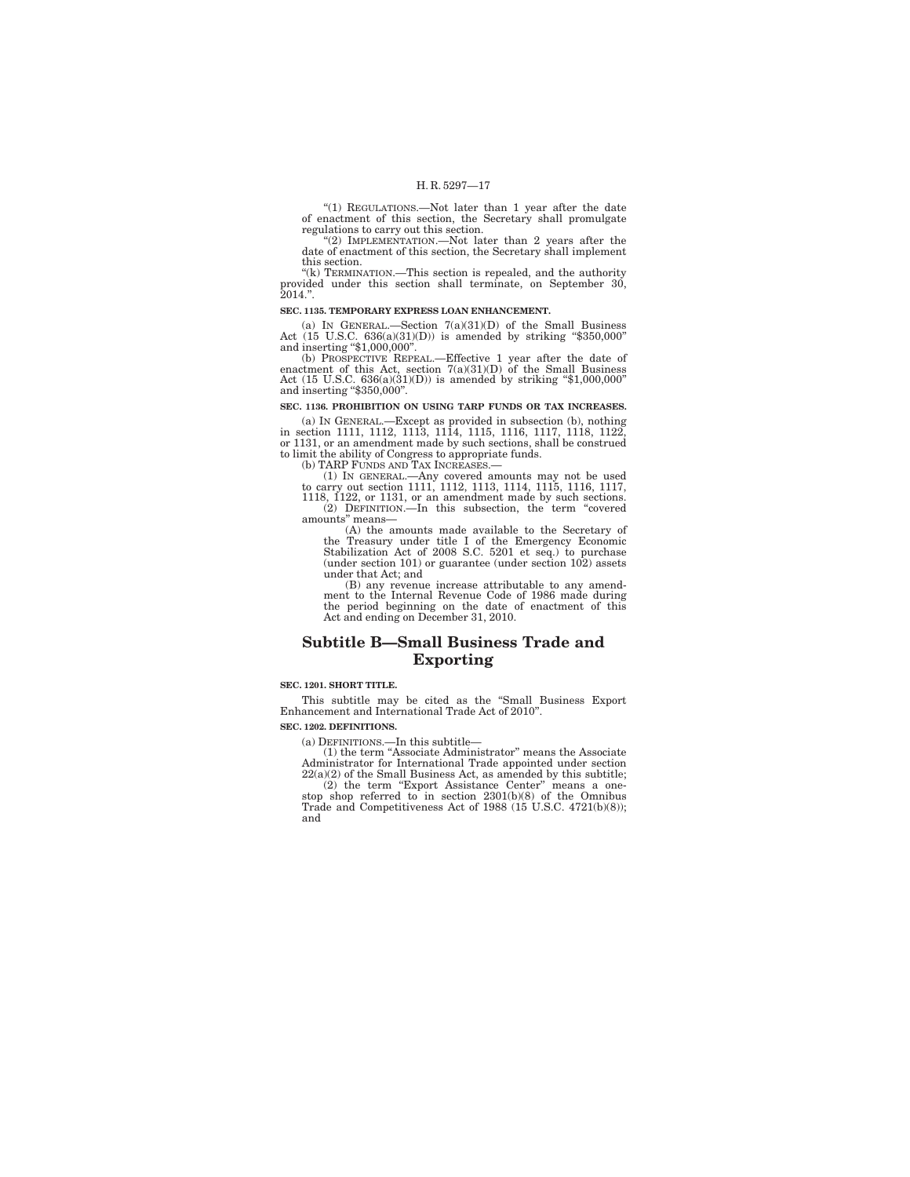"(1) REGULATIONS.—Not later than 1 year after the date of enactment of this section, the Secretary shall promulgate regulations to carry out this section.

"(2) IMPLEMENTATION.—Not later than 2 years after the date of enactment of this section, the Secretary shall implement this section.

"(k) TERMINATION.—This section is repealed, and the authority provided under this section shall terminate, on September 30, 2014.".

**SEC. 1135. TEMPORARY EXPRESS LOAN ENHANCEMENT.**

(a) IN GENERAL.—Section 7(a)(31)(D) of the Small Business Act (15 U.S.C. 636(a)(31)(D)) is amended by striking "$350,000" and inserting "$1,000,000".

(b) PROSPECTIVE REPEAL.—Effective 1 year after the date of enactment of this Act, section 7(a)(31)(D) of the Small Business Act (15 U.S.C. 636(a)(31)(D)) is amended by striking "$1,000,000" and inserting "$350,000".

**SEC. 1136. PROHIBITION ON USING TARP FUNDS OR TAX INCREASES.**

(a) IN GENERAL.—Except as provided in subsection (b), nothing in section 1111, 1112, 1113, 1114, 1115, 1116, 1117, 1118, 1122, or 1131, or an amendment made by such sections, shall be construed to limit the ability of Congress to appropriate funds.

(b) TARP FUNDS AND TAX INCREASES.—

(1) IN GENERAL.—Any covered amounts may not be used to carry out section 1111, 1112, 1113, 1114, 1115, 1116, 1117, 1118, 1122, or 1131, or an amendment made by such sections.

(2) DEFINITION.—In this subsection, the term "covered amounts" means—

(A) the amounts made available to the Secretary of the Treasury under title I of the Emergency Economic Stabilization Act of 2008 S.C. 5201 et seq.) to purchase (under section 101) or guarantee (under section 102) assets under that Act; and

(B) any revenue increase attributable to any amendment to the Internal Revenue Code of 1986 made during the period beginning on the date of enactment of this Act and ending on December 31, 2010.

# Subtitle B—Small Business Trade and Exporting

**SEC. 1201. SHORT TITLE.**

This subtitle may be cited as the "Small Business Export Enhancement and International Trade Act of 2010".

**SEC. 1202. DEFINITIONS.**

(a) DEFINITIONS.—In this subtitle—

(1) the term "Associate Administrator" means the Associate Administrator for International Trade appointed under section 22(a)(2) of the Small Business Act, as amended by this subtitle;

(2) the term "Export Assistance Center" means a one-stop shop referred to in section 2301(b)(8) of the Omnibus Trade and Competitiveness Act of 1988 (15 U.S.C. 4721(b)(8)); and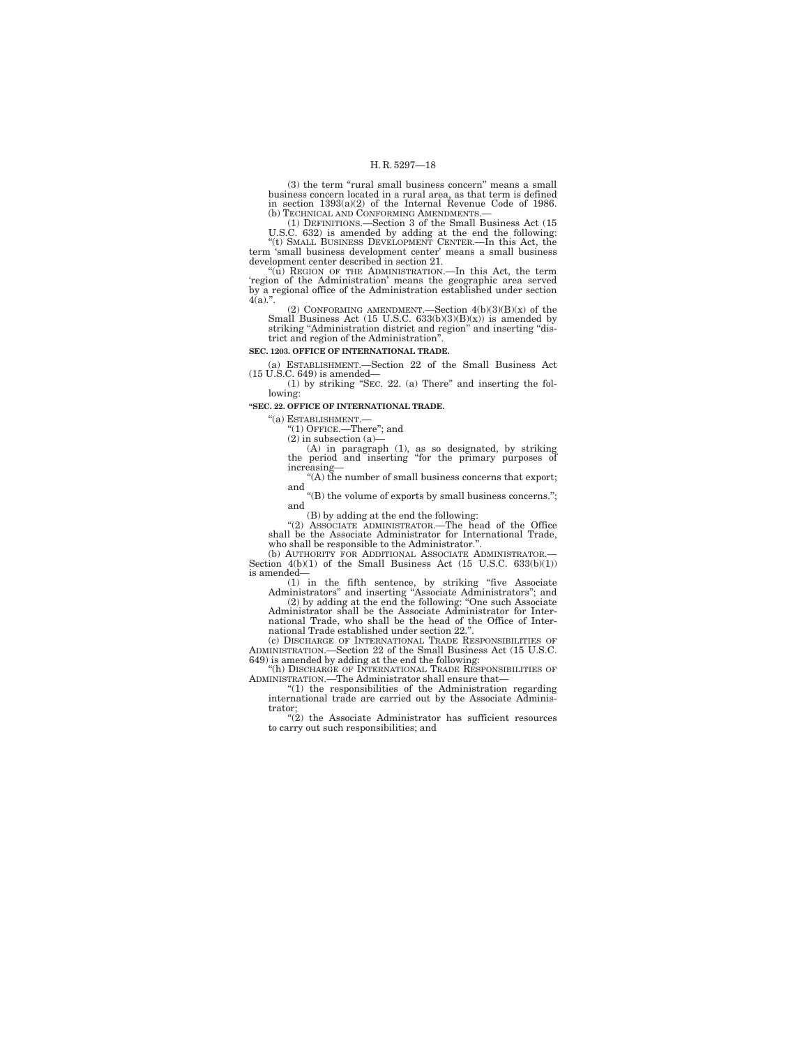(3) the term "rural small business concern" means a small business concern located in a rural area, as that term is defined in section 1393(a)(2) of the Internal Revenue Code of 1986.

(b) TECHNICAL AND CONFORMING AMENDMENTS.—

(1) DEFINITIONS.—Section 3 of the Small Business Act (15 U.S.C. 632) is amended by adding at the end the following:

"(t) SMALL BUSINESS DEVELOPMENT CENTER.—In this Act, the term 'small business development center' means a small business development center described in section 21.

"(u) REGION OF THE ADMINISTRATION.—In this Act, the term 'region of the Administration' means the geographic area served by a regional office of the Administration established under section 4(a).".

(2) CONFORMING AMENDMENT.—Section 4(b)(3)(B)(x) of the Small Business Act (15 U.S.C. 633(b)(3)(B)(x)) is amended by striking "Administration district and region" and inserting "district and region of the Administration".

**SEC. 1203. OFFICE OF INTERNATIONAL TRADE.**

(a) ESTABLISHMENT.—Section 22 of the Small Business Act (15 U.S.C. 649) is amended—

(1) by striking "SEC. 22. (a) There" and inserting the following:

**"SEC. 22. OFFICE OF INTERNATIONAL TRADE.**

"(a) ESTABLISHMENT.—

"(1) OFFICE.—There"; and

(2) in subsection (a)—

(A) in paragraph (1), as so designated, by striking the period and inserting "for the primary purposes of increasing—

"(A) the number of small business concerns that export; and

"(B) the volume of exports by small business concerns."; and

(B) by adding at the end the following:

"(2) ASSOCIATE ADMINISTRATOR.—The head of the Office shall be the Associate Administrator for International Trade, who shall be responsible to the Administrator.".

(b) AUTHORITY FOR ADDITIONAL ASSOCIATE ADMINISTRATOR.—Section 4(b)(1) of the Small Business Act (15 U.S.C. 633(b)(1)) is amended—

(1) in the fifth sentence, by striking "five Associate Administrators" and inserting "Associate Administrators"; and

(2) by adding at the end the following: "One such Associate Administrator shall be the Associate Administrator for International Trade, who shall be the head of the Office of International Trade established under section 22.".

(c) DISCHARGE OF INTERNATIONAL TRADE RESPONSIBILITIES OF ADMINISTRATION.—Section 22 of the Small Business Act (15 U.S.C. 649) is amended by adding at the end the following:

"(h) DISCHARGE OF INTERNATIONAL TRADE RESPONSIBILITIES OF ADMINISTRATION.—The Administrator shall ensure that—

"(1) the responsibilities of the Administration regarding international trade are carried out by the Associate Administrator;

"(2) the Associate Administrator has sufficient resources to carry out such responsibilities; and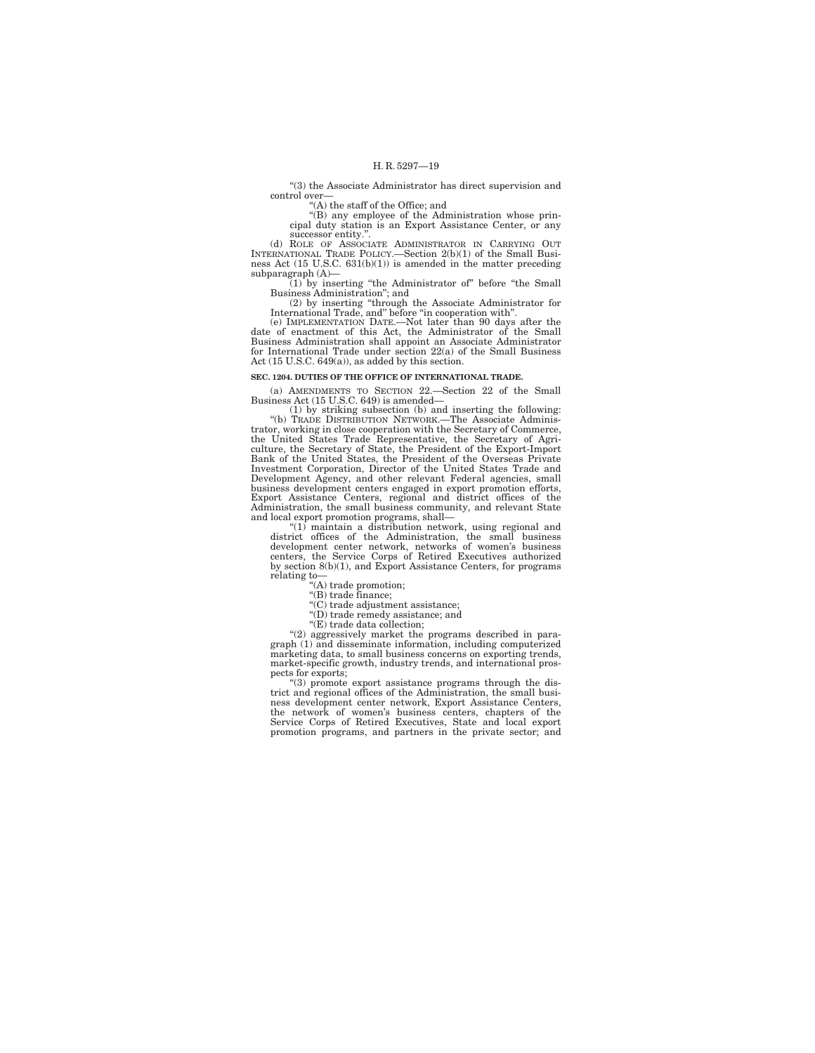"(3) the Associate Administrator has direct supervision and control over—

"(A) the staff of the Office; and

"(B) any employee of the Administration whose principal duty station is an Export Assistance Center, or any successor entity.".

(d) ROLE OF ASSOCIATE ADMINISTRATOR IN CARRYING OUT INTERNATIONAL TRADE POLICY.—Section 2(b)(1) of the Small Business Act (15 U.S.C. 631(b)(1)) is amended in the matter preceding subparagraph (A)—

(1) by inserting "the Administrator of" before "the Small Business Administration"; and

(2) by inserting "through the Associate Administrator for International Trade, and" before "in cooperation with".

(e) IMPLEMENTATION DATE.—Not later than 90 days after the date of enactment of this Act, the Administrator of the Small Business Administration shall appoint an Associate Administrator for International Trade under section 22(a) of the Small Business Act (15 U.S.C. 649(a)), as added by this section.

**SEC. 1204. DUTIES OF THE OFFICE OF INTERNATIONAL TRADE.**

(a) AMENDMENTS TO SECTION 22.—Section 22 of the Small Business Act (15 U.S.C. 649) is amended—

(1) by striking subsection (b) and inserting the following:

"(b) TRADE DISTRIBUTION NETWORK.—The Associate Administrator, working in close cooperation with the Secretary of Commerce, the United States Trade Representative, the Secretary of Agriculture, the Secretary of State, the President of the Export-Import Bank of the United States, the President of the Overseas Private Investment Corporation, Director of the United States Trade and Development Agency, and other relevant Federal agencies, small business development centers engaged in export promotion efforts, Export Assistance Centers, regional and district offices of the Administration, the small business community, and relevant State and local export promotion programs, shall—

"(1) maintain a distribution network, using regional and district offices of the Administration, the small business development center network, networks of women's business centers, the Service Corps of Retired Executives authorized by section 8(b)(1), and Export Assistance Centers, for programs relating to—

"(A) trade promotion;

"(B) trade finance;

"(C) trade adjustment assistance;

"(D) trade remedy assistance; and

"(E) trade data collection;

"(2) aggressively market the programs described in paragraph (1) and disseminate information, including computerized marketing data, to small business concerns on exporting trends, market-specific growth, industry trends, and international prospects for exports;

"(3) promote export assistance programs through the district and regional offices of the Administration, the small business development center network, Export Assistance Centers, the network of women's business centers, chapters of the Service Corps of Retired Executives, State and local export promotion programs, and partners in the private sector; and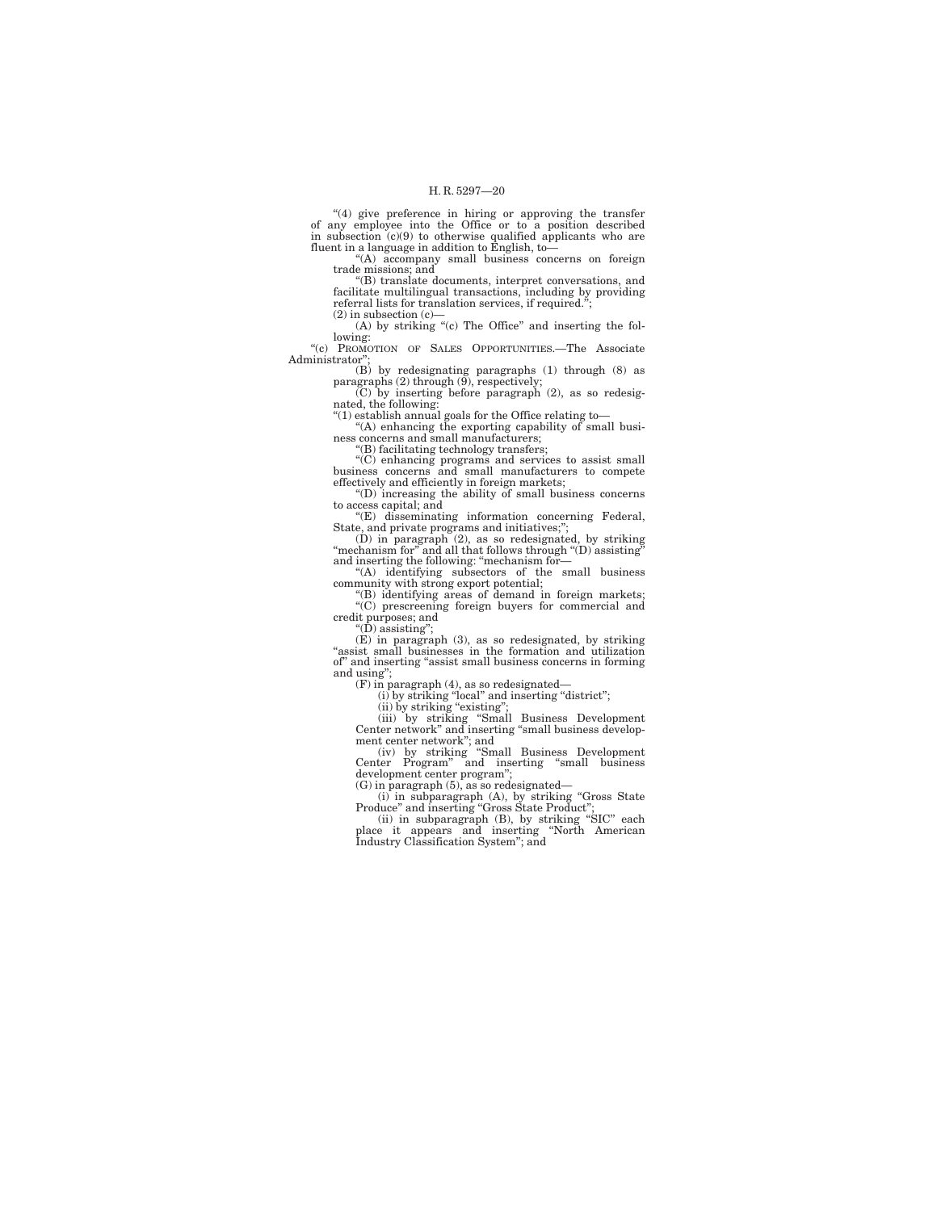"(4) give preference in hiring or approving the transfer of any employee into the Office or to a position described in subsection (c)(9) to otherwise qualified applicants who are fluent in a language in addition to English, to—

"(A) accompany small business concerns on foreign trade missions; and

"(B) translate documents, interpret conversations, and facilitate multilingual transactions, including by providing referral lists for translation services, if required.";

(2) in subsection (c)—

(A) by striking "(c) The Office" and inserting the following:

"(c) PROMOTION OF SALES OPPORTUNITIES.—The Associate Administrator";

(B) by redesignating paragraphs (1) through (8) as paragraphs (2) through (9), respectively;

(C) by inserting before paragraph (2), as so redesignated, the following:

"(1) establish annual goals for the Office relating to—

"(A) enhancing the exporting capability of small business concerns and small manufacturers;

"(B) facilitating technology transfers;

"(C) enhancing programs and services to assist small business concerns and small manufacturers to compete effectively and efficiently in foreign markets;

"(D) increasing the ability of small business concerns to access capital; and

"(E) disseminating information concerning Federal, State, and private programs and initiatives;";

(D) in paragraph (2), as so redesignated, by striking "mechanism for" and all that follows through "(D) assisting" and inserting the following: "mechanism for—

"(A) identifying subsectors of the small business community with strong export potential;

"(B) identifying areas of demand in foreign markets;

"(C) prescreening foreign buyers for commercial and credit purposes; and

"(D) assisting";

(E) in paragraph (3), as so redesignated, by striking "assist small businesses in the formation and utilization of" and inserting "assist small business concerns in forming and using";

(F) in paragraph (4), as so redesignated—

(i) by striking "local" and inserting "district";

(ii) by striking "existing";

(iii) by striking "Small Business Development Center network" and inserting "small business development center network"; and

(iv) by striking "Small Business Development Center Program" and inserting "small business development center program";

(G) in paragraph (5), as so redesignated—

(i) in subparagraph (A), by striking "Gross State Produce" and inserting "Gross State Product";

(ii) in subparagraph (B), by striking "SIC" each place it appears and inserting "North American Industry Classification System"; and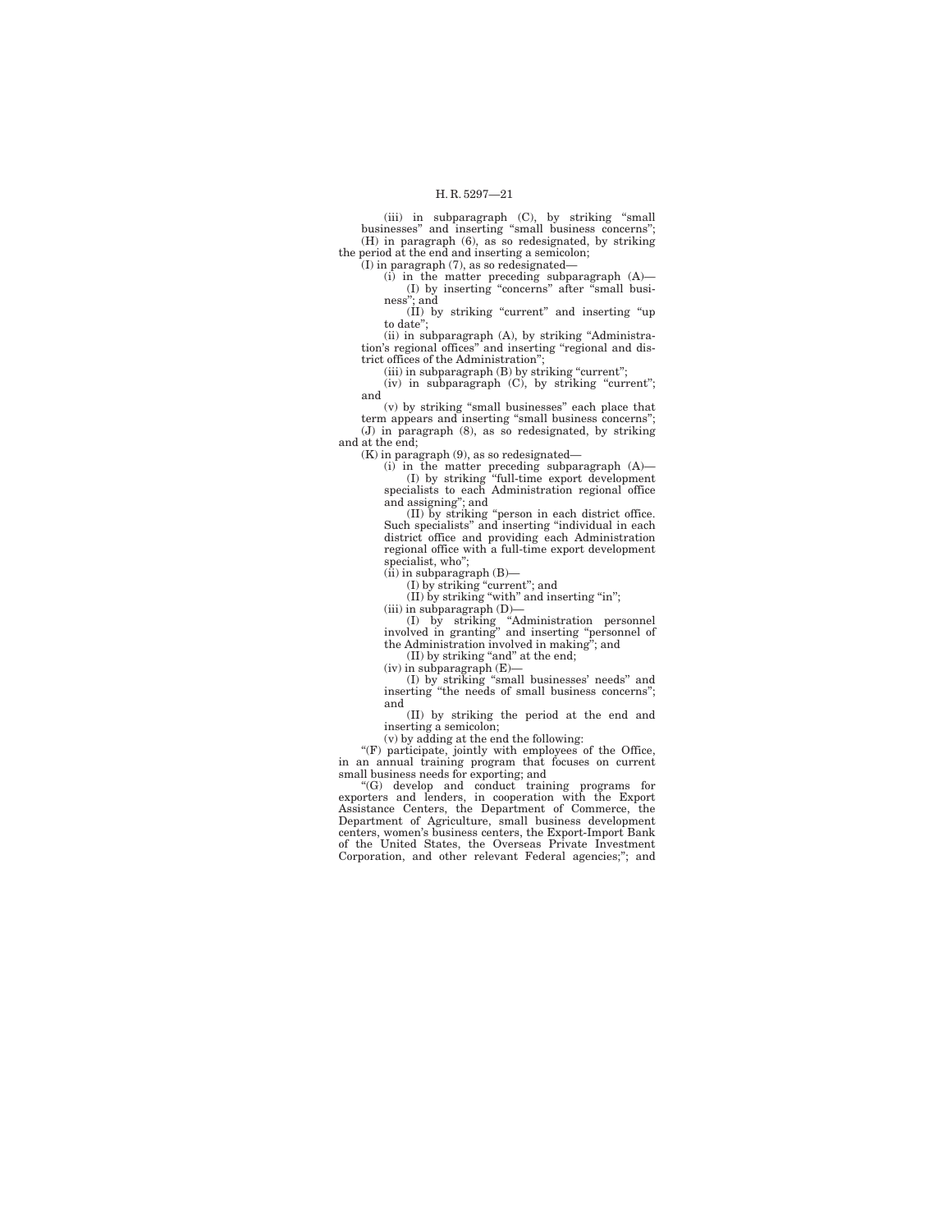(iii) in subparagraph (C), by striking "small businesses" and inserting "small business concerns";

(H) in paragraph (6), as so redesignated, by striking the period at the end and inserting a semicolon;

(I) in paragraph (7), as so redesignated—

(i) in the matter preceding subparagraph (A)—

(I) by inserting "concerns" after "small business"; and

(II) by striking "current" and inserting "up to date";

(ii) in subparagraph (A), by striking "Administration's regional offices" and inserting "regional and district offices of the Administration";

(iii) in subparagraph (B) by striking "current";

(iv) in subparagraph (C), by striking "current"; and

(v) by striking "small businesses" each place that term appears and inserting "small business concerns";

(J) in paragraph (8), as so redesignated, by striking and at the end;

(K) in paragraph (9), as so redesignated—

(i) in the matter preceding subparagraph (A)—

(I) by striking "full-time export development specialists to each Administration regional office and assigning"; and

(II) by striking "person in each district office. Such specialists" and inserting "individual in each district office and providing each Administration regional office with a full-time export development specialist, who";

(ii) in subparagraph (B)—

(I) by striking "current"; and

(II) by striking "with" and inserting "in";

(iii) in subparagraph (D)—

(I) by striking "Administration personnel involved in granting" and inserting "personnel of the Administration involved in making"; and

(II) by striking "and" at the end;

(iv) in subparagraph (E)—

(I) by striking "small businesses' needs" and inserting "the needs of small business concerns"; and

(II) by striking the period at the end and inserting a semicolon;

(v) by adding at the end the following:

"(F) participate, jointly with employees of the Office, in an annual training program that focuses on current small business needs for exporting; and

"(G) develop and conduct training programs for exporters and lenders, in cooperation with the Export Assistance Centers, the Department of Commerce, the Department of Agriculture, small business development centers, women's business centers, the Export-Import Bank of the United States, the Overseas Private Investment Corporation, and other relevant Federal agencies;"; and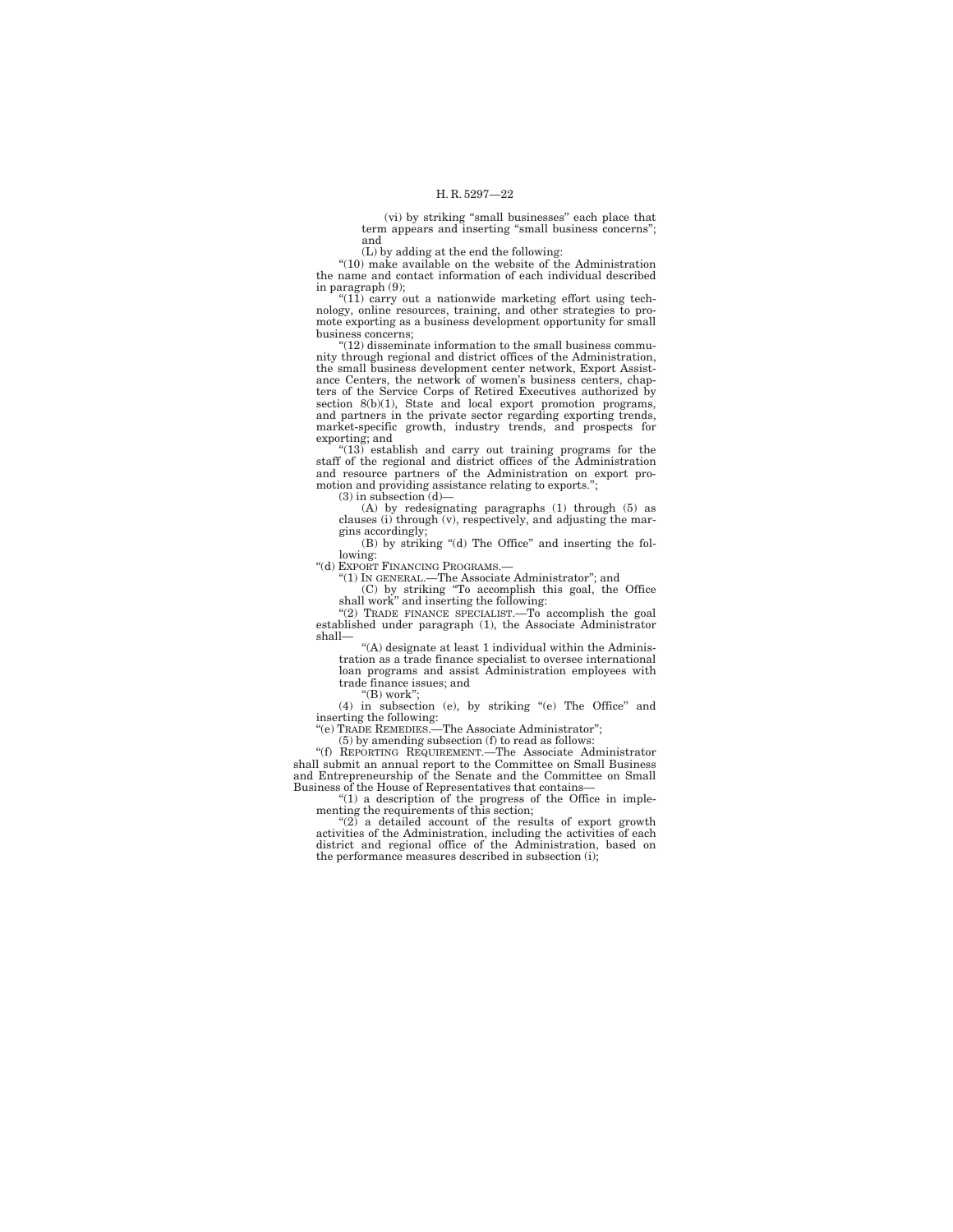(vi) by striking "small businesses" each place that term appears and inserting "small business concerns"; and

(L) by adding at the end the following:

"(10) make available on the website of the Administration the name and contact information of each individual described in paragraph (9);

"(11) carry out a nationwide marketing effort using technology, online resources, training, and other strategies to promote exporting as a business development opportunity for small business concerns;

"(12) disseminate information to the small business community through regional and district offices of the Administration, the small business development center network, Export Assistance Centers, the network of women's business centers, chapters of the Service Corps of Retired Executives authorized by section 8(b)(1), State and local export promotion programs, and partners in the private sector regarding exporting trends, market-specific growth, industry trends, and prospects for exporting; and

"(13) establish and carry out training programs for the staff of the regional and district offices of the Administration and resource partners of the Administration on export promotion and providing assistance relating to exports.";

(3) in subsection (d)—

(A) by redesignating paragraphs (1) through (5) as clauses (i) through (v), respectively, and adjusting the margins accordingly;

(B) by striking "(d) The Office" and inserting the following:

"(d) EXPORT FINANCING PROGRAMS.—

"(1) IN GENERAL.—The Associate Administrator"; and

(C) by striking "To accomplish this goal, the Office shall work" and inserting the following:

"(2) TRADE FINANCE SPECIALIST.—To accomplish the goal established under paragraph (1), the Associate Administrator shall—

"(A) designate at least 1 individual within the Administration as a trade finance specialist to oversee international loan programs and assist Administration employees with trade finance issues; and

"(B) work";

(4) in subsection (e), by striking "(e) The Office" and inserting the following:

"(e) TRADE REMEDIES.—The Associate Administrator";

(5) by amending subsection (f) to read as follows:

"(f) REPORTING REQUIREMENT.—The Associate Administrator shall submit an annual report to the Committee on Small Business and Entrepreneurship of the Senate and the Committee on Small Business of the House of Representatives that contains—

"(1) a description of the progress of the Office in implementing the requirements of this section;

"(2) a detailed account of the results of export growth activities of the Administration, including the activities of each district and regional office of the Administration, based on the performance measures described in subsection (i);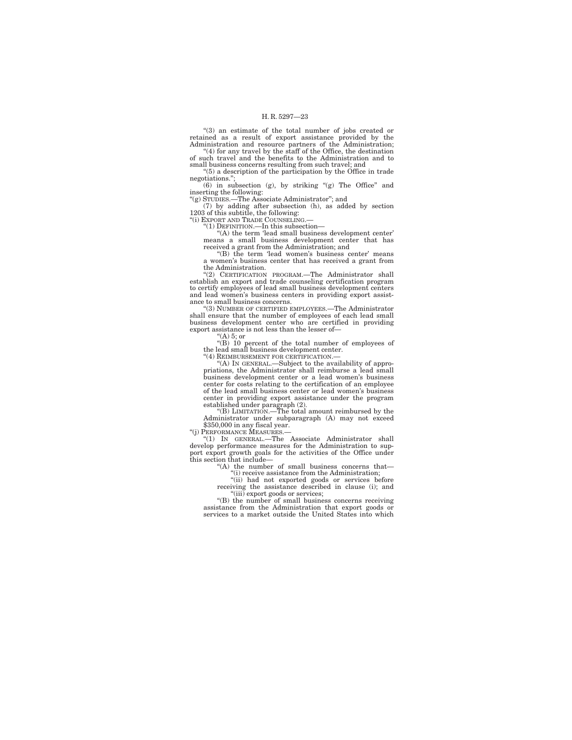"(3) an estimate of the total number of jobs created or retained as a result of export assistance provided by the Administration and resource partners of the Administration;

"(4) for any travel by the staff of the Office, the destination of such travel and the benefits to the Administration and to small business concerns resulting from such travel; and

"(5) a description of the participation by the Office in trade negotiations.";

(6) in subsection (g), by striking "(g) The Office" and inserting the following:

"(g) STUDIES.—The Associate Administrator"; and

(7) by adding after subsection (h), as added by section 1203 of this subtitle, the following:

"(i) EXPORT AND TRADE COUNSELING.—

"(1) DEFINITION.—In this subsection—

"(A) the term 'lead small business development center' means a small business development center that has received a grant from the Administration; and

"(B) the term 'lead women's business center' means a women's business center that has received a grant from the Administration.

"(2) CERTIFICATION PROGRAM.—The Administrator shall establish an export and trade counseling certification program to certify employees of lead small business development centers and lead women's business centers in providing export assistance to small business concerns.

"(3) NUMBER OF CERTIFIED EMPLOYEES.—The Administrator shall ensure that the number of employees of each lead small business development center who are certified in providing export assistance is not less than the lesser of—

"(A) 5; or

"(B) 10 percent of the total number of employees of the lead small business development center.

"(4) REIMBURSEMENT FOR CERTIFICATION.—

"(A) IN GENERAL.—Subject to the availability of appropriations, the Administrator shall reimburse a lead small business development center or a lead women's business center for costs relating to the certification of an employee of the lead small business center or lead women's business center in providing export assistance under the program established under paragraph (2).

"(B) LIMITATION.—The total amount reimbursed by the Administrator under subparagraph (A) may not exceed $350,000 in any fiscal year.

"(j) PERFORMANCE MEASURES.—

"(1) IN GENERAL.—The Associate Administrator shall develop performance measures for the Administration to support export growth goals for the activities of the Office under this section that include—

"(A) the number of small business concerns that—

"(i) receive assistance from the Administration;

"(ii) had not exported goods or services before receiving the assistance described in clause (i); and

"(iii) export goods or services;

"(B) the number of small business concerns receiving assistance from the Administration that export goods or services to a market outside the United States into which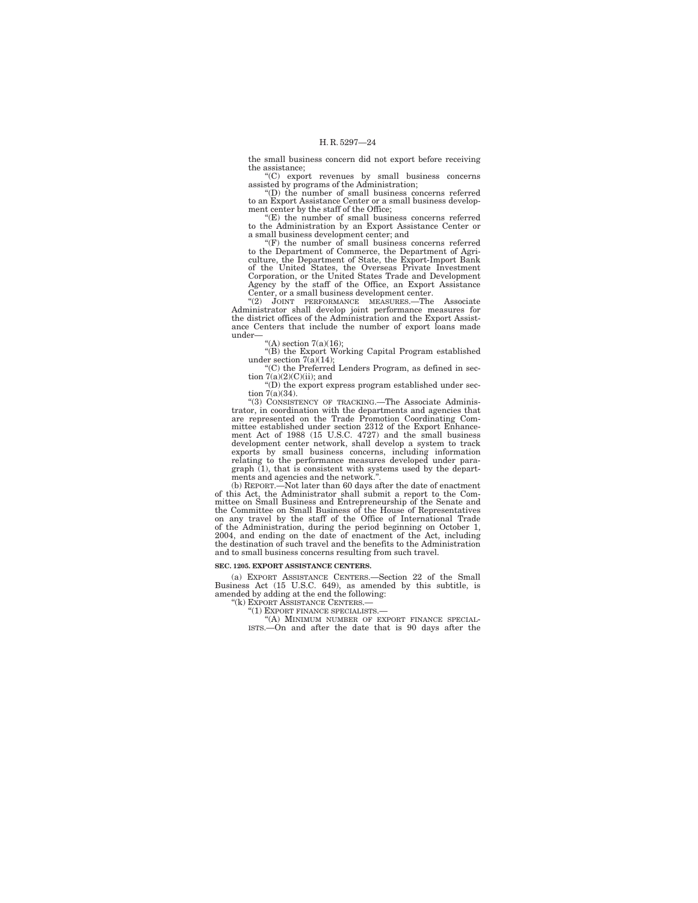the small business concern did not export before receiving the assistance;

"(C) export revenues by small business concerns assisted by programs of the Administration;

"(D) the number of small business concerns referred to an Export Assistance Center or a small business development center by the staff of the Office;

"(E) the number of small business concerns referred to the Administration by an Export Assistance Center or a small business development center; and

"(F) the number of small business concerns referred to the Department of Commerce, the Department of Agriculture, the Department of State, the Export-Import Bank of the United States, the Overseas Private Investment Corporation, or the United States Trade and Development Agency by the staff of the Office, an Export Assistance Center, or a small business development center.

"(2) JOINT PERFORMANCE MEASURES.—The Associate Administrator shall develop joint performance measures for the district offices of the Administration and the Export Assistance Centers that include the number of export loans made under—

"(A) section 7(a)(16);

"(B) the Export Working Capital Program established under section 7(a)(14);

"(C) the Preferred Lenders Program, as defined in section 7(a)(2)(C)(ii); and

"(D) the export express program established under section 7(a)(34).

"(3) CONSISTENCY OF TRACKING.—The Associate Administrator, in coordination with the departments and agencies that are represented on the Trade Promotion Coordinating Committee established under section 2312 of the Export Enhancement Act of 1988 (15 U.S.C. 4727) and the small business development center network, shall develop a system to track exports by small business concerns, including information relating to the performance measures developed under paragraph (1), that is consistent with systems used by the departments and agencies and the network.".

(b) REPORT.—Not later than 60 days after the date of enactment of this Act, the Administrator shall submit a report to the Committee on Small Business and Entrepreneurship of the Senate and the Committee on Small Business of the House of Representatives on any travel by the staff of the Office of International Trade of the Administration, during the period beginning on October 1, 2004, and ending on the date of enactment of the Act, including the destination of such travel and the benefits to the Administration and to small business concerns resulting from such travel.

**SEC. 1205. EXPORT ASSISTANCE CENTERS.**

(a) EXPORT ASSISTANCE CENTERS.—Section 22 of the Small Business Act (15 U.S.C. 649), as amended by this subtitle, is amended by adding at the end the following:

"(k) EXPORT ASSISTANCE CENTERS.—

"(1) EXPORT FINANCE SPECIALISTS.—

"(A) MINIMUM NUMBER OF EXPORT FINANCE SPECIALISTS.—On and after the date that is 90 days after the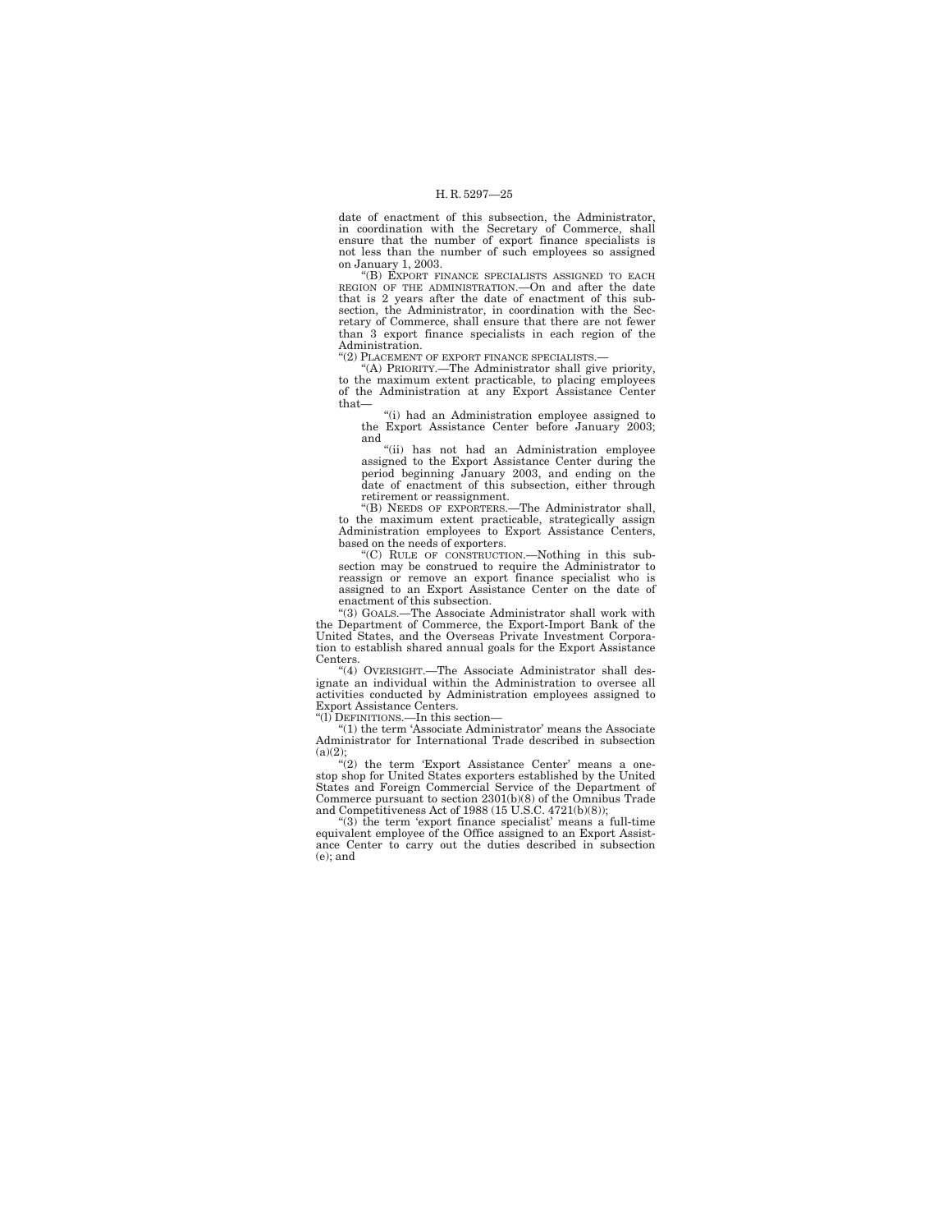date of enactment of this subsection, the Administrator, in coordination with the Secretary of Commerce, shall ensure that the number of export finance specialists is not less than the number of such employees so assigned on January 1, 2003.

"(B) EXPORT FINANCE SPECIALISTS ASSIGNED TO EACH REGION OF THE ADMINISTRATION.—On and after the date that is 2 years after the date of enactment of this subsection, the Administrator, in coordination with the Secretary of Commerce, shall ensure that there are not fewer than 3 export finance specialists in each region of the Administration.

"(2) PLACEMENT OF EXPORT FINANCE SPECIALISTS.—

"(A) PRIORITY.—The Administrator shall give priority, to the maximum extent practicable, to placing employees of the Administration at any Export Assistance Center that—

"(i) had an Administration employee assigned to the Export Assistance Center before January 2003; and

"(ii) has not had an Administration employee assigned to the Export Assistance Center during the period beginning January 2003, and ending on the date of enactment of this subsection, either through retirement or reassignment.

"(B) NEEDS OF EXPORTERS.—The Administrator shall, to the maximum extent practicable, strategically assign Administration employees to Export Assistance Centers, based on the needs of exporters.

"(C) RULE OF CONSTRUCTION.—Nothing in this subsection may be construed to require the Administrator to reassign or remove an export finance specialist who is assigned to an Export Assistance Center on the date of enactment of this subsection.

"(3) GOALS.—The Associate Administrator shall work with the Department of Commerce, the Export-Import Bank of the United States, and the Overseas Private Investment Corporation to establish shared annual goals for the Export Assistance Centers.

"(4) OVERSIGHT.—The Associate Administrator shall designate an individual within the Administration to oversee all activities conducted by Administration employees assigned to Export Assistance Centers.

"(l) DEFINITIONS.—In this section—

"(1) the term 'Associate Administrator' means the Associate Administrator for International Trade described in subsection (a)(2);

"(2) the term 'Export Assistance Center' means a one-stop shop for United States exporters established by the United States and Foreign Commercial Service of the Department of Commerce pursuant to section 2301(b)(8) of the Omnibus Trade and Competitiveness Act of 1988 (15 U.S.C. 4721(b)(8));

"(3) the term 'export finance specialist' means a full-time equivalent employee of the Office assigned to an Export Assistance Center to carry out the duties described in subsection (e); and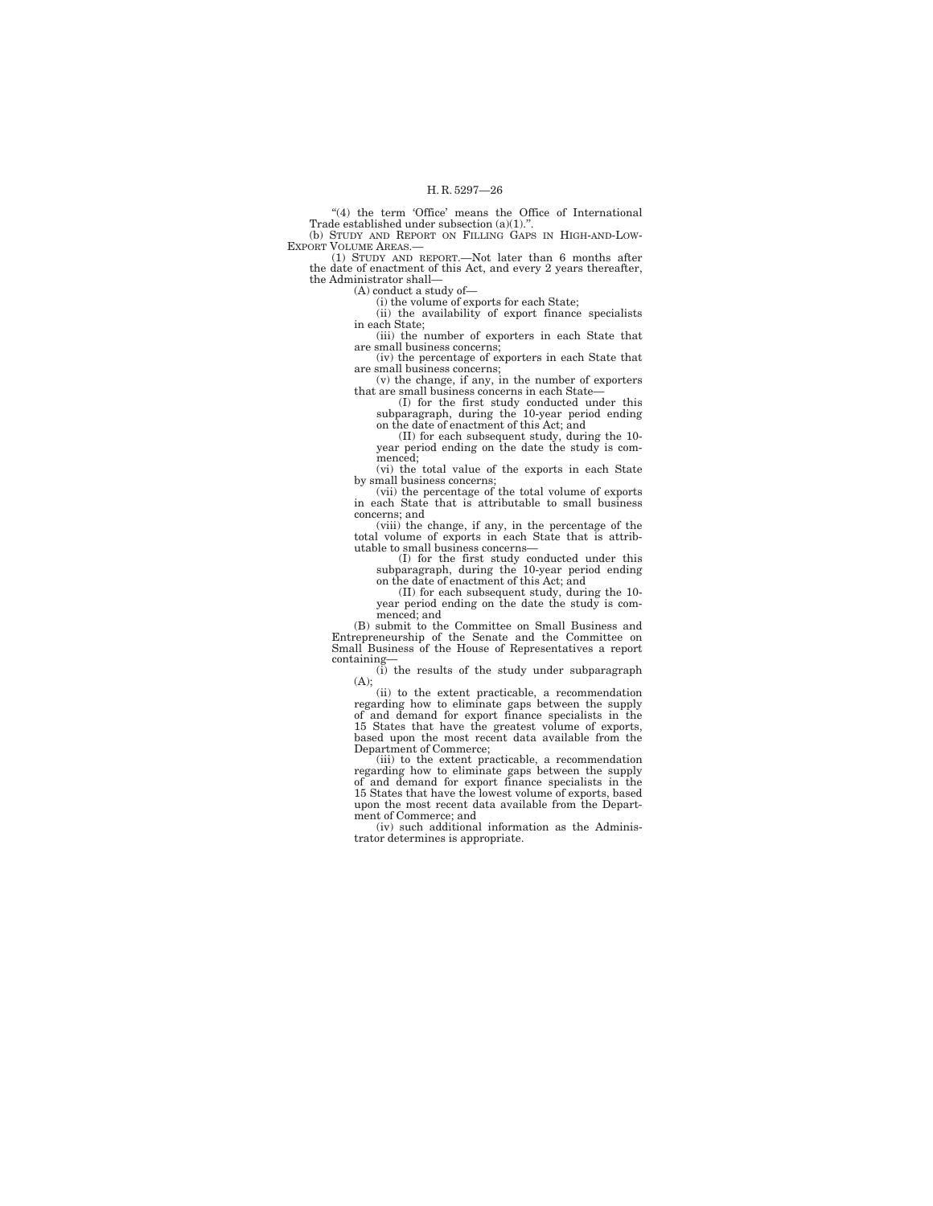"(4) the term 'Office' means the Office of International Trade established under subsection (a)(1).".

(b) STUDY AND REPORT ON FILLING GAPS IN HIGH-AND-LOW-EXPORT VOLUME AREAS.—

(1) STUDY AND REPORT.—Not later than 6 months after the date of enactment of this Act, and every 2 years thereafter, the Administrator shall—

(A) conduct a study of—

(i) the volume of exports for each State;

(ii) the availability of export finance specialists in each State;

(iii) the number of exporters in each State that are small business concerns;

(iv) the percentage of exporters in each State that are small business concerns;

(v) the change, if any, in the number of exporters that are small business concerns in each State—

(I) for the first study conducted under this subparagraph, during the 10-year period ending on the date of enactment of this Act; and

(II) for each subsequent study, during the 10-year period ending on the date the study is commenced;

(vi) the total value of the exports in each State by small business concerns;

(vii) the percentage of the total volume of exports in each State that is attributable to small business concerns; and

(viii) the change, if any, in the percentage of the total volume of exports in each State that is attributable to small business concerns—

(I) for the first study conducted under this subparagraph, during the 10-year period ending on the date of enactment of this Act; and

(II) for each subsequent study, during the 10-year period ending on the date the study is commenced; and

(B) submit to the Committee on Small Business and Entrepreneurship of the Senate and the Committee on Small Business of the House of Representatives a report containing—

(i) the results of the study under subparagraph (A);

(ii) to the extent practicable, a recommendation regarding how to eliminate gaps between the supply of and demand for export finance specialists in the 15 States that have the greatest volume of exports, based upon the most recent data available from the Department of Commerce;

(iii) to the extent practicable, a recommendation regarding how to eliminate gaps between the supply of and demand for export finance specialists in the 15 States that have the lowest volume of exports, based upon the most recent data available from the Department of Commerce; and

(iv) such additional information as the Administrator determines is appropriate.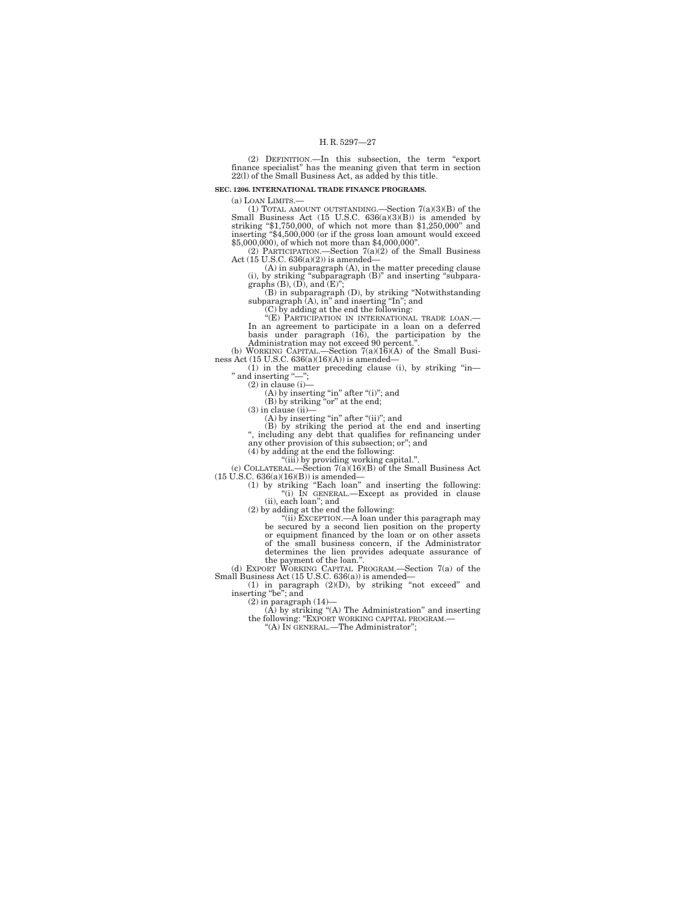(2) DEFINITION.—In this subsection, the term "export finance specialist" has the meaning given that term in section 22(l) of the Small Business Act, as added by this title.

**SEC. 1206. INTERNATIONAL TRADE FINANCE PROGRAMS.**

(a) LOAN LIMITS.—

(1) TOTAL AMOUNT OUTSTANDING.—Section 7(a)(3)(B) of the Small Business Act (15 U.S.C. 636(a)(3)(B)) is amended by striking "$1,750,000, of which not more than $1,250,000" and inserting "$4,500,000 (or if the gross loan amount would exceed $5,000,000), of which not more than $4,000,000".

(2) PARTICIPATION.—Section 7(a)(2) of the Small Business Act (15 U.S.C. 636(a)(2)) is amended—

(A) in subparagraph (A), in the matter preceding clause (i), by striking "subparagraph (B)" and inserting "subparagraphs (B), (D), and (E)";

(B) in subparagraph (D), by striking "Notwithstanding subparagraph (A), in" and inserting "In"; and

(C) by adding at the end the following:

"(E) PARTICIPATION IN INTERNATIONAL TRADE LOAN.—In an agreement to participate in a loan on a deferred basis under paragraph (16), the participation by the Administration may not exceed 90 percent.".

(b) WORKING CAPITAL.—Section 7(a)(16)(A) of the Small Business Act (15 U.S.C. 636(a)(16)(A)) is amended—

(1) in the matter preceding clause (i), by striking "in—" and inserting "—";

(2) in clause (i)—

(A) by inserting "in" after "(i)"; and

(B) by striking "or" at the end;

(3) in clause (ii)—

(A) by inserting "in" after "(ii)"; and

(B) by striking the period at the end and inserting ", including any debt that qualifies for refinancing under any other provision of this subsection; or"; and

(4) by adding at the end the following:

"(iii) by providing working capital.".

(c) COLLATERAL.—Section 7(a)(16)(B) of the Small Business Act (15 U.S.C. 636(a)(16)(B)) is amended—

(1) by striking "Each loan" and inserting the following:

"(i) IN GENERAL.—Except as provided in clause (ii), each loan"; and

(2) by adding at the end the following:

"(ii) EXCEPTION.—A loan under this paragraph may be secured by a second lien position on the property or equipment financed by the loan or on other assets of the small business concern, if the Administrator determines the lien provides adequate assurance of the payment of the loan.".

(d) EXPORT WORKING CAPITAL PROGRAM.—Section 7(a) of the Small Business Act (15 U.S.C. 636(a)) is amended—

(1) in paragraph (2)(D), by striking "not exceed" and inserting "be"; and

(2) in paragraph (14)—

(A) by striking "(A) The Administration" and inserting the following: "EXPORT WORKING CAPITAL PROGRAM.—

"(A) IN GENERAL.—The Administrator";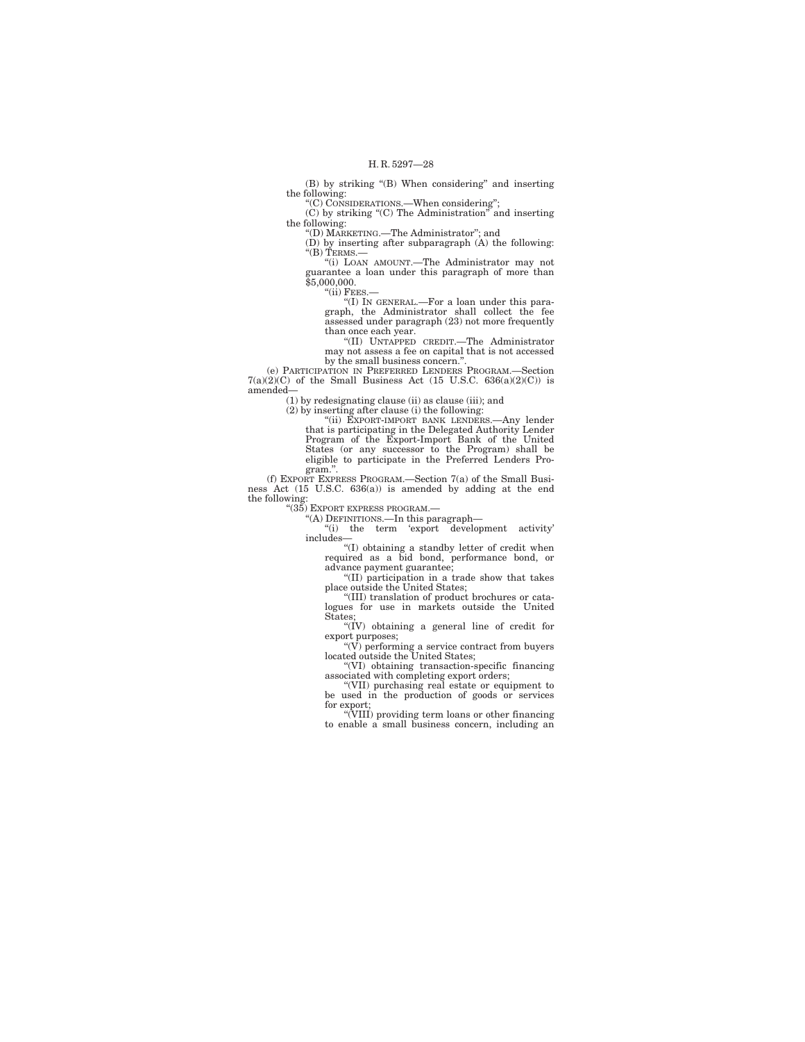(B) by striking "(B) When considering" and inserting the following:

"(C) CONSIDERATIONS.—When considering";

(C) by striking "(C) The Administration" and inserting the following:

"(D) MARKETING.—The Administrator"; and

(D) by inserting after subparagraph (A) the following:

"(B) TERMS.—

"(i) LOAN AMOUNT.—The Administrator may not guarantee a loan under this paragraph of more than $5,000,000.

"(ii) FEES.—

"(I) IN GENERAL.—For a loan under this paragraph, the Administrator shall collect the fee assessed under paragraph (23) not more frequently than once each year.

"(II) UNTAPPED CREDIT.—The Administrator may not assess a fee on capital that is not accessed by the small business concern.".

(e) PARTICIPATION IN PREFERRED LENDERS PROGRAM.—Section 7(a)(2)(C) of the Small Business Act (15 U.S.C. 636(a)(2)(C)) is amended—

(1) by redesignating clause (ii) as clause (iii); and

(2) by inserting after clause (i) the following:

"(ii) EXPORT-IMPORT BANK LENDERS.—Any lender that is participating in the Delegated Authority Lender Program of the Export-Import Bank of the United States (or any successor to the Program) shall be eligible to participate in the Preferred Lenders Program.".

(f) EXPORT EXPRESS PROGRAM.—Section 7(a) of the Small Business Act (15 U.S.C. 636(a)) is amended by adding at the end the following:

"(35) EXPORT EXPRESS PROGRAM.—

"(A) DEFINITIONS.—In this paragraph—

"(i) the term 'export development activity' includes—

"(I) obtaining a standby letter of credit when required as a bid bond, performance bond, or advance payment guarantee;

"(II) participation in a trade show that takes place outside the United States;

"(III) translation of product brochures or catalogues for use in markets outside the United States;

"(IV) obtaining a general line of credit for export purposes;

"(V) performing a service contract from buyers located outside the United States;

"(VI) obtaining transaction-specific financing associated with completing export orders;

"(VII) purchasing real estate or equipment to be used in the production of goods or services for export;

"(VIII) providing term loans or other financing to enable a small business concern, including an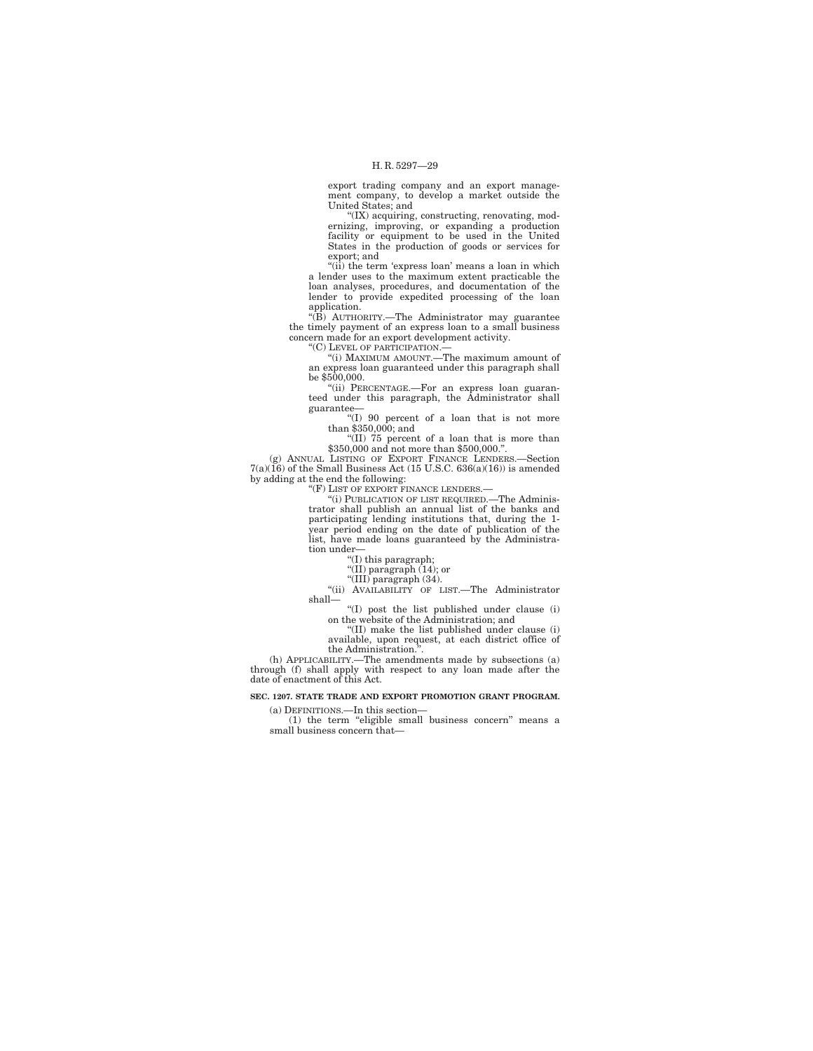export trading company and an export management company, to develop a market outside the United States; and

"(IX) acquiring, constructing, renovating, modernizing, improving, or expanding a production facility or equipment to be used in the United States in the production of goods or services for export; and

"(ii) the term 'express loan' means a loan in which a lender uses to the maximum extent practicable the loan analyses, procedures, and documentation of the lender to provide expedited processing of the loan application.

"(B) AUTHORITY.—The Administrator may guarantee the timely payment of an express loan to a small business concern made for an export development activity.

"(C) LEVEL OF PARTICIPATION.—

"(i) MAXIMUM AMOUNT.—The maximum amount of an express loan guaranteed under this paragraph shall be $500,000.

"(ii) PERCENTAGE.—For an express loan guaranteed under this paragraph, the Administrator shall guarantee—

"(I) 90 percent of a loan that is not more than $350,000; and

"(II) 75 percent of a loan that is more than $350,000 and not more than $500,000.".

(g) ANNUAL LISTING OF EXPORT FINANCE LENDERS.—Section 7(a)(16) of the Small Business Act (15 U.S.C. 636(a)(16)) is amended by adding at the end the following:

"(F) LIST OF EXPORT FINANCE LENDERS.—

"(i) PUBLICATION OF LIST REQUIRED.—The Administrator shall publish an annual list of the banks and participating lending institutions that, during the 1-year period ending on the date of publication of the list, have made loans guaranteed by the Administration under—

"(I) this paragraph;

"(II) paragraph (14); or

"(III) paragraph (34).

"(ii) AVAILABILITY OF LIST.—The Administrator shall—

"(I) post the list published under clause (i) on the website of the Administration; and

"(II) make the list published under clause (i) available, upon request, at each district office of the Administration.".

(h) APPLICABILITY.—The amendments made by subsections (a) through (f) shall apply with respect to any loan made after the date of enactment of this Act.

**SEC. 1207. STATE TRADE AND EXPORT PROMOTION GRANT PROGRAM.**

(a) DEFINITIONS.—In this section—

(1) the term "eligible small business concern" means a small business concern that—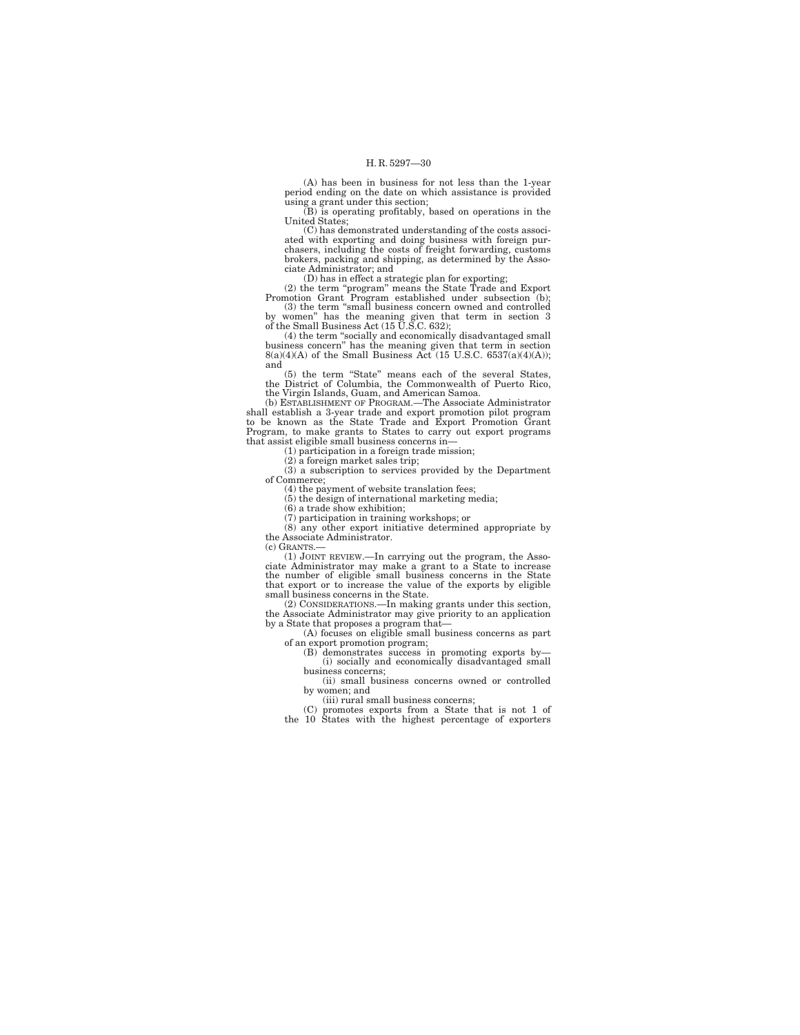(A) has been in business for not less than the 1-year period ending on the date on which assistance is provided using a grant under this section;

(B) is operating profitably, based on operations in the United States;

(C) has demonstrated understanding of the costs associated with exporting and doing business with foreign purchasers, including the costs of freight forwarding, customs brokers, packing and shipping, as determined by the Associate Administrator; and

(D) has in effect a strategic plan for exporting;

(2) the term "program" means the State Trade and Export Promotion Grant Program established under subsection (b);

(3) the term "small business concern owned and controlled by women" has the meaning given that term in section 3 of the Small Business Act (15 U.S.C. 632);

(4) the term "socially and economically disadvantaged small business concern" has the meaning given that term in section 8(a)(4)(A) of the Small Business Act (15 U.S.C. 6537(a)(4)(A)); and

(5) the term "State" means each of the several States, the District of Columbia, the Commonwealth of Puerto Rico, the Virgin Islands, Guam, and American Samoa.

(b) ESTABLISHMENT OF PROGRAM.—The Associate Administrator shall establish a 3-year trade and export promotion pilot program to be known as the State Trade and Export Promotion Grant Program, to make grants to States to carry out export programs that assist eligible small business concerns in—

(1) participation in a foreign trade mission;

(2) a foreign market sales trip;

(3) a subscription to services provided by the Department of Commerce;

(4) the payment of website translation fees;

(5) the design of international marketing media;

(6) a trade show exhibition;

(7) participation in training workshops; or

(8) any other export initiative determined appropriate by the Associate Administrator.

(c) GRANTS.—

(1) JOINT REVIEW.—In carrying out the program, the Associate Administrator may make a grant to a State to increase the number of eligible small business concerns in the State that export or to increase the value of the exports by eligible small business concerns in the State.

(2) CONSIDERATIONS.—In making grants under this section, the Associate Administrator may give priority to an application by a State that proposes a program that—

(A) focuses on eligible small business concerns as part of an export promotion program;

(B) demonstrates success in promoting exports by—

(i) socially and economically disadvantaged small business concerns;

(ii) small business concerns owned or controlled by women; and

(iii) rural small business concerns;

(C) promotes exports from a State that is not 1 of the 10 States with the highest percentage of exporters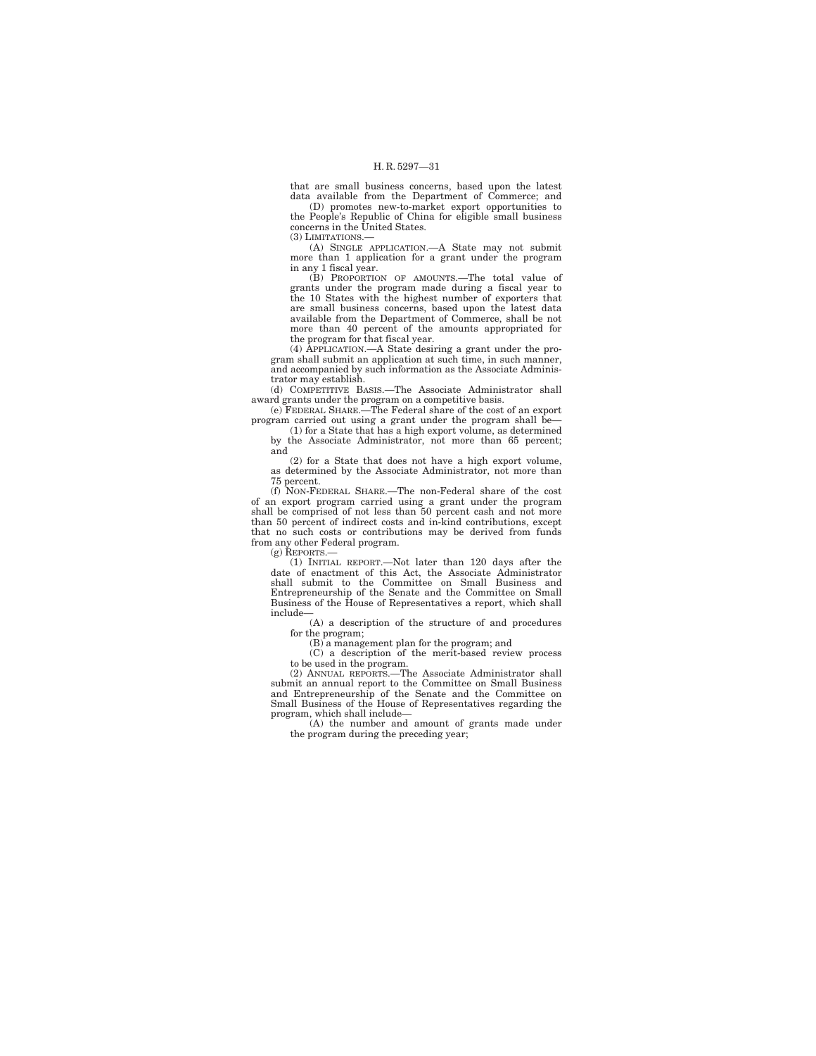that are small business concerns, based upon the latest data available from the Department of Commerce; and

(D) promotes new-to-market export opportunities to the People's Republic of China for eligible small business concerns in the United States.

(3) LIMITATIONS.—

(A) SINGLE APPLICATION.—A State may not submit more than 1 application for a grant under the program in any 1 fiscal year.

(B) PROPORTION OF AMOUNTS.—The total value of grants under the program made during a fiscal year to the 10 States with the highest number of exporters that are small business concerns, based upon the latest data available from the Department of Commerce, shall be not more than 40 percent of the amounts appropriated for the program for that fiscal year.

(4) APPLICATION.—A State desiring a grant under the program shall submit an application at such time, in such manner, and accompanied by such information as the Associate Administrator may establish.

(d) COMPETITIVE BASIS.—The Associate Administrator shall award grants under the program on a competitive basis.

(e) FEDERAL SHARE.—The Federal share of the cost of an export program carried out using a grant under the program shall be—

(1) for a State that has a high export volume, as determined by the Associate Administrator, not more than 65 percent; and

(2) for a State that does not have a high export volume, as determined by the Associate Administrator, not more than 75 percent.

(f) NON-FEDERAL SHARE.—The non-Federal share of the cost of an export program carried using a grant under the program shall be comprised of not less than 50 percent cash and not more than 50 percent of indirect costs and in-kind contributions, except that no such costs or contributions may be derived from funds from any other Federal program.

(g) REPORTS.—

(1) INITIAL REPORT.—Not later than 120 days after the date of enactment of this Act, the Associate Administrator shall submit to the Committee on Small Business and Entrepreneurship of the Senate and the Committee on Small Business of the House of Representatives a report, which shall include—

(A) a description of the structure of and procedures for the program;

(B) a management plan for the program; and

(C) a description of the merit-based review process to be used in the program.

(2) ANNUAL REPORTS.—The Associate Administrator shall submit an annual report to the Committee on Small Business and Entrepreneurship of the Senate and the Committee on Small Business of the House of Representatives regarding the program, which shall include—

(A) the number and amount of grants made under the program during the preceding year;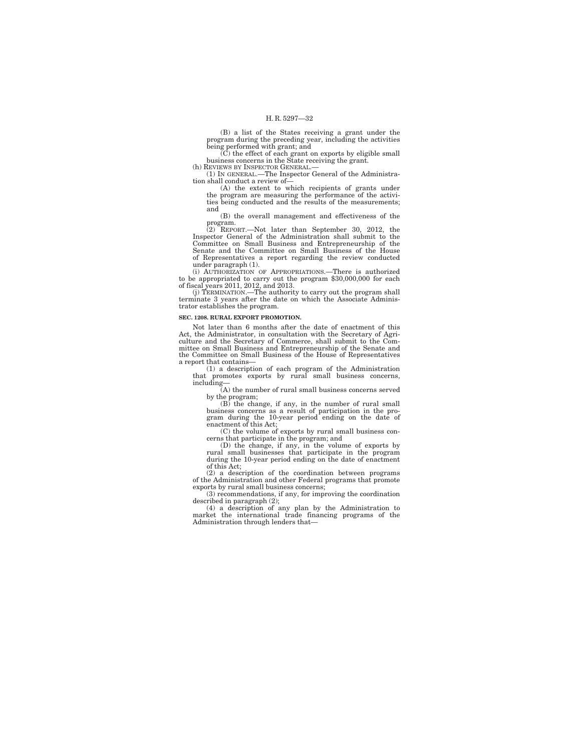(B) a list of the States receiving a grant under the program during the preceding year, including the activities being performed with grant; and

(C) the effect of each grant on exports by eligible small business concerns in the State receiving the grant.

(h) REVIEWS BY INSPECTOR GENERAL.—

(1) IN GENERAL.—The Inspector General of the Administration shall conduct a review of—

(A) the extent to which recipients of grants under the program are measuring the performance of the activities being conducted and the results of the measurements; and

(B) the overall management and effectiveness of the program.

(2) REPORT.—Not later than September 30, 2012, the Inspector General of the Administration shall submit to the Committee on Small Business and Entrepreneurship of the Senate and the Committee on Small Business of the House of Representatives a report regarding the review conducted under paragraph (1).

(i) AUTHORIZATION OF APPROPRIATIONS.—There is authorized to be appropriated to carry out the program $30,000,000 for each of fiscal years 2011, 2012, and 2013.

(j) TERMINATION.—The authority to carry out the program shall terminate 3 years after the date on which the Associate Administrator establishes the program.

**SEC. 1208. RURAL EXPORT PROMOTION.**

Not later than 6 months after the date of enactment of this Act, the Administrator, in consultation with the Secretary of Agriculture and the Secretary of Commerce, shall submit to the Committee on Small Business and Entrepreneurship of the Senate and the Committee on Small Business of the House of Representatives a report that contains—

(1) a description of each program of the Administration that promotes exports by rural small business concerns, including—

(A) the number of rural small business concerns served by the program;

(B) the change, if any, in the number of rural small business concerns as a result of participation in the program during the 10-year period ending on the date of enactment of this Act;

(C) the volume of exports by rural small business concerns that participate in the program; and

(D) the change, if any, in the volume of exports by rural small businesses that participate in the program during the 10-year period ending on the date of enactment of this Act;

(2) a description of the coordination between programs of the Administration and other Federal programs that promote exports by rural small business concerns;

(3) recommendations, if any, for improving the coordination described in paragraph (2);

(4) a description of any plan by the Administration to market the international trade financing programs of the Administration through lenders that—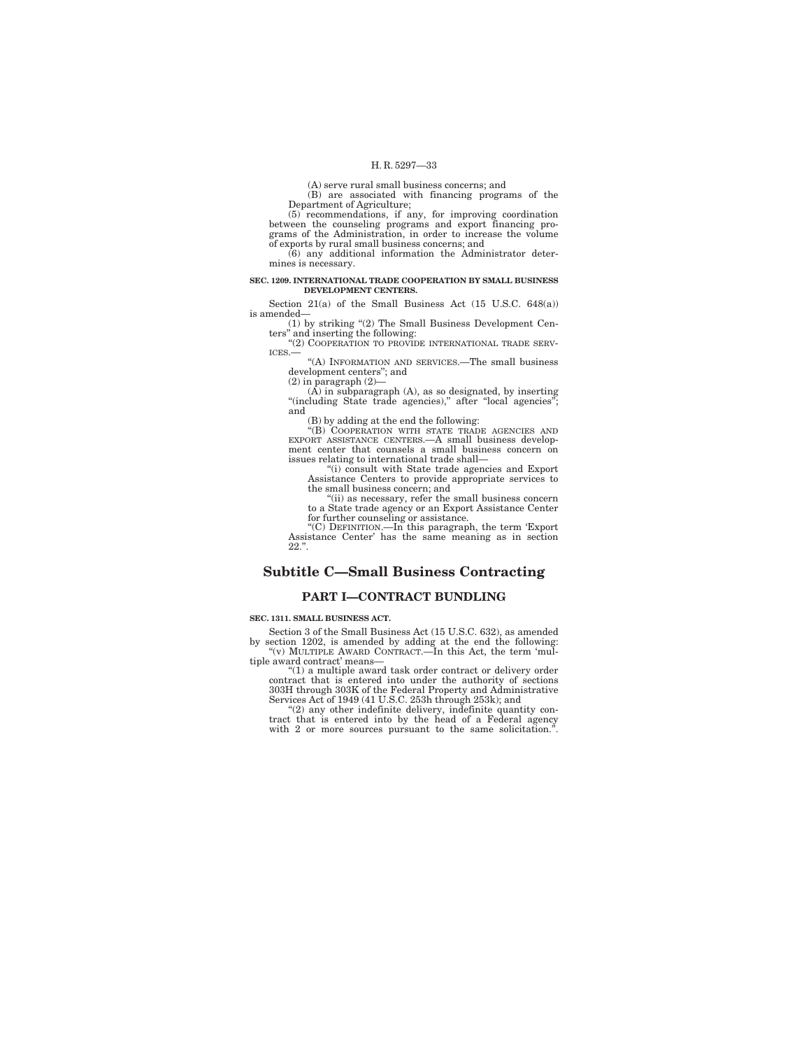(A) serve rural small business concerns; and

(B) are associated with financing programs of the Department of Agriculture;

(5) recommendations, if any, for improving coordination between the counseling programs and export financing programs of the Administration, in order to increase the volume of exports by rural small business concerns; and

(6) any additional information the Administrator determines is necessary.

**SEC. 1209. INTERNATIONAL TRADE COOPERATION BY SMALL BUSINESS DEVELOPMENT CENTERS.**

Section 21(a) of the Small Business Act (15 U.S.C. 648(a)) is amended—

(1) by striking "(2) The Small Business Development Centers" and inserting the following:

"(2) COOPERATION TO PROVIDE INTERNATIONAL TRADE SERVICES.—

"(A) INFORMATION AND SERVICES.—The small business development centers"; and

(2) in paragraph (2)—

(A) in subparagraph (A), as so designated, by inserting "(including State trade agencies)," after "local agencies"; and

(B) by adding at the end the following:

"(B) COOPERATION WITH STATE TRADE AGENCIES AND EXPORT ASSISTANCE CENTERS.—A small business development center that counsels a small business concern on issues relating to international trade shall—

"(i) consult with State trade agencies and Export Assistance Centers to provide appropriate services to the small business concern; and

"(ii) as necessary, refer the small business concern to a State trade agency or an Export Assistance Center for further counseling or assistance.

"(C) DEFINITION.—In this paragraph, the term 'Export Assistance Center' has the same meaning as in section 22.".

## Subtitle C—Small Business Contracting

### PART I—CONTRACT BUNDLING

**SEC. 1311. SMALL BUSINESS ACT.**

Section 3 of the Small Business Act (15 U.S.C. 632), as amended by section 1202, is amended by adding at the end the following:

"(v) MULTIPLE AWARD CONTRACT.—In this Act, the term 'multiple award contract' means—

"(1) a multiple award task order contract or delivery order contract that is entered into under the authority of sections 303H through 303K of the Federal Property and Administrative Services Act of 1949 (41 U.S.C. 253h through 253k); and

"(2) any other indefinite delivery, indefinite quantity contract that is entered into by the head of a Federal agency with 2 or more sources pursuant to the same solicitation.".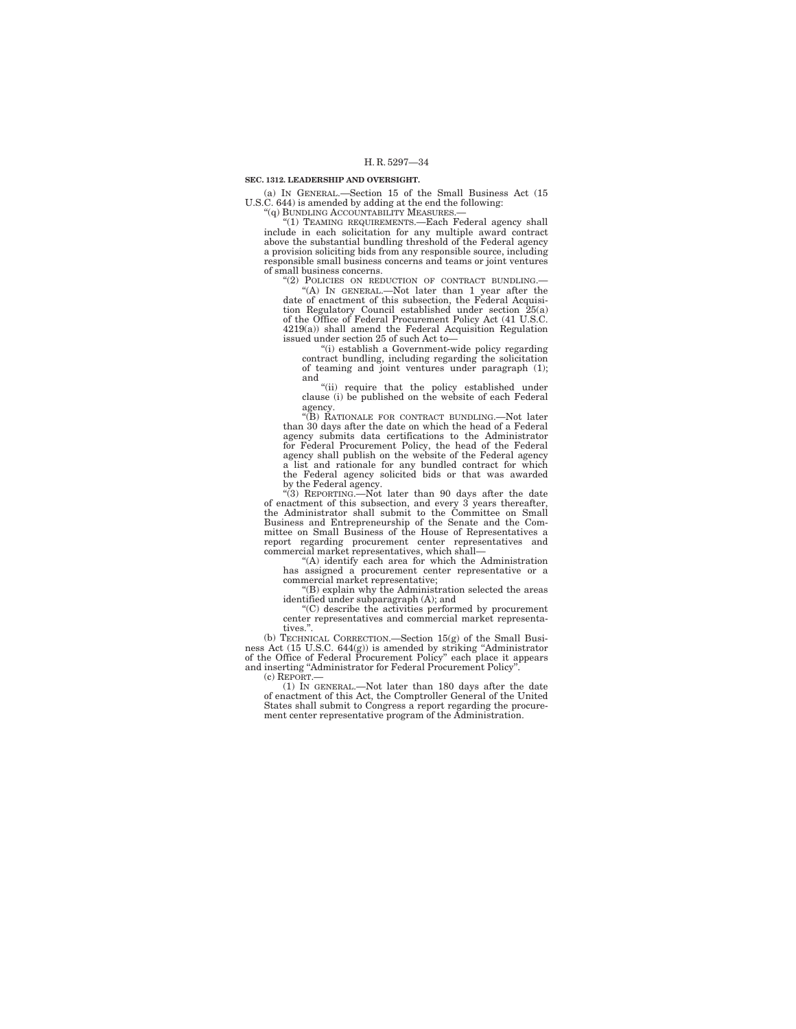**SEC. 1312. LEADERSHIP AND OVERSIGHT.**

(a) IN GENERAL.—Section 15 of the Small Business Act (15 U.S.C. 644) is amended by adding at the end the following:

"(q) BUNDLING ACCOUNTABILITY MEASURES.—

"(1) TEAMING REQUIREMENTS.—Each Federal agency shall include in each solicitation for any multiple award contract above the substantial bundling threshold of the Federal agency a provision soliciting bids from any responsible source, including responsible small business concerns and teams or joint ventures of small business concerns.

"(2) POLICIES ON REDUCTION OF CONTRACT BUNDLING.—

"(A) IN GENERAL.—Not later than 1 year after the date of enactment of this subsection, the Federal Acquisition Regulatory Council established under section 25(a) of the Office of Federal Procurement Policy Act (41 U.S.C. 4219(a)) shall amend the Federal Acquisition Regulation issued under section 25 of such Act to—

"(i) establish a Government-wide policy regarding contract bundling, including regarding the solicitation of teaming and joint ventures under paragraph (1); and

"(ii) require that the policy established under clause (i) be published on the website of each Federal agency.

"(B) RATIONALE FOR CONTRACT BUNDLING.—Not later than 30 days after the date on which the head of a Federal agency submits data certifications to the Administrator for Federal Procurement Policy, the head of the Federal agency shall publish on the website of the Federal agency a list and rationale for any bundled contract for which the Federal agency solicited bids or that was awarded by the Federal agency.

"(3) REPORTING.—Not later than 90 days after the date of enactment of this subsection, and every 3 years thereafter, the Administrator shall submit to the Committee on Small Business and Entrepreneurship of the Senate and the Committee on Small Business of the House of Representatives a report regarding procurement center representatives and commercial market representatives, which shall—

"(A) identify each area for which the Administration has assigned a procurement center representative or a commercial market representative;

"(B) explain why the Administration selected the areas identified under subparagraph (A); and

"(C) describe the activities performed by procurement center representatives and commercial market representatives.".

(b) TECHNICAL CORRECTION.—Section 15(g) of the Small Business Act (15 U.S.C. 644(g)) is amended by striking "Administrator of the Office of Federal Procurement Policy" each place it appears and inserting "Administrator for Federal Procurement Policy".

(c) REPORT.—

(1) IN GENERAL.—Not later than 180 days after the date of enactment of this Act, the Comptroller General of the United States shall submit to Congress a report regarding the procurement center representative program of the Administration.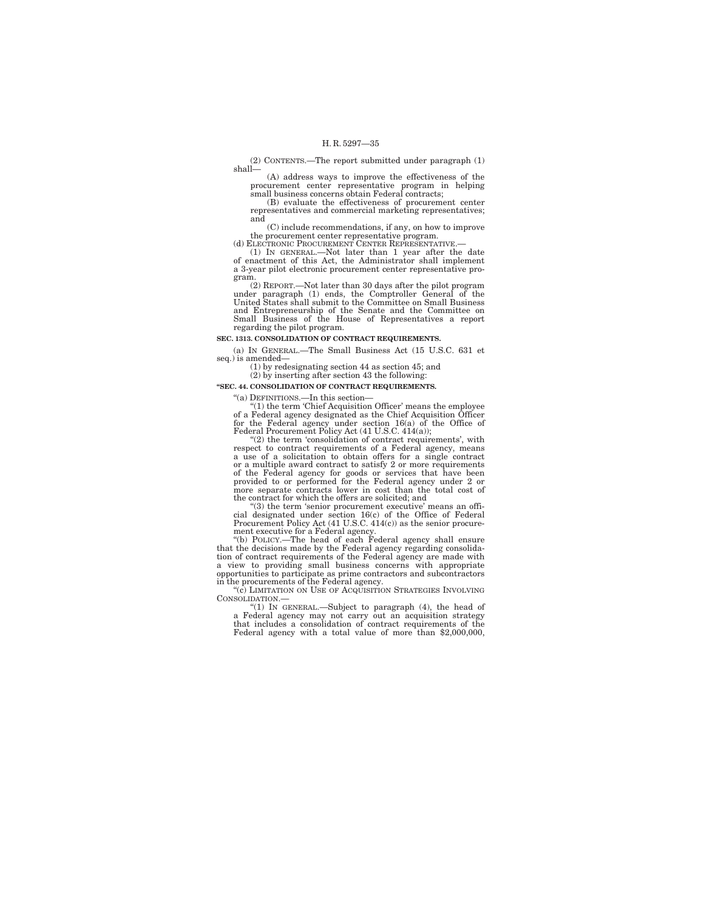(2) CONTENTS.—The report submitted under paragraph (1) shall—

(A) address ways to improve the effectiveness of the procurement center representative program in helping small business concerns obtain Federal contracts;

(B) evaluate the effectiveness of procurement center representatives and commercial marketing representatives; and

(C) include recommendations, if any, on how to improve the procurement center representative program.

(d) ELECTRONIC PROCUREMENT CENTER REPRESENTATIVE.—

(1) IN GENERAL.—Not later than 1 year after the date of enactment of this Act, the Administrator shall implement a 3-year pilot electronic procurement center representative program.

(2) REPORT.—Not later than 30 days after the pilot program under paragraph (1) ends, the Comptroller General of the United States shall submit to the Committee on Small Business and Entrepreneurship of the Senate and the Committee on Small Business of the House of Representatives a report regarding the pilot program.

**SEC. 1313. CONSOLIDATION OF CONTRACT REQUIREMENTS.**

(a) IN GENERAL.—The Small Business Act (15 U.S.C. 631 et seq.) is amended—

(1) by redesignating section 44 as section 45; and

(2) by inserting after section 43 the following:

**"SEC. 44. CONSOLIDATION OF CONTRACT REQUIREMENTS.**

"(a) DEFINITIONS.—In this section—

"(1) the term 'Chief Acquisition Officer' means the employee of a Federal agency designated as the Chief Acquisition Officer for the Federal agency under section 16(a) of the Office of Federal Procurement Policy Act (41 U.S.C. 414(a));

"(2) the term 'consolidation of contract requirements', with respect to contract requirements of a Federal agency, means a use of a solicitation to obtain offers for a single contract or a multiple award contract to satisfy 2 or more requirements of the Federal agency for goods or services that have been provided to or performed for the Federal agency under 2 or more separate contracts lower in cost than the total cost of the contract for which the offers are solicited; and

"(3) the term 'senior procurement executive' means an official designated under section 16(c) of the Office of Federal Procurement Policy Act (41 U.S.C. 414(c)) as the senior procurement executive for a Federal agency.

"(b) POLICY.—The head of each Federal agency shall ensure that the decisions made by the Federal agency regarding consolidation of contract requirements of the Federal agency are made with a view to providing small business concerns with appropriate opportunities to participate as prime contractors and subcontractors in the procurements of the Federal agency.

"(c) LIMITATION ON USE OF ACQUISITION STRATEGIES INVOLVING CONSOLIDATION.—

"(1) IN GENERAL.—Subject to paragraph (4), the head of a Federal agency may not carry out an acquisition strategy that includes a consolidation of contract requirements of the Federal agency with a total value of more than $2,000,000,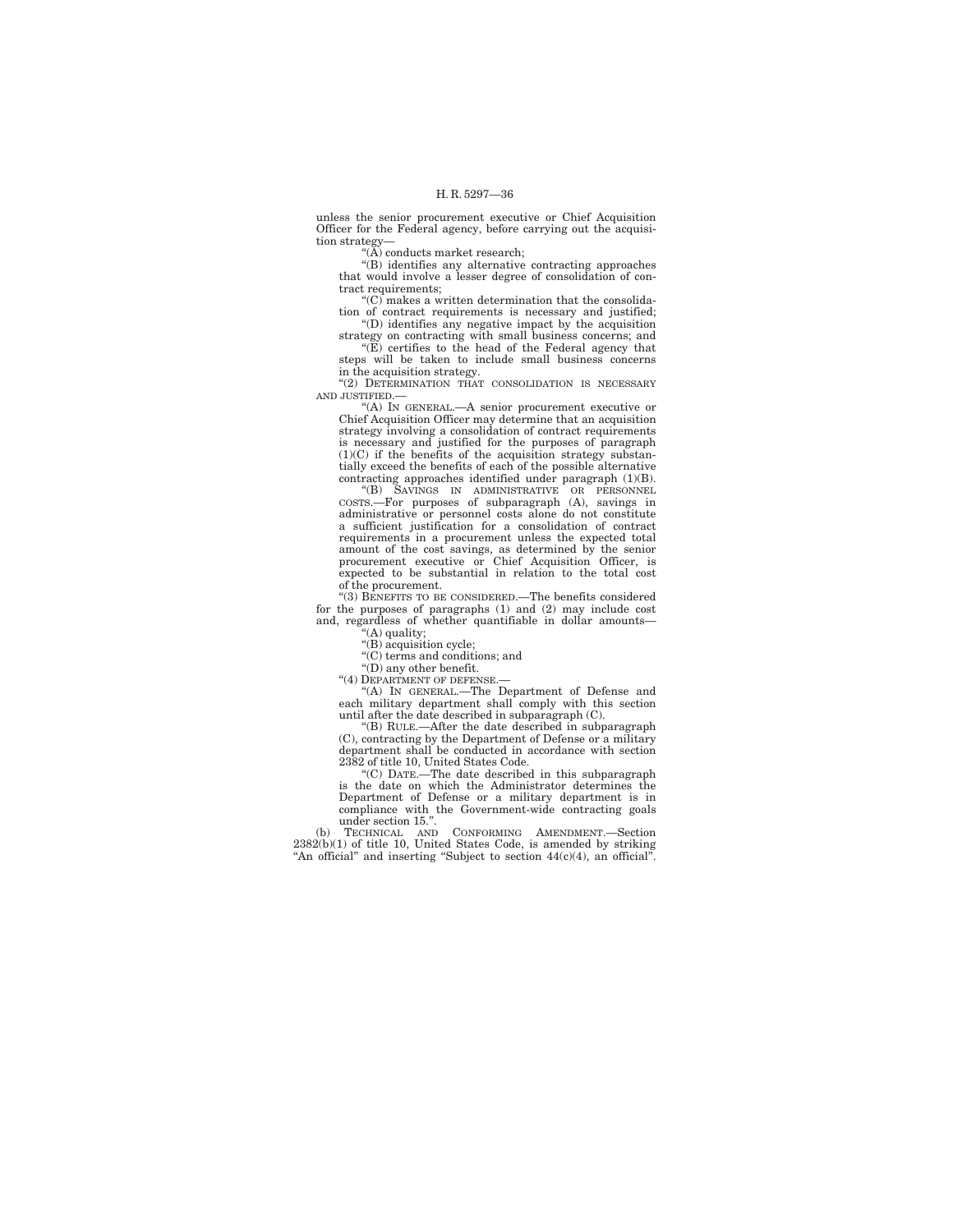unless the senior procurement executive or Chief Acquisition Officer for the Federal agency, before carrying out the acquisition strategy—

"(A) conducts market research;

"(B) identifies any alternative contracting approaches that would involve a lesser degree of consolidation of contract requirements;

"(C) makes a written determination that the consolidation of contract requirements is necessary and justified;

"(D) identifies any negative impact by the acquisition strategy on contracting with small business concerns; and

"(E) certifies to the head of the Federal agency that steps will be taken to include small business concerns in the acquisition strategy.

"(2) DETERMINATION THAT CONSOLIDATION IS NECESSARY AND JUSTIFIED.—

"(A) IN GENERAL.—A senior procurement executive or Chief Acquisition Officer may determine that an acquisition strategy involving a consolidation of contract requirements is necessary and justified for the purposes of paragraph (1)(C) if the benefits of the acquisition strategy substantially exceed the benefits of each of the possible alternative contracting approaches identified under paragraph (1)(B).

"(B) SAVINGS IN ADMINISTRATIVE OR PERSONNEL COSTS.—For purposes of subparagraph (A), savings in administrative or personnel costs alone do not constitute a sufficient justification for a consolidation of contract requirements in a procurement unless the expected total amount of the cost savings, as determined by the senior procurement executive or Chief Acquisition Officer, is expected to be substantial in relation to the total cost of the procurement.

"(3) BENEFITS TO BE CONSIDERED.—The benefits considered for the purposes of paragraphs (1) and (2) may include cost and, regardless of whether quantifiable in dollar amounts—

"(A) quality;

"(B) acquisition cycle;

"(C) terms and conditions; and

"(D) any other benefit.

"(4) DEPARTMENT OF DEFENSE.—

"(A) IN GENERAL.—The Department of Defense and each military department shall comply with this section until after the date described in subparagraph (C).

"(B) RULE.—After the date described in subparagraph (C), contracting by the Department of Defense or a military department shall be conducted in accordance with section 2382 of title 10, United States Code.

"(C) DATE.—The date described in this subparagraph is the date on which the Administrator determines the Department of Defense or a military department is in compliance with the Government-wide contracting goals under section 15.".

(b) TECHNICAL AND CONFORMING AMENDMENT.—Section 2382(b)(1) of title 10, United States Code, is amended by striking "An official" and inserting "Subject to section 44(c)(4), an official".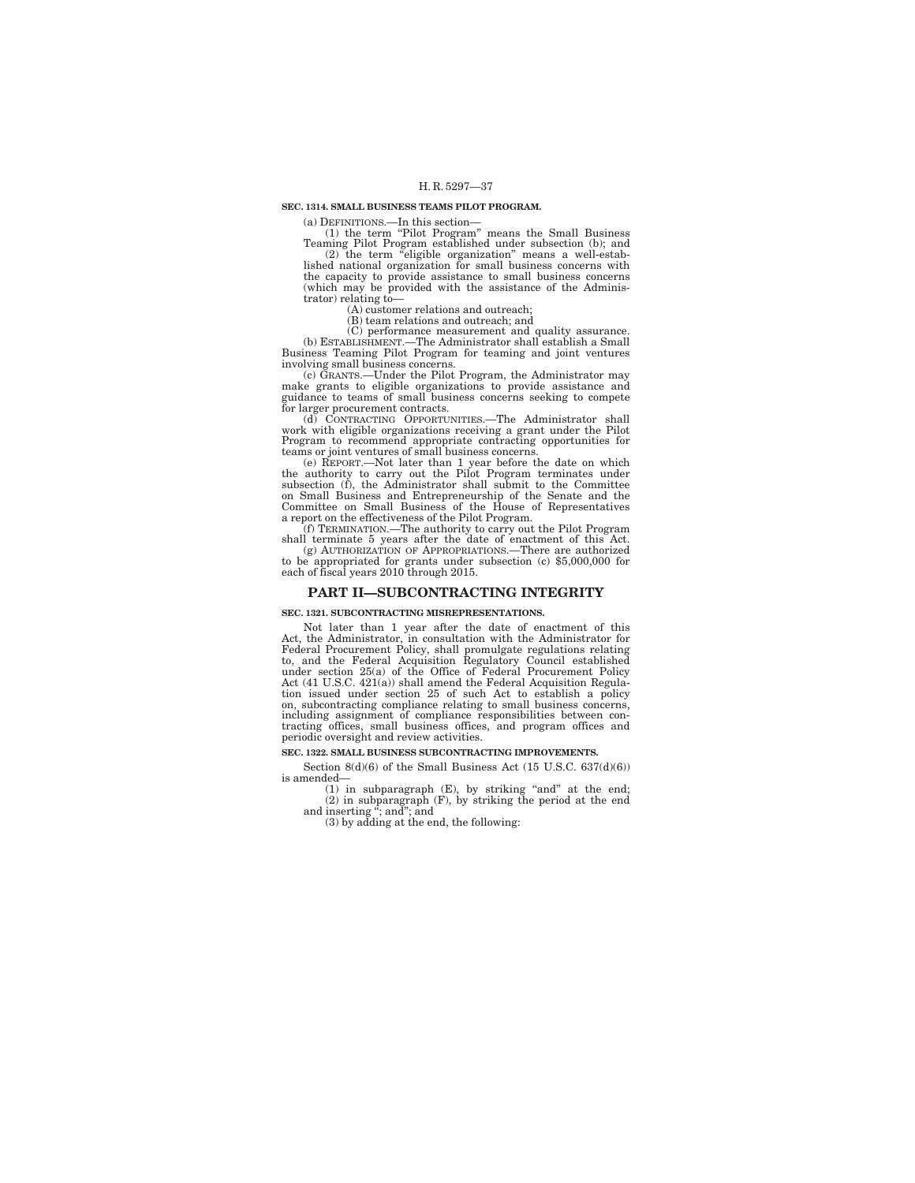**SEC. 1314. SMALL BUSINESS TEAMS PILOT PROGRAM.**

(a) DEFINITIONS.—In this section—

(1) the term "Pilot Program" means the Small Business Teaming Pilot Program established under subsection (b); and

(2) the term "eligible organization" means a well-established national organization for small business concerns with the capacity to provide assistance to small business concerns (which may be provided with the assistance of the Administrator) relating to—

(A) customer relations and outreach;

(B) team relations and outreach; and

(C) performance measurement and quality assurance.

(b) ESTABLISHMENT.—The Administrator shall establish a Small Business Teaming Pilot Program for teaming and joint ventures involving small business concerns.

(c) GRANTS.—Under the Pilot Program, the Administrator may make grants to eligible organizations to provide assistance and guidance to teams of small business concerns seeking to compete for larger procurement contracts.

(d) CONTRACTING OPPORTUNITIES.—The Administrator shall work with eligible organizations receiving a grant under the Pilot Program to recommend appropriate contracting opportunities for teams or joint ventures of small business concerns.

(e) REPORT.—Not later than 1 year before the date on which the authority to carry out the Pilot Program terminates under subsection (f), the Administrator shall submit to the Committee on Small Business and Entrepreneurship of the Senate and the Committee on Small Business of the House of Representatives a report on the effectiveness of the Pilot Program.

(f) TERMINATION.—The authority to carry out the Pilot Program shall terminate 5 years after the date of enactment of this Act.

(g) AUTHORIZATION OF APPROPRIATIONS.—There are authorized to be appropriated for grants under subsection (c) $5,000,000 for each of fiscal years 2010 through 2015.

## PART II—SUBCONTRACTING INTEGRITY

**SEC. 1321. SUBCONTRACTING MISREPRESENTATIONS.**

Not later than 1 year after the date of enactment of this Act, the Administrator, in consultation with the Administrator for Federal Procurement Policy, shall promulgate regulations relating to, and the Federal Acquisition Regulatory Council established under section 25(a) of the Office of Federal Procurement Policy Act (41 U.S.C. 421(a)) shall amend the Federal Acquisition Regulation issued under section 25 of such Act to establish a policy on, subcontracting compliance relating to small business concerns, including assignment of compliance responsibilities between contracting offices, small business offices, and program offices and periodic oversight and review activities.

**SEC. 1322. SMALL BUSINESS SUBCONTRACTING IMPROVEMENTS.**

Section 8(d)(6) of the Small Business Act (15 U.S.C. 637(d)(6)) is amended—

(1) in subparagraph (E), by striking "and" at the end;

(2) in subparagraph (F), by striking the period at the end and inserting "; and"; and

(3) by adding at the end, the following: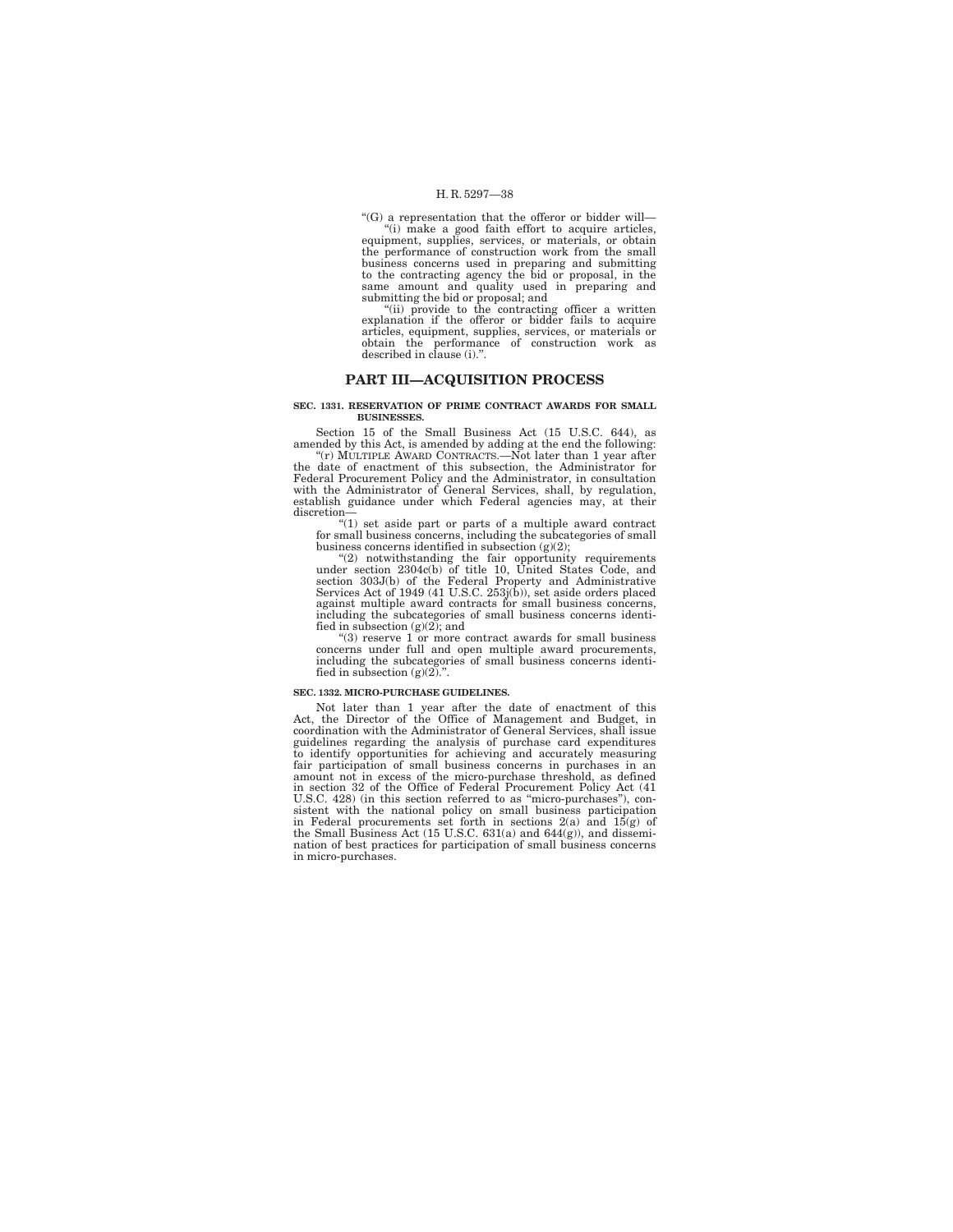"(G) a representation that the offeror or bidder will—

"(i) make a good faith effort to acquire articles, equipment, supplies, services, or materials, or obtain the performance of construction work from the small business concerns used in preparing and submitting to the contracting agency the bid or proposal, in the same amount and quality used in preparing and submitting the bid or proposal; and

"(ii) provide to the contracting officer a written explanation if the offeror or bidder fails to acquire articles, equipment, supplies, services, or materials or obtain the performance of construction work as described in clause (i).".

## PART III—ACQUISITION PROCESS

**SEC. 1331. RESERVATION OF PRIME CONTRACT AWARDS FOR SMALL BUSINESSES.**

Section 15 of the Small Business Act (15 U.S.C. 644), as amended by this Act, is amended by adding at the end the following:

"(r) MULTIPLE AWARD CONTRACTS.—Not later than 1 year after the date of enactment of this subsection, the Administrator for Federal Procurement Policy and the Administrator, in consultation with the Administrator of General Services, shall, by regulation, establish guidance under which Federal agencies may, at their discretion—

"(1) set aside part or parts of a multiple award contract for small business concerns, including the subcategories of small business concerns identified in subsection (g)(2);

"(2) notwithstanding the fair opportunity requirements under section 2304c(b) of title 10, United States Code, and section 303J(b) of the Federal Property and Administrative Services Act of 1949 (41 U.S.C. 253j(b)), set aside orders placed against multiple award contracts for small business concerns, including the subcategories of small business concerns identified in subsection (g)(2); and

"(3) reserve 1 or more contract awards for small business concerns under full and open multiple award procurements, including the subcategories of small business concerns identified in subsection (g)(2).".

**SEC. 1332. MICRO-PURCHASE GUIDELINES.**

Not later than 1 year after the date of enactment of this Act, the Director of the Office of Management and Budget, in coordination with the Administrator of General Services, shall issue guidelines regarding the analysis of purchase card expenditures to identify opportunities for achieving and accurately measuring fair participation of small business concerns in purchases in an amount not in excess of the micro-purchase threshold, as defined in section 32 of the Office of Federal Procurement Policy Act (41 U.S.C. 428) (in this section referred to as "micro-purchases"), consistent with the national policy on small business participation in Federal procurements set forth in sections 2(a) and 15(g) of the Small Business Act (15 U.S.C. 631(a) and 644(g)), and dissemination of best practices for participation of small business concerns in micro-purchases.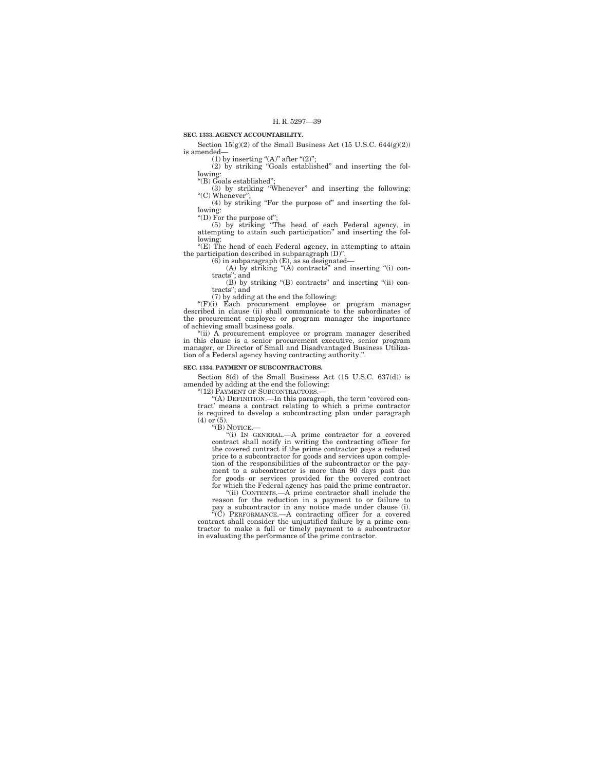**SEC. 1333. AGENCY ACCOUNTABILITY.**

Section 15(g)(2) of the Small Business Act (15 U.S.C. 644(g)(2)) is amended—

(1) by inserting "(A)" after "(2)";

(2) by striking "Goals established" and inserting the following:

"(B) Goals established";

(3) by striking "Whenever" and inserting the following: "(C) Whenever";

(4) by striking "For the purpose of" and inserting the following:

"(D) For the purpose of";

(5) by striking "The head of each Federal agency, in attempting to attain such participation" and inserting the following:

"(E) The head of each Federal agency, in attempting to attain the participation described in subparagraph (D)".

(6) in subparagraph (E), as so designated—

(A) by striking "(A) contracts" and inserting "(i) contracts"; and

(B) by striking "(B) contracts" and inserting "(ii) contracts"; and

(7) by adding at the end the following:

"(F)(i) Each procurement employee or program manager described in clause (ii) shall communicate to the subordinates of the procurement employee or program manager the importance of achieving small business goals.

"(ii) A procurement employee or program manager described in this clause is a senior procurement executive, senior program manager, or Director of Small and Disadvantaged Business Utilization of a Federal agency having contracting authority.".

**SEC. 1334. PAYMENT OF SUBCONTRACTORS.**

Section 8(d) of the Small Business Act (15 U.S.C. 637(d)) is amended by adding at the end the following:

"(12) PAYMENT OF SUBCONTRACTORS.—

"(A) DEFINITION.—In this paragraph, the term 'covered contract' means a contract relating to which a prime contractor is required to develop a subcontracting plan under paragraph (4) or (5).

"(B) NOTICE.—

"(i) IN GENERAL.—A prime contractor for a covered contract shall notify in writing the contracting officer for the covered contract if the prime contractor pays a reduced price to a subcontractor for goods and services upon completion of the responsibilities of the subcontractor or the payment to a subcontractor is more than 90 days past due for goods or services provided for the covered contract for which the Federal agency has paid the prime contractor.

"(ii) CONTENTS.—A prime contractor shall include the reason for the reduction in a payment to or failure to pay a subcontractor in any notice made under clause (i).

"(C) PERFORMANCE.—A contracting officer for a covered contract shall consider the unjustified failure by a prime contractor to make a full or timely payment to a subcontractor in evaluating the performance of the prime contractor.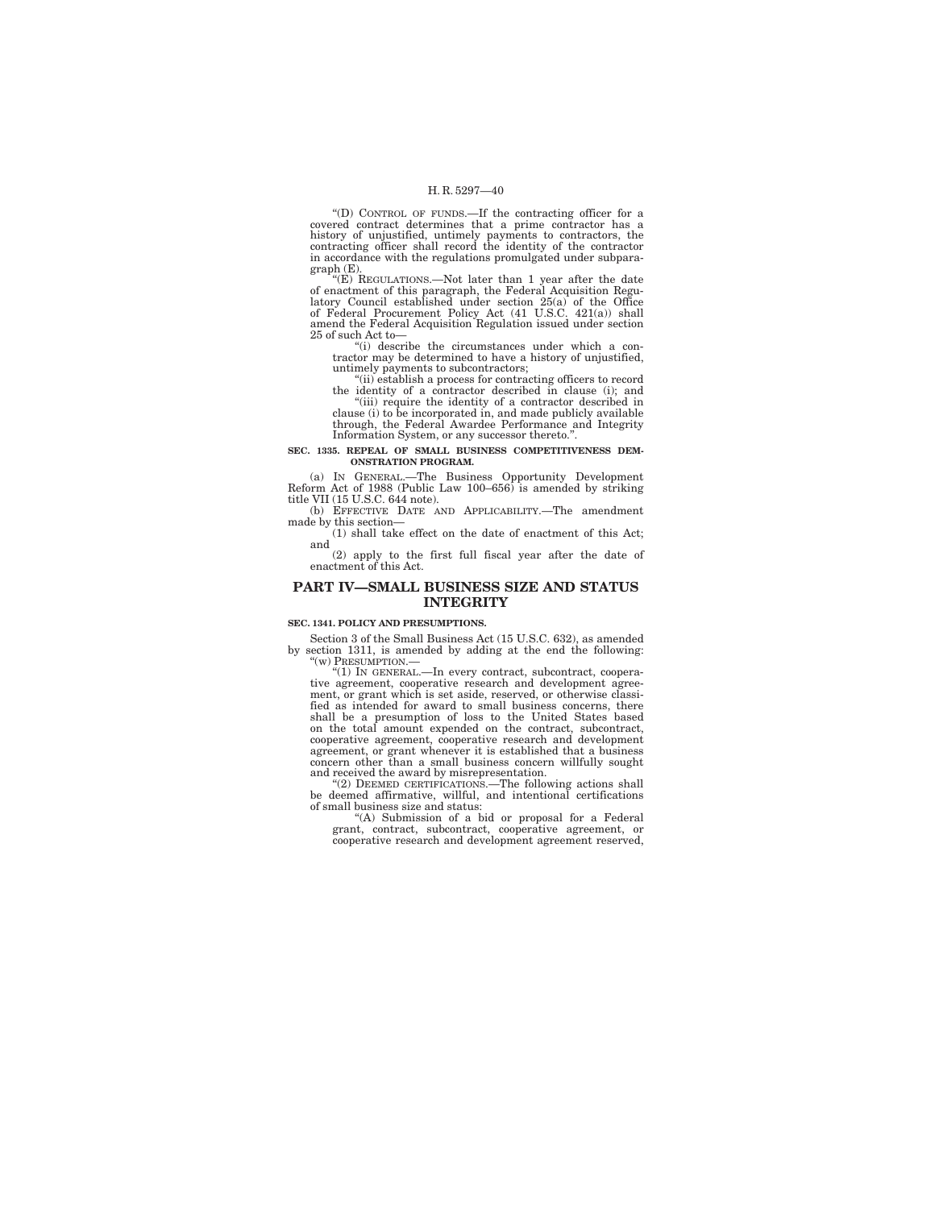"(D) CONTROL OF FUNDS.—If the contracting officer for a covered contract determines that a prime contractor has a history of unjustified, untimely payments to contractors, the contracting officer shall record the identity of the contractor in accordance with the regulations promulgated under subparagraph (E).

"(E) REGULATIONS.—Not later than 1 year after the date of enactment of this paragraph, the Federal Acquisition Regulatory Council established under section 25(a) of the Office of Federal Procurement Policy Act (41 U.S.C. 421(a)) shall amend the Federal Acquisition Regulation issued under section 25 of such Act to—

"(i) describe the circumstances under which a contractor may be determined to have a history of unjustified, untimely payments to subcontractors;

"(ii) establish a process for contracting officers to record the identity of a contractor described in clause (i); and

"(iii) require the identity of a contractor described in clause (i) to be incorporated in, and made publicly available through, the Federal Awardee Performance and Integrity Information System, or any successor thereto.".

**SEC. 1335. REPEAL OF SMALL BUSINESS COMPETITIVENESS DEMONSTRATION PROGRAM.**

(a) IN GENERAL.—The Business Opportunity Development Reform Act of 1988 (Public Law 100–656) is amended by striking title VII (15 U.S.C. 644 note).

(b) EFFECTIVE DATE AND APPLICABILITY.—The amendment made by this section—

(1) shall take effect on the date of enactment of this Act; and

(2) apply to the first full fiscal year after the date of enactment of this Act.

## PART IV—SMALL BUSINESS SIZE AND STATUS INTEGRITY

**SEC. 1341. POLICY AND PRESUMPTIONS.**

Section 3 of the Small Business Act (15 U.S.C. 632), as amended by section 1311, is amended by adding at the end the following:

"(w) PRESUMPTION.—

"(1) IN GENERAL.—In every contract, subcontract, cooperative agreement, cooperative research and development agreement, or grant which is set aside, reserved, or otherwise classified as intended for award to small business concerns, there shall be a presumption of loss to the United States based on the total amount expended on the contract, subcontract, cooperative agreement, cooperative research and development agreement, or grant whenever it is established that a business concern other than a small business concern willfully sought and received the award by misrepresentation.

"(2) DEEMED CERTIFICATIONS.—The following actions shall be deemed affirmative, willful, and intentional certifications of small business size and status:

"(A) Submission of a bid or proposal for a Federal grant, contract, subcontract, cooperative agreement, or cooperative research and development agreement reserved,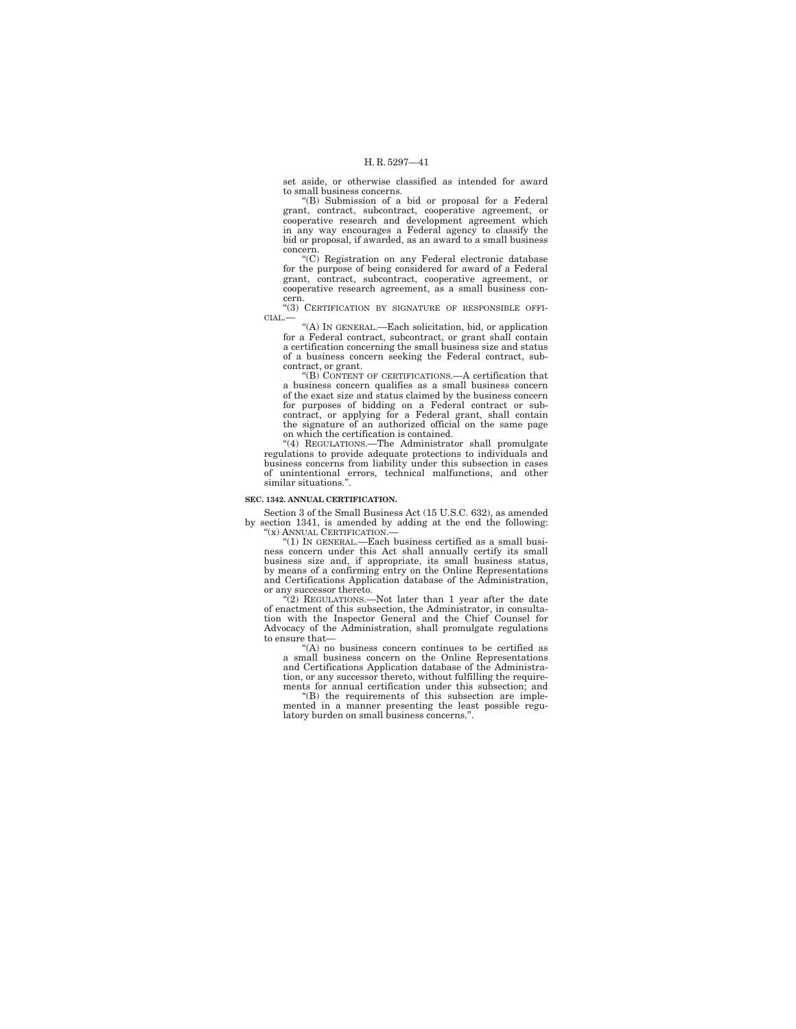set aside, or otherwise classified as intended for award to small business concerns.

"(B) Submission of a bid or proposal for a Federal grant, contract, subcontract, cooperative agreement, or cooperative research and development agreement which in any way encourages a Federal agency to classify the bid or proposal, if awarded, as an award to a small business concern.

"(C) Registration on any Federal electronic database for the purpose of being considered for award of a Federal grant, contract, subcontract, cooperative agreement, or cooperative research agreement, as a small business concern.

"(3) CERTIFICATION BY SIGNATURE OF RESPONSIBLE OFFICIAL.—

"(A) IN GENERAL.—Each solicitation, bid, or application for a Federal contract, subcontract, or grant shall contain a certification concerning the small business size and status of a business concern seeking the Federal contract, subcontract, or grant.

"(B) CONTENT OF CERTIFICATIONS.—A certification that a business concern qualifies as a small business concern of the exact size and status claimed by the business concern for purposes of bidding on a Federal contract or subcontract, or applying for a Federal grant, shall contain the signature of an authorized official on the same page on which the certification is contained.

"(4) REGULATIONS.—The Administrator shall promulgate regulations to provide adequate protections to individuals and business concerns from liability under this subsection in cases of unintentional errors, technical malfunctions, and other similar situations.".

**SEC. 1342. ANNUAL CERTIFICATION.**

Section 3 of the Small Business Act (15 U.S.C. 632), as amended by section 1341, is amended by adding at the end the following:

"(x) ANNUAL CERTIFICATION.—

"(1) IN GENERAL.—Each business certified as a small business concern under this Act shall annually certify its small business size and, if appropriate, its small business status, by means of a confirming entry on the Online Representations and Certifications Application database of the Administration, or any successor thereto.

"(2) REGULATIONS.—Not later than 1 year after the date of enactment of this subsection, the Administrator, in consultation with the Inspector General and the Chief Counsel for Advocacy of the Administration, shall promulgate regulations to ensure that—

"(A) no business concern continues to be certified as a small business concern on the Online Representations and Certifications Application database of the Administration, or any successor thereto, without fulfilling the requirements for annual certification under this subsection; and

"(B) the requirements of this subsection are implemented in a manner presenting the least possible regulatory burden on small business concerns.".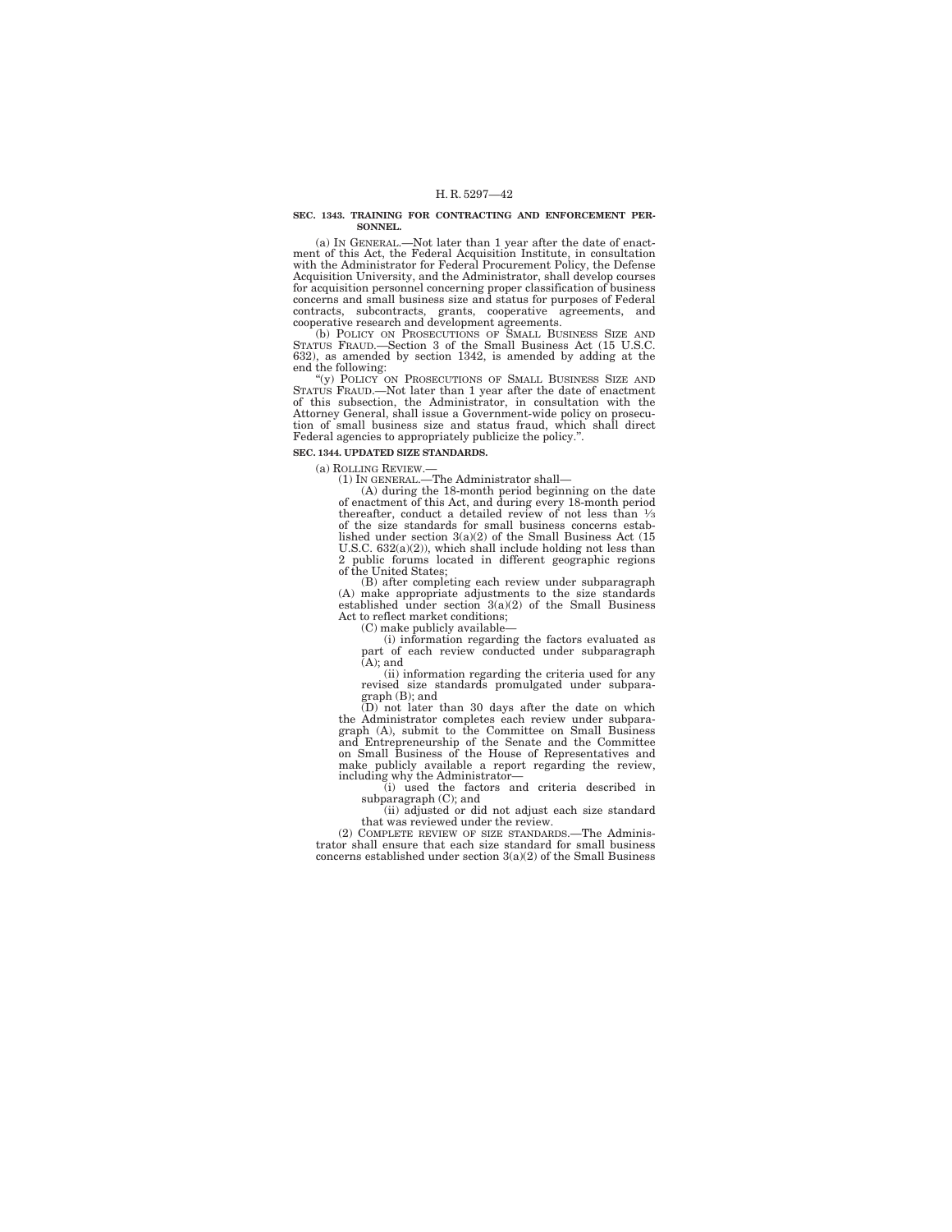**SEC. 1343. TRAINING FOR CONTRACTING AND ENFORCEMENT PERSONNEL.**

(a) IN GENERAL.—Not later than 1 year after the date of enactment of this Act, the Federal Acquisition Institute, in consultation with the Administrator for Federal Procurement Policy, the Defense Acquisition University, and the Administrator, shall develop courses for acquisition personnel concerning proper classification of business concerns and small business size and status for purposes of Federal contracts, subcontracts, grants, cooperative agreements, and cooperative research and development agreements.

(b) POLICY ON PROSECUTIONS OF SMALL BUSINESS SIZE AND STATUS FRAUD.—Section 3 of the Small Business Act (15 U.S.C. 632), as amended by section 1342, is amended by adding at the end the following:

"(y) POLICY ON PROSECUTIONS OF SMALL BUSINESS SIZE AND STATUS FRAUD.—Not later than 1 year after the date of enactment of this subsection, the Administrator, in consultation with the Attorney General, shall issue a Government-wide policy on prosecution of small business size and status fraud, which shall direct Federal agencies to appropriately publicize the policy.".

**SEC. 1344. UPDATED SIZE STANDARDS.**

(a) ROLLING REVIEW.—

(1) IN GENERAL.—The Administrator shall—

(A) during the 18-month period beginning on the date of enactment of this Act, and during every 18-month period thereafter, conduct a detailed review of not less than ⅓ of the size standards for small business concerns established under section 3(a)(2) of the Small Business Act (15 U.S.C. 632(a)(2)), which shall include holding not less than 2 public forums located in different geographic regions of the United States;

(B) after completing each review under subparagraph (A) make appropriate adjustments to the size standards established under section 3(a)(2) of the Small Business Act to reflect market conditions;

(C) make publicly available—

(i) information regarding the factors evaluated as part of each review conducted under subparagraph (A); and

(ii) information regarding the criteria used for any revised size standards promulgated under subparagraph (B); and

(D) not later than 30 days after the date on which the Administrator completes each review under subparagraph (A), submit to the Committee on Small Business and Entrepreneurship of the Senate and the Committee on Small Business of the House of Representatives and make publicly available a report regarding the review, including why the Administrator—

(i) used the factors and criteria described in subparagraph (C); and

(ii) adjusted or did not adjust each size standard that was reviewed under the review.

(2) COMPLETE REVIEW OF SIZE STANDARDS.—The Administrator shall ensure that each size standard for small business concerns established under section 3(a)(2) of the Small Business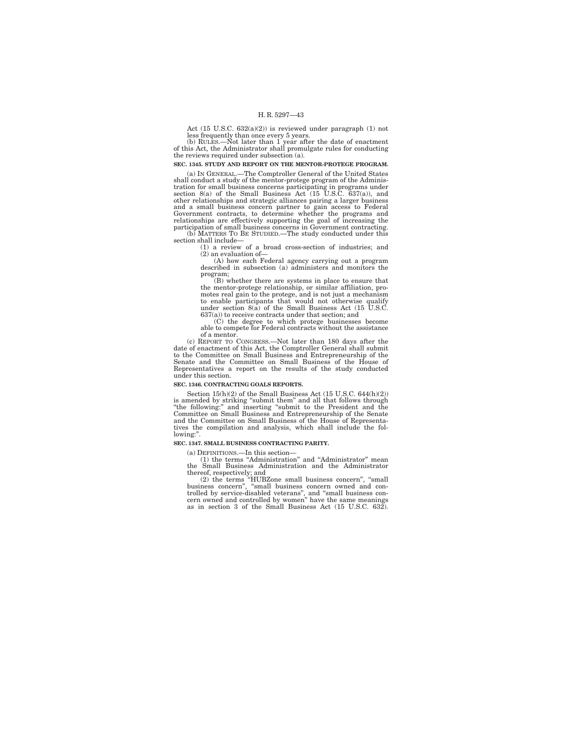Act (15 U.S.C. 632(a)(2)) is reviewed under paragraph (1) not less frequently than once every 5 years.

(b) RULES.—Not later than 1 year after the date of enactment of this Act, the Administrator shall promulgate rules for conducting the reviews required under subsection (a).

**SEC. 1345. STUDY AND REPORT ON THE MENTOR-PROTEGE PROGRAM.**

(a) IN GENERAL.—The Comptroller General of the United States shall conduct a study of the mentor-protege program of the Administration for small business concerns participating in programs under section 8(a) of the Small Business Act (15 U.S.C. 637(a)), and other relationships and strategic alliances pairing a larger business and a small business concern partner to gain access to Federal Government contracts, to determine whether the programs and relationships are effectively supporting the goal of increasing the participation of small business concerns in Government contracting.

(b) MATTERS TO BE STUDIED.—The study conducted under this section shall include—

(1) a review of a broad cross-section of industries; and

(2) an evaluation of—

(A) how each Federal agency carrying out a program described in subsection (a) administers and monitors the program;

(B) whether there are systems in place to ensure that the mentor-protege relationship, or similar affiliation, promotes real gain to the protege, and is not just a mechanism to enable participants that would not otherwise qualify under section 8(a) of the Small Business Act (15 U.S.C. 637(a)) to receive contracts under that section; and

(C) the degree to which protege businesses become able to compete for Federal contracts without the assistance of a mentor.

(c) REPORT TO CONGRESS.—Not later than 180 days after the date of enactment of this Act, the Comptroller General shall submit to the Committee on Small Business and Entrepreneurship of the Senate and the Committee on Small Business of the House of Representatives a report on the results of the study conducted under this section.

**SEC. 1346. CONTRACTING GOALS REPORTS.**

Section 15(h)(2) of the Small Business Act (15 U.S.C. 644(h)(2)) is amended by striking "submit them" and all that follows through "the following:" and inserting "submit to the President and the Committee on Small Business and Entrepreneurship of the Senate and the Committee on Small Business of the House of Representatives the compilation and analysis, which shall include the following:".

**SEC. 1347. SMALL BUSINESS CONTRACTING PARITY.**

(a) DEFINITIONS.—In this section—

(1) the terms "Administration" and "Administrator" mean the Small Business Administration and the Administrator thereof, respectively; and

(2) the terms "HUBZone small business concern", "small business concern", "small business concern owned and controlled by service-disabled veterans", and "small business concern owned and controlled by women" have the same meanings as in section 3 of the Small Business Act (15 U.S.C. 632).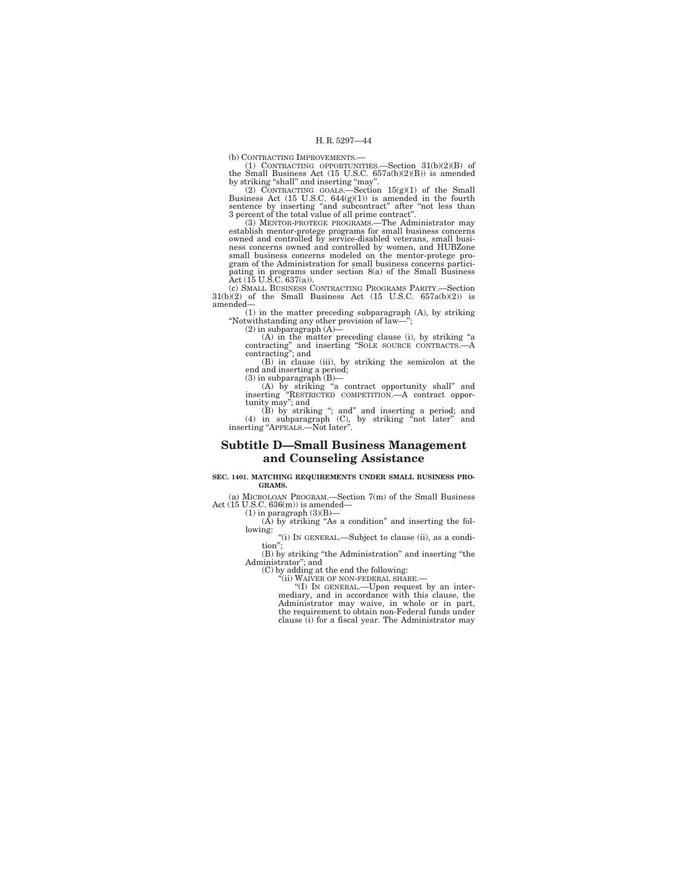(b) CONTRACTING IMPROVEMENTS.—

(1) CONTRACTING OPPORTUNITIES.—Section 31(b)(2)(B) of the Small Business Act (15 U.S.C. 657a(b)(2)(B)) is amended by striking "shall" and inserting "may".

(2) CONTRACTING GOALS.—Section 15(g)(1) of the Small Business Act (15 U.S.C. 644(g)(1)) is amended in the fourth sentence by inserting "and subcontract" after "not less than 3 percent of the total value of all prime contract".

(3) MENTOR-PROTEGE PROGRAMS.—The Administrator may establish mentor-protege programs for small business concerns owned and controlled by service-disabled veterans, small business concerns owned and controlled by women, and HUBZone small business concerns modeled on the mentor-protege program of the Administration for small business concerns participating in programs under section 8(a) of the Small Business Act (15 U.S.C. 637(a)).

(c) SMALL BUSINESS CONTRACTING PROGRAMS PARITY.—Section 31(b)(2) of the Small Business Act (15 U.S.C. 657a(b)(2)) is amended—

(1) in the matter preceding subparagraph (A), by striking "Notwithstanding any other provision of law—";

(2) in subparagraph (A)—

(A) in the matter preceding clause (i), by striking "a contracting" and inserting "SOLE SOURCE CONTRACTS.—A contracting"; and

(B) in clause (iii), by striking the semicolon at the end and inserting a period;

(3) in subparagraph (B)—

(A) by striking "a contract opportunity shall" and inserting "RESTRICTED COMPETITION.—A contract opportunity may"; and

(B) by striking "; and" and inserting a period; and

(4) in subparagraph (C), by striking "not later" and inserting "APPEALS.—Not later".

## Subtitle D—Small Business Management and Counseling Assistance

**SEC. 1401. MATCHING REQUIREMENTS UNDER SMALL BUSINESS PROGRAMS.**

(a) MICROLOAN PROGRAM.—Section 7(m) of the Small Business Act (15 U.S.C. 636(m)) is amended—

(1) in paragraph (3)(B)—

(A) by striking "As a condition" and inserting the following:

"(i) IN GENERAL.—Subject to clause (ii), as a condition";

(B) by striking "the Administration" and inserting "the Administrator"; and

(C) by adding at the end the following:

"(ii) WAIVER OF NON-FEDERAL SHARE.—

"(I) IN GENERAL.—Upon request by an intermediary, and in accordance with this clause, the Administrator may waive, in whole or in part, the requirement to obtain non-Federal funds under clause (i) for a fiscal year. The Administrator may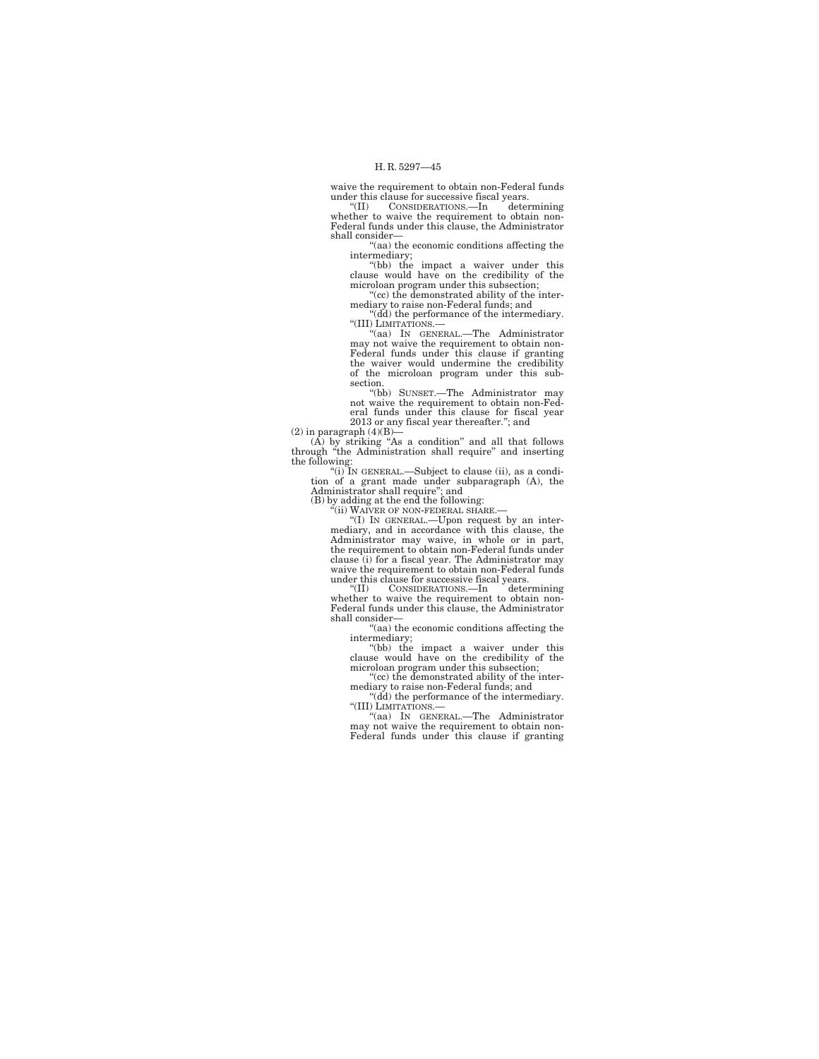waive the requirement to obtain non-Federal funds under this clause for successive fiscal years.

"(II) CONSIDERATIONS.—In determining whether to waive the requirement to obtain non-Federal funds under this clause, the Administrator shall consider—

"(aa) the economic conditions affecting the intermediary;

"(bb) the impact a waiver under this clause would have on the credibility of the microloan program under this subsection;

"(cc) the demonstrated ability of the intermediary to raise non-Federal funds; and

"(dd) the performance of the intermediary.

"(III) LIMITATIONS.—

"(aa) IN GENERAL.—The Administrator may not waive the requirement to obtain non-Federal funds under this clause if granting the waiver would undermine the credibility of the microloan program under this subsection.

"(bb) SUNSET.—The Administrator may not waive the requirement to obtain non-Federal funds under this clause for fiscal year 2013 or any fiscal year thereafter."; and

(2) in paragraph (4)(B)—

(A) by striking "As a condition" and all that follows through "the Administration shall require" and inserting the following:

"(i) IN GENERAL.—Subject to clause (ii), as a condition of a grant made under subparagraph (A), the Administrator shall require"; and

(B) by adding at the end the following:

"(ii) WAIVER OF NON-FEDERAL SHARE.—

"(I) IN GENERAL.—Upon request by an intermediary, and in accordance with this clause, the Administrator may waive, in whole or in part, the requirement to obtain non-Federal funds under clause (i) for a fiscal year. The Administrator may waive the requirement to obtain non-Federal funds under this clause for successive fiscal years.

"(II) CONSIDERATIONS.—In determining whether to waive the requirement to obtain non-Federal funds under this clause, the Administrator shall consider—

"(aa) the economic conditions affecting the intermediary;

"(bb) the impact a waiver under this clause would have on the credibility of the microloan program under this subsection;

"(cc) the demonstrated ability of the intermediary to raise non-Federal funds; and

"(dd) the performance of the intermediary.

"(III) LIMITATIONS.—

"(aa) IN GENERAL.—The Administrator may not waive the requirement to obtain non-Federal funds under this clause if granting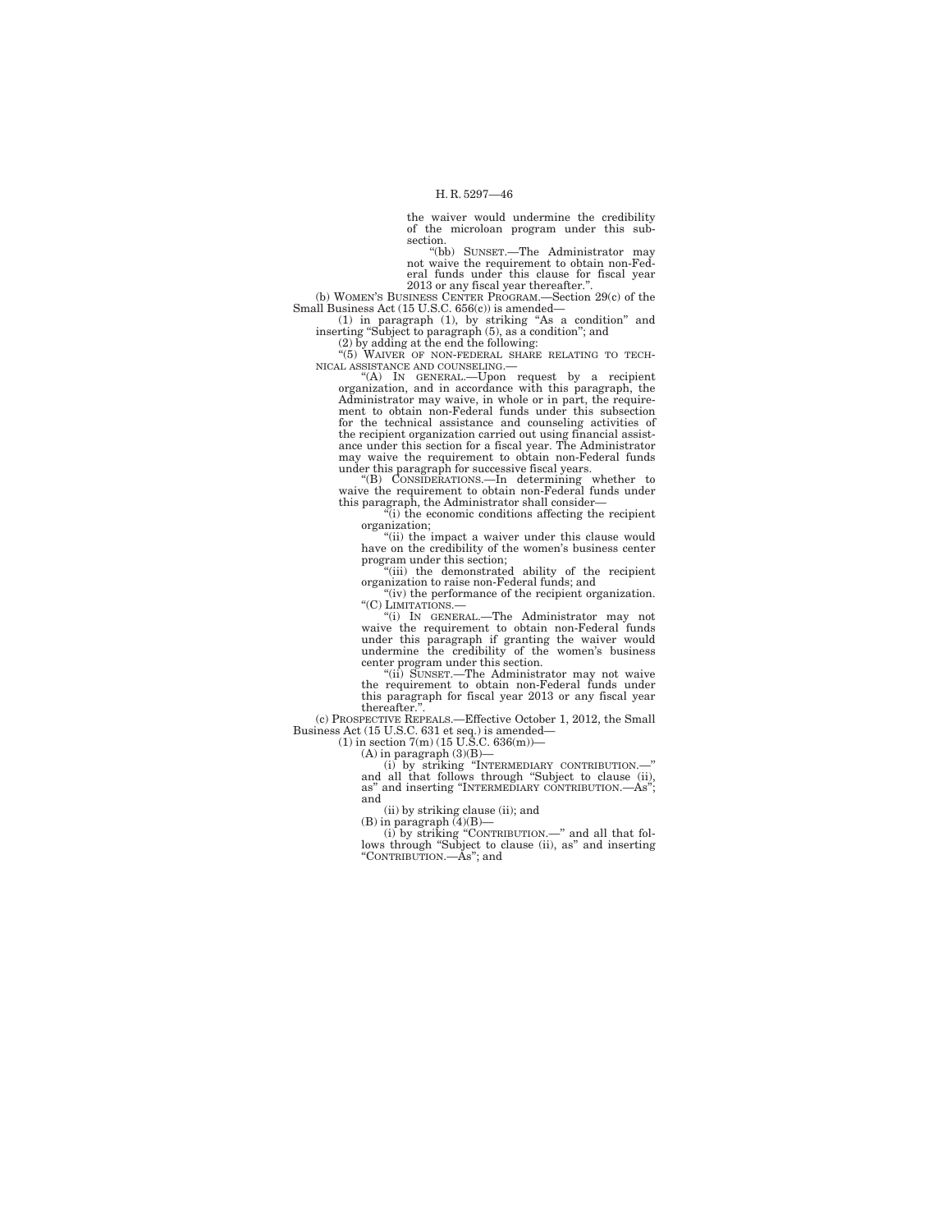the waiver would undermine the credibility of the microloan program under this subsection.

"(bb) SUNSET.—The Administrator may not waive the requirement to obtain non-Federal funds under this clause for fiscal year 2013 or any fiscal year thereafter.".

(b) WOMEN'S BUSINESS CENTER PROGRAM.—Section 29(c) of the Small Business Act (15 U.S.C. 656(c)) is amended—

(1) in paragraph (1), by striking "As a condition" and inserting "Subject to paragraph (5), as a condition"; and

(2) by adding at the end the following:

"(5) WAIVER OF NON-FEDERAL SHARE RELATING TO TECHNICAL ASSISTANCE AND COUNSELING.—

"(A) IN GENERAL.—Upon request by a recipient organization, and in accordance with this paragraph, the Administrator may waive, in whole or in part, the requirement to obtain non-Federal funds under this subsection for the technical assistance and counseling activities of the recipient organization carried out using financial assistance under this section for a fiscal year. The Administrator may waive the requirement to obtain non-Federal funds under this paragraph for successive fiscal years.

"(B) CONSIDERATIONS.—In determining whether to waive the requirement to obtain non-Federal funds under this paragraph, the Administrator shall consider—

"(i) the economic conditions affecting the recipient organization;

"(ii) the impact a waiver under this clause would have on the credibility of the women's business center program under this section;

"(iii) the demonstrated ability of the recipient organization to raise non-Federal funds; and

"(iv) the performance of the recipient organization.

"(C) LIMITATIONS.—

"(i) IN GENERAL.—The Administrator may not waive the requirement to obtain non-Federal funds under this paragraph if granting the waiver would undermine the credibility of the women's business center program under this section.

"(ii) SUNSET.—The Administrator may not waive the requirement to obtain non-Federal funds under this paragraph for fiscal year 2013 or any fiscal year thereafter.".

(c) PROSPECTIVE REPEALS.—Effective October 1, 2012, the Small Business Act (15 U.S.C. 631 et seq.) is amended—

(1) in section 7(m) (15 U.S.C. 636(m))—

(A) in paragraph (3)(B)—

(i) by striking "INTERMEDIARY CONTRIBUTION.—" and all that follows through "Subject to clause (ii), as" and inserting "INTERMEDIARY CONTRIBUTION.—As"; and

(ii) by striking clause (ii); and

(B) in paragraph (4)(B)—

(i) by striking "CONTRIBUTION.—" and all that follows through "Subject to clause (ii), as" and inserting "CONTRIBUTION.—As"; and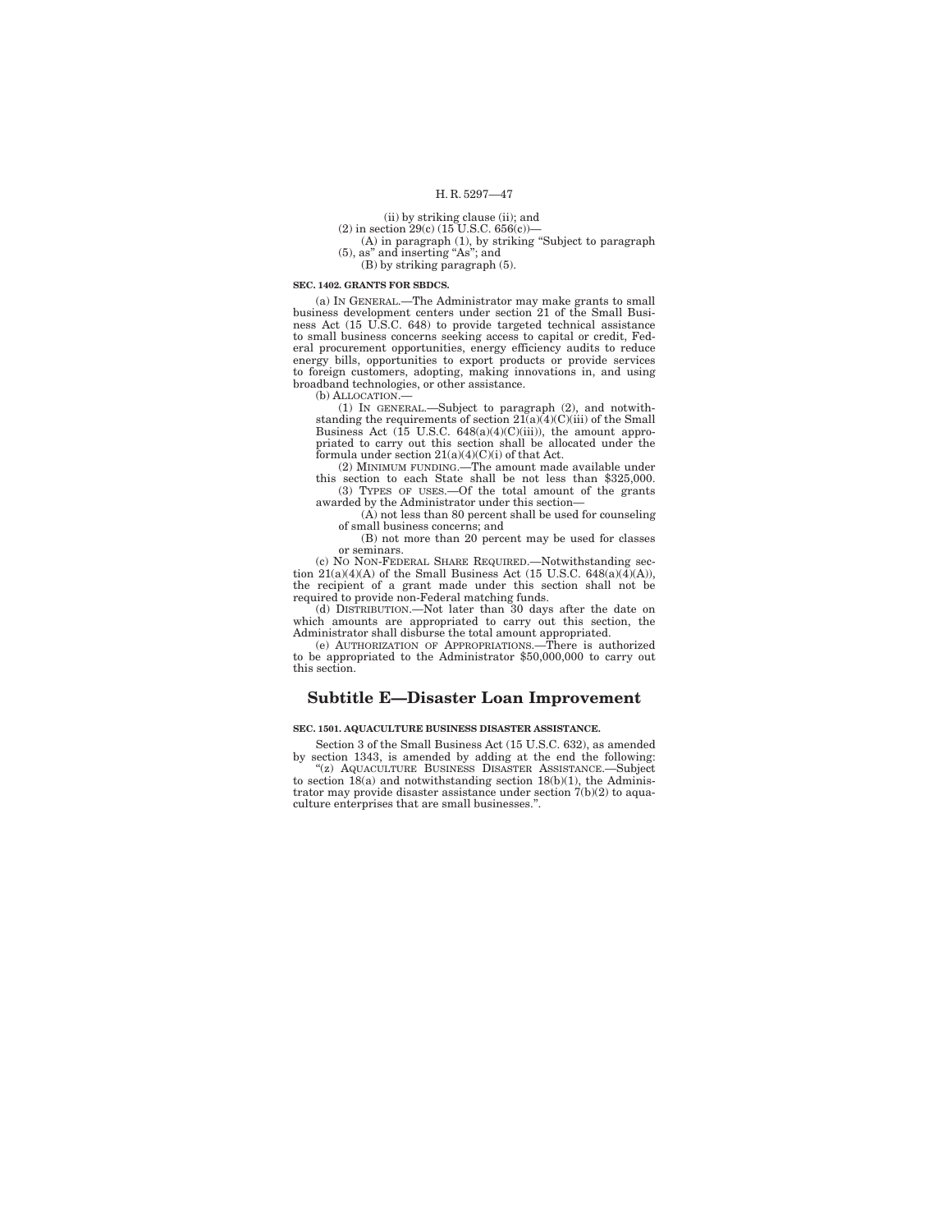(ii) by striking clause (ii); and

(2) in section 29(c) (15 U.S.C. 656(c))—

(A) in paragraph (1), by striking "Subject to paragraph (5), as" and inserting "As"; and

(B) by striking paragraph (5).

**SEC. 1402. GRANTS FOR SBDCS.**

(a) IN GENERAL.—The Administrator may make grants to small business development centers under section 21 of the Small Business Act (15 U.S.C. 648) to provide targeted technical assistance to small business concerns seeking access to capital or credit, Federal procurement opportunities, energy efficiency audits to reduce energy bills, opportunities to export products or provide services to foreign customers, adopting, making innovations in, and using broadband technologies, or other assistance.

(b) ALLOCATION.—

(1) IN GENERAL.—Subject to paragraph (2), and notwithstanding the requirements of section 21(a)(4)(C)(iii) of the Small Business Act (15 U.S.C. 648(a)(4)(C)(iii)), the amount appropriated to carry out this section shall be allocated under the formula under section 21(a)(4)(C)(i) of that Act.

(2) MINIMUM FUNDING.—The amount made available under this section to each State shall be not less than $325,000.

(3) TYPES OF USES.—Of the total amount of the grants awarded by the Administrator under this section—

(A) not less than 80 percent shall be used for counseling of small business concerns; and

(B) not more than 20 percent may be used for classes or seminars.

(c) NO NON-FEDERAL SHARE REQUIRED.—Notwithstanding section 21(a)(4)(A) of the Small Business Act (15 U.S.C. 648(a)(4)(A)), the recipient of a grant made under this section shall not be required to provide non-Federal matching funds.

(d) DISTRIBUTION.—Not later than 30 days after the date on which amounts are appropriated to carry out this section, the Administrator shall disburse the total amount appropriated.

(e) AUTHORIZATION OF APPROPRIATIONS.—There is authorized to be appropriated to the Administrator $50,000,000 to carry out this section.

# Subtitle E—Disaster Loan Improvement

**SEC. 1501. AQUACULTURE BUSINESS DISASTER ASSISTANCE.**

Section 3 of the Small Business Act (15 U.S.C. 632), as amended by section 1343, is amended by adding at the end the following:

"(z) AQUACULTURE BUSINESS DISASTER ASSISTANCE.—Subject to section 18(a) and notwithstanding section 18(b)(1), the Administrator may provide disaster assistance under section 7(b)(2) to aquaculture enterprises that are small businesses.".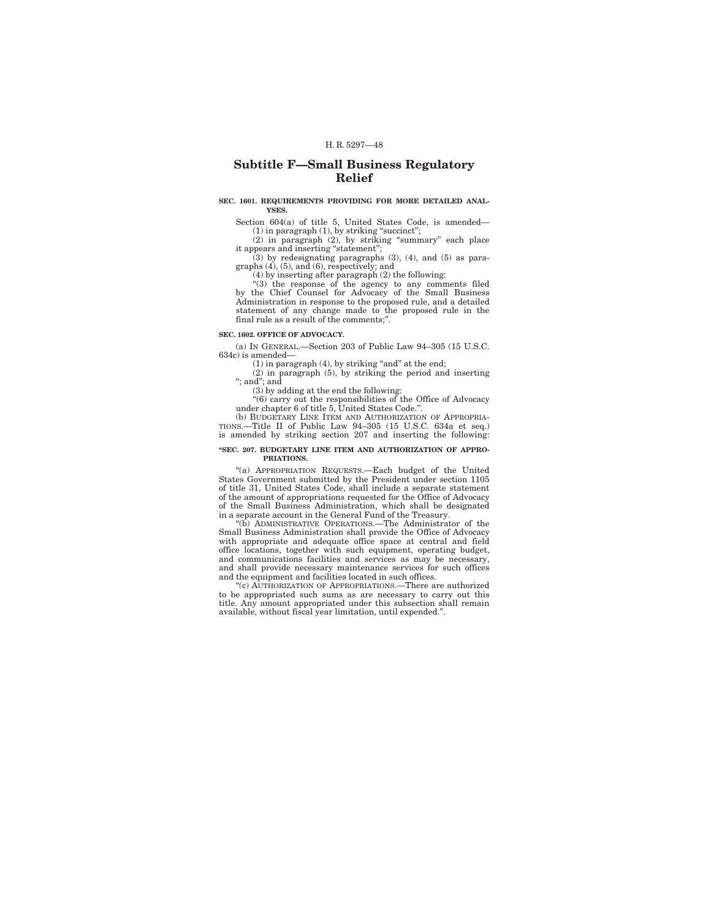## Subtitle F—Small Business Regulatory Relief

**SEC. 1601. REQUIREMENTS PROVIDING FOR MORE DETAILED ANALYSES.**

Section 604(a) of title 5, United States Code, is amended—

(1) in paragraph (1), by striking "succinct";

(2) in paragraph (2), by striking "summary" each place it appears and inserting "statement";

(3) by redesignating paragraphs (3), (4), and (5) as paragraphs (4), (5), and (6), respectively; and

(4) by inserting after paragraph (2) the following:

"(3) the response of the agency to any comments filed by the Chief Counsel for Advocacy of the Small Business Administration in response to the proposed rule, and a detailed statement of any change made to the proposed rule in the final rule as a result of the comments;".

**SEC. 1602. OFFICE OF ADVOCACY.**

(a) IN GENERAL.—Section 203 of Public Law 94–305 (15 U.S.C. 634c) is amended—

(1) in paragraph (4), by striking "and" at the end;

(2) in paragraph (5), by striking the period and inserting "; and"; and

(3) by adding at the end the following:

"(6) carry out the responsibilities of the Office of Advocacy under chapter 6 of title 5, United States Code.".

(b) BUDGETARY LINE ITEM AND AUTHORIZATION OF APPROPRIATIONS.—Title II of Public Law 94–305 (15 U.S.C. 634a et seq.) is amended by striking section 207 and inserting the following:

**"SEC. 207. BUDGETARY LINE ITEM AND AUTHORIZATION OF APPROPRIATIONS.**

"(a) APPROPRIATION REQUESTS.—Each budget of the United States Government submitted by the President under section 1105 of title 31, United States Code, shall include a separate statement of the amount of appropriations requested for the Office of Advocacy of the Small Business Administration, which shall be designated in a separate account in the General Fund of the Treasury.

"(b) ADMINISTRATIVE OPERATIONS.—The Administrator of the Small Business Administration shall provide the Office of Advocacy with appropriate and adequate office space at central and field office locations, together with such equipment, operating budget, and communications facilities and services as may be necessary, and shall provide necessary maintenance services for such offices and the equipment and facilities located in such offices.

"(c) AUTHORIZATION OF APPROPRIATIONS.—There are authorized to be appropriated such sums as are necessary to carry out this title. Any amount appropriated under this subsection shall remain available, without fiscal year limitation, until expended.".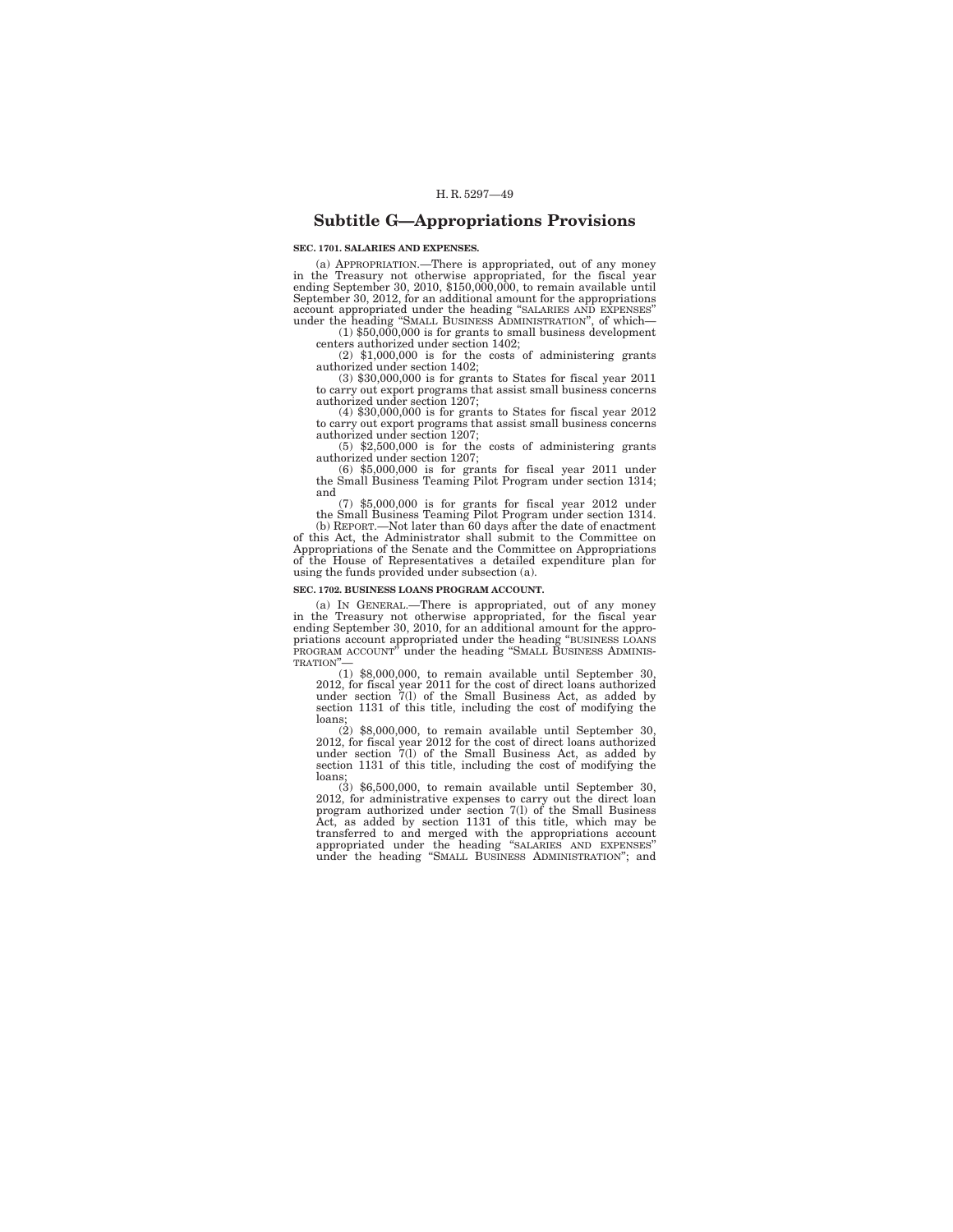## Subtitle G—Appropriations Provisions

**SEC. 1701. SALARIES AND EXPENSES.**

(a) APPROPRIATION.—There is appropriated, out of any money in the Treasury not otherwise appropriated, for the fiscal year ending September 30, 2010, $150,000,000, to remain available until September 30, 2012, for an additional amount for the appropriations account appropriated under the heading "SALARIES AND EXPENSES" under the heading "SMALL BUSINESS ADMINISTRATION", of which—

(1) $50,000,000 is for grants to small business development centers authorized under section 1402;

(2) $1,000,000 is for the costs of administering grants authorized under section 1402;

(3) $30,000,000 is for grants to States for fiscal year 2011 to carry out export programs that assist small business concerns authorized under section 1207;

(4) $30,000,000 is for grants to States for fiscal year 2012 to carry out export programs that assist small business concerns authorized under section 1207;

(5) $2,500,000 is for the costs of administering grants authorized under section 1207;

(6) $5,000,000 is for grants for fiscal year 2011 under the Small Business Teaming Pilot Program under section 1314; and

(7) $5,000,000 is for grants for fiscal year 2012 under the Small Business Teaming Pilot Program under section 1314.

(b) REPORT.—Not later than 60 days after the date of enactment of this Act, the Administrator shall submit to the Committee on Appropriations of the Senate and the Committee on Appropriations of the House of Representatives a detailed expenditure plan for using the funds provided under subsection (a).

**SEC. 1702. BUSINESS LOANS PROGRAM ACCOUNT.**

(a) IN GENERAL.—There is appropriated, out of any money in the Treasury not otherwise appropriated, for the fiscal year ending September 30, 2010, for an additional amount for the appropriations account appropriated under the heading "BUSINESS LOANS PROGRAM ACCOUNT" under the heading "SMALL BUSINESS ADMINISTRATION"—

(1) $8,000,000, to remain available until September 30, 2012, for fiscal year 2011 for the cost of direct loans authorized under section 7(l) of the Small Business Act, as added by section 1131 of this title, including the cost of modifying the loans;

(2) $8,000,000, to remain available until September 30, 2012, for fiscal year 2012 for the cost of direct loans authorized under section 7(l) of the Small Business Act, as added by section 1131 of this title, including the cost of modifying the loans;

(3) $6,500,000, to remain available until September 30, 2012, for administrative expenses to carry out the direct loan program authorized under section 7(l) of the Small Business Act, as added by section 1131 of this title, which may be transferred to and merged with the appropriations account appropriated under the heading "SALARIES AND EXPENSES" under the heading "SMALL BUSINESS ADMINISTRATION"; and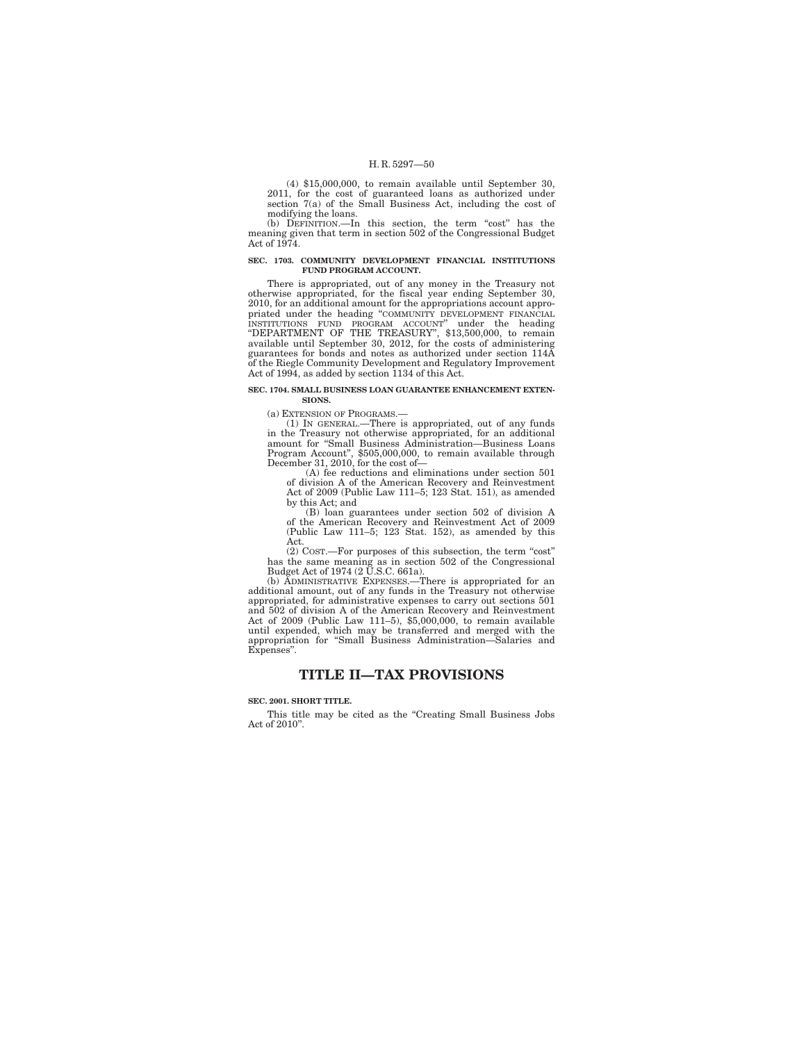(4) $15,000,000, to remain available until September 30, 2011, for the cost of guaranteed loans as authorized under section 7(a) of the Small Business Act, including the cost of modifying the loans.

(b) DEFINITION.—In this section, the term "cost" has the meaning given that term in section 502 of the Congressional Budget Act of 1974.

**SEC. 1703. COMMUNITY DEVELOPMENT FINANCIAL INSTITUTIONS FUND PROGRAM ACCOUNT.**

There is appropriated, out of any money in the Treasury not otherwise appropriated, for the fiscal year ending September 30, 2010, for an additional amount for the appropriations account appropriated under the heading "COMMUNITY DEVELOPMENT FINANCIAL INSTITUTIONS FUND PROGRAM ACCOUNT" under the heading "DEPARTMENT OF THE TREASURY", $13,500,000, to remain available until September 30, 2012, for the costs of administering guarantees for bonds and notes as authorized under section 114A of the Riegle Community Development and Regulatory Improvement Act of 1994, as added by section 1134 of this Act.

**SEC. 1704. SMALL BUSINESS LOAN GUARANTEE ENHANCEMENT EXTENSIONS.**

(a) EXTENSION OF PROGRAMS.—

(1) IN GENERAL.—There is appropriated, out of any funds in the Treasury not otherwise appropriated, for an additional amount for "Small Business Administration—Business Loans Program Account", $505,000,000, to remain available through December 31, 2010, for the cost of—

(A) fee reductions and eliminations under section 501 of division A of the American Recovery and Reinvestment Act of 2009 (Public Law 111–5; 123 Stat. 151), as amended by this Act; and

(B) loan guarantees under section 502 of division A of the American Recovery and Reinvestment Act of 2009 (Public Law 111–5; 123 Stat. 152), as amended by this Act.

(2) COST.—For purposes of this subsection, the term "cost" has the same meaning as in section 502 of the Congressional Budget Act of 1974 (2 U.S.C. 661a).

(b) ADMINISTRATIVE EXPENSES.—There is appropriated for an additional amount, out of any funds in the Treasury not otherwise appropriated, for administrative expenses to carry out sections 501 and 502 of division A of the American Recovery and Reinvestment Act of 2009 (Public Law 111–5), $5,000,000, to remain available until expended, which may be transferred and merged with the appropriation for "Small Business Administration—Salaries and Expenses".

# TITLE II—TAX PROVISIONS

**SEC. 2001. SHORT TITLE.**

This title may be cited as the "Creating Small Business Jobs Act of 2010".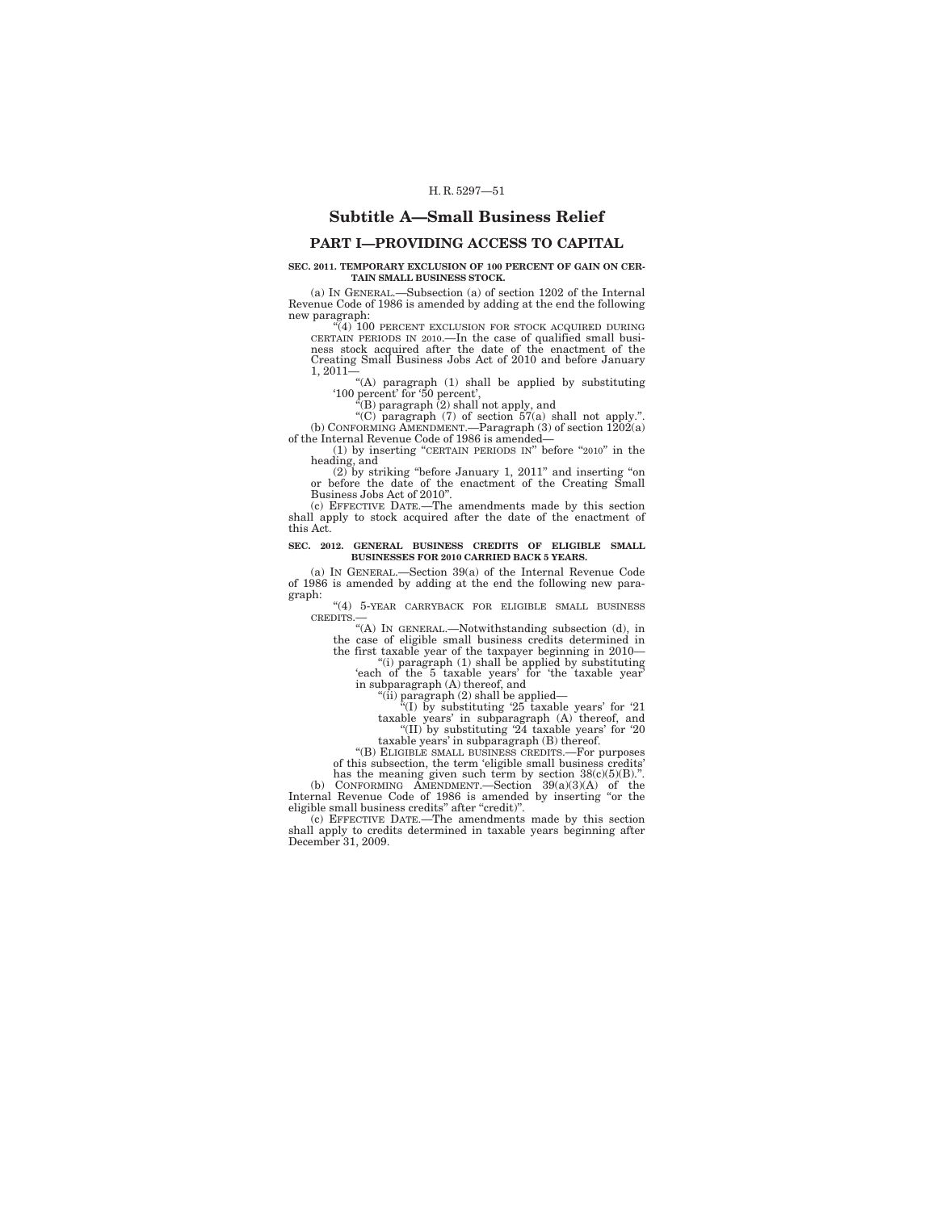## Subtitle A—Small Business Relief

## PART I—PROVIDING ACCESS TO CAPITAL

**SEC. 2011. TEMPORARY EXCLUSION OF 100 PERCENT OF GAIN ON CERTAIN SMALL BUSINESS STOCK.**

(a) IN GENERAL.—Subsection (a) of section 1202 of the Internal Revenue Code of 1986 is amended by adding at the end the following new paragraph:

"(4) 100 PERCENT EXCLUSION FOR STOCK ACQUIRED DURING CERTAIN PERIODS IN 2010.—In the case of qualified small business stock acquired after the date of the enactment of the Creating Small Business Jobs Act of 2010 and before January 1, 2011—

"(A) paragraph (1) shall be applied by substituting '100 percent' for '50 percent',

"(B) paragraph (2) shall not apply, and

"(C) paragraph (7) of section 57(a) shall not apply.".

(b) CONFORMING AMENDMENT.—Paragraph (3) of section 1202(a) of the Internal Revenue Code of 1986 is amended—

(1) by inserting "CERTAIN PERIODS IN" before "2010" in the heading, and

(2) by striking "before January 1, 2011" and inserting "on or before the date of the enactment of the Creating Small Business Jobs Act of 2010".

(c) EFFECTIVE DATE.—The amendments made by this section shall apply to stock acquired after the date of the enactment of this Act.

**SEC. 2012. GENERAL BUSINESS CREDITS OF ELIGIBLE SMALL BUSINESSES FOR 2010 CARRIED BACK 5 YEARS.**

(a) IN GENERAL.—Section 39(a) of the Internal Revenue Code of 1986 is amended by adding at the end the following new paragraph:

"(4) 5-YEAR CARRYBACK FOR ELIGIBLE SMALL BUSINESS CREDITS.—

"(A) IN GENERAL.—Notwithstanding subsection (d), in the case of eligible small business credits determined in the first taxable year of the taxpayer beginning in 2010—

"(i) paragraph (1) shall be applied by substituting 'each of the 5 taxable years' for 'the taxable year' in subparagraph (A) thereof, and

"(ii) paragraph (2) shall be applied—

"(I) by substituting '25 taxable years' for '21 taxable years' in subparagraph (A) thereof, and

"(II) by substituting '24 taxable years' for '20 taxable years' in subparagraph (B) thereof.

"(B) ELIGIBLE SMALL BUSINESS CREDITS.—For purposes of this subsection, the term 'eligible small business credits' has the meaning given such term by section 38(c)(5)(B).".

(b) CONFORMING AMENDMENT.—Section 39(a)(3)(A) of the Internal Revenue Code of 1986 is amended by inserting "or the eligible small business credits" after "credit)".

(c) EFFECTIVE DATE.—The amendments made by this section shall apply to credits determined in taxable years beginning after December 31, 2009.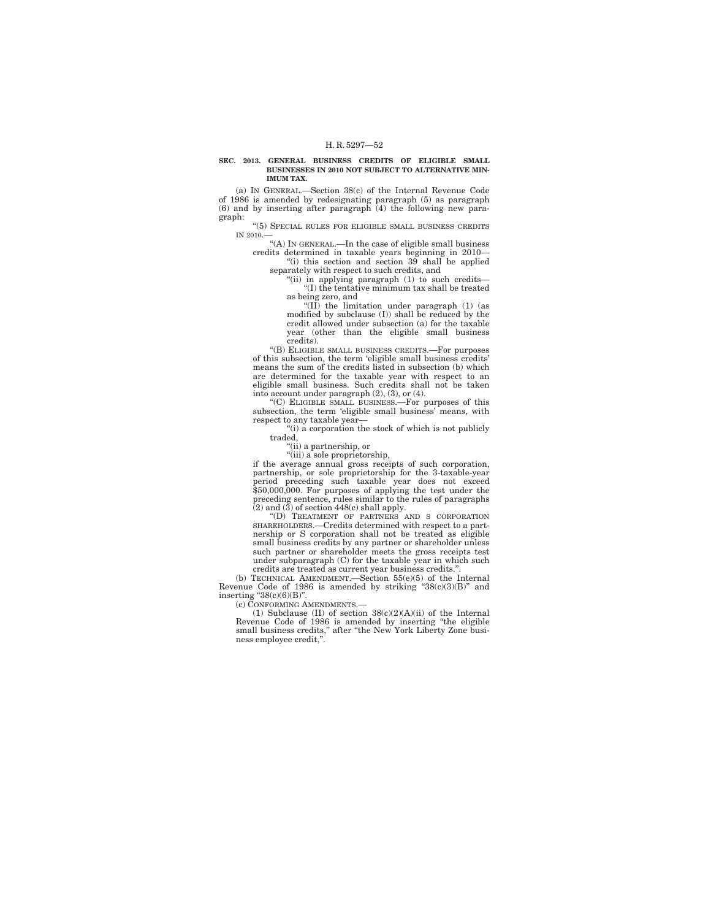**SEC. 2013. GENERAL BUSINESS CREDITS OF ELIGIBLE SMALL BUSINESSES IN 2010 NOT SUBJECT TO ALTERNATIVE MINIMUM TAX.**

(a) IN GENERAL.—Section 38(c) of the Internal Revenue Code of 1986 is amended by redesignating paragraph (5) as paragraph (6) and by inserting after paragraph (4) the following new paragraph:

"(5) SPECIAL RULES FOR ELIGIBLE SMALL BUSINESS CREDITS IN 2010.—

"(A) IN GENERAL.—In the case of eligible small business credits determined in taxable years beginning in 2010—

"(i) this section and section 39 shall be applied separately with respect to such credits, and

"(ii) in applying paragraph (1) to such credits—

"(I) the tentative minimum tax shall be treated as being zero, and

"(II) the limitation under paragraph (1) (as modified by subclause (I)) shall be reduced by the credit allowed under subsection (a) for the taxable year (other than the eligible small business credits).

"(B) ELIGIBLE SMALL BUSINESS CREDITS.—For purposes of this subsection, the term 'eligible small business credits' means the sum of the credits listed in subsection (b) which are determined for the taxable year with respect to an eligible small business. Such credits shall not be taken into account under paragraph (2), (3), or (4).

"(C) ELIGIBLE SMALL BUSINESS.—For purposes of this subsection, the term 'eligible small business' means, with respect to any taxable year—

"(i) a corporation the stock of which is not publicly traded,

"(ii) a partnership, or

"(iii) a sole proprietorship,

if the average annual gross receipts of such corporation, partnership, or sole proprietorship for the 3-taxable-year period preceding such taxable year does not exceed $50,000,000. For purposes of applying the test under the preceding sentence, rules similar to the rules of paragraphs (2) and (3) of section 448(c) shall apply.

"(D) TREATMENT OF PARTNERS AND S CORPORATION SHAREHOLDERS.—Credits determined with respect to a partnership or S corporation shall not be treated as eligible small business credits by any partner or shareholder unless such partner or shareholder meets the gross receipts test under subparagraph (C) for the taxable year in which such credits are treated as current year business credits.".

(b) TECHNICAL AMENDMENT.—Section 55(e)(5) of the Internal Revenue Code of 1986 is amended by striking "38(c)(3)(B)" and inserting "38(c)(6)(B)".

(c) CONFORMING AMENDMENTS.—

(1) Subclause (II) of section 38(c)(2)(A)(ii) of the Internal Revenue Code of 1986 is amended by inserting "the eligible small business credits," after "the New York Liberty Zone business employee credit,".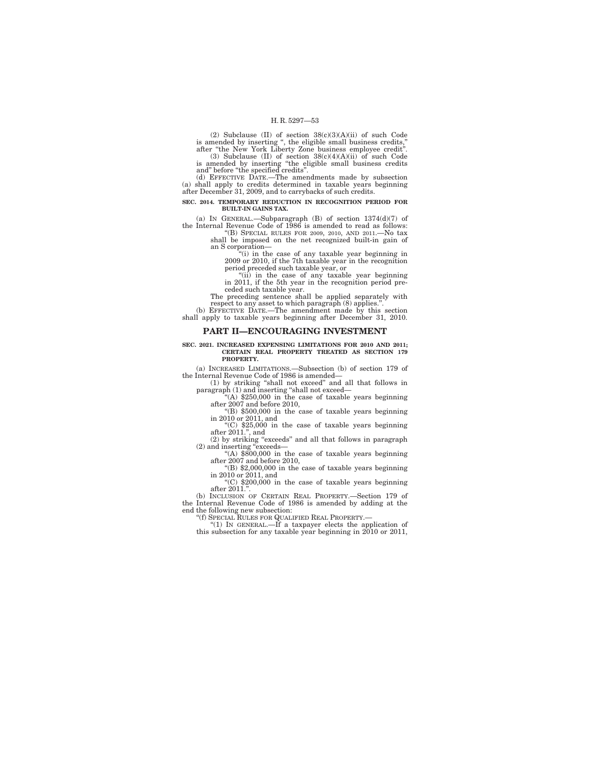(2) Subclause (II) of section 38(c)(3)(A)(ii) of such Code is amended by inserting ", the eligible small business credits," after "the New York Liberty Zone business employee credit".

(3) Subclause (II) of section 38(c)(4)(A)(ii) of such Code is amended by inserting "the eligible small business credits and" before "the specified credits".

(d) EFFECTIVE DATE.—The amendments made by subsection (a) shall apply to credits determined in taxable years beginning after December 31, 2009, and to carrybacks of such credits.

**SEC. 2014. TEMPORARY REDUCTION IN RECOGNITION PERIOD FOR BUILT-IN GAINS TAX.**

(a) IN GENERAL.—Subparagraph (B) of section 1374(d)(7) of the Internal Revenue Code of 1986 is amended to read as follows:

"(B) SPECIAL RULES FOR 2009, 2010, AND 2011.—No tax shall be imposed on the net recognized built-in gain of an S corporation—

"(i) in the case of any taxable year beginning in 2009 or 2010, if the 7th taxable year in the recognition period preceded such taxable year, or

"(ii) in the case of any taxable year beginning in 2011, if the 5th year in the recognition period preceded such taxable year.

The preceding sentence shall be applied separately with respect to any asset to which paragraph (8) applies.".

(b) EFFECTIVE DATE.—The amendment made by this section shall apply to taxable years beginning after December 31, 2010.

## PART II—ENCOURAGING INVESTMENT

**SEC. 2021. INCREASED EXPENSING LIMITATIONS FOR 2010 AND 2011; CERTAIN REAL PROPERTY TREATED AS SECTION 179 PROPERTY.**

(a) INCREASED LIMITATIONS.—Subsection (b) of section 179 of the Internal Revenue Code of 1986 is amended—

(1) by striking "shall not exceed" and all that follows in paragraph (1) and inserting "shall not exceed—

"(A) $250,000 in the case of taxable years beginning after 2007 and before 2010,

"(B) $500,000 in the case of taxable years beginning in 2010 or 2011, and

"(C) $25,000 in the case of taxable years beginning after 2011.", and

(2) by striking "exceeds" and all that follows in paragraph (2) and inserting "exceeds—

"(A) $800,000 in the case of taxable years beginning after 2007 and before 2010,

"(B) $2,000,000 in the case of taxable years beginning in 2010 or 2011, and

"(C) $200,000 in the case of taxable years beginning after 2011.".

(b) INCLUSION OF CERTAIN REAL PROPERTY.—Section 179 of the Internal Revenue Code of 1986 is amended by adding at the end the following new subsection:

"(f) SPECIAL RULES FOR QUALIFIED REAL PROPERTY.—

"(1) IN GENERAL.—If a taxpayer elects the application of this subsection for any taxable year beginning in 2010 or 2011,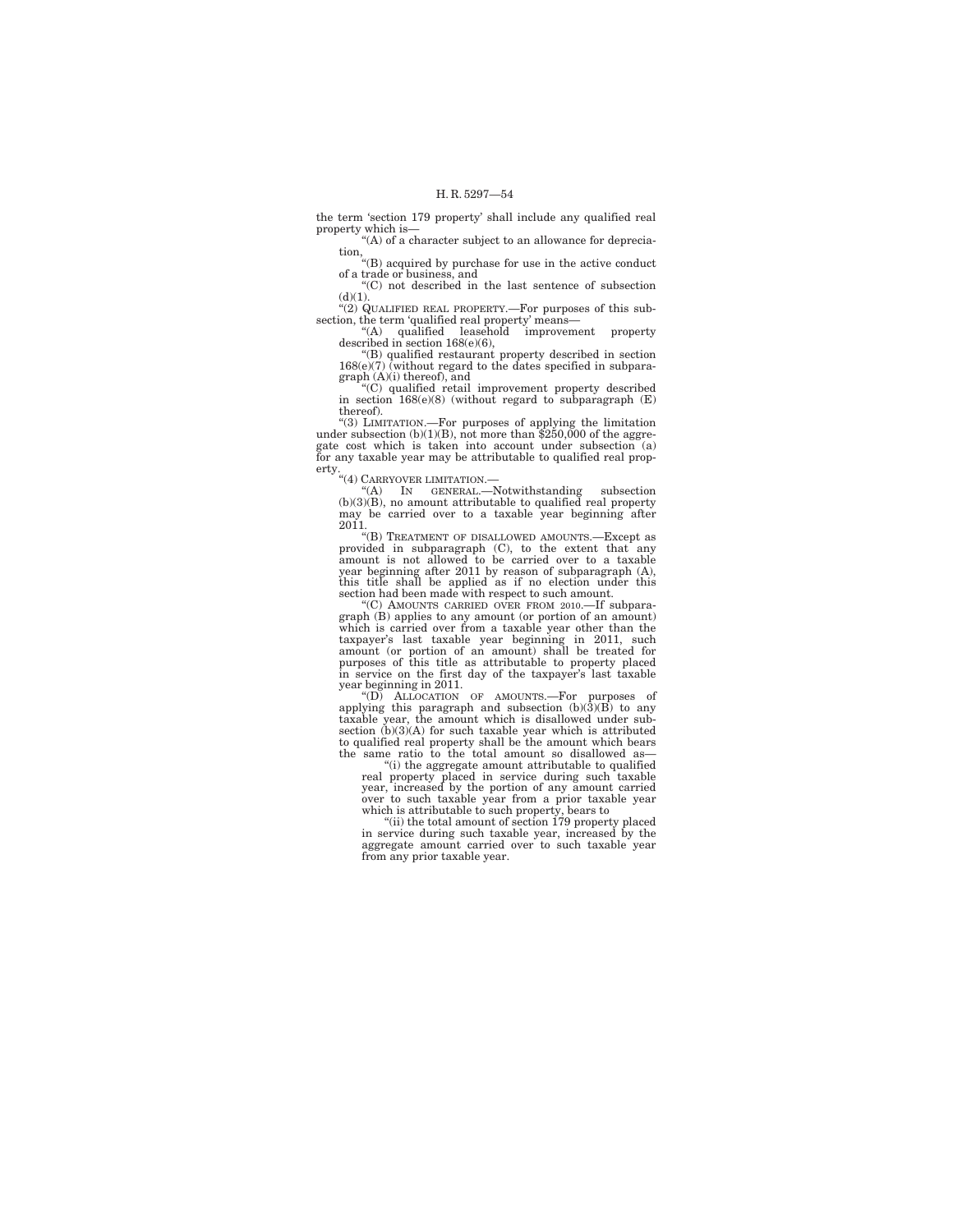the term 'section 179 property' shall include any qualified real property which is—

"(A) of a character subject to an allowance for depreciation,

"(B) acquired by purchase for use in the active conduct of a trade or business, and

"(C) not described in the last sentence of subsection (d)(1).

"(2) QUALIFIED REAL PROPERTY.—For purposes of this subsection, the term 'qualified real property' means—

"(A) qualified leasehold improvement property described in section 168(e)(6),

"(B) qualified restaurant property described in section 168(e)(7) (without regard to the dates specified in subparagraph (A)(i) thereof), and

"(C) qualified retail improvement property described in section 168(e)(8) (without regard to subparagraph (E) thereof).

"(3) LIMITATION.—For purposes of applying the limitation under subsection (b)(1)(B), not more than $250,000 of the aggregate cost which is taken into account under subsection (a) for any taxable year may be attributable to qualified real property.

"(4) CARRYOVER LIMITATION.—

"(A) IN GENERAL.—Notwithstanding subsection (b)(3)(B), no amount attributable to qualified real property may be carried over to a taxable year beginning after 2011.

"(B) TREATMENT OF DISALLOWED AMOUNTS.—Except as provided in subparagraph (C), to the extent that any amount is not allowed to be carried over to a taxable year beginning after 2011 by reason of subparagraph (A), this title shall be applied as if no election under this section had been made with respect to such amount.

"(C) AMOUNTS CARRIED OVER FROM 2010.—If subparagraph (B) applies to any amount (or portion of an amount) which is carried over from a taxable year other than the taxpayer's last taxable year beginning in 2011, such amount (or portion of an amount) shall be treated for purposes of this title as attributable to property placed in service on the first day of the taxpayer's last taxable year beginning in 2011.

"(D) ALLOCATION OF AMOUNTS.—For purposes of applying this paragraph and subsection (b)(3)(B) to any taxable year, the amount which is disallowed under subsection (b)(3)(A) for such taxable year which is attributed to qualified real property shall be the amount which bears the same ratio to the total amount so disallowed as—

"(i) the aggregate amount attributable to qualified real property placed in service during such taxable year, increased by the portion of any amount carried over to such taxable year from a prior taxable year which is attributable to such property, bears to

"(ii) the total amount of section 179 property placed in service during such taxable year, increased by the aggregate amount carried over to such taxable year from any prior taxable year.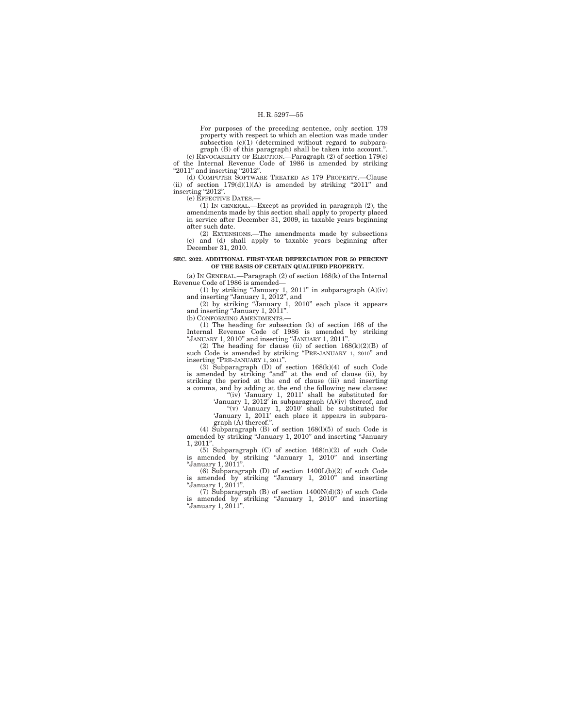For purposes of the preceding sentence, only section 179 property with respect to which an election was made under subsection (c)(1) (determined without regard to subparagraph (B) of this paragraph) shall be taken into account.".

(c) REVOCABILITY OF ELECTION.—Paragraph (2) of section 179(c) of the Internal Revenue Code of 1986 is amended by striking "2011" and inserting "2012".

(d) COMPUTER SOFTWARE TREATED AS 179 PROPERTY.—Clause (ii) of section 179(d)(1)(A) is amended by striking "2011" and inserting "2012".

(e) EFFECTIVE DATES.—

(1) IN GENERAL.—Except as provided in paragraph (2), the amendments made by this section shall apply to property placed in service after December 31, 2009, in taxable years beginning after such date.

(2) EXTENSIONS.—The amendments made by subsections (c) and (d) shall apply to taxable years beginning after December 31, 2010.

**SEC. 2022. ADDITIONAL FIRST-YEAR DEPRECIATION FOR 50 PERCENT OF THE BASIS OF CERTAIN QUALIFIED PROPERTY.**

(a) IN GENERAL.—Paragraph (2) of section 168(k) of the Internal Revenue Code of 1986 is amended—

(1) by striking "January 1, 2011" in subparagraph (A)(iv) and inserting "January 1, 2012", and

(2) by striking "January 1, 2010" each place it appears and inserting "January 1, 2011".

(b) CONFORMING AMENDMENTS.—

(1) The heading for subsection (k) of section 168 of the Internal Revenue Code of 1986 is amended by striking "JANUARY 1, 2010" and inserting "JANUARY 1, 2011".

(2) The heading for clause (ii) of section 168(k)(2)(B) of such Code is amended by striking "PRE-JANUARY 1, 2010" and inserting "PRE-JANUARY 1, 2011".

(3) Subparagraph (D) of section 168(k)(4) of such Code is amended by striking "and" at the end of clause (ii), by striking the period at the end of clause (iii) and inserting a comma, and by adding at the end the following new clauses:

"(iv) 'January 1, 2011' shall be substituted for 'January 1, 2012' in subparagraph (A)(iv) thereof, and

"(v) 'January 1, 2010' shall be substituted for 'January 1, 2011' each place it appears in subparagraph (A) thereof.".

(4) Subparagraph (B) of section 168(l)(5) of such Code is amended by striking "January 1, 2010" and inserting "January 1, 2011".

(5) Subparagraph (C) of section 168(n)(2) of such Code is amended by striking "January 1, 2010" and inserting "January 1, 2011".

(6) Subparagraph (D) of section 1400L(b)(2) of such Code is amended by striking "January 1, 2010" and inserting "January 1, 2011".

(7) Subparagraph (B) of section 1400N(d)(3) of such Code is amended by striking "January 1, 2010" and inserting "January 1, 2011".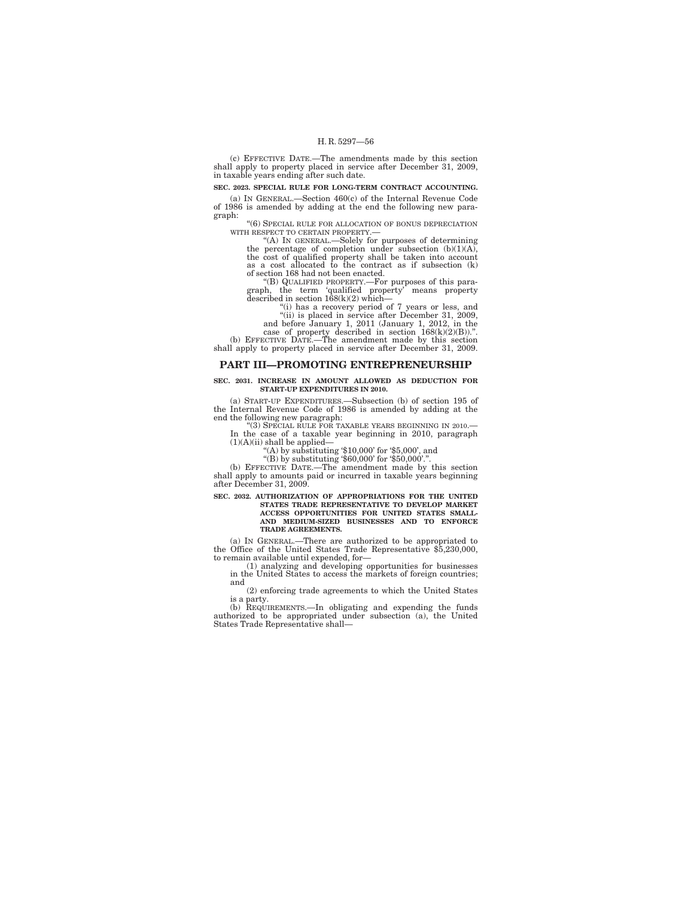(c) EFFECTIVE DATE.—The amendments made by this section shall apply to property placed in service after December 31, 2009, in taxable years ending after such date.

**SEC. 2023. SPECIAL RULE FOR LONG-TERM CONTRACT ACCOUNTING.**

(a) IN GENERAL.—Section 460(c) of the Internal Revenue Code of 1986 is amended by adding at the end the following new paragraph:

"(6) SPECIAL RULE FOR ALLOCATION OF BONUS DEPRECIATION WITH RESPECT TO CERTAIN PROPERTY.—

"(A) IN GENERAL.—Solely for purposes of determining the percentage of completion under subsection (b)(1)(A), the cost of qualified property shall be taken into account as a cost allocated to the contract as if subsection (k) of section 168 had not been enacted.

"(B) QUALIFIED PROPERTY.—For purposes of this paragraph, the term 'qualified property' means property described in section 168(k)(2) which—

"(i) has a recovery period of 7 years or less, and

"(ii) is placed in service after December 31, 2009, and before January 1, 2011 (January 1, 2012, in the case of property described in section 168(k)(2)(B)).".

(b) EFFECTIVE DATE.—The amendment made by this section shall apply to property placed in service after December 31, 2009.

## PART III—PROMOTING ENTREPRENEURSHIP

**SEC. 2031. INCREASE IN AMOUNT ALLOWED AS DEDUCTION FOR START-UP EXPENDITURES IN 2010.**

(a) START-UP EXPENDITURES.—Subsection (b) of section 195 of the Internal Revenue Code of 1986 is amended by adding at the end the following new paragraph:

"(3) SPECIAL RULE FOR TAXABLE YEARS BEGINNING IN 2010.—In the case of a taxable year beginning in 2010, paragraph (1)(A)(ii) shall be applied—

"(A) by substituting '$10,000' for '$5,000', and

"(B) by substituting '$60,000' for '$50,000'.".

(b) EFFECTIVE DATE.—The amendment made by this section shall apply to amounts paid or incurred in taxable years beginning after December 31, 2009.

**SEC. 2032. AUTHORIZATION OF APPROPRIATIONS FOR THE UNITED STATES TRADE REPRESENTATIVE TO DEVELOP MARKET ACCESS OPPORTUNITIES FOR UNITED STATES SMALL- AND MEDIUM-SIZED BUSINESSES AND TO ENFORCE TRADE AGREEMENTS.**

(a) IN GENERAL.—There are authorized to be appropriated to the Office of the United States Trade Representative $5,230,000, to remain available until expended, for—

(1) analyzing and developing opportunities for businesses in the United States to access the markets of foreign countries; and

(2) enforcing trade agreements to which the United States is a party.

(b) REQUIREMENTS.—In obligating and expending the funds authorized to be appropriated under subsection (a), the United States Trade Representative shall—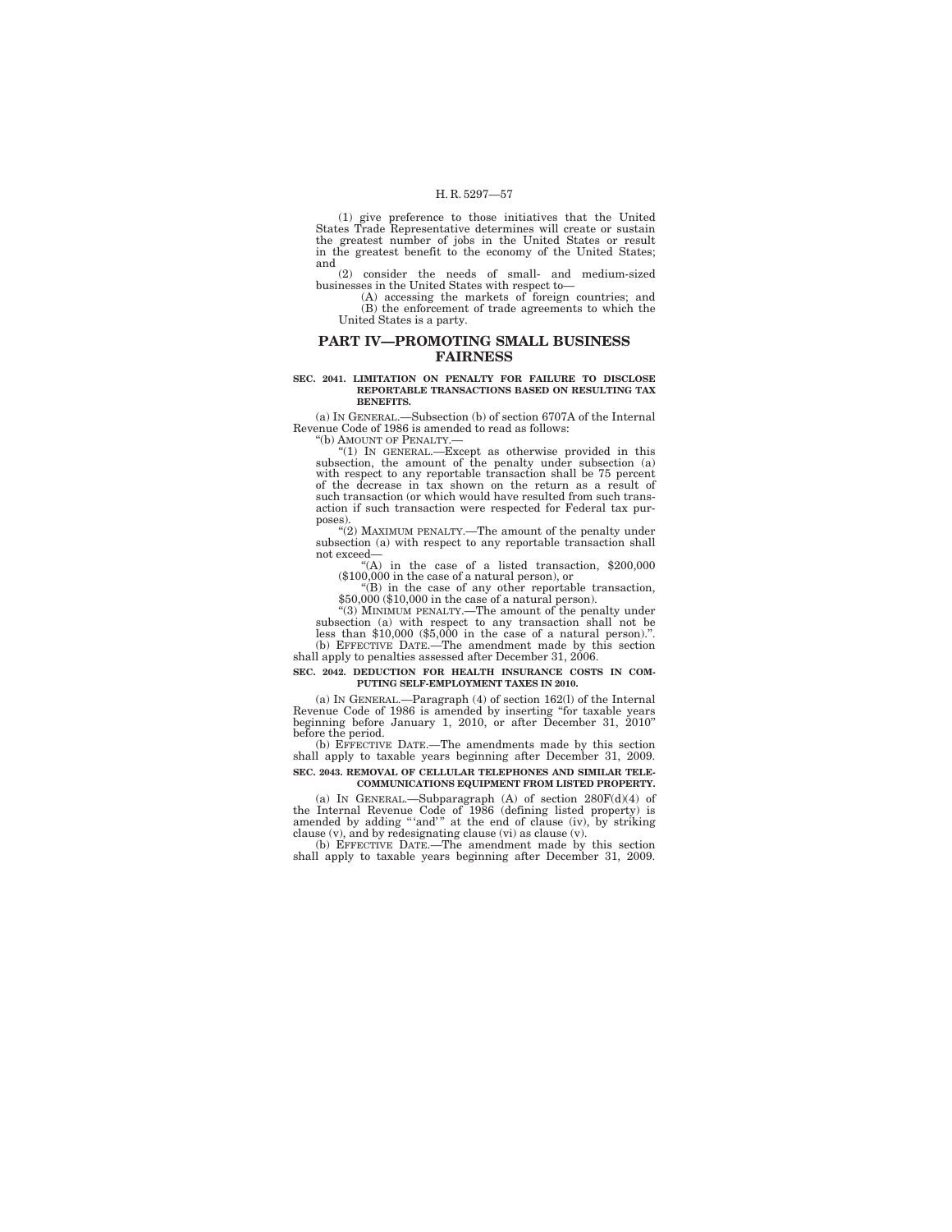(1) give preference to those initiatives that the United States Trade Representative determines will create or sustain the greatest number of jobs in the United States or result in the greatest benefit to the economy of the United States; and

(2) consider the needs of small- and medium-sized businesses in the United States with respect to—

(A) accessing the markets of foreign countries; and

(B) the enforcement of trade agreements to which the United States is a party.

## PART IV—PROMOTING SMALL BUSINESS FAIRNESS

**SEC. 2041. LIMITATION ON PENALTY FOR FAILURE TO DISCLOSE REPORTABLE TRANSACTIONS BASED ON RESULTING TAX BENEFITS.**

(a) IN GENERAL.—Subsection (b) of section 6707A of the Internal Revenue Code of 1986 is amended to read as follows:

"(b) AMOUNT OF PENALTY.—

"(1) IN GENERAL.—Except as otherwise provided in this subsection, the amount of the penalty under subsection (a) with respect to any reportable transaction shall be 75 percent of the decrease in tax shown on the return as a result of such transaction (or which would have resulted from such transaction if such transaction were respected for Federal tax purposes).

"(2) MAXIMUM PENALTY.—The amount of the penalty under subsection (a) with respect to any reportable transaction shall not exceed—

"(A) in the case of a listed transaction, $200,000 ($100,000 in the case of a natural person), or

"(B) in the case of any other reportable transaction, $50,000 ($10,000 in the case of a natural person).

"(3) MINIMUM PENALTY.—The amount of the penalty under subsection (a) with respect to any transaction shall not be less than $10,000 ($5,000 in the case of a natural person).".

(b) EFFECTIVE DATE.—The amendment made by this section shall apply to penalties assessed after December 31, 2006.

**SEC. 2042. DEDUCTION FOR HEALTH INSURANCE COSTS IN COMPUTING SELF-EMPLOYMENT TAXES IN 2010.**

(a) IN GENERAL.—Paragraph (4) of section 162(l) of the Internal Revenue Code of 1986 is amended by inserting "for taxable years beginning before January 1, 2010, or after December 31, 2010" before the period.

(b) EFFECTIVE DATE.—The amendments made by this section shall apply to taxable years beginning after December 31, 2009.

**SEC. 2043. REMOVAL OF CELLULAR TELEPHONES AND SIMILAR TELECOMMUNICATIONS EQUIPMENT FROM LISTED PROPERTY.**

(a) IN GENERAL.—Subparagraph (A) of section 280F(d)(4) of the Internal Revenue Code of 1986 (defining listed property) is amended by adding "'and'" at the end of clause (iv), by striking clause (v), and by redesignating clause (vi) as clause (v).

(b) EFFECTIVE DATE.—The amendment made by this section shall apply to taxable years beginning after December 31, 2009.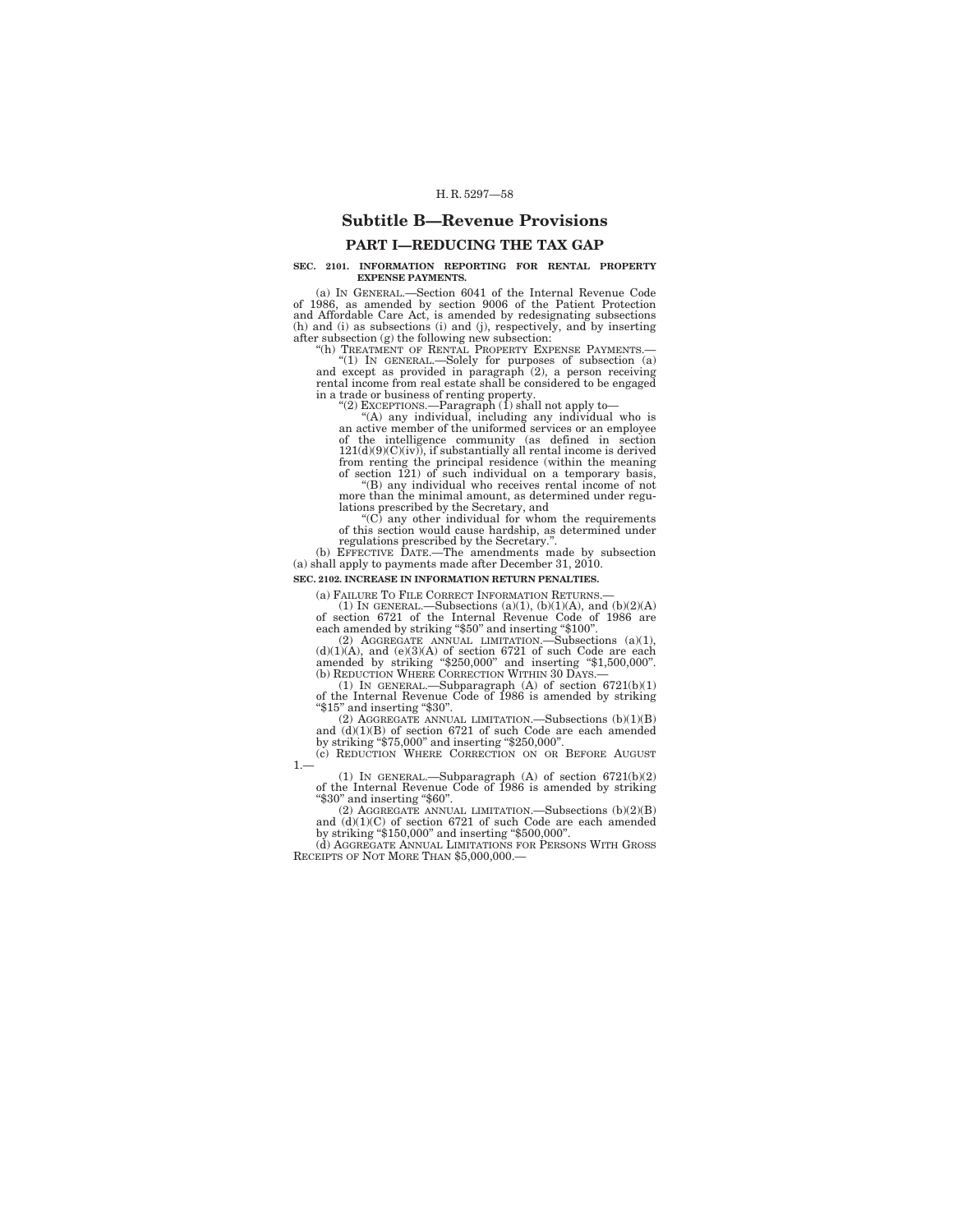## Subtitle B—Revenue Provisions

### PART I—REDUCING THE TAX GAP

**SEC. 2101. INFORMATION REPORTING FOR RENTAL PROPERTY EXPENSE PAYMENTS.**

(a) IN GENERAL.—Section 6041 of the Internal Revenue Code of 1986, as amended by section 9006 of the Patient Protection and Affordable Care Act, is amended by redesignating subsections (h) and (i) as subsections (i) and (j), respectively, and by inserting after subsection (g) the following new subsection:

"(h) TREATMENT OF RENTAL PROPERTY EXPENSE PAYMENTS.—

"(1) IN GENERAL.—Solely for purposes of subsection (a) and except as provided in paragraph (2), a person receiving rental income from real estate shall be considered to be engaged in a trade or business of renting property.

"(2) EXCEPTIONS.—Paragraph (1) shall not apply to—

"(A) any individual, including any individual who is an active member of the uniformed services or an employee of the intelligence community (as defined in section 121(d)(9(C)(iv)), if substantially all rental income is derived from renting the principal residence (within the meaning of section 121) of such individual on a temporary basis,

"(B) any individual who receives rental income of not more than the minimal amount, as determined under regulations prescribed by the Secretary, and

"(C) any other individual for whom the requirements of this section would cause hardship, as determined under regulations prescribed by the Secretary.".

(b) EFFECTIVE DATE.—The amendments made by subsection (a) shall apply to payments made after December 31, 2010.

**SEC. 2102. INCREASE IN INFORMATION RETURN PENALTIES.**

(a) FAILURE TO FILE CORRECT INFORMATION RETURNS.—

(1) IN GENERAL.—Subsections (a)(1), (b)(1)(A), and (b)(2)(A) of section 6721 of the Internal Revenue Code of 1986 are each amended by striking "$50" and inserting "$100".

(2) AGGREGATE ANNUAL LIMITATION.—Subsections (a)(1), (d)(1)(A), and (e)(3)(A) of section 6721 of such Code are each amended by striking "$250,000" and inserting "$1,500,000".

(b) REDUCTION WHERE CORRECTION WITHIN 30 DAYS.—

(1) IN GENERAL.—Subparagraph (A) of section 6721(b)(1) of the Internal Revenue Code of 1986 is amended by striking "$15" and inserting "$30".

(2) AGGREGATE ANNUAL LIMITATION.—Subsections (b)(1)(B) and (d)(1)(B) of section 6721 of such Code are each amended by striking "$75,000" and inserting "$250,000".

(c) REDUCTION WHERE CORRECTION ON OR BEFORE AUGUST 1.—

(1) IN GENERAL.—Subparagraph (A) of section 6721(b)(2) of the Internal Revenue Code of 1986 is amended by striking "$30" and inserting "$60".

(2) AGGREGATE ANNUAL LIMITATION.—Subsections (b)(2)(B) and (d)(1)(C) of section 6721 of such Code are each amended by striking "$150,000" and inserting "$500,000".

(d) AGGREGATE ANNUAL LIMITATIONS FOR PERSONS WITH GROSS RECEIPTS OF NOT MORE THAN $5,000,000.—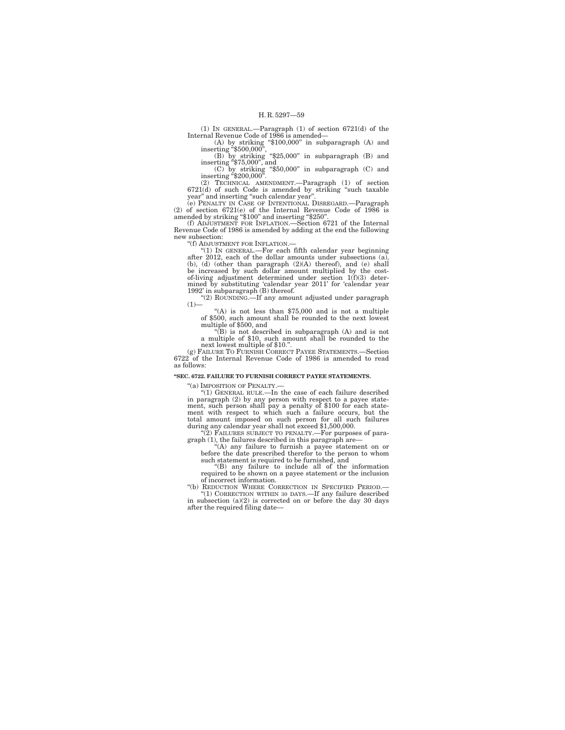(1) IN GENERAL.—Paragraph (1) of section 6721(d) of the Internal Revenue Code of 1986 is amended—

(A) by striking "$100,000" in subparagraph (A) and inserting "$500,000",

(B) by striking "$25,000" in subparagraph (B) and inserting "$75,000", and

(C) by striking "$50,000" in subparagraph (C) and inserting "$200,000".

(2) TECHNICAL AMENDMENT.—Paragraph (1) of section 6721(d) of such Code is amended by striking "such taxable year" and inserting "such calendar year".

(e) PENALTY IN CASE OF INTENTIONAL DISREGARD.—Paragraph (2) of section 6721(e) of the Internal Revenue Code of 1986 is amended by striking "$100" and inserting "$250".

(f) ADJUSTMENT FOR INFLATION.—Section 6721 of the Internal Revenue Code of 1986 is amended by adding at the end the following new subsection:

"(f) ADJUSTMENT FOR INFLATION.—

"(1) IN GENERAL.—For each fifth calendar year beginning after 2012, each of the dollar amounts under subsections (a), (b), (d) (other than paragraph (2)(A) thereof), and (e) shall be increased by such dollar amount multiplied by the cost-of-living adjustment determined under section 1(f)(3) determined by substituting 'calendar year 2011' for 'calendar year 1992' in subparagraph (B) thereof.

"(2) ROUNDING.—If any amount adjusted under paragraph (1)—

"(A) is not less than $75,000 and is not a multiple of $500, such amount shall be rounded to the next lowest multiple of $500, and

"(B) is not described in subparagraph (A) and is not a multiple of $10, such amount shall be rounded to the next lowest multiple of $10.".

(g) FAILURE TO FURNISH CORRECT PAYEE STATEMENTS.—Section 6722 of the Internal Revenue Code of 1986 is amended to read as follows:

**"SEC. 6722. FAILURE TO FURNISH CORRECT PAYEE STATEMENTS.**

"(a) IMPOSITION OF PENALTY.—

"(1) GENERAL RULE.—In the case of each failure described in paragraph (2) by any person with respect to a payee statement, such person shall pay a penalty of $100 for each statement with respect to which such a failure occurs, but the total amount imposed on such person for all such failures during any calendar year shall not exceed $1,500,000.

"(2) FAILURES SUBJECT TO PENALTY.—For purposes of paragraph (1), the failures described in this paragraph are—

"(A) any failure to furnish a payee statement on or before the date prescribed therefor to the person to whom such statement is required to be furnished, and

"(B) any failure to include all of the information required to be shown on a payee statement or the inclusion of incorrect information.

"(b) REDUCTION WHERE CORRECTION IN SPECIFIED PERIOD.—

"(1) CORRECTION WITHIN 30 DAYS.—If any failure described in subsection (a)(2) is corrected on or before the day 30 days after the required filing date—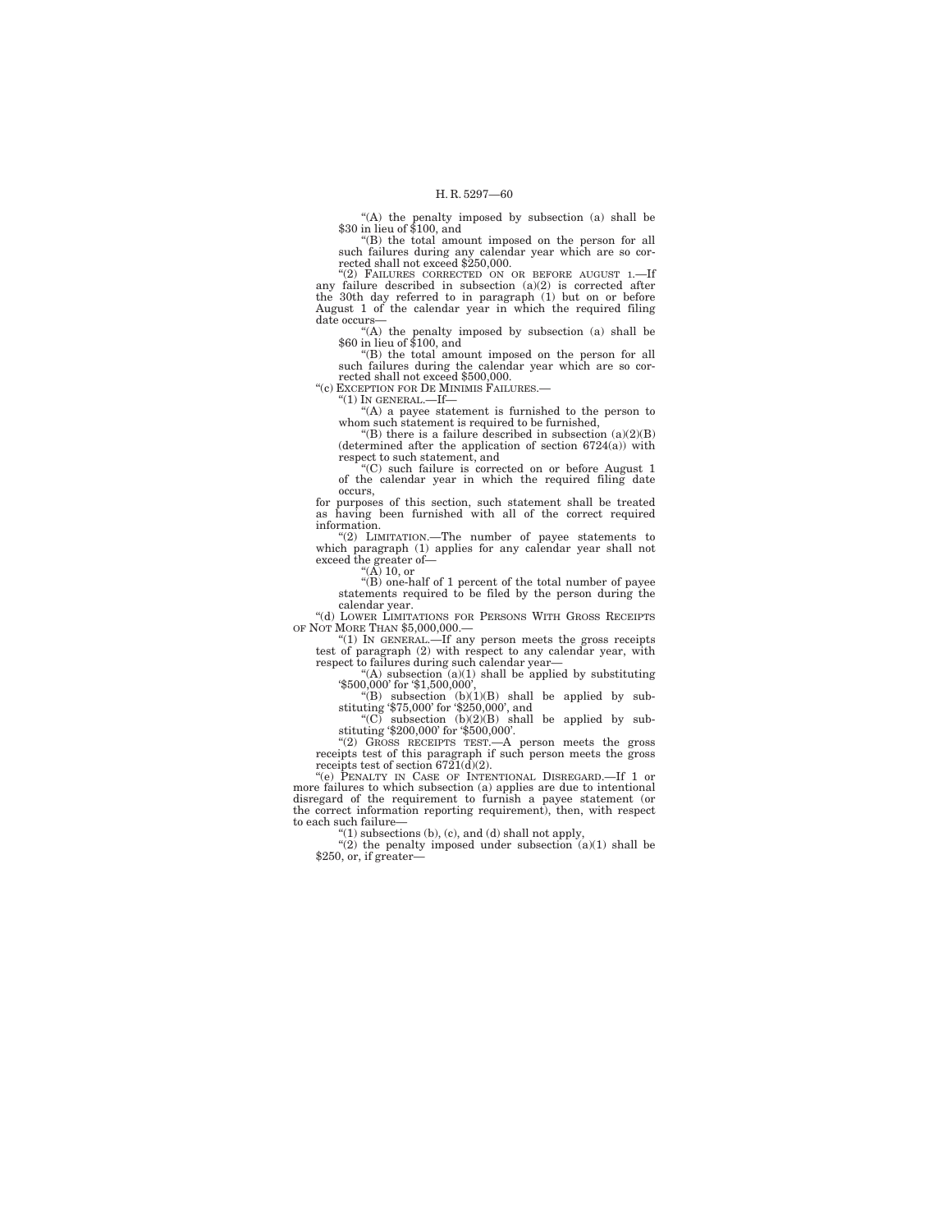"(A) the penalty imposed by subsection (a) shall be $30 in lieu of $100, and

"(B) the total amount imposed on the person for all such failures during any calendar year which are so corrected shall not exceed $250,000.

"(2) FAILURES CORRECTED ON OR BEFORE AUGUST 1.—If any failure described in subsection (a)(2) is corrected after the 30th day referred to in paragraph (1) but on or before August 1 of the calendar year in which the required filing date occurs—

"(A) the penalty imposed by subsection (a) shall be $60 in lieu of $100, and

"(B) the total amount imposed on the person for all such failures during the calendar year which are so corrected shall not exceed $500,000.

"(c) EXCEPTION FOR DE MINIMIS FAILURES.—

"(1) IN GENERAL.—If—

"(A) a payee statement is furnished to the person to whom such statement is required to be furnished,

"(B) there is a failure described in subsection (a)(2)(B) (determined after the application of section 6724(a)) with respect to such statement, and

"(C) such failure is corrected on or before August 1 of the calendar year in which the required filing date occurs,

for purposes of this section, such statement shall be treated as having been furnished with all of the correct required information.

"(2) LIMITATION.—The number of payee statements to which paragraph (1) applies for any calendar year shall not exceed the greater of—

"(A) 10, or

"(B) one-half of 1 percent of the total number of payee statements required to be filed by the person during the calendar year.

"(d) LOWER LIMITATIONS FOR PERSONS WITH GROSS RECEIPTS OF NOT MORE THAN $5,000,000.—

"(1) IN GENERAL.—If any person meets the gross receipts test of paragraph (2) with respect to any calendar year, with respect to failures during such calendar year—

"(A) subsection (a)(1) shall be applied by substituting '$500,000' for '$1,500,000',

"(B) subsection (b)(1)(B) shall be applied by substituting '$75,000' for '$250,000', and

"(C) subsection (b)(2)(B) shall be applied by substituting '$200,000' for '$500,000'.

"(2) GROSS RECEIPTS TEST.—A person meets the gross receipts test of this paragraph if such person meets the gross receipts test of section 6721(d)(2).

"(e) PENALTY IN CASE OF INTENTIONAL DISREGARD.—If 1 or more failures to which subsection (a) applies are due to intentional disregard of the requirement to furnish a payee statement (or the correct information reporting requirement), then, with respect to each such failure—

"(1) subsections (b), (c), and (d) shall not apply,

"(2) the penalty imposed under subsection (a)(1) shall be $250, or, if greater—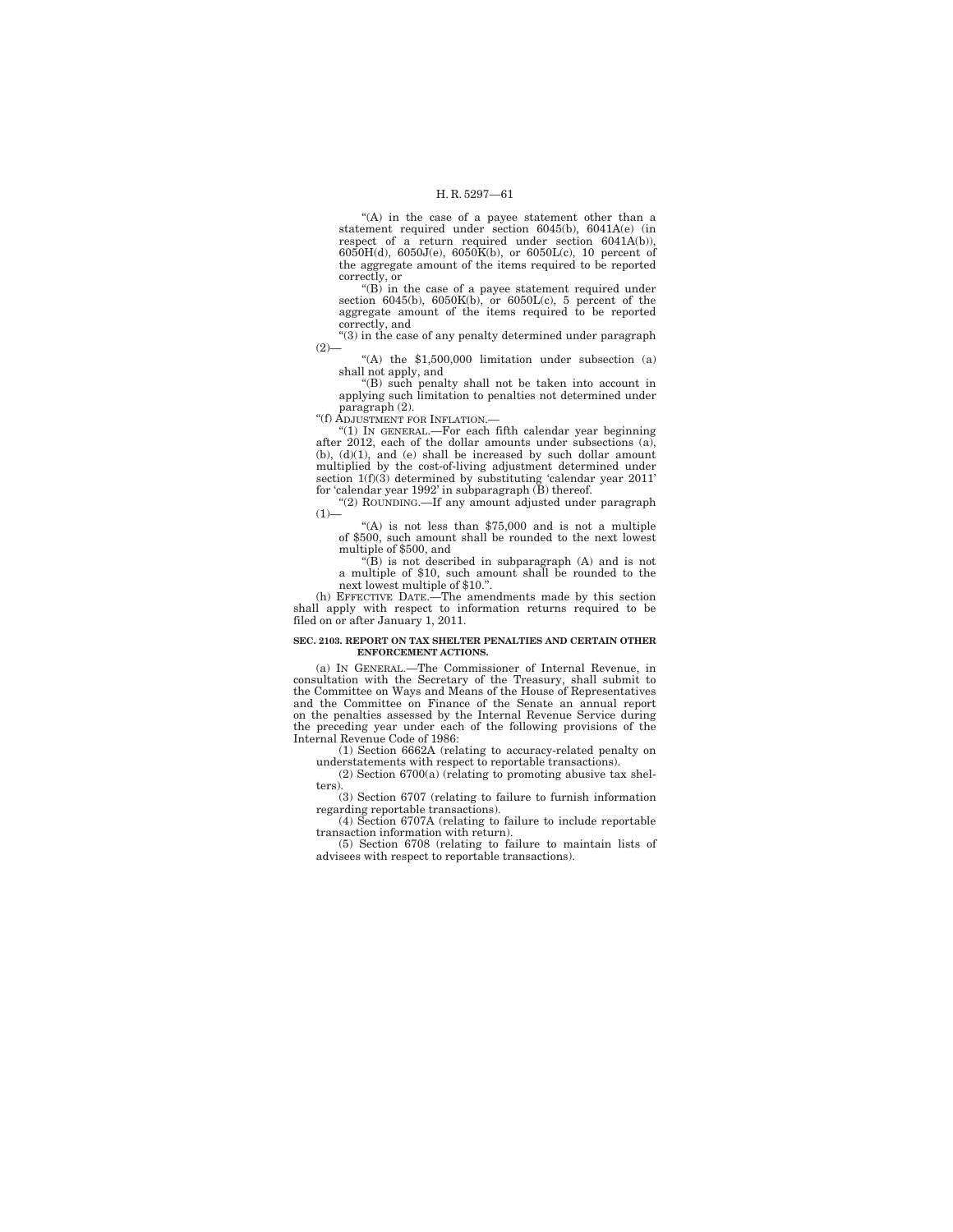"(A) in the case of a payee statement other than a statement required under section 6045(b), 6041A(e) (in respect of a return required under section 6041A(b)), 6050H(d), 6050J(e), 6050K(b), or 6050L(c), 10 percent of the aggregate amount of the items required to be reported correctly, or

"(B) in the case of a payee statement required under section 6045(b), 6050K(b), or 6050L(c), 5 percent of the aggregate amount of the items required to be reported correctly, and

"(3) in the case of any penalty determined under paragraph (2)—

"(A) the $1,500,000 limitation under subsection (a) shall not apply, and

"(B) such penalty shall not be taken into account in applying such limitation to penalties not determined under paragraph (2).

"(f) ADJUSTMENT FOR INFLATION.—

"(1) IN GENERAL.—For each fifth calendar year beginning after 2012, each of the dollar amounts under subsections (a), (b), (d)(1), and (e) shall be increased by such dollar amount multiplied by the cost-of-living adjustment determined under section 1(f)(3) determined by substituting 'calendar year 2011' for 'calendar year 1992' in subparagraph (B) thereof.

"(2) ROUNDING.—If any amount adjusted under paragraph (1)—

"(A) is not less than $75,000 and is not a multiple of $500, such amount shall be rounded to the next lowest multiple of $500, and

"(B) is not described in subparagraph (A) and is not a multiple of $10, such amount shall be rounded to the next lowest multiple of $10.".

(h) EFFECTIVE DATE.—The amendments made by this section shall apply with respect to information returns required to be filed on or after January 1, 2011.

**SEC. 2103. REPORT ON TAX SHELTER PENALTIES AND CERTAIN OTHER ENFORCEMENT ACTIONS.**

(a) IN GENERAL.—The Commissioner of Internal Revenue, in consultation with the Secretary of the Treasury, shall submit to the Committee on Ways and Means of the House of Representatives and the Committee on Finance of the Senate an annual report on the penalties assessed by the Internal Revenue Service during the preceding year under each of the following provisions of the Internal Revenue Code of 1986:

(1) Section 6662A (relating to accuracy-related penalty on understatements with respect to reportable transactions).

(2) Section 6700(a) (relating to promoting abusive tax shelters).

(3) Section 6707 (relating to failure to furnish information regarding reportable transactions).

(4) Section 6707A (relating to failure to include reportable transaction information with return).

(5) Section 6708 (relating to failure to maintain lists of advisees with respect to reportable transactions).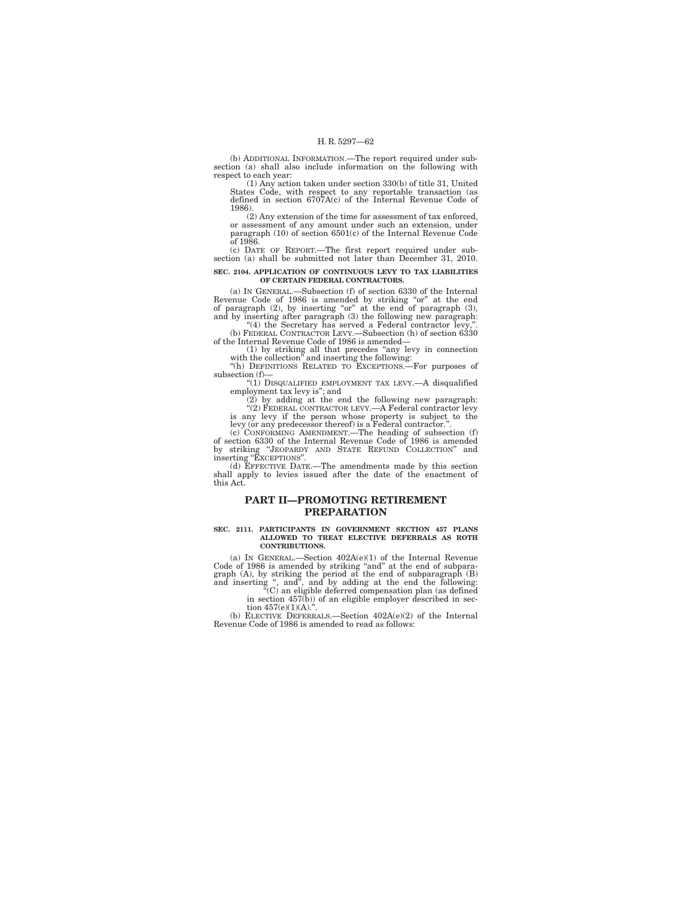(b) ADDITIONAL INFORMATION.—The report required under subsection (a) shall also include information on the following with respect to each year:

(1) Any action taken under section 330(b) of title 31, United States Code, with respect to any reportable transaction (as defined in section 6707A(c) of the Internal Revenue Code of 1986).

(2) Any extension of the time for assessment of tax enforced, or assessment of any amount under such an extension, under paragraph (10) of section 6501(c) of the Internal Revenue Code of 1986.

(c) DATE OF REPORT.—The first report required under subsection (a) shall be submitted not later than December 31, 2010.

**SEC. 2104. APPLICATION OF CONTINUOUS LEVY TO TAX LIABILITIES OF CERTAIN FEDERAL CONTRACTORS.**

(a) IN GENERAL.—Subsection (f) of section 6330 of the Internal Revenue Code of 1986 is amended by striking "or" at the end of paragraph (2), by inserting "or" at the end of paragraph (3), and by inserting after paragraph (3) the following new paragraph:

"(4) the Secretary has served a Federal contractor levy,".

(b) FEDERAL CONTRACTOR LEVY.—Subsection (h) of section 6330 of the Internal Revenue Code of 1986 is amended—

(1) by striking all that precedes "any levy in connection with the collection" and inserting the following:

"(h) DEFINITIONS RELATED TO EXCEPTIONS.—For purposes of subsection (f)—

"(1) DISQUALIFIED EMPLOYMENT TAX LEVY.—A disqualified employment tax levy is"; and

(2) by adding at the end the following new paragraph:

"(2) FEDERAL CONTRACTOR LEVY.—A Federal contractor levy is any levy if the person whose property is subject to the levy (or any predecessor thereof) is a Federal contractor.".

(c) CONFORMING AMENDMENT.—The heading of subsection (f) of section 6330 of the Internal Revenue Code of 1986 is amended by striking "JEOPARDY AND STATE REFUND COLLECTION" and inserting "EXCEPTIONS".

(d) EFFECTIVE DATE.—The amendments made by this section shall apply to levies issued after the date of the enactment of this Act.

## PART II—PROMOTING RETIREMENT PREPARATION

**SEC. 2111. PARTICIPANTS IN GOVERNMENT SECTION 457 PLANS ALLOWED TO TREAT ELECTIVE DEFERRALS AS ROTH CONTRIBUTIONS.**

(a) IN GENERAL.—Section 402A(e)(1) of the Internal Revenue Code of 1986 is amended by striking "and" at the end of subparagraph (A), by striking the period at the end of subparagraph (B) and inserting ", and", and by adding at the end the following:

"(C) an eligible deferred compensation plan (as defined in section 457(b)) of an eligible employer described in section 457(e)(1)(A).".

(b) ELECTIVE DEFERRALS.—Section 402A(e)(2) of the Internal Revenue Code of 1986 is amended to read as follows: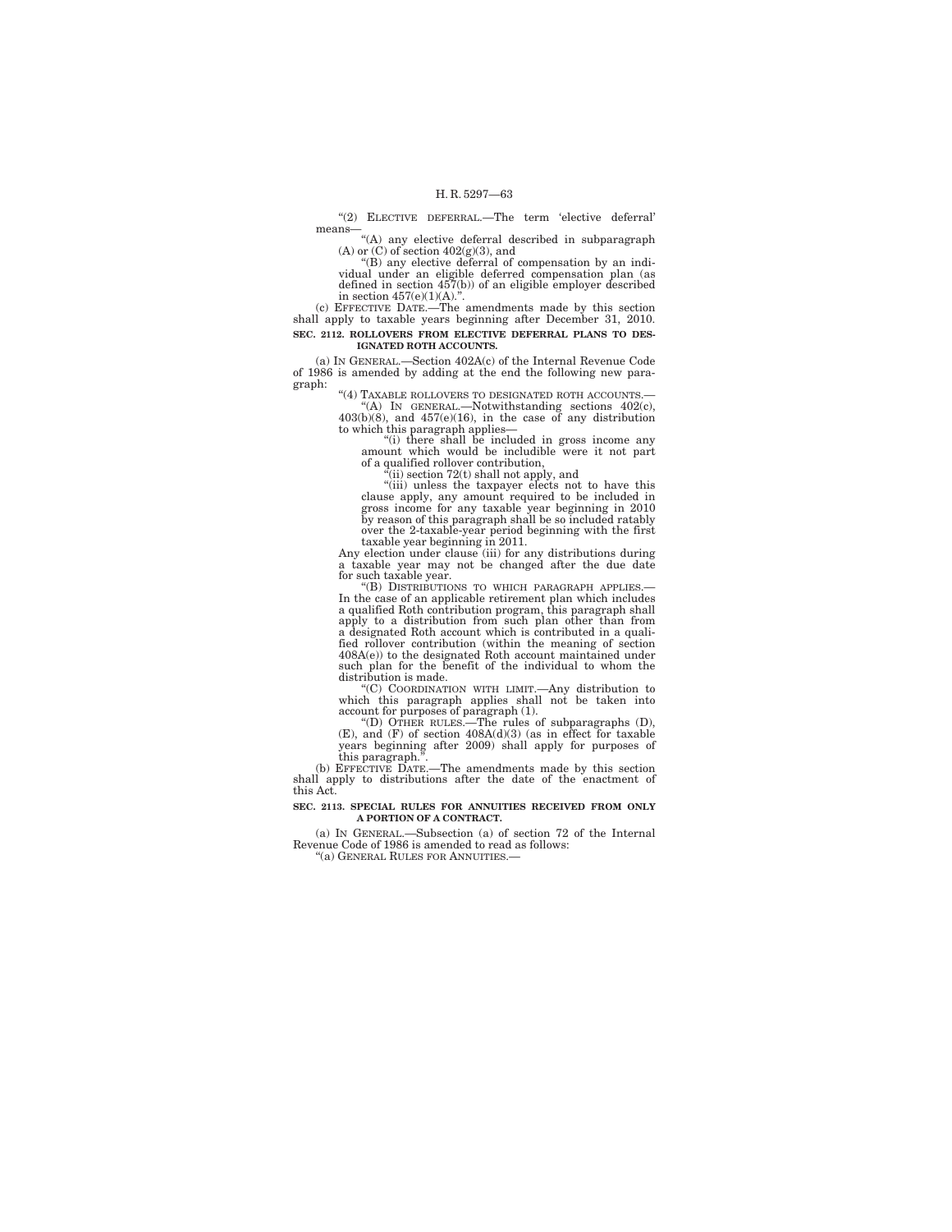"(2) ELECTIVE DEFERRAL.—The term 'elective deferral' means—

"(A) any elective deferral described in subparagraph (A) or (C) of section 402(g)(3), and

"(B) any elective deferral of compensation by an individual under an eligible deferred compensation plan (as defined in section 457(b)) of an eligible employer described in section 457(e)(1)(A).".

(c) EFFECTIVE DATE.—The amendments made by this section shall apply to taxable years beginning after December 31, 2010.

**SEC. 2112. ROLLOVERS FROM ELECTIVE DEFERRAL PLANS TO DESIGNATED ROTH ACCOUNTS.**

(a) IN GENERAL.—Section 402A(c) of the Internal Revenue Code of 1986 is amended by adding at the end the following new paragraph:

"(4) TAXABLE ROLLOVERS TO DESIGNATED ROTH ACCOUNTS.—

"(A) IN GENERAL.—Notwithstanding sections 402(c), 403(b)(8), and 457(e)(16), in the case of any distribution to which this paragraph applies—

"(i) there shall be included in gross income any amount which would be includible were it not part of a qualified rollover contribution,

"(ii) section 72(t) shall not apply, and

"(iii) unless the taxpayer elects not to have this clause apply, any amount required to be included in gross income for any taxable year beginning in 2010 by reason of this paragraph shall be so included ratably over the 2-taxable-year period beginning with the first taxable year beginning in 2011.

Any election under clause (iii) for any distributions during a taxable year may not be changed after the due date for such taxable year.

"(B) DISTRIBUTIONS TO WHICH PARAGRAPH APPLIES.—In the case of an applicable retirement plan which includes a qualified Roth contribution program, this paragraph shall apply to a distribution from such plan other than from a designated Roth account which is contributed in a qualified rollover contribution (within the meaning of section 408A(e)) to the designated Roth account maintained under such plan for the benefit of the individual to whom the distribution is made.

"(C) COORDINATION WITH LIMIT.—Any distribution to which this paragraph applies shall not be taken into account for purposes of paragraph (1).

"(D) OTHER RULES.—The rules of subparagraphs (D), (E), and (F) of section 408A(d)(3) (as in effect for taxable years beginning after 2009) shall apply for purposes of this paragraph.".

(b) EFFECTIVE DATE.—The amendments made by this section shall apply to distributions after the date of the enactment of this Act.

**SEC. 2113. SPECIAL RULES FOR ANNUITIES RECEIVED FROM ONLY A PORTION OF A CONTRACT.**

(a) IN GENERAL.—Subsection (a) of section 72 of the Internal Revenue Code of 1986 is amended to read as follows:

"(a) GENERAL RULES FOR ANNUITIES.—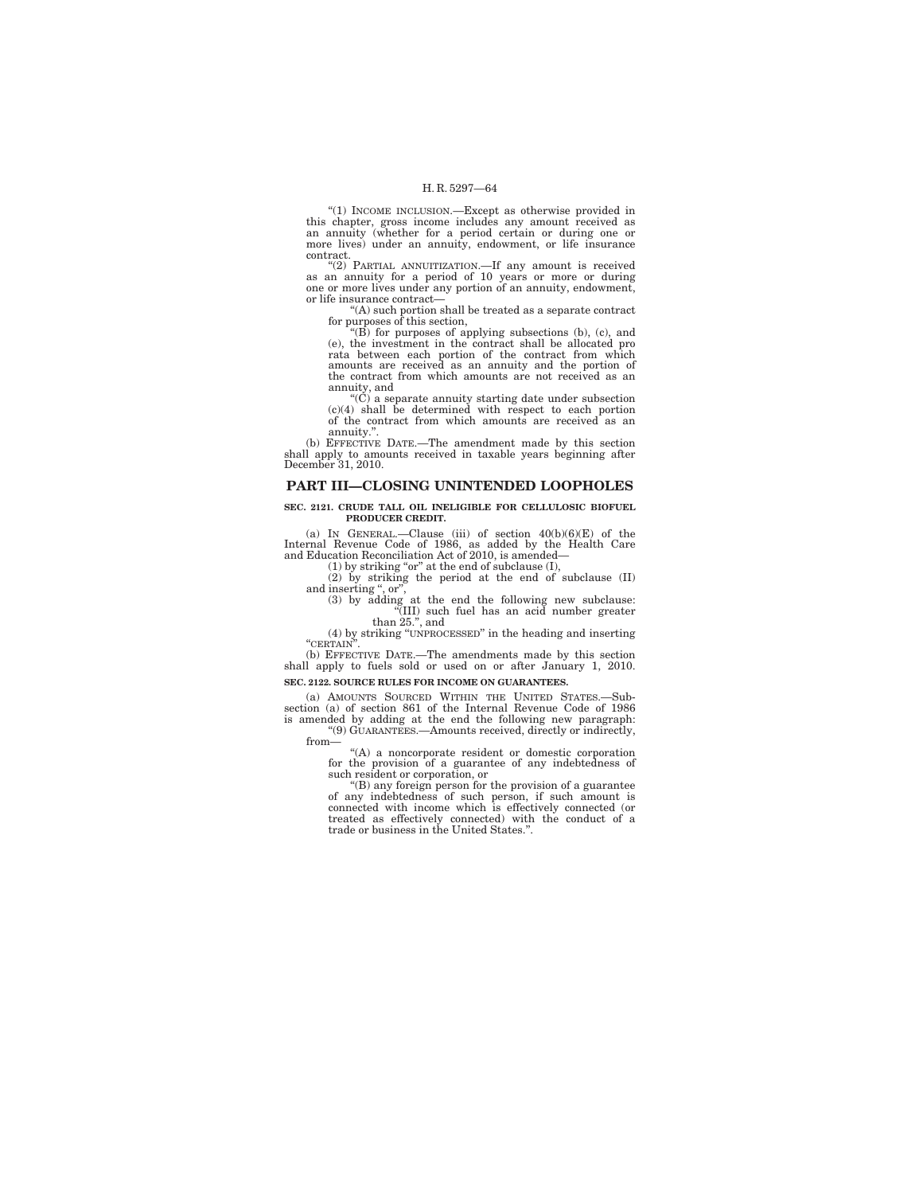"(1) INCOME INCLUSION.—Except as otherwise provided in this chapter, gross income includes any amount received as an annuity (whether for a period certain or during one or more lives) under an annuity, endowment, or life insurance contract.

"(2) PARTIAL ANNUITIZATION.—If any amount is received as an annuity for a period of 10 years or more or during one or more lives under any portion of an annuity, endowment, or life insurance contract—

"(A) such portion shall be treated as a separate contract for purposes of this section,

"(B) for purposes of applying subsections (b), (c), and (e), the investment in the contract shall be allocated pro rata between each portion of the contract from which amounts are received as an annuity and the portion of the contract from which amounts are not received as an annuity, and

"(C) a separate annuity starting date under subsection (c)(4) shall be determined with respect to each portion of the contract from which amounts are received as an annuity.".

(b) EFFECTIVE DATE.—The amendment made by this section shall apply to amounts received in taxable years beginning after December 31, 2010.

## PART III—CLOSING UNINTENDED LOOPHOLES

**SEC. 2121. CRUDE TALL OIL INELIGIBLE FOR CELLULOSIC BIOFUEL PRODUCER CREDIT.**

(a) IN GENERAL.—Clause (iii) of section 40(b)(6)(E) of the Internal Revenue Code of 1986, as added by the Health Care and Education Reconciliation Act of 2010, is amended—

(1) by striking "or" at the end of subclause (I),

(2) by striking the period at the end of subclause (II) and inserting ", or",

(3) by adding at the end the following new subclause:

"(III) such fuel has an acid number greater than 25.", and

(4) by striking "UNPROCESSED" in the heading and inserting "CERTAIN".

(b) EFFECTIVE DATE.—The amendments made by this section shall apply to fuels sold or used on or after January 1, 2010.

**SEC. 2122. SOURCE RULES FOR INCOME ON GUARANTEES.**

(a) AMOUNTS SOURCED WITHIN THE UNITED STATES.—Subsection (a) of section 861 of the Internal Revenue Code of 1986 is amended by adding at the end the following new paragraph:

"(9) GUARANTEES.—Amounts received, directly or indirectly, from—

"(A) a noncorporate resident or domestic corporation for the provision of a guarantee of any indebtedness of such resident or corporation, or

"(B) any foreign person for the provision of a guarantee of any indebtedness of such person, if such amount is connected with income which is effectively connected (or treated as effectively connected) with the conduct of a trade or business in the United States.".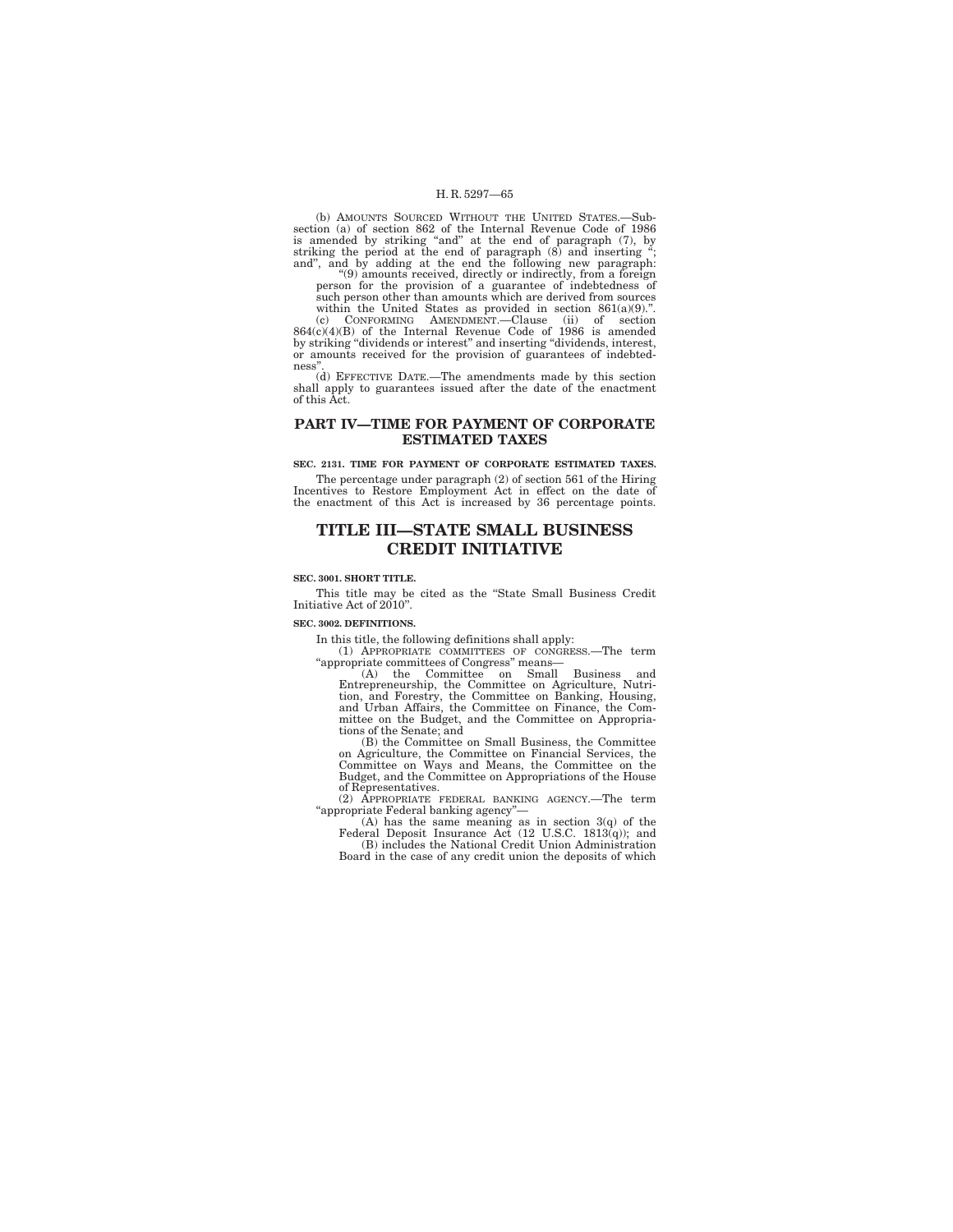(b) AMOUNTS SOURCED WITHOUT THE UNITED STATES.—Subsection (a) of section 862 of the Internal Revenue Code of 1986 is amended by striking "and" at the end of paragraph (7), by striking the period at the end of paragraph (8) and inserting "; and", and by adding at the end the following new paragraph:

"(9) amounts received, directly or indirectly, from a foreign person for the provision of a guarantee of indebtedness of such person other than amounts which are derived from sources within the United States as provided in section 861(a)(9).".

(c) CONFORMING AMENDMENT.—Clause (ii) of section 864(c)(4)(B) of the Internal Revenue Code of 1986 is amended by striking "dividends or interest" and inserting "dividends, interest, or amounts received for the provision of guarantees of indebtedness".

(d) EFFECTIVE DATE.—The amendments made by this section shall apply to guarantees issued after the date of the enactment of this Act.

## PART IV—TIME FOR PAYMENT OF CORPORATE ESTIMATED TAXES

**SEC. 2131. TIME FOR PAYMENT OF CORPORATE ESTIMATED TAXES.**

The percentage under paragraph (2) of section 561 of the Hiring Incentives to Restore Employment Act in effect on the date of the enactment of this Act is increased by 36 percentage points.

# TITLE III—STATE SMALL BUSINESS CREDIT INITIATIVE

**SEC. 3001. SHORT TITLE.**

This title may be cited as the "State Small Business Credit Initiative Act of 2010".

**SEC. 3002. DEFINITIONS.**

In this title, the following definitions shall apply:

(1) APPROPRIATE COMMITTEES OF CONGRESS.—The term "appropriate committees of Congress" means—

(A) the Committee on Small Business and Entrepreneurship, the Committee on Agriculture, Nutrition, and Forestry, the Committee on Banking, Housing, and Urban Affairs, the Committee on Finance, the Committee on the Budget, and the Committee on Appropriations of the Senate; and

(B) the Committee on Small Business, the Committee on Agriculture, the Committee on Financial Services, the Committee on Ways and Means, the Committee on the Budget, and the Committee on Appropriations of the House of Representatives.

(2) APPROPRIATE FEDERAL BANKING AGENCY.—The term "appropriate Federal banking agency"—

(A) has the same meaning as in section 3(q) of the Federal Deposit Insurance Act (12 U.S.C. 1813(q)); and

(B) includes the National Credit Union Administration Board in the case of any credit union the deposits of which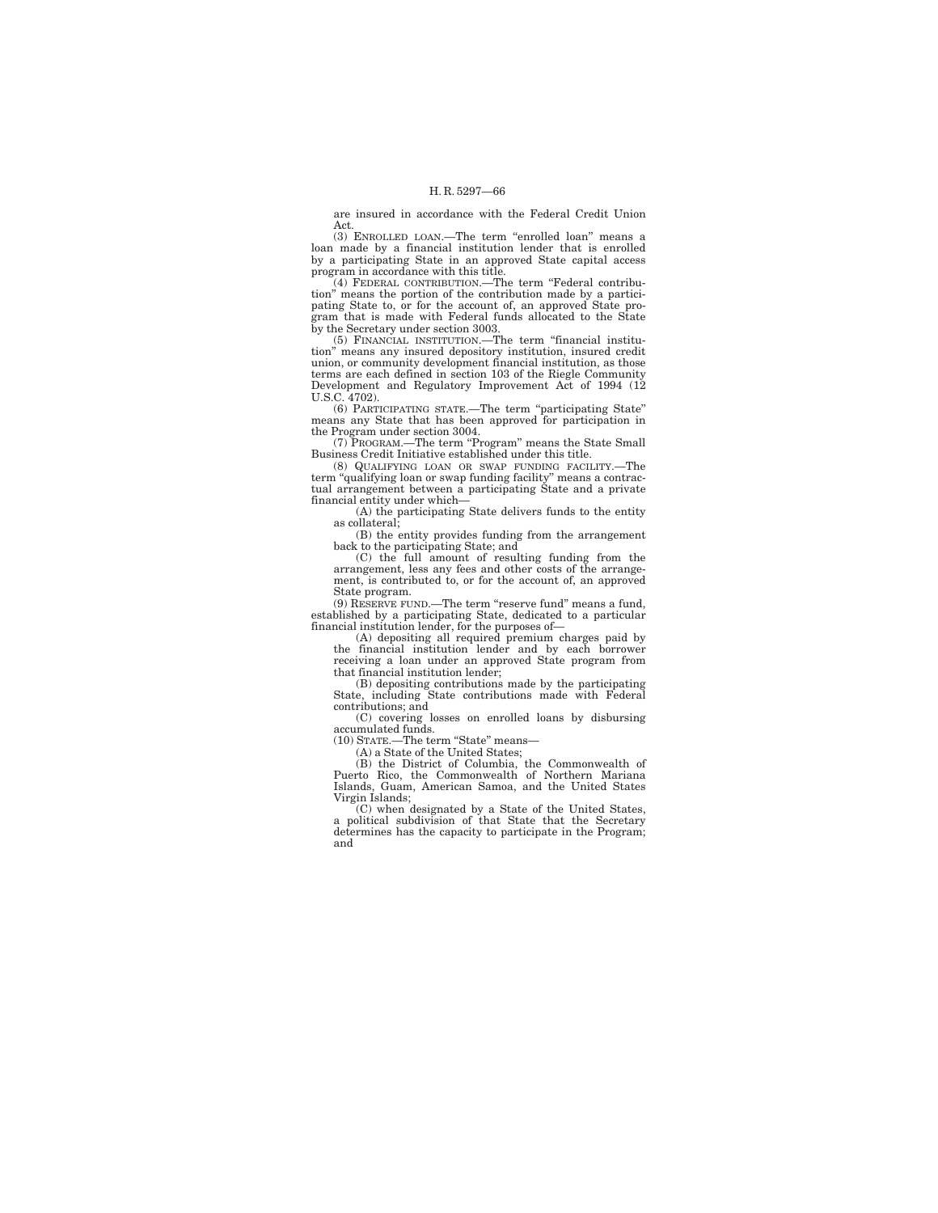are insured in accordance with the Federal Credit Union Act.

(3) ENROLLED LOAN.—The term "enrolled loan" means a loan made by a financial institution lender that is enrolled by a participating State in an approved State capital access program in accordance with this title.

(4) FEDERAL CONTRIBUTION.—The term "Federal contribution" means the portion of the contribution made by a participating State to, or for the account of, an approved State program that is made with Federal funds allocated to the State by the Secretary under section 3003.

(5) FINANCIAL INSTITUTION.—The term "financial institution" means any insured depository institution, insured credit union, or community development financial institution, as those terms are each defined in section 103 of the Riegle Community Development and Regulatory Improvement Act of 1994 (12 U.S.C. 4702).

(6) PARTICIPATING STATE.—The term "participating State" means any State that has been approved for participation in the Program under section 3004.

(7) PROGRAM.—The term "Program" means the State Small Business Credit Initiative established under this title.

(8) QUALIFYING LOAN OR SWAP FUNDING FACILITY.—The term "qualifying loan or swap funding facility" means a contractual arrangement between a participating State and a private financial entity under which—

(A) the participating State delivers funds to the entity as collateral;

(B) the entity provides funding from the arrangement back to the participating State; and

(C) the full amount of resulting funding from the arrangement, less any fees and other costs of the arrangement, is contributed to, or for the account of, an approved State program.

(9) RESERVE FUND.—The term "reserve fund" means a fund, established by a participating State, dedicated to a particular financial institution lender, for the purposes of—

(A) depositing all required premium charges paid by the financial institution lender and by each borrower receiving a loan under an approved State program from that financial institution lender;

(B) depositing contributions made by the participating State, including State contributions made with Federal contributions; and

(C) covering losses on enrolled loans by disbursing accumulated funds.

(10) STATE.—The term "State" means—

(A) a State of the United States;

(B) the District of Columbia, the Commonwealth of Puerto Rico, the Commonwealth of Northern Mariana Islands, Guam, American Samoa, and the United States Virgin Islands;

(C) when designated by a State of the United States, a political subdivision of that State that the Secretary determines has the capacity to participate in the Program; and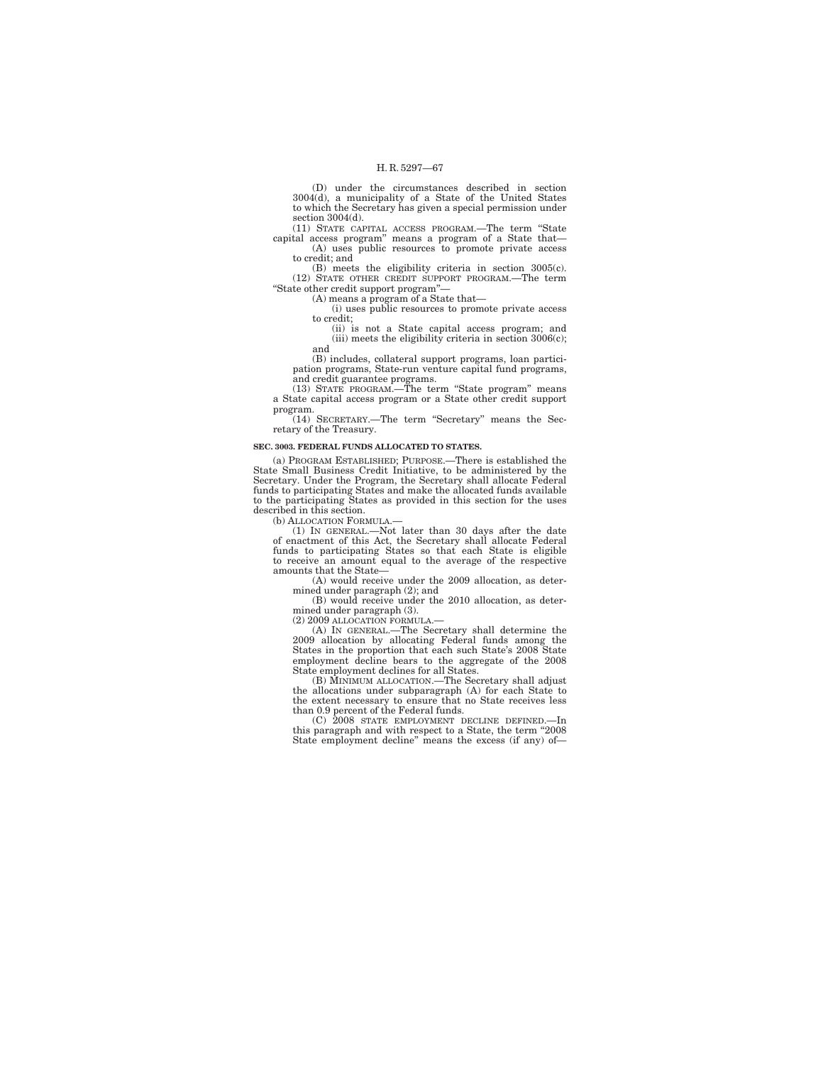(D) under the circumstances described in section 3004(d), a municipality of a State of the United States to which the Secretary has given a special permission under section 3004(d).

(11) STATE CAPITAL ACCESS PROGRAM.—The term "State capital access program" means a program of a State that—

(A) uses public resources to promote private access to credit; and

(B) meets the eligibility criteria in section 3005(c).

(12) STATE OTHER CREDIT SUPPORT PROGRAM.—The term "State other credit support program"—

(A) means a program of a State that—

(i) uses public resources to promote private access to credit;

(ii) is not a State capital access program; and

(iii) meets the eligibility criteria in section 3006(c); and

(B) includes, collateral support programs, loan participation programs, State-run venture capital fund programs, and credit guarantee programs.

(13) STATE PROGRAM.—The term "State program" means a State capital access program or a State other credit support program.

(14) SECRETARY.—The term "Secretary" means the Secretary of the Treasury.

**SEC. 3003. FEDERAL FUNDS ALLOCATED TO STATES.**

(a) PROGRAM ESTABLISHED; PURPOSE.—There is established the State Small Business Credit Initiative, to be administered by the Secretary. Under the Program, the Secretary shall allocate Federal funds to participating States and make the allocated funds available to the participating States as provided in this section for the uses described in this section.

(b) ALLOCATION FORMULA.—

(1) IN GENERAL.—Not later than 30 days after the date of enactment of this Act, the Secretary shall allocate Federal funds to participating States so that each State is eligible to receive an amount equal to the average of the respective amounts that the State—

(A) would receive under the 2009 allocation, as determined under paragraph (2); and

(B) would receive under the 2010 allocation, as determined under paragraph (3).

(2) 2009 ALLOCATION FORMULA.—

(A) IN GENERAL.—The Secretary shall determine the 2009 allocation by allocating Federal funds among the States in the proportion that each such State's 2008 State employment decline bears to the aggregate of the 2008 State employment declines for all States.

(B) MINIMUM ALLOCATION.—The Secretary shall adjust the allocations under subparagraph (A) for each State to the extent necessary to ensure that no State receives less than 0.9 percent of the Federal funds.

(C) 2008 STATE EMPLOYMENT DECLINE DEFINED.—In this paragraph and with respect to a State, the term "2008 State employment decline" means the excess (if any) of—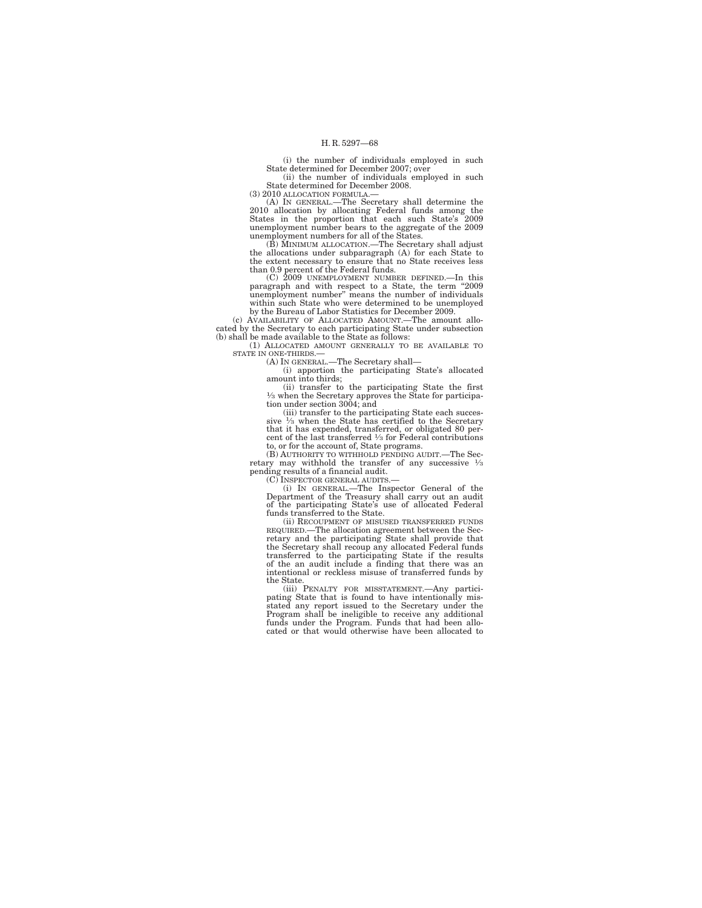(i) the number of individuals employed in such State determined for December 2007; over

(ii) the number of individuals employed in such State determined for December 2008.

(3) 2010 ALLOCATION FORMULA.—

(A) IN GENERAL.—The Secretary shall determine the 2010 allocation by allocating Federal funds among the States in the proportion that each such State's 2009 unemployment number bears to the aggregate of the 2009 unemployment numbers for all of the States.

(B) MINIMUM ALLOCATION.—The Secretary shall adjust the allocations under subparagraph (A) for each State to the extent necessary to ensure that no State receives less than 0.9 percent of the Federal funds.

(C) 2009 UNEMPLOYMENT NUMBER DEFINED.—In this paragraph and with respect to a State, the term "2009 unemployment number" means the number of individuals within such State who were determined to be unemployed by the Bureau of Labor Statistics for December 2009.

(c) AVAILABILITY OF ALLOCATED AMOUNT.—The amount allocated by the Secretary to each participating State under subsection (b) shall be made available to the State as follows:

(1) ALLOCATED AMOUNT GENERALLY TO BE AVAILABLE TO STATE IN ONE-THIRDS.—

(A) IN GENERAL.—The Secretary shall—

(i) apportion the participating State's allocated amount into thirds;

(ii) transfer to the participating State the first ⅓ when the Secretary approves the State for participation under section 3004; and

(iii) transfer to the participating State each successive ⅓ when the State has certified to the Secretary that it has expended, transferred, or obligated 80 percent of the last transferred ⅓ for Federal contributions to, or for the account of, State programs.

(B) AUTHORITY TO WITHHOLD PENDING AUDIT.—The Secretary may withhold the transfer of any successive ⅓ pending results of a financial audit.

(C) INSPECTOR GENERAL AUDITS.—

(i) IN GENERAL.—The Inspector General of the Department of the Treasury shall carry out an audit of the participating State's use of allocated Federal funds transferred to the State.

(ii) RECOUPMENT OF MISUSED TRANSFERRED FUNDS REQUIRED.—The allocation agreement between the Secretary and the participating State shall provide that the Secretary shall recoup any allocated Federal funds transferred to the participating State if the results of the an audit include a finding that there was an intentional or reckless misuse of transferred funds by the State.

(iii) PENALTY FOR MISSTATEMENT.—Any participating State that is found to have intentionally misstated any report issued to the Secretary under the Program shall be ineligible to receive any additional funds under the Program. Funds that had been allocated or that would otherwise have been allocated to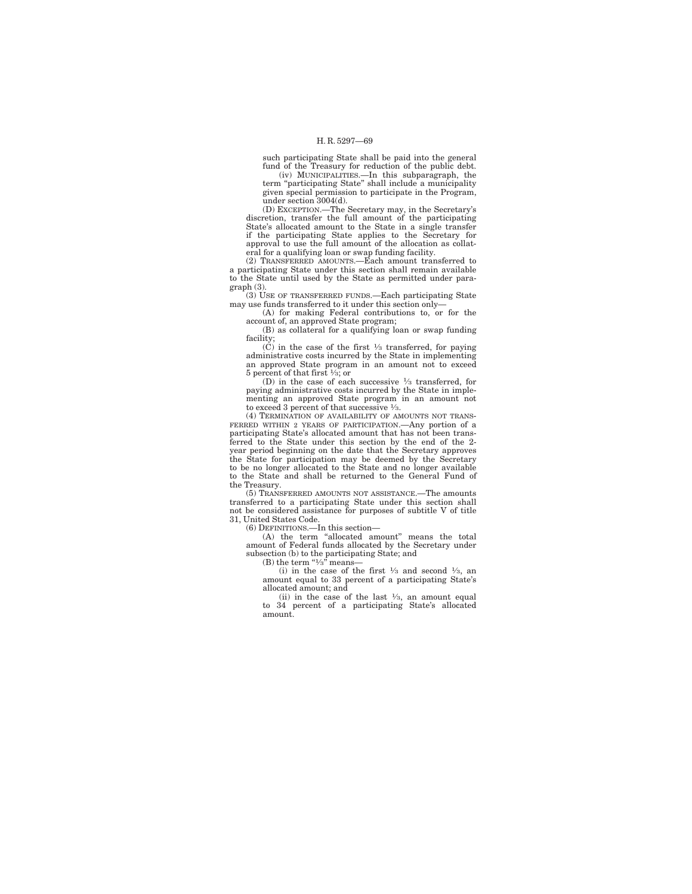such participating State shall be paid into the general fund of the Treasury for reduction of the public debt.

(iv) MUNICIPALITIES.—In this subparagraph, the term "participating State" shall include a municipality given special permission to participate in the Program, under section 3004(d).

(D) EXCEPTION.—The Secretary may, in the Secretary's discretion, transfer the full amount of the participating State's allocated amount to the State in a single transfer if the participating State applies to the Secretary for approval to use the full amount of the allocation as collateral for a qualifying loan or swap funding facility.

(2) TRANSFERRED AMOUNTS.—Each amount transferred to a participating State under this section shall remain available to the State until used by the State as permitted under paragraph (3).

(3) USE OF TRANSFERRED FUNDS.—Each participating State may use funds transferred to it under this section only—

(A) for making Federal contributions to, or for the account of, an approved State program;

(B) as collateral for a qualifying loan or swap funding facility;

(C) in the case of the first ⅓ transferred, for paying administrative costs incurred by the State in implementing an approved State program in an amount not to exceed 5 percent of that first ⅓; or

(D) in the case of each successive ⅓ transferred, for paying administrative costs incurred by the State in implementing an approved State program in an amount not to exceed 3 percent of that successive ⅓.

(4) TERMINATION OF AVAILABILITY OF AMOUNTS NOT TRANSFERRED WITHIN 2 YEARS OF PARTICIPATION.—Any portion of a participating State's allocated amount that has not been transferred to the State under this section by the end of the 2-year period beginning on the date that the Secretary approves the State for participation may be deemed by the Secretary to be no longer allocated to the State and no longer available to the State and shall be returned to the General Fund of the Treasury.

(5) TRANSFERRED AMOUNTS NOT ASSISTANCE.—The amounts transferred to a participating State under this section shall not be considered assistance for purposes of subtitle V of title 31, United States Code.

(6) DEFINITIONS.—In this section—

(A) the term "allocated amount" means the total amount of Federal funds allocated by the Secretary under subsection (b) to the participating State; and

(B) the term "⅓" means—

(i) in the case of the first ⅓ and second ⅓, an amount equal to 33 percent of a participating State's allocated amount; and

(ii) in the case of the last ⅓, an amount equal to 34 percent of a participating State's allocated amount.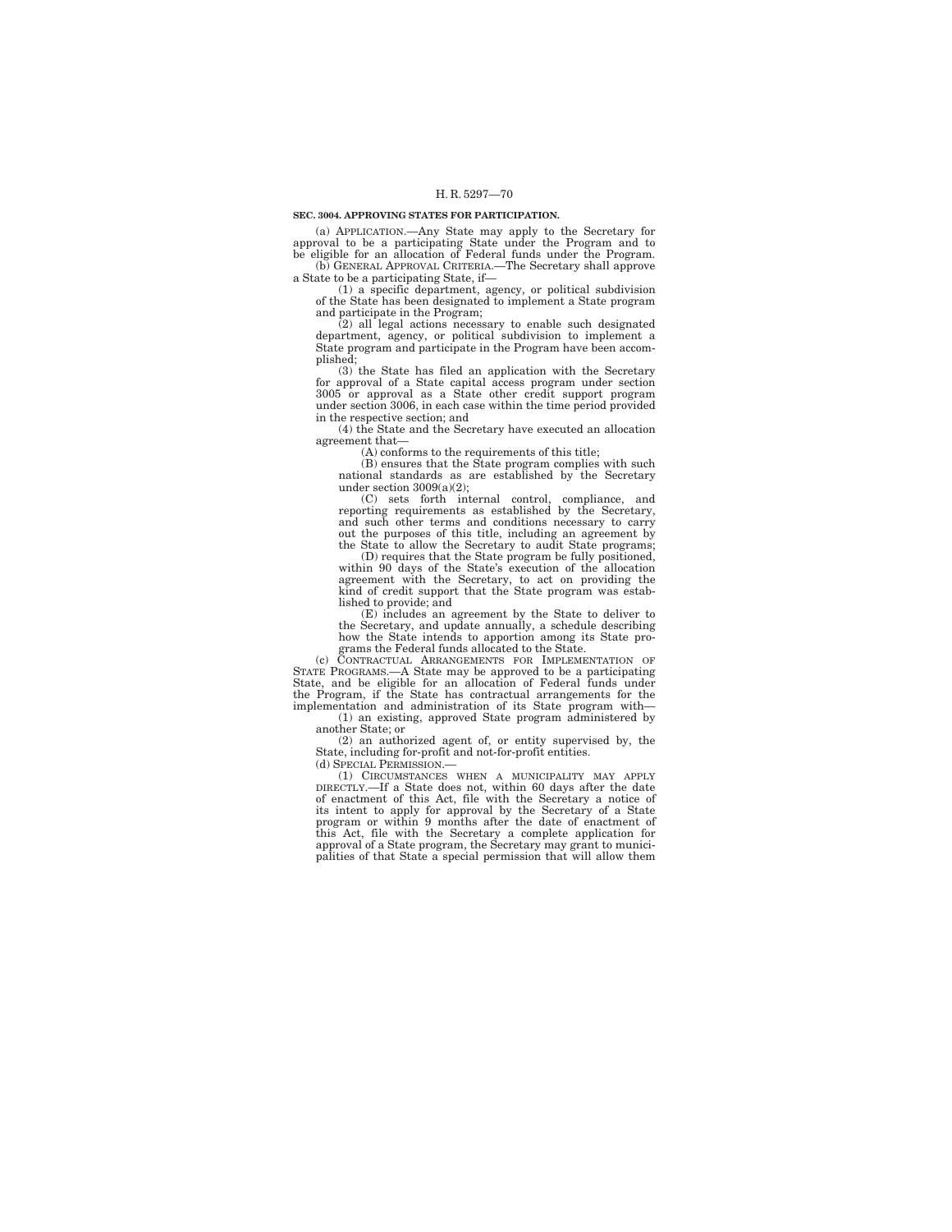**SEC. 3004. APPROVING STATES FOR PARTICIPATION.**

(a) APPLICATION.—Any State may apply to the Secretary for approval to be a participating State under the Program and to be eligible for an allocation of Federal funds under the Program.

(b) GENERAL APPROVAL CRITERIA.—The Secretary shall approve a State to be a participating State, if—

(1) a specific department, agency, or political subdivision of the State has been designated to implement a State program and participate in the Program;

(2) all legal actions necessary to enable such designated department, agency, or political subdivision to implement a State program and participate in the Program have been accomplished;

(3) the State has filed an application with the Secretary for approval of a State capital access program under section 3005 or approval as a State other credit support program under section 3006, in each case within the time period provided in the respective section; and

(4) the State and the Secretary have executed an allocation agreement that—

(A) conforms to the requirements of this title;

(B) ensures that the State program complies with such national standards as are established by the Secretary under section 3009(a)(2);

(C) sets forth internal control, compliance, and reporting requirements as established by the Secretary, and such other terms and conditions necessary to carry out the purposes of this title, including an agreement by the State to allow the Secretary to audit State programs;

(D) requires that the State program be fully positioned, within 90 days of the State's execution of the allocation agreement with the Secretary, to act on providing the kind of credit support that the State program was established to provide; and

(E) includes an agreement by the State to deliver to the Secretary, and update annually, a schedule describing how the State intends to apportion among its State programs the Federal funds allocated to the State.

(c) CONTRACTUAL ARRANGEMENTS FOR IMPLEMENTATION OF STATE PROGRAMS.—A State may be approved to be a participating State, and be eligible for an allocation of Federal funds under the Program, if the State has contractual arrangements for the implementation and administration of its State program with—

(1) an existing, approved State program administered by another State; or

(2) an authorized agent of, or entity supervised by, the State, including for-profit and not-for-profit entities.

(d) SPECIAL PERMISSION.—

(1) CIRCUMSTANCES WHEN A MUNICIPALITY MAY APPLY DIRECTLY.—If a State does not, within 60 days after the date of enactment of this Act, file with the Secretary a notice of its intent to apply for approval by the Secretary of a State program or within 9 months after the date of enactment of this Act, file with the Secretary a complete application for approval of a State program, the Secretary may grant to municipalities of that State a special permission that will allow them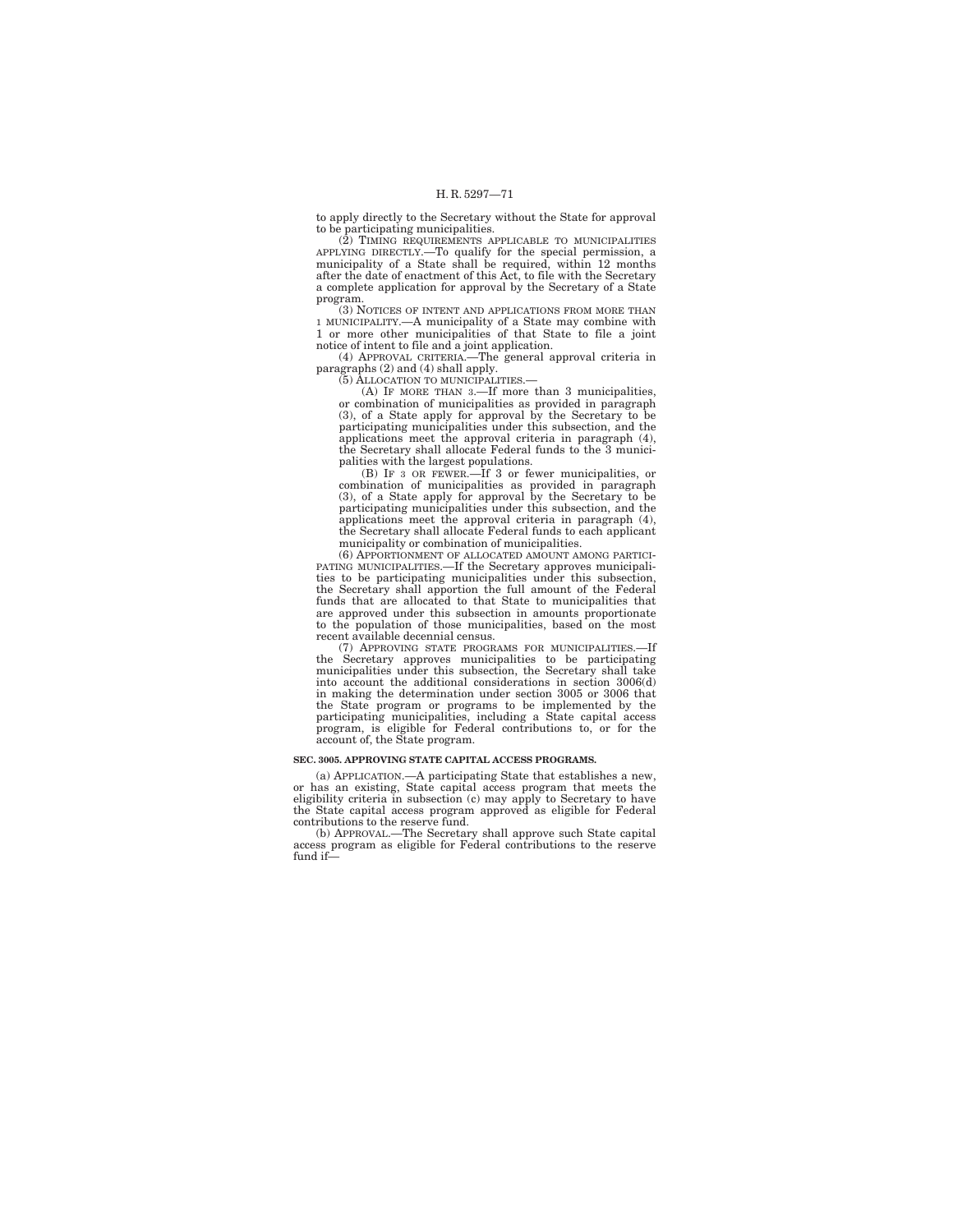to apply directly to the Secretary without the State for approval to be participating municipalities.

(2) TIMING REQUIREMENTS APPLICABLE TO MUNICIPALITIES APPLYING DIRECTLY.—To qualify for the special permission, a municipality of a State shall be required, within 12 months after the date of enactment of this Act, to file with the Secretary a complete application for approval by the Secretary of a State program.

(3) NOTICES OF INTENT AND APPLICATIONS FROM MORE THAN 1 MUNICIPALITY.—A municipality of a State may combine with 1 or more other municipalities of that State to file a joint notice of intent to file and a joint application.

(4) APPROVAL CRITERIA.—The general approval criteria in paragraphs (2) and (4) shall apply.

(5) ALLOCATION TO MUNICIPALITIES.—

(A) IF MORE THAN 3.—If more than 3 municipalities, or combination of municipalities as provided in paragraph (3), of a State apply for approval by the Secretary to be participating municipalities under this subsection, and the applications meet the approval criteria in paragraph (4), the Secretary shall allocate Federal funds to the 3 municipalities with the largest populations.

(B) IF 3 OR FEWER.—If 3 or fewer municipalities, or combination of municipalities as provided in paragraph (3), of a State apply for approval by the Secretary to be participating municipalities under this subsection, and the applications meet the approval criteria in paragraph (4), the Secretary shall allocate Federal funds to each applicant municipality or combination of municipalities.

(6) APPORTIONMENT OF ALLOCATED AMOUNT AMONG PARTICIPATING MUNICIPALITIES.—If the Secretary approves municipalities to be participating municipalities under this subsection, the Secretary shall apportion the full amount of the Federal funds that are allocated to that State to municipalities that are approved under this subsection in amounts proportionate to the population of those municipalities, based on the most recent available decennial census.

(7) APPROVING STATE PROGRAMS FOR MUNICIPALITIES.—If the Secretary approves municipalities to be participating municipalities under this subsection, the Secretary shall take into account the additional considerations in section 3006(d) in making the determination under section 3005 or 3006 that the State program or programs to be implemented by the participating municipalities, including a State capital access program, is eligible for Federal contributions to, or for the account of, the State program.

**SEC. 3005. APPROVING STATE CAPITAL ACCESS PROGRAMS.**

(a) APPLICATION.—A participating State that establishes a new, or has an existing, State capital access program that meets the eligibility criteria in subsection (c) may apply to Secretary to have the State capital access program approved as eligible for Federal contributions to the reserve fund.

(b) APPROVAL.—The Secretary shall approve such State capital access program as eligible for Federal contributions to the reserve fund if—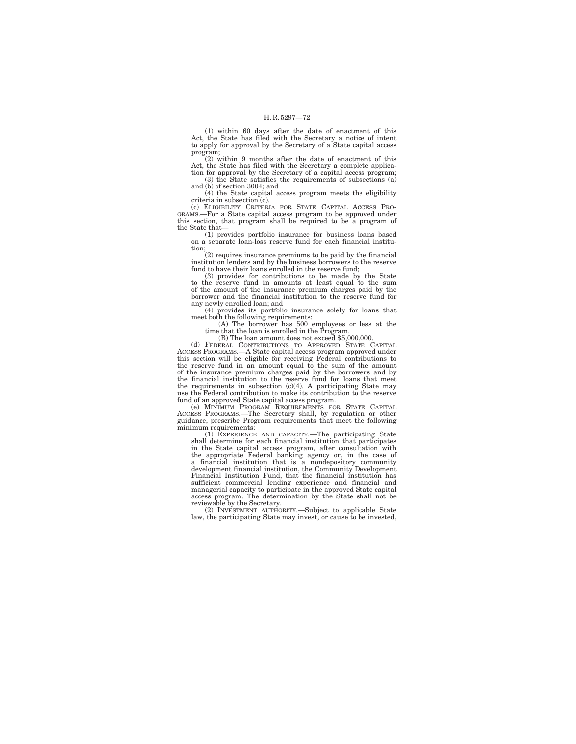(1) within 60 days after the date of enactment of this Act, the State has filed with the Secretary a notice of intent to apply for approval by the Secretary of a State capital access program;

(2) within 9 months after the date of enactment of this Act, the State has filed with the Secretary a complete application for approval by the Secretary of a capital access program;

(3) the State satisfies the requirements of subsections (a) and (b) of section 3004; and

(4) the State capital access program meets the eligibility criteria in subsection (c).

(c) ELIGIBILITY CRITERIA FOR STATE CAPITAL ACCESS PROGRAMS.—For a State capital access program to be approved under this section, that program shall be required to be a program of the State that—

(1) provides portfolio insurance for business loans based on a separate loan-loss reserve fund for each financial institution;

(2) requires insurance premiums to be paid by the financial institution lenders and by the business borrowers to the reserve fund to have their loans enrolled in the reserve fund;

(3) provides for contributions to be made by the State to the reserve fund in amounts at least equal to the sum of the amount of the insurance premium charges paid by the borrower and the financial institution to the reserve fund for any newly enrolled loan; and

(4) provides its portfolio insurance solely for loans that meet both the following requirements:

(A) The borrower has 500 employees or less at the time that the loan is enrolled in the Program.

(B) The loan amount does not exceed $5,000,000.

(d) FEDERAL CONTRIBUTIONS TO APPROVED STATE CAPITAL ACCESS PROGRAMS.—A State capital access program approved under this section will be eligible for receiving Federal contributions to the reserve fund in an amount equal to the sum of the amount of the insurance premium charges paid by the borrowers and by the financial institution to the reserve fund for loans that meet the requirements in subsection (c)(4). A participating State may use the Federal contribution to make its contribution to the reserve fund of an approved State capital access program.

(e) MINIMUM PROGRAM REQUIREMENTS FOR STATE CAPITAL ACCESS PROGRAMS.—The Secretary shall, by regulation or other guidance, prescribe Program requirements that meet the following minimum requirements:

(1) EXPERIENCE AND CAPACITY.—The participating State shall determine for each financial institution that participates in the State capital access program, after consultation with the appropriate Federal banking agency or, in the case of a financial institution that is a nondepository community development financial institution, the Community Development Financial Institution Fund, that the financial institution has sufficient commercial lending experience and financial and managerial capacity to participate in the approved State capital access program. The determination by the State shall not be reviewable by the Secretary.

(2) INVESTMENT AUTHORITY.—Subject to applicable State law, the participating State may invest, or cause to be invested,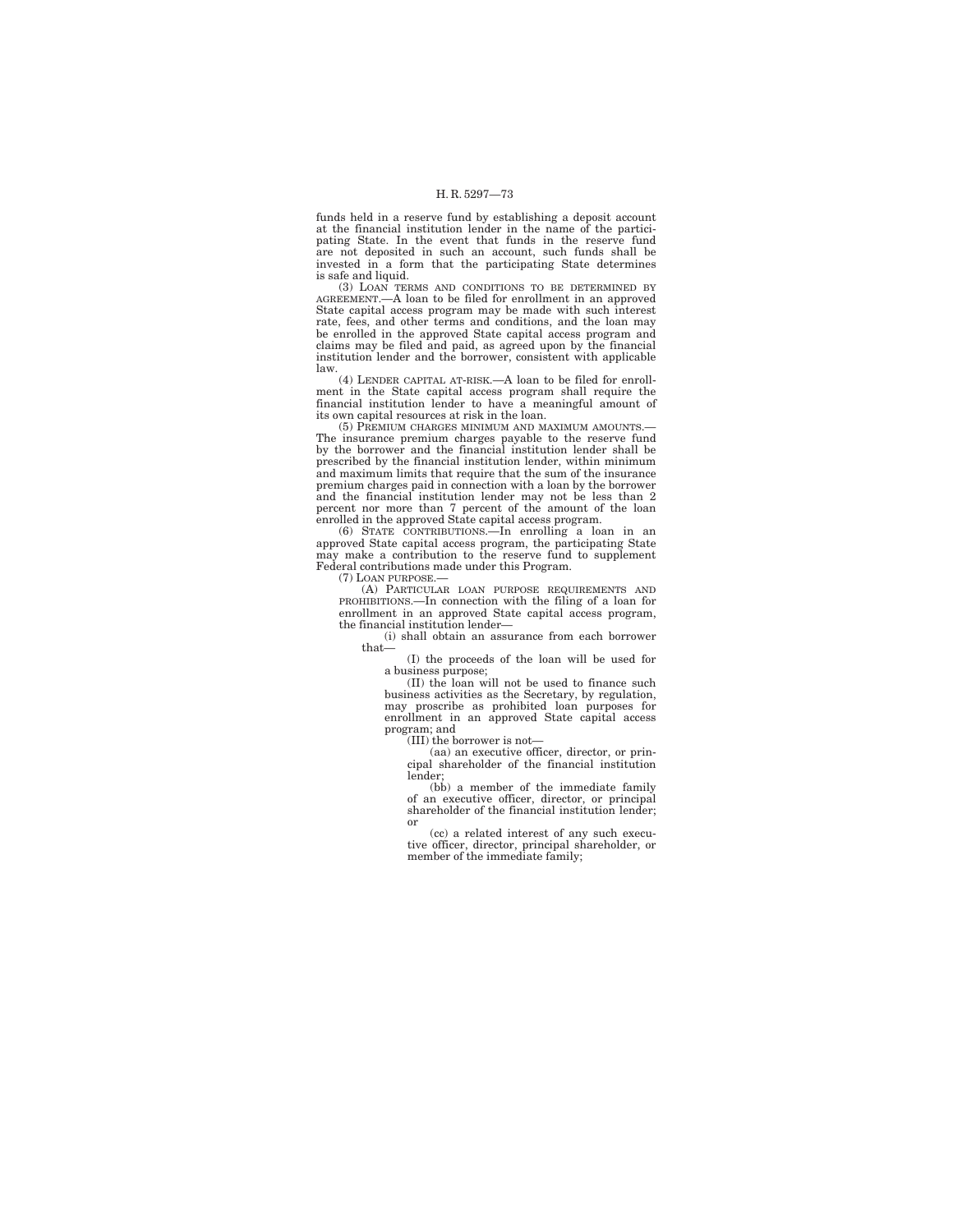funds held in a reserve fund by establishing a deposit account at the financial institution lender in the name of the participating State. In the event that funds in the reserve fund are not deposited in such an account, such funds shall be invested in a form that the participating State determines is safe and liquid.

(3) LOAN TERMS AND CONDITIONS TO BE DETERMINED BY AGREEMENT.—A loan to be filed for enrollment in an approved State capital access program may be made with such interest rate, fees, and other terms and conditions, and the loan may be enrolled in the approved State capital access program and claims may be filed and paid, as agreed upon by the financial institution lender and the borrower, consistent with applicable law.

(4) LENDER CAPITAL AT-RISK.—A loan to be filed for enrollment in the State capital access program shall require the financial institution lender to have a meaningful amount of its own capital resources at risk in the loan.

(5) PREMIUM CHARGES MINIMUM AND MAXIMUM AMOUNTS.—The insurance premium charges payable to the reserve fund by the borrower and the financial institution lender shall be prescribed by the financial institution lender, within minimum and maximum limits that require that the sum of the insurance premium charges paid in connection with a loan by the borrower and the financial institution lender may not be less than 2 percent nor more than 7 percent of the amount of the loan enrolled in the approved State capital access program.

(6) STATE CONTRIBUTIONS.—In enrolling a loan in an approved State capital access program, the participating State may make a contribution to the reserve fund to supplement Federal contributions made under this Program.

(7) LOAN PURPOSE.—

(A) PARTICULAR LOAN PURPOSE REQUIREMENTS AND PROHIBITIONS.—In connection with the filing of a loan for enrollment in an approved State capital access program, the financial institution lender—

(i) shall obtain an assurance from each borrower that—

(I) the proceeds of the loan will be used for a business purpose;

(II) the loan will not be used to finance such business activities as the Secretary, by regulation, may proscribe as prohibited loan purposes for enrollment in an approved State capital access program; and

(III) the borrower is not—

(aa) an executive officer, director, or principal shareholder of the financial institution lender;

(bb) a member of the immediate family of an executive officer, director, or principal shareholder of the financial institution lender; or

(cc) a related interest of any such executive officer, director, principal shareholder, or member of the immediate family;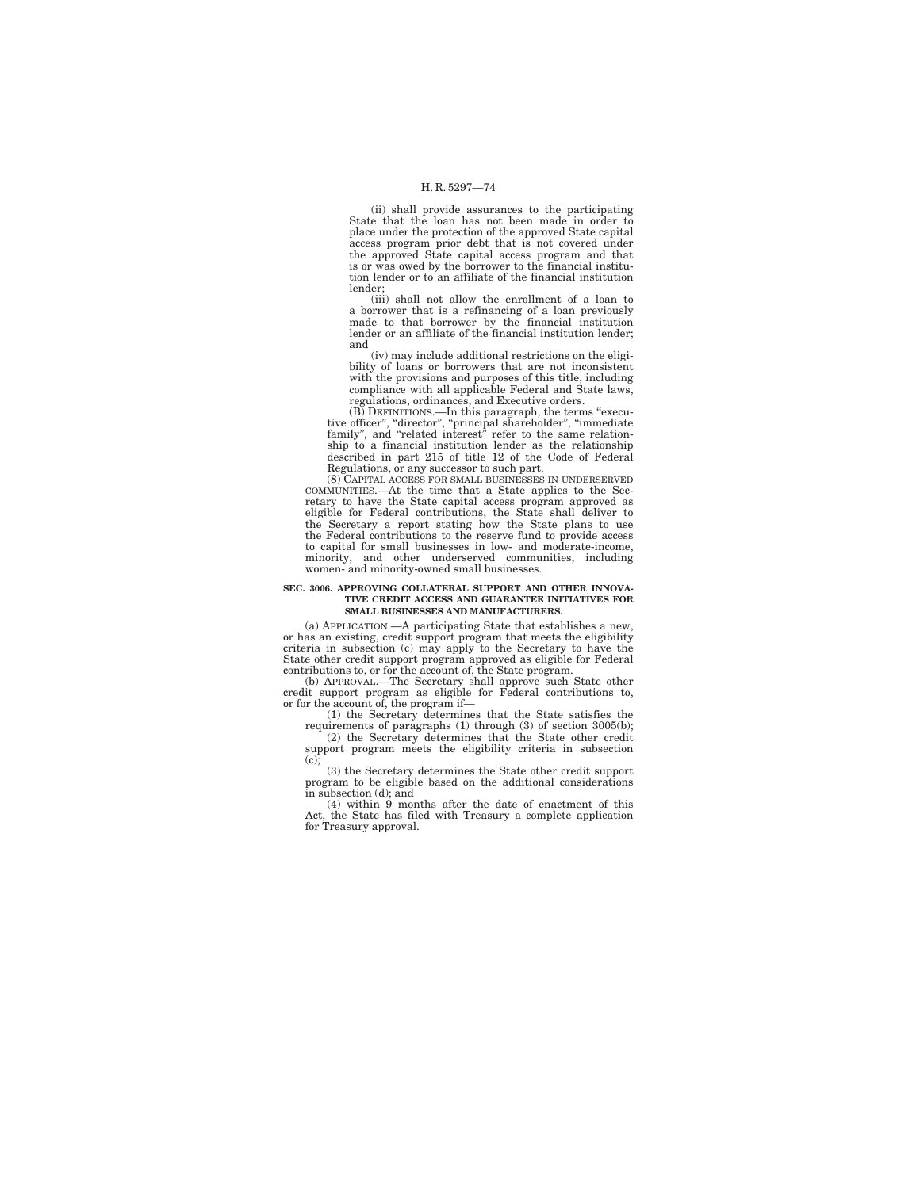(ii) shall provide assurances to the participating State that the loan has not been made in order to place under the protection of the approved State capital access program prior debt that is not covered under the approved State capital access program and that is or was owed by the borrower to the financial institution lender or to an affiliate of the financial institution lender;

(iii) shall not allow the enrollment of a loan to a borrower that is a refinancing of a loan previously made to that borrower by the financial institution lender or an affiliate of the financial institution lender; and

(iv) may include additional restrictions on the eligibility of loans or borrowers that are not inconsistent with the provisions and purposes of this title, including compliance with all applicable Federal and State laws, regulations, ordinances, and Executive orders.

(B) DEFINITIONS.—In this paragraph, the terms "executive officer", "director", "principal shareholder", "immediate family", and "related interest" refer to the same relationship to a financial institution lender as the relationship described in part 215 of title 12 of the Code of Federal Regulations, or any successor to such part.

(8) CAPITAL ACCESS FOR SMALL BUSINESSES IN UNDERSERVED COMMUNITIES.—At the time that a State applies to the Secretary to have the State capital access program approved as eligible for Federal contributions, the State shall deliver to the Secretary a report stating how the State plans to use the Federal contributions to the reserve fund to provide access to capital for small businesses in low- and moderate-income, minority, and other underserved communities, including women- and minority-owned small businesses.

**SEC. 3006. APPROVING COLLATERAL SUPPORT AND OTHER INNOVATIVE CREDIT ACCESS AND GUARANTEE INITIATIVES FOR SMALL BUSINESSES AND MANUFACTURERS.**

(a) APPLICATION.—A participating State that establishes a new, or has an existing, credit support program that meets the eligibility criteria in subsection (c) may apply to the Secretary to have the State other credit support program approved as eligible for Federal contributions to, or for the account of, the State program.

(b) APPROVAL.—The Secretary shall approve such State other credit support program as eligible for Federal contributions to, or for the account of, the program if—

(1) the Secretary determines that the State satisfies the requirements of paragraphs (1) through (3) of section 3005(b);

(2) the Secretary determines that the State other credit support program meets the eligibility criteria in subsection (c);

(3) the Secretary determines the State other credit support program to be eligible based on the additional considerations in subsection (d); and

(4) within 9 months after the date of enactment of this Act, the State has filed with Treasury a complete application for Treasury approval.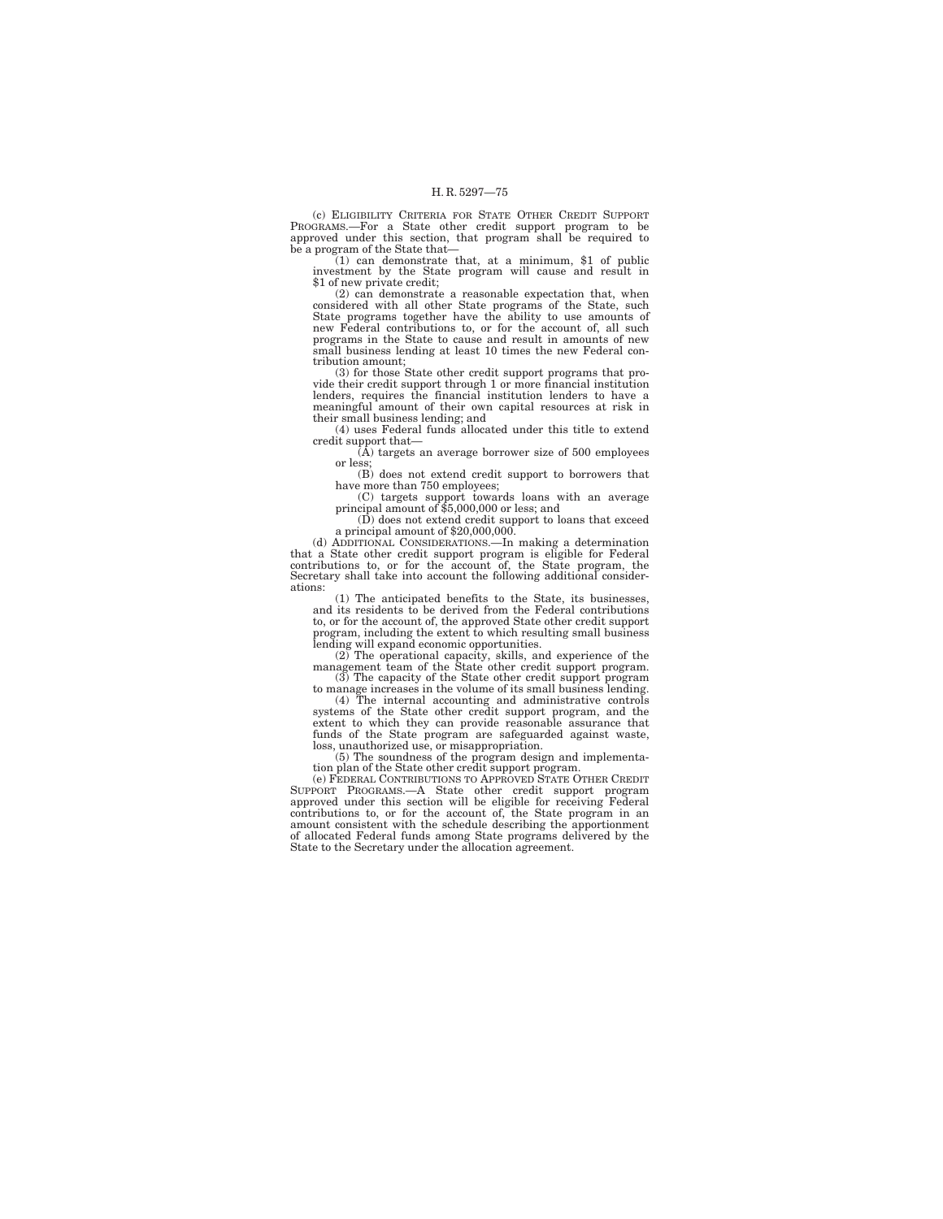(c) ELIGIBILITY CRITERIA FOR STATE OTHER CREDIT SUPPORT PROGRAMS.—For a State other credit support program to be approved under this section, that program shall be required to be a program of the State that—

(1) can demonstrate that, at a minimum, $1 of public investment by the State program will cause and result in $1 of new private credit;

(2) can demonstrate a reasonable expectation that, when considered with all other State programs of the State, such State programs together have the ability to use amounts of new Federal contributions to, or for the account of, all such programs in the State to cause and result in amounts of new small business lending at least 10 times the new Federal contribution amount;

(3) for those State other credit support programs that provide their credit support through 1 or more financial institution lenders, requires the financial institution lenders to have a meaningful amount of their own capital resources at risk in their small business lending; and

(4) uses Federal funds allocated under this title to extend credit support that—

(A) targets an average borrower size of 500 employees or less;

(B) does not extend credit support to borrowers that have more than 750 employees;

(C) targets support towards loans with an average principal amount of $5,000,000 or less; and

(D) does not extend credit support to loans that exceed a principal amount of $20,000,000.

(d) ADDITIONAL CONSIDERATIONS.—In making a determination that a State other credit support program is eligible for Federal contributions to, or for the account of, the State program, the Secretary shall take into account the following additional considerations:

(1) The anticipated benefits to the State, its businesses, and its residents to be derived from the Federal contributions to, or for the account of, the approved State other credit support program, including the extent to which resulting small business lending will expand economic opportunities.

(2) The operational capacity, skills, and experience of the management team of the State other credit support program.

(3) The capacity of the State other credit support program to manage increases in the volume of its small business lending.

(4) The internal accounting and administrative controls systems of the State other credit support program, and the extent to which they can provide reasonable assurance that funds of the State program are safeguarded against waste, loss, unauthorized use, or misappropriation.

(5) The soundness of the program design and implementation plan of the State other credit support program.

(e) FEDERAL CONTRIBUTIONS TO APPROVED STATE OTHER CREDIT SUPPORT PROGRAMS.—A State other credit support program approved under this section will be eligible for receiving Federal contributions to, or for the account of, the State program in an amount consistent with the schedule describing the apportionment of allocated Federal funds among State programs delivered by the State to the Secretary under the allocation agreement.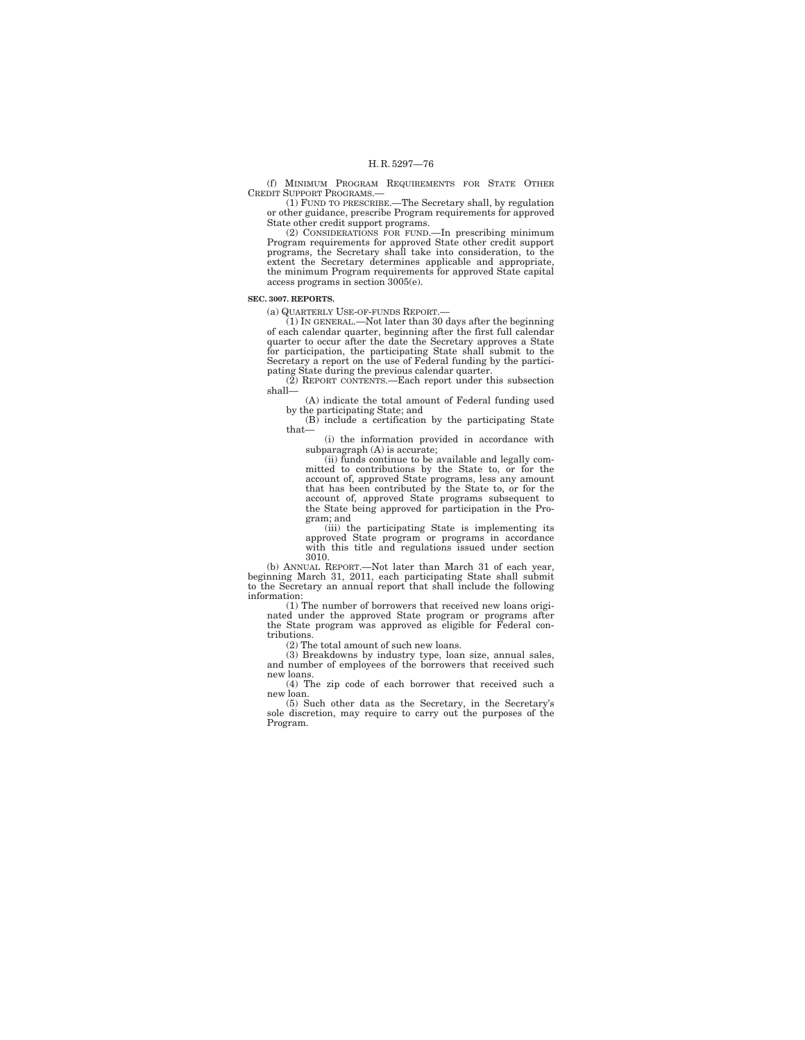(f) MINIMUM PROGRAM REQUIREMENTS FOR STATE OTHER CREDIT SUPPORT PROGRAMS.—

(1) FUND TO PRESCRIBE.—The Secretary shall, by regulation or other guidance, prescribe Program requirements for approved State other credit support programs.

(2) CONSIDERATIONS FOR FUND.—In prescribing minimum Program requirements for approved State other credit support programs, the Secretary shall take into consideration, to the extent the Secretary determines applicable and appropriate, the minimum Program requirements for approved State capital access programs in section 3005(e).

**SEC. 3007. REPORTS.**

(a) QUARTERLY USE-OF-FUNDS REPORT.—

(1) IN GENERAL.—Not later than 30 days after the beginning of each calendar quarter, beginning after the first full calendar quarter to occur after the date the Secretary approves a State for participation, the participating State shall submit to the Secretary a report on the use of Federal funding by the participating State during the previous calendar quarter.

(2) REPORT CONTENTS.—Each report under this subsection shall—

(A) indicate the total amount of Federal funding used by the participating State; and

(B) include a certification by the participating State that—

(i) the information provided in accordance with subparagraph (A) is accurate;

(ii) funds continue to be available and legally committed to contributions by the State to, or for the account of, approved State programs, less any amount that has been contributed by the State to, or for the account of, approved State programs subsequent to the State being approved for participation in the Program; and

(iii) the participating State is implementing its approved State program or programs in accordance with this title and regulations issued under section 3010.

(b) ANNUAL REPORT.—Not later than March 31 of each year, beginning March 31, 2011, each participating State shall submit to the Secretary an annual report that shall include the following information:

(1) The number of borrowers that received new loans originated under the approved State program or programs after the State program was approved as eligible for Federal contributions.

(2) The total amount of such new loans.

(3) Breakdowns by industry type, loan size, annual sales, and number of employees of the borrowers that received such new loans.

(4) The zip code of each borrower that received such a new loan.

(5) Such other data as the Secretary, in the Secretary's sole discretion, may require to carry out the purposes of the Program.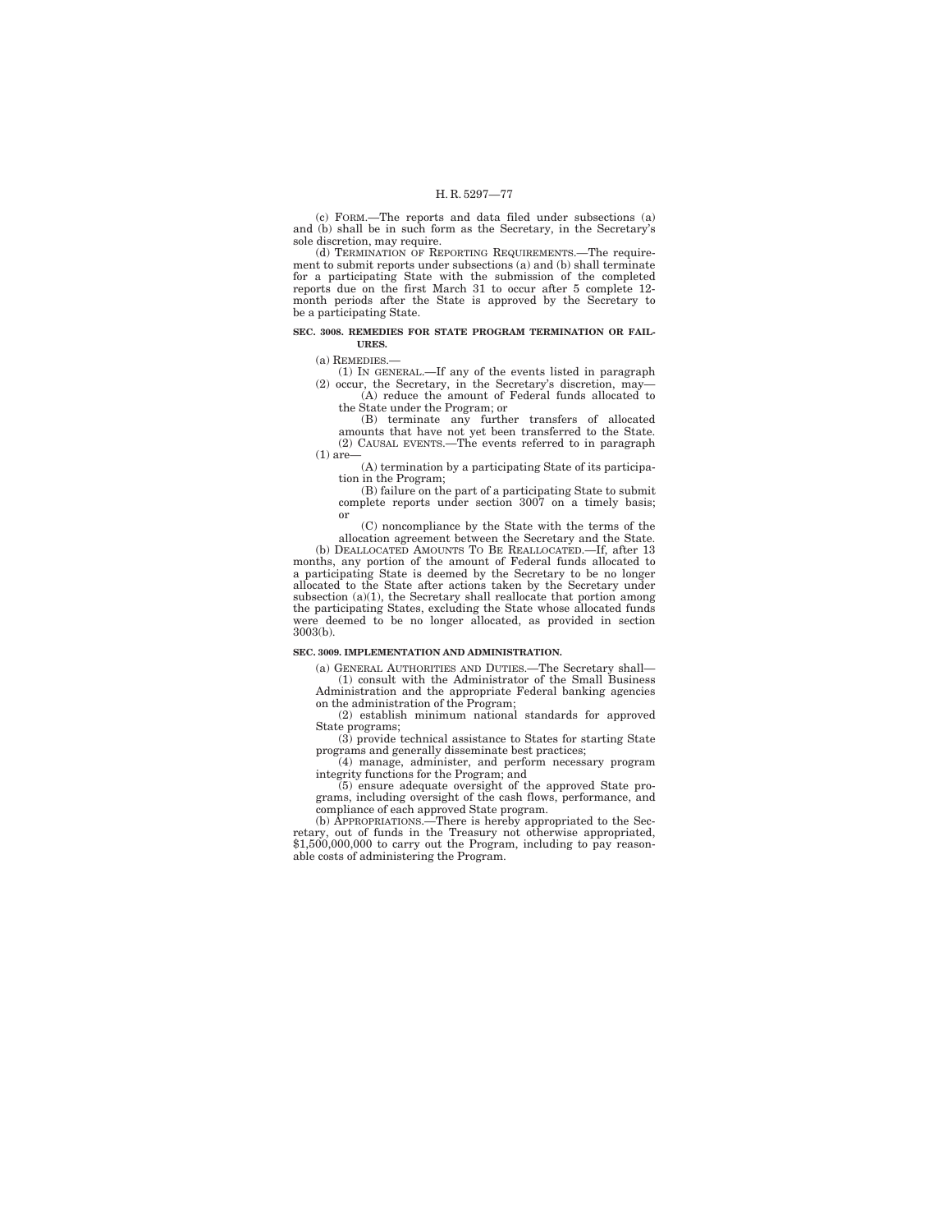(c) FORM.—The reports and data filed under subsections (a) and (b) shall be in such form as the Secretary, in the Secretary's sole discretion, may require.

(d) TERMINATION OF REPORTING REQUIREMENTS.—The requirement to submit reports under subsections (a) and (b) shall terminate for a participating State with the submission of the completed reports due on the first March 31 to occur after 5 complete 12-month periods after the State is approved by the Secretary to be a participating State.

**SEC. 3008. REMEDIES FOR STATE PROGRAM TERMINATION OR FAILURES.**

(a) REMEDIES.—

(1) IN GENERAL.—If any of the events listed in paragraph (2) occur, the Secretary, in the Secretary's discretion, may—

(A) reduce the amount of Federal funds allocated to the State under the Program; or

(B) terminate any further transfers of allocated amounts that have not yet been transferred to the State.

(2) CAUSAL EVENTS.—The events referred to in paragraph (1) are—

(A) termination by a participating State of its participation in the Program;

(B) failure on the part of a participating State to submit complete reports under section 3007 on a timely basis; or

(C) noncompliance by the State with the terms of the allocation agreement between the Secretary and the State.

(b) DEALLOCATED AMOUNTS TO BE REALLOCATED.—If, after 13 months, any portion of the amount of Federal funds allocated to a participating State is deemed by the Secretary to be no longer allocated to the State after actions taken by the Secretary under subsection (a)(1), the Secretary shall reallocate that portion among the participating States, excluding the State whose allocated funds were deemed to be no longer allocated, as provided in section 3003(b).

**SEC. 3009. IMPLEMENTATION AND ADMINISTRATION.**

(a) GENERAL AUTHORITIES AND DUTIES.—The Secretary shall—

(1) consult with the Administrator of the Small Business Administration and the appropriate Federal banking agencies on the administration of the Program;

(2) establish minimum national standards for approved State programs;

(3) provide technical assistance to States for starting State programs and generally disseminate best practices;

(4) manage, administer, and perform necessary program integrity functions for the Program; and

(5) ensure adequate oversight of the approved State programs, including oversight of the cash flows, performance, and compliance of each approved State program.

(b) APPROPRIATIONS.—There is hereby appropriated to the Secretary, out of funds in the Treasury not otherwise appropriated, $1,500,000,000 to carry out the Program, including to pay reasonable costs of administering the Program.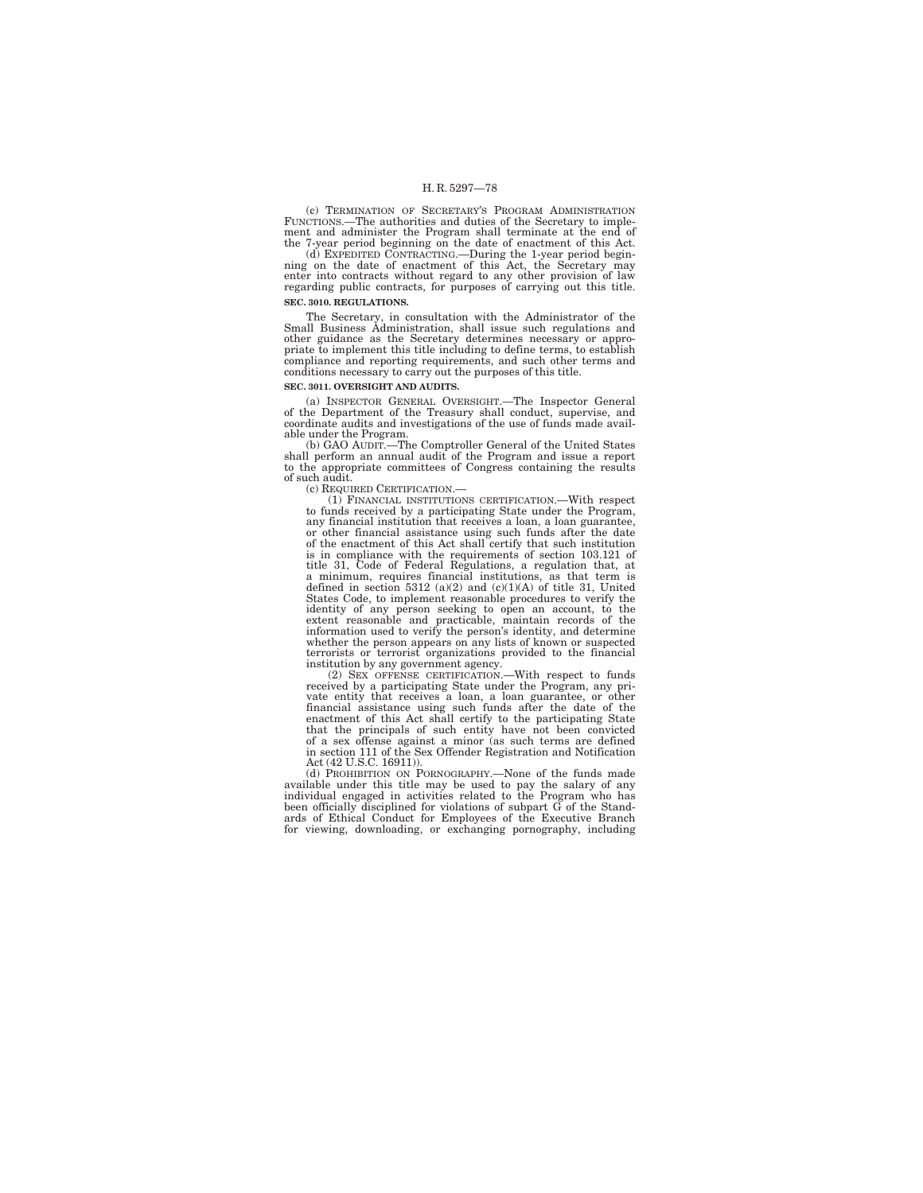(c) TERMINATION OF SECRETARY'S PROGRAM ADMINISTRATION FUNCTIONS.—The authorities and duties of the Secretary to implement and administer the Program shall terminate at the end of the 7-year period beginning on the date of enactment of this Act.

(d) EXPEDITED CONTRACTING.—During the 1-year period beginning on the date of enactment of this Act, the Secretary may enter into contracts without regard to any other provision of law regarding public contracts, for purposes of carrying out this title.

**SEC. 3010. REGULATIONS.**

The Secretary, in consultation with the Administrator of the Small Business Administration, shall issue such regulations and other guidance as the Secretary determines necessary or appropriate to implement this title including to define terms, to establish compliance and reporting requirements, and such other terms and conditions necessary to carry out the purposes of this title.

**SEC. 3011. OVERSIGHT AND AUDITS.**

(a) INSPECTOR GENERAL OVERSIGHT.—The Inspector General of the Department of the Treasury shall conduct, supervise, and coordinate audits and investigations of the use of funds made available under the Program.

(b) GAO AUDIT.—The Comptroller General of the United States shall perform an annual audit of the Program and issue a report to the appropriate committees of Congress containing the results of such audit.

(c) REQUIRED CERTIFICATION.—

(1) FINANCIAL INSTITUTIONS CERTIFICATION.—With respect to funds received by a participating State under the Program, any financial institution that receives a loan, a loan guarantee, or other financial assistance using such funds after the date of the enactment of this Act shall certify that such institution is in compliance with the requirements of section 103.121 of title 31, Code of Federal Regulations, a regulation that, at a minimum, requires financial institutions, as that term is defined in section 5312 (a)(2) and (c)(1)(A) of title 31, United States Code, to implement reasonable procedures to verify the identity of any person seeking to open an account, to the extent reasonable and practicable, maintain records of the information used to verify the person's identity, and determine whether the person appears on any lists of known or suspected terrorists or terrorist organizations provided to the financial institution by any government agency.

(2) SEX OFFENSE CERTIFICATION.—With respect to funds received by a participating State under the Program, any private entity that receives a loan, a loan guarantee, or other financial assistance using such funds after the date of the enactment of this Act shall certify to the participating State that the principals of such entity have not been convicted of a sex offense against a minor (as such terms are defined in section 111 of the Sex Offender Registration and Notification Act (42 U.S.C. 16911)).

(d) PROHIBITION ON PORNOGRAPHY.—None of the funds made available under this title may be used to pay the salary of any individual engaged in activities related to the Program who has been officially disciplined for violations of subpart G of the Standards of Ethical Conduct for Employees of the Executive Branch for viewing, downloading, or exchanging pornography, including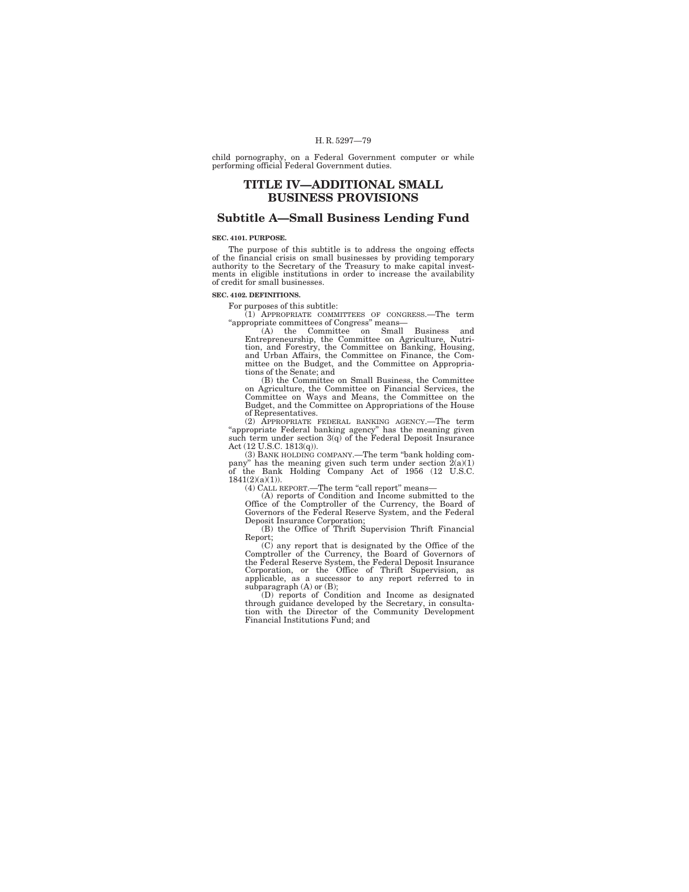child pornography, on a Federal Government computer or while performing official Federal Government duties.

# TITLE IV—ADDITIONAL SMALL BUSINESS PROVISIONS

## Subtitle A—Small Business Lending Fund

**SEC. 4101. PURPOSE.**

The purpose of this subtitle is to address the ongoing effects of the financial crisis on small businesses by providing temporary authority to the Secretary of the Treasury to make capital investments in eligible institutions in order to increase the availability of credit for small businesses.

**SEC. 4102. DEFINITIONS.**

For purposes of this subtitle:

(1) APPROPRIATE COMMITTEES OF CONGRESS.—The term "appropriate committees of Congress" means—

(A) the Committee on Small Business and Entrepreneurship, the Committee on Agriculture, Nutrition, and Forestry, the Committee on Banking, Housing, and Urban Affairs, the Committee on Finance, the Committee on the Budget, and the Committee on Appropriations of the Senate; and

(B) the Committee on Small Business, the Committee on Agriculture, the Committee on Financial Services, the Committee on Ways and Means, the Committee on the Budget, and the Committee on Appropriations of the House of Representatives.

(2) APPROPRIATE FEDERAL BANKING AGENCY.—The term "appropriate Federal banking agency" has the meaning given such term under section 3(q) of the Federal Deposit Insurance Act (12 U.S.C. 1813(q)).

(3) BANK HOLDING COMPANY.—The term "bank holding company" has the meaning given such term under section 2(a)(1) of the Bank Holding Company Act of 1956 (12 U.S.C. 1841(2)(a)(1)).

(4) CALL REPORT.—The term "call report" means—

(A) reports of Condition and Income submitted to the Office of the Comptroller of the Currency, the Board of Governors of the Federal Reserve System, and the Federal Deposit Insurance Corporation;

(B) the Office of Thrift Supervision Thrift Financial Report;

(C) any report that is designated by the Office of the Comptroller of the Currency, the Board of Governors of the Federal Reserve System, the Federal Deposit Insurance Corporation, or the Office of Thrift Supervision, as applicable, as a successor to any report referred to in subparagraph (A) or (B);

(D) reports of Condition and Income as designated through guidance developed by the Secretary, in consultation with the Director of the Community Development Financial Institutions Fund; and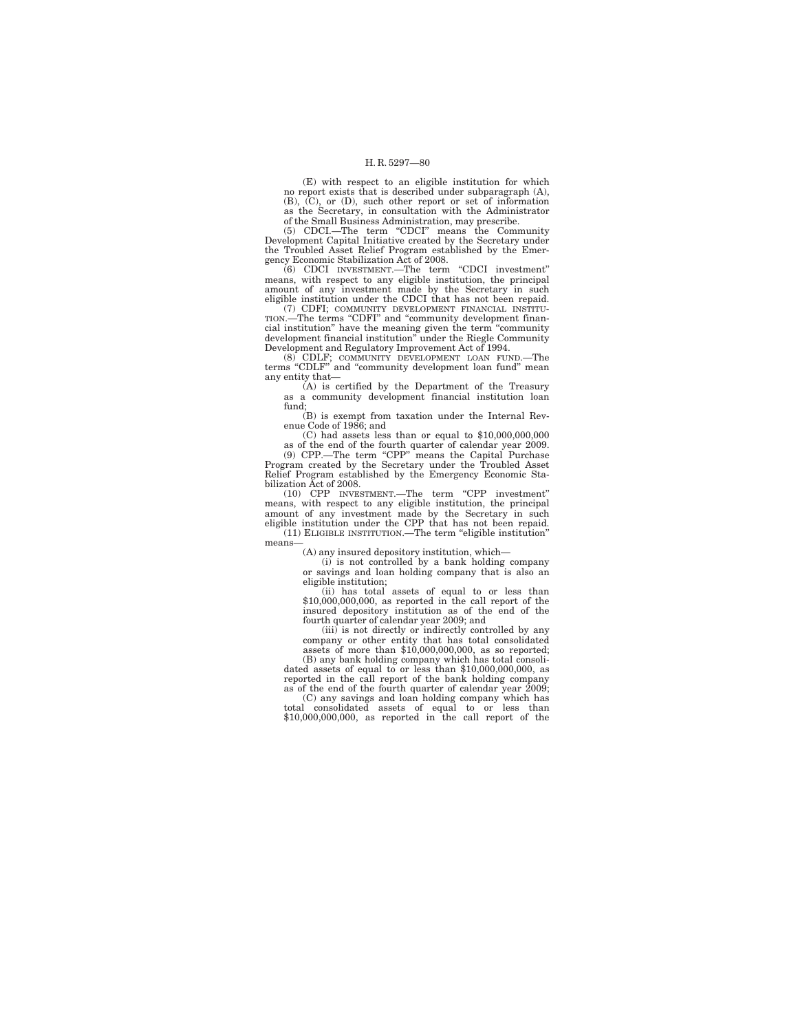(E) with respect to an eligible institution for which no report exists that is described under subparagraph (A), (B), (C), or (D), such other report or set of information as the Secretary, in consultation with the Administrator of the Small Business Administration, may prescribe.

(5) CDCI.—The term "CDCI" means the Community Development Capital Initiative created by the Secretary under the Troubled Asset Relief Program established by the Emergency Economic Stabilization Act of 2008.

(6) CDCI INVESTMENT.—The term "CDCI investment" means, with respect to any eligible institution, the principal amount of any investment made by the Secretary in such eligible institution under the CDCI that has not been repaid.

(7) CDFI; COMMUNITY DEVELOPMENT FINANCIAL INSTITUTION.—The terms "CDFI" and "community development financial institution" have the meaning given the term "community development financial institution" under the Riegle Community Development and Regulatory Improvement Act of 1994.

(8) CDLF; COMMUNITY DEVELOPMENT LOAN FUND.—The terms "CDLF" and "community development loan fund" mean any entity that—

(A) is certified by the Department of the Treasury as a community development financial institution loan fund;

(B) is exempt from taxation under the Internal Revenue Code of 1986; and

(C) had assets less than or equal to $10,000,000,000 as of the end of the fourth quarter of calendar year 2009.

(9) CPP.—The term "CPP" means the Capital Purchase Program created by the Secretary under the Troubled Asset Relief Program established by the Emergency Economic Stabilization Act of 2008.

(10) CPP INVESTMENT.—The term "CPP investment" means, with respect to any eligible institution, the principal amount of any investment made by the Secretary in such eligible institution under the CPP that has not been repaid.

(11) ELIGIBLE INSTITUTION.—The term "eligible institution" means—

(A) any insured depository institution, which—

(i) is not controlled by a bank holding company or savings and loan holding company that is also an eligible institution;

(ii) has total assets of equal to or less than $10,000,000,000, as reported in the call report of the insured depository institution as of the end of the fourth quarter of calendar year 2009; and

(iii) is not directly or indirectly controlled by any company or other entity that has total consolidated assets of more than $10,000,000,000, as so reported;

(B) any bank holding company which has total consolidated assets of equal to or less than $10,000,000,000, as reported in the call report of the bank holding company as of the end of the fourth quarter of calendar year 2009;

(C) any savings and loan holding company which has total consolidated assets of equal to or less than $10,000,000,000, as reported in the call report of the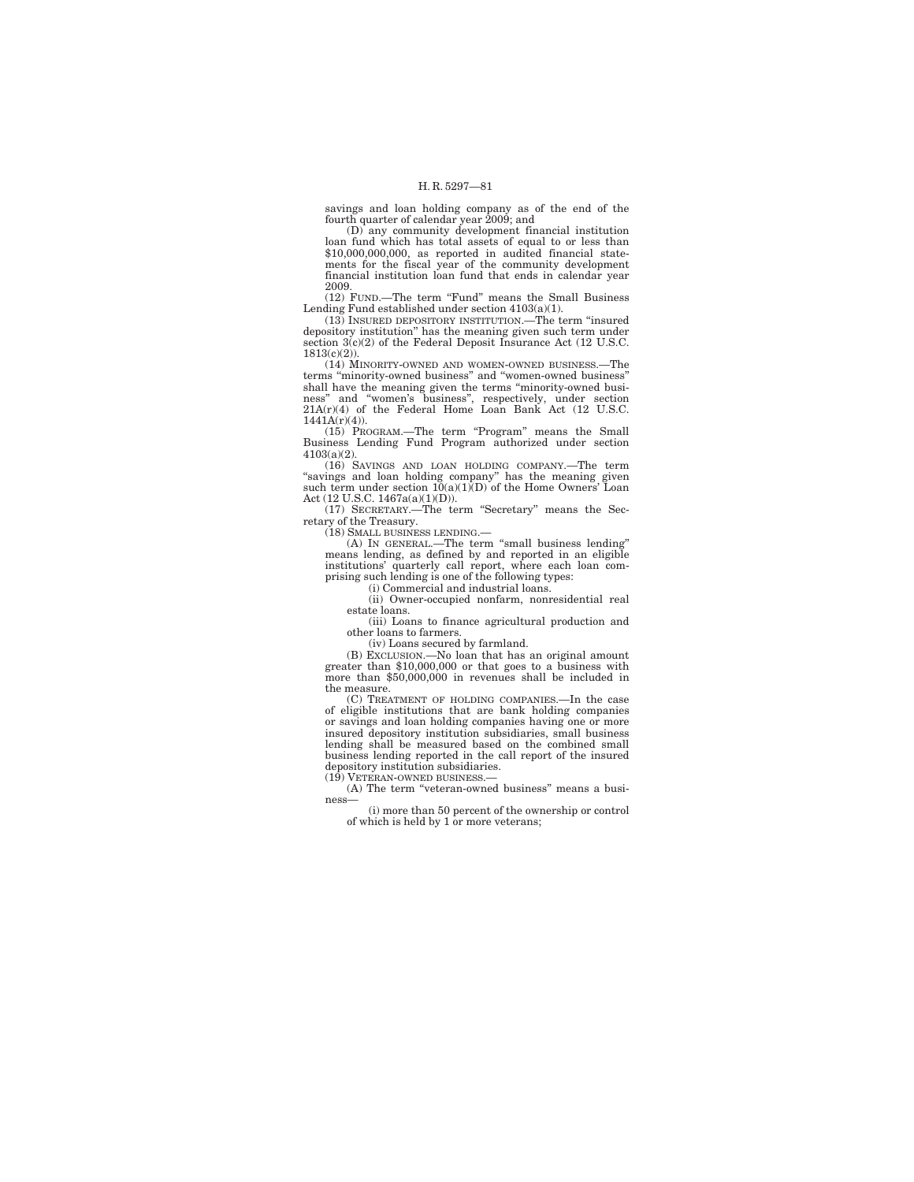savings and loan holding company as of the end of the fourth quarter of calendar year 2009; and

(D) any community development financial institution loan fund which has total assets of equal to or less than $10,000,000,000, as reported in audited financial statements for the fiscal year of the community development financial institution loan fund that ends in calendar year 2009.

(12) FUND.—The term "Fund" means the Small Business Lending Fund established under section 4103(a)(1).

(13) INSURED DEPOSITORY INSTITUTION.—The term "insured depository institution" has the meaning given such term under section 3(c)(2) of the Federal Deposit Insurance Act (12 U.S.C. 1813(c)(2)).

(14) MINORITY-OWNED AND WOMEN-OWNED BUSINESS.—The terms "minority-owned business" and "women-owned business" shall have the meaning given the terms "minority-owned business" and "women's business", respectively, under section 21A(r)(4) of the Federal Home Loan Bank Act (12 U.S.C. 1441A(r)(4)).

(15) PROGRAM.—The term "Program" means the Small Business Lending Fund Program authorized under section 4103(a)(2).

(16) SAVINGS AND LOAN HOLDING COMPANY.—The term "savings and loan holding company" has the meaning given such term under section 10(a)(1)(D) of the Home Owners' Loan Act (12 U.S.C. 1467a(a)(1)(D)).

(17) SECRETARY.—The term "Secretary" means the Secretary of the Treasury.

(18) SMALL BUSINESS LENDING.—

(A) IN GENERAL.—The term "small business lending" means lending, as defined by and reported in an eligible institutions' quarterly call report, where each loan comprising such lending is one of the following types:

(i) Commercial and industrial loans.

(ii) Owner-occupied nonfarm, nonresidential real estate loans.

(iii) Loans to finance agricultural production and other loans to farmers.

(iv) Loans secured by farmland.

(B) EXCLUSION.—No loan that has an original amount greater than $10,000,000 or that goes to a business with more than $50,000,000 in revenues shall be included in the measure.

(C) TREATMENT OF HOLDING COMPANIES.—In the case of eligible institutions that are bank holding companies or savings and loan holding companies having one or more insured depository institution subsidiaries, small business lending shall be measured based on the combined small business lending reported in the call report of the insured depository institution subsidiaries.

(19) VETERAN-OWNED BUSINESS.—

(A) The term "veteran-owned business" means a business—

(i) more than 50 percent of the ownership or control of which is held by 1 or more veterans;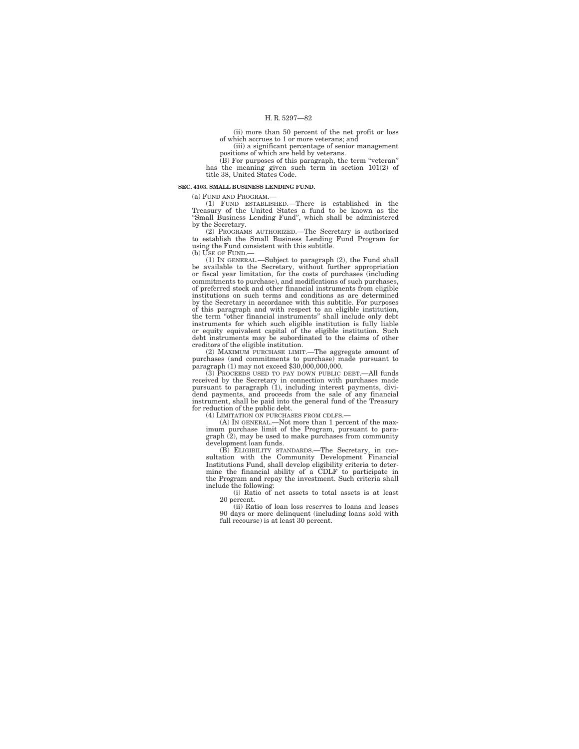(ii) more than 50 percent of the net profit or loss of which accrues to 1 or more veterans; and

(iii) a significant percentage of senior management positions of which are held by veterans.

(B) For purposes of this paragraph, the term "veteran" has the meaning given such term in section 101(2) of title 38, United States Code.

**SEC. 4103. SMALL BUSINESS LENDING FUND.**

(a) FUND AND PROGRAM.—

(1) FUND ESTABLISHED.—There is established in the Treasury of the United States a fund to be known as the "Small Business Lending Fund", which shall be administered by the Secretary.

(2) PROGRAMS AUTHORIZED.—The Secretary is authorized to establish the Small Business Lending Fund Program for using the Fund consistent with this subtitle.

(b) USE OF FUND.—

(1) IN GENERAL.—Subject to paragraph (2), the Fund shall be available to the Secretary, without further appropriation or fiscal year limitation, for the costs of purchases (including commitments to purchase), and modifications of such purchases, of preferred stock and other financial instruments from eligible institutions on such terms and conditions as are determined by the Secretary in accordance with this subtitle. For purposes of this paragraph and with respect to an eligible institution, the term "other financial instruments" shall include only debt instruments for which such eligible institution is fully liable or equity equivalent capital of the eligible institution. Such debt instruments may be subordinated to the claims of other creditors of the eligible institution.

(2) MAXIMUM PURCHASE LIMIT.—The aggregate amount of purchases (and commitments to purchase) made pursuant to paragraph (1) may not exceed $30,000,000,000.

(3) PROCEEDS USED TO PAY DOWN PUBLIC DEBT.—All funds received by the Secretary in connection with purchases made pursuant to paragraph (1), including interest payments, dividend payments, and proceeds from the sale of any financial instrument, shall be paid into the general fund of the Treasury for reduction of the public debt.

(4) LIMITATION ON PURCHASES FROM CDLFS.—

(A) IN GENERAL.—Not more than 1 percent of the maximum purchase limit of the Program, pursuant to paragraph (2), may be used to make purchases from community development loan funds.

(B) ELIGIBILITY STANDARDS.—The Secretary, in consultation with the Community Development Financial Institutions Fund, shall develop eligibility criteria to determine the financial ability of a CDLF to participate in the Program and repay the investment. Such criteria shall include the following:

(i) Ratio of net assets to total assets is at least 20 percent.

(ii) Ratio of loan loss reserves to loans and leases 90 days or more delinquent (including loans sold with full recourse) is at least 30 percent.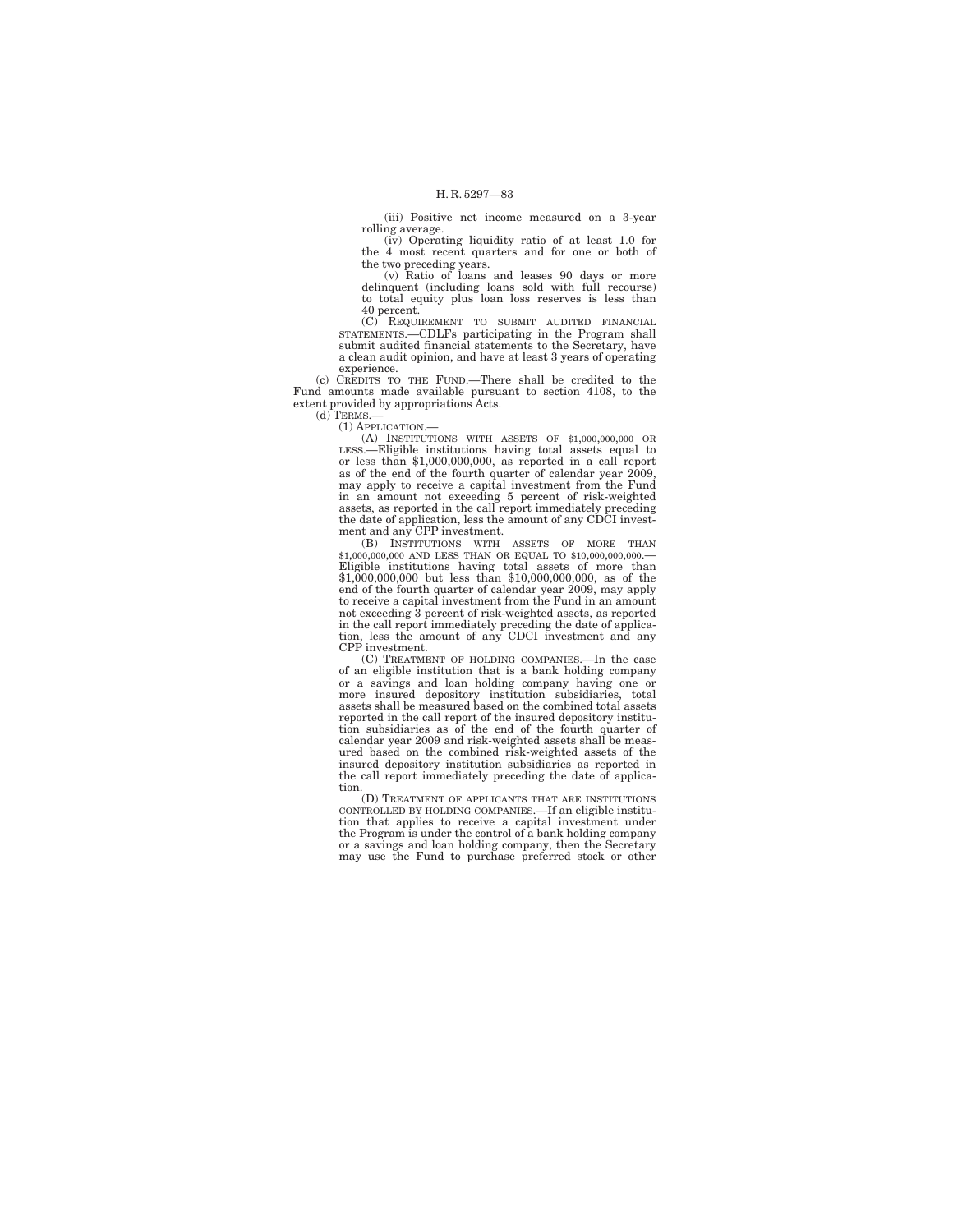(iii) Positive net income measured on a 3-year rolling average.

(iv) Operating liquidity ratio of at least 1.0 for the 4 most recent quarters and for one or both of the two preceding years.

(v) Ratio of loans and leases 90 days or more delinquent (including loans sold with full recourse) to total equity plus loan loss reserves is less than 40 percent.

(C) REQUIREMENT TO SUBMIT AUDITED FINANCIAL STATEMENTS.—CDLFs participating in the Program shall submit audited financial statements to the Secretary, have a clean audit opinion, and have at least 3 years of operating experience.

(c) CREDITS TO THE FUND.—There shall be credited to the Fund amounts made available pursuant to section 4108, to the extent provided by appropriations Acts.

(d) TERMS.—

(1) APPLICATION.—

(A) INSTITUTIONS WITH ASSETS OF $1,000,000,000 OR LESS.—Eligible institutions having total assets equal to or less than $1,000,000,000, as reported in a call report as of the end of the fourth quarter of calendar year 2009, may apply to receive a capital investment from the Fund in an amount not exceeding 5 percent of risk-weighted assets, as reported in the call report immediately preceding the date of application, less the amount of any CDCI investment and any CPP investment.

(B) INSTITUTIONS WITH ASSETS OF MORE THAN $1,000,000,000 AND LESS THAN OR EQUAL TO $10,000,000,000.—Eligible institutions having total assets of more than $1,000,000,000 but less than $10,000,000,000, as of the end of the fourth quarter of calendar year 2009, may apply to receive a capital investment from the Fund in an amount not exceeding 3 percent of risk-weighted assets, as reported in the call report immediately preceding the date of application, less the amount of any CDCI investment and any CPP investment.

(C) TREATMENT OF HOLDING COMPANIES.—In the case of an eligible institution that is a bank holding company or a savings and loan holding company having one or more insured depository institution subsidiaries, total assets shall be measured based on the combined total assets reported in the call report of the insured depository institution subsidiaries as of the end of the fourth quarter of calendar year 2009 and risk-weighted assets shall be measured based on the combined risk-weighted assets of the insured depository institution subsidiaries as reported in the call report immediately preceding the date of application.

(D) TREATMENT OF APPLICANTS THAT ARE INSTITUTIONS CONTROLLED BY HOLDING COMPANIES.—If an eligible institution that applies to receive a capital investment under the Program is under the control of a bank holding company or a savings and loan holding company, then the Secretary may use the Fund to purchase preferred stock or other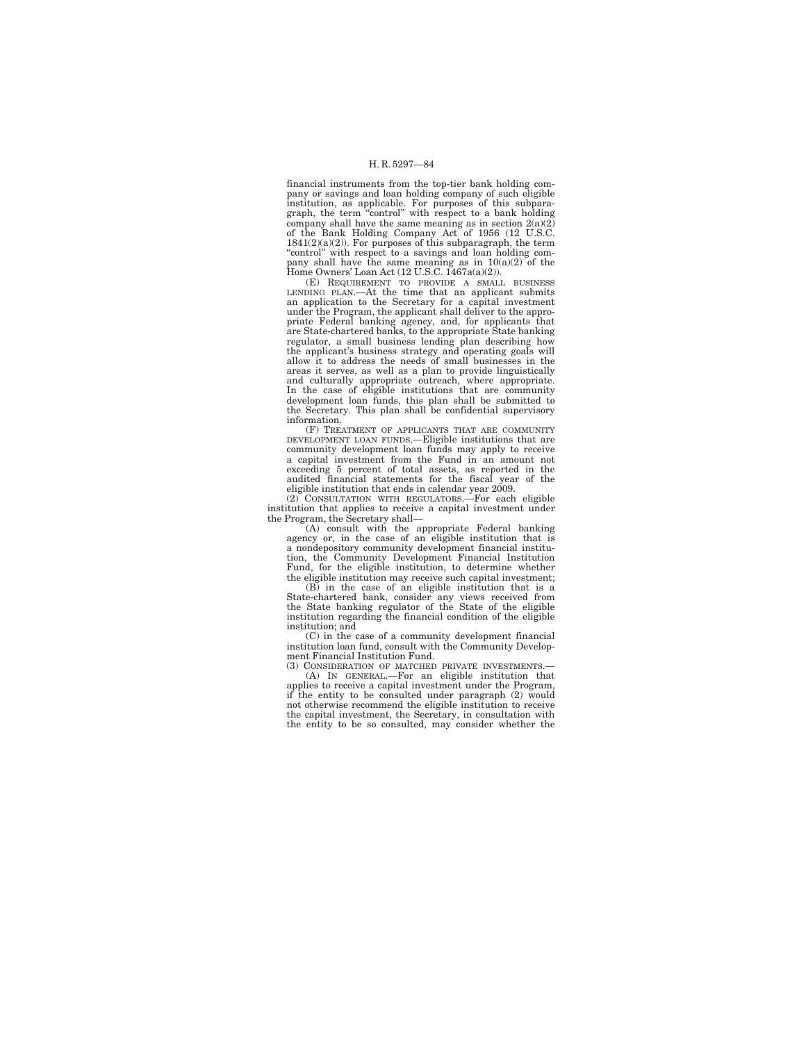financial instruments from the top-tier bank holding company or savings and loan holding company of such eligible institution, as applicable. For purposes of this subparagraph, the term "control" with respect to a bank holding company shall have the same meaning as in section 2(a)(2) of the Bank Holding Company Act of 1956 (12 U.S.C. 1841(2)(a)(2)). For purposes of this subparagraph, the term "control" with respect to a savings and loan holding company shall have the same meaning as in 10(a)(2) of the Home Owners' Loan Act (12 U.S.C. 1467a(a)(2)).

(E) REQUIREMENT TO PROVIDE A SMALL BUSINESS LENDING PLAN.—At the time that an applicant submits an application to the Secretary for a capital investment under the Program, the applicant shall deliver to the appropriate Federal banking agency, and, for applicants that are State-chartered banks, to the appropriate State banking regulator, a small business lending plan describing how the applicant's business strategy and operating goals will allow it to address the needs of small businesses in the areas it serves, as well as a plan to provide linguistically and culturally appropriate outreach, where appropriate. In the case of eligible institutions that are community development loan funds, this plan shall be submitted to the Secretary. This plan shall be confidential supervisory information.

(F) TREATMENT OF APPLICANTS THAT ARE COMMUNITY DEVELOPMENT LOAN FUNDS.—Eligible institutions that are community development loan funds may apply to receive a capital investment from the Fund in an amount not exceeding 5 percent of total assets, as reported in the audited financial statements for the fiscal year of the eligible institution that ends in calendar year 2009.

(2) CONSULTATION WITH REGULATORS.—For each eligible institution that applies to receive a capital investment under the Program, the Secretary shall—

(A) consult with the appropriate Federal banking agency or, in the case of an eligible institution that is a nondepository community development financial institution, the Community Development Financial Institution Fund, for the eligible institution, to determine whether the eligible institution may receive such capital investment;

(B) in the case of an eligible institution that is a State-chartered bank, consider any views received from the State banking regulator of the State of the eligible institution regarding the financial condition of the eligible institution; and

(C) in the case of a community development financial institution loan fund, consult with the Community Development Financial Institution Fund.

(3) CONSIDERATION OF MATCHED PRIVATE INVESTMENTS.—

(A) IN GENERAL.—For an eligible institution that applies to receive a capital investment under the Program, if the entity to be consulted under paragraph (2) would not otherwise recommend the eligible institution to receive the capital investment, the Secretary, in consultation with the entity to be so consulted, may consider whether the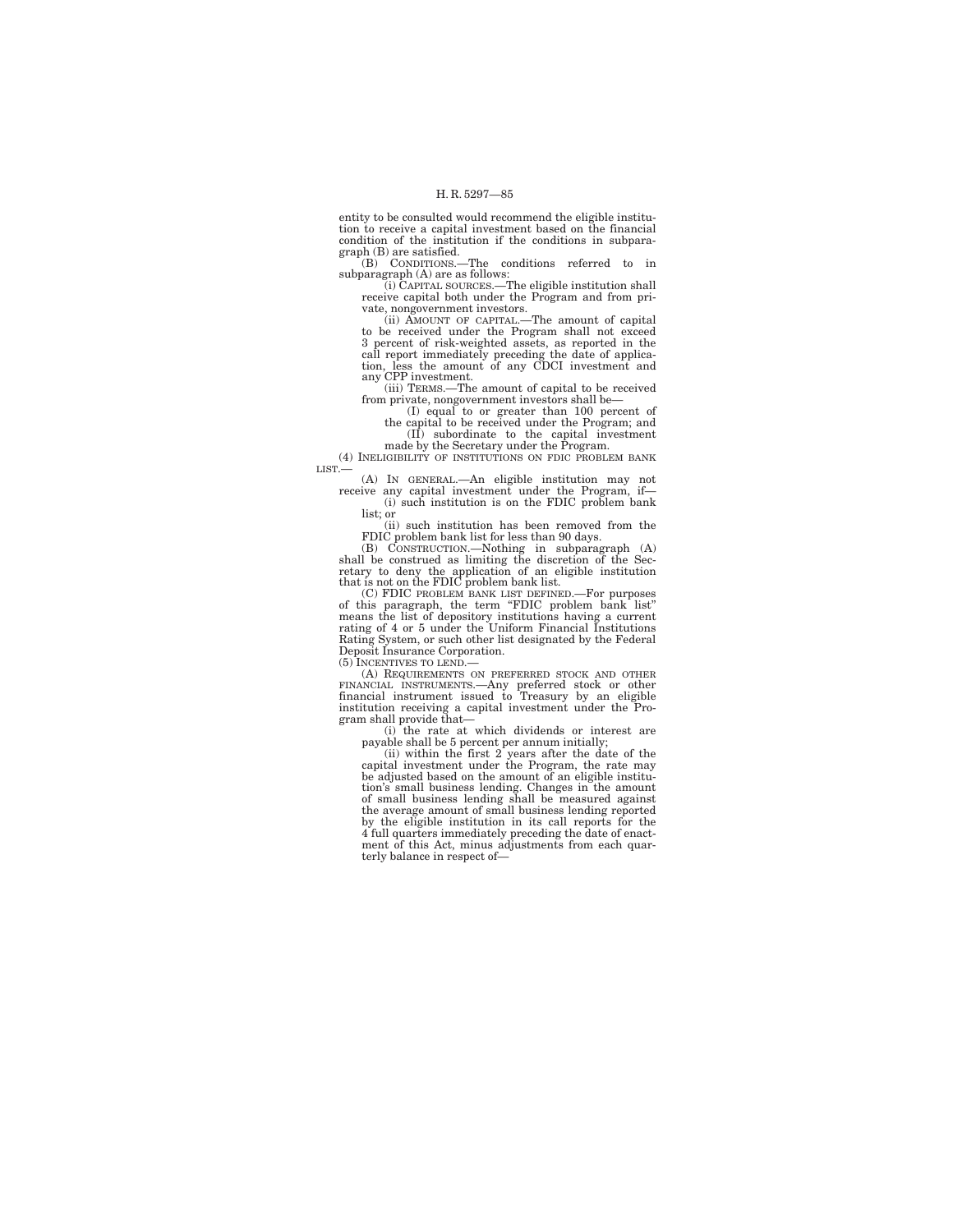entity to be consulted would recommend the eligible institution to receive a capital investment based on the financial condition of the institution if the conditions in subparagraph (B) are satisfied.

(B) CONDITIONS.—The conditions referred to in subparagraph (A) are as follows:

(i) CAPITAL SOURCES.—The eligible institution shall receive capital both under the Program and from private, nongovernment investors.

(ii) AMOUNT OF CAPITAL.—The amount of capital to be received under the Program shall not exceed 3 percent of risk-weighted assets, as reported in the call report immediately preceding the date of application, less the amount of any CDCI investment and any CPP investment.

(iii) TERMS.—The amount of capital to be received from private, nongovernment investors shall be—

(I) equal to or greater than 100 percent of the capital to be received under the Program; and

(II) subordinate to the capital investment made by the Secretary under the Program.

(4) INELIGIBILITY OF INSTITUTIONS ON FDIC PROBLEM BANK LIST.—

(A) IN GENERAL.—An eligible institution may not receive any capital investment under the Program, if—

(i) such institution is on the FDIC problem bank list; or

(ii) such institution has been removed from the FDIC problem bank list for less than 90 days.

(B) CONSTRUCTION.—Nothing in subparagraph (A) shall be construed as limiting the discretion of the Secretary to deny the application of an eligible institution that is not on the FDIC problem bank list.

(C) FDIC PROBLEM BANK LIST DEFINED.—For purposes of this paragraph, the term "FDIC problem bank list" means the list of depository institutions having a current rating of 4 or 5 under the Uniform Financial Institutions Rating System, or such other list designated by the Federal Deposit Insurance Corporation.

(5) INCENTIVES TO LEND.—

(A) REQUIREMENTS ON PREFERRED STOCK AND OTHER FINANCIAL INSTRUMENTS.—Any preferred stock or other financial instrument issued to Treasury by an eligible institution receiving a capital investment under the Program shall provide that—

(i) the rate at which dividends or interest are payable shall be 5 percent per annum initially;

(ii) within the first 2 years after the date of the capital investment under the Program, the rate may be adjusted based on the amount of an eligible institution's small business lending. Changes in the amount of small business lending shall be measured against the average amount of small business lending reported by the eligible institution in its call reports for the 4 full quarters immediately preceding the date of enactment of this Act, minus adjustments from each quarterly balance in respect of—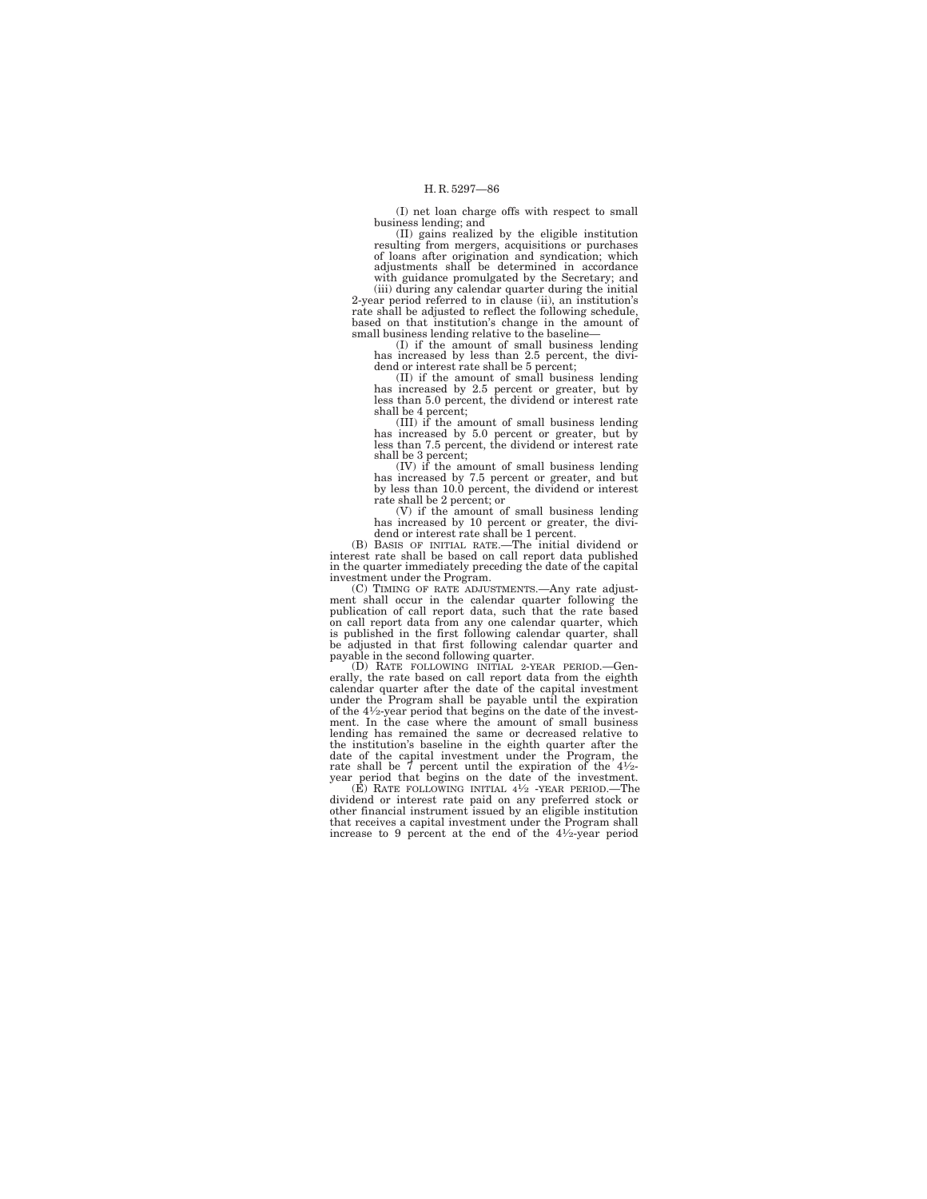(I) net loan charge offs with respect to small business lending; and

(II) gains realized by the eligible institution resulting from mergers, acquisitions or purchases of loans after origination and syndication; which adjustments shall be determined in accordance with guidance promulgated by the Secretary; and

(iii) during any calendar quarter during the initial 2-year period referred to in clause (ii), an institution's rate shall be adjusted to reflect the following schedule, based on that institution's change in the amount of small business lending relative to the baseline—

(I) if the amount of small business lending has increased by less than 2.5 percent, the dividend or interest rate shall be 5 percent;

(II) if the amount of small business lending has increased by 2.5 percent or greater, but by less than 5.0 percent, the dividend or interest rate shall be 4 percent;

(III) if the amount of small business lending has increased by 5.0 percent or greater, but by less than 7.5 percent, the dividend or interest rate shall be 3 percent;

(IV) if the amount of small business lending has increased by 7.5 percent or greater, and but by less than 10.0 percent, the dividend or interest rate shall be 2 percent; or

(V) if the amount of small business lending has increased by 10 percent or greater, the dividend or interest rate shall be 1 percent.

(B) BASIS OF INITIAL RATE.—The initial dividend or interest rate shall be based on call report data published in the quarter immediately preceding the date of the capital investment under the Program.

(C) TIMING OF RATE ADJUSTMENTS.—Any rate adjustment shall occur in the calendar quarter following the publication of call report data, such that the rate based on call report data from any one calendar quarter, which is published in the first following calendar quarter, shall be adjusted in that first following calendar quarter and payable in the second following quarter.

(D) RATE FOLLOWING INITIAL 2-YEAR PERIOD.—Generally, the rate based on call report data from the eighth calendar quarter after the date of the capital investment under the Program shall be payable until the expiration of the 4½-year period that begins on the date of the investment. In the case where the amount of small business lending has remained the same or decreased relative to the institution's baseline in the eighth quarter after the date of the capital investment under the Program, the rate shall be 7 percent until the expiration of the 4½-year period that begins on the date of the investment.

(E) RATE FOLLOWING INITIAL 4½ -YEAR PERIOD.—The dividend or interest rate paid on any preferred stock or other financial instrument issued by an eligible institution that receives a capital investment under the Program shall increase to 9 percent at the end of the 4½-year period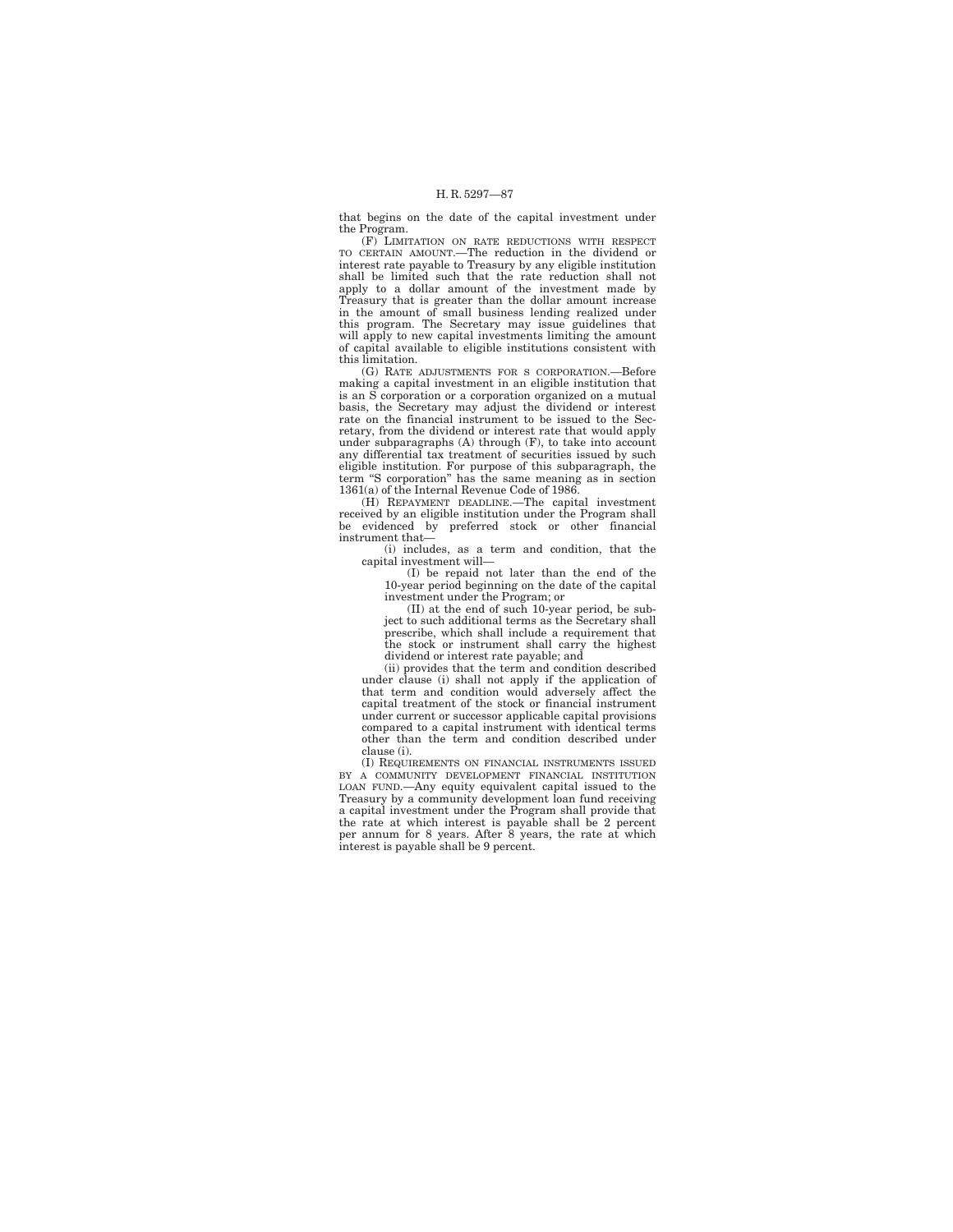that begins on the date of the capital investment under the Program.

(F) LIMITATION ON RATE REDUCTIONS WITH RESPECT TO CERTAIN AMOUNT.—The reduction in the dividend or interest rate payable to Treasury by any eligible institution shall be limited such that the rate reduction shall not apply to a dollar amount of the investment made by Treasury that is greater than the dollar amount increase in the amount of small business lending realized under this program. The Secretary may issue guidelines that will apply to new capital investments limiting the amount of capital available to eligible institutions consistent with this limitation.

(G) RATE ADJUSTMENTS FOR S CORPORATION.—Before making a capital investment in an eligible institution that is an S corporation or a corporation organized on a mutual basis, the Secretary may adjust the dividend or interest rate on the financial instrument to be issued to the Secretary, from the dividend or interest rate that would apply under subparagraphs (A) through (F), to take into account any differential tax treatment of securities issued by such eligible institution. For purpose of this subparagraph, the term "S corporation" has the same meaning as in section 1361(a) of the Internal Revenue Code of 1986.

(H) REPAYMENT DEADLINE.—The capital investment received by an eligible institution under the Program shall be evidenced by preferred stock or other financial instrument that—

(i) includes, as a term and condition, that the capital investment will—

(I) be repaid not later than the end of the 10-year period beginning on the date of the capital investment under the Program; or

(II) at the end of such 10-year period, be subject to such additional terms as the Secretary shall prescribe, which shall include a requirement that the stock or instrument shall carry the highest dividend or interest rate payable; and

(ii) provides that the term and condition described under clause (i) shall not apply if the application of that term and condition would adversely affect the capital treatment of the stock or financial instrument under current or successor applicable capital provisions compared to a capital instrument with identical terms other than the term and condition described under clause (i).

(I) REQUIREMENTS ON FINANCIAL INSTRUMENTS ISSUED BY A COMMUNITY DEVELOPMENT FINANCIAL INSTITUTION LOAN FUND.—Any equity equivalent capital issued to the Treasury by a community development loan fund receiving a capital investment under the Program shall provide that the rate at which interest is payable shall be 2 percent per annum for 8 years. After 8 years, the rate at which interest is payable shall be 9 percent.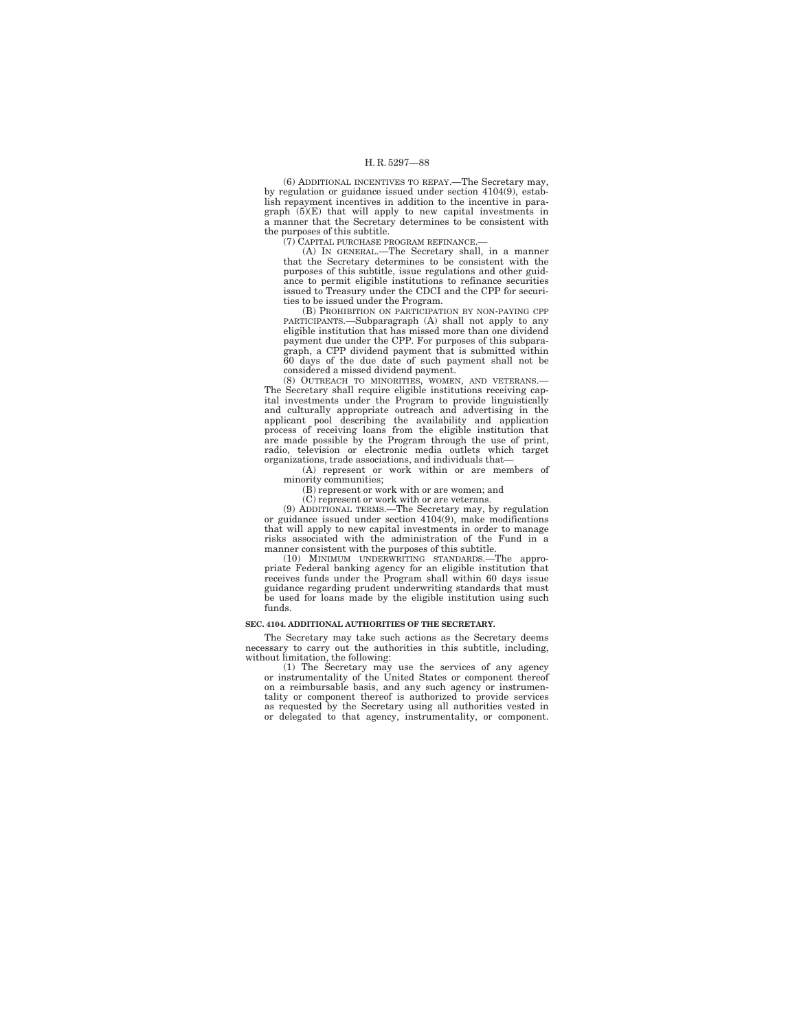(6) ADDITIONAL INCENTIVES TO REPAY.—The Secretary may, by regulation or guidance issued under section 4104(9), establish repayment incentives in addition to the incentive in paragraph (5)(E) that will apply to new capital investments in a manner that the Secretary determines to be consistent with the purposes of this subtitle.

(7) CAPITAL PURCHASE PROGRAM REFINANCE.—

(A) IN GENERAL.—The Secretary shall, in a manner that the Secretary determines to be consistent with the purposes of this subtitle, issue regulations and other guidance to permit eligible institutions to refinance securities issued to Treasury under the CDCI and the CPP for securities to be issued under the Program.

(B) PROHIBITION ON PARTICIPATION BY NON-PAYING CPP PARTICIPANTS.—Subparagraph (A) shall not apply to any eligible institution that has missed more than one dividend payment due under the CPP. For purposes of this subparagraph, a CPP dividend payment that is submitted within 60 days of the due date of such payment shall not be considered a missed dividend payment.

(8) OUTREACH TO MINORITIES, WOMEN, AND VETERANS.—The Secretary shall require eligible institutions receiving capital investments under the Program to provide linguistically and culturally appropriate outreach and advertising in the applicant pool describing the availability and application process of receiving loans from the eligible institution that are made possible by the Program through the use of print, radio, television or electronic media outlets which target organizations, trade associations, and individuals that—

(A) represent or work within or are members of minority communities;

(B) represent or work with or are women; and

(C) represent or work with or are veterans.

(9) ADDITIONAL TERMS.—The Secretary may, by regulation or guidance issued under section 4104(9), make modifications that will apply to new capital investments in order to manage risks associated with the administration of the Fund in a manner consistent with the purposes of this subtitle.

(10) MINIMUM UNDERWRITING STANDARDS.—The appropriate Federal banking agency for an eligible institution that receives funds under the Program shall within 60 days issue guidance regarding prudent underwriting standards that must be used for loans made by the eligible institution using such funds.

**SEC. 4104. ADDITIONAL AUTHORITIES OF THE SECRETARY.**

The Secretary may take such actions as the Secretary deems necessary to carry out the authorities in this subtitle, including, without limitation, the following:

(1) The Secretary may use the services of any agency or instrumentality of the United States or component thereof on a reimbursable basis, and any such agency or instrumentality or component thereof is authorized to provide services as requested by the Secretary using all authorities vested in or delegated to that agency, instrumentality, or component.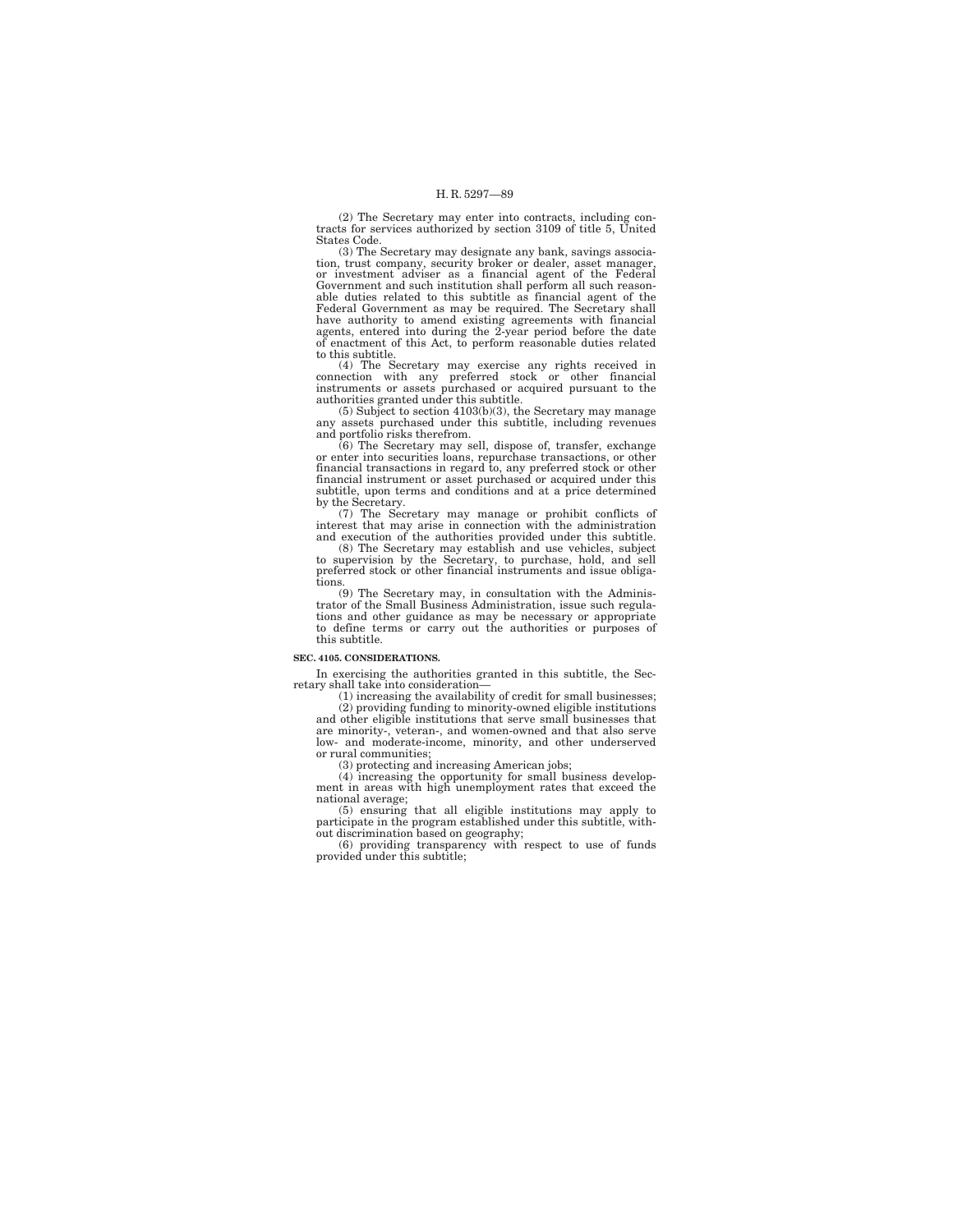(2) The Secretary may enter into contracts, including contracts for services authorized by section 3109 of title 5, United States Code.

(3) The Secretary may designate any bank, savings association, trust company, security broker or dealer, asset manager, or investment adviser as a financial agent of the Federal Government and such institution shall perform all such reasonable duties related to this subtitle as financial agent of the Federal Government as may be required. The Secretary shall have authority to amend existing agreements with financial agents, entered into during the 2-year period before the date of enactment of this Act, to perform reasonable duties related to this subtitle.

(4) The Secretary may exercise any rights received in connection with any preferred stock or other financial instruments or assets purchased or acquired pursuant to the authorities granted under this subtitle.

(5) Subject to section 4103(b)(3), the Secretary may manage any assets purchased under this subtitle, including revenues and portfolio risks therefrom.

(6) The Secretary may sell, dispose of, transfer, exchange or enter into securities loans, repurchase transactions, or other financial transactions in regard to, any preferred stock or other financial instrument or asset purchased or acquired under this subtitle, upon terms and conditions and at a price determined by the Secretary.

(7) The Secretary may manage or prohibit conflicts of interest that may arise in connection with the administration and execution of the authorities provided under this subtitle.

(8) The Secretary may establish and use vehicles, subject to supervision by the Secretary, to purchase, hold, and sell preferred stock or other financial instruments and issue obligations.

(9) The Secretary may, in consultation with the Administrator of the Small Business Administration, issue such regulations and other guidance as may be necessary or appropriate to define terms or carry out the authorities or purposes of this subtitle.

**SEC. 4105. CONSIDERATIONS.**

In exercising the authorities granted in this subtitle, the Secretary shall take into consideration—

(1) increasing the availability of credit for small businesses;

(2) providing funding to minority-owned eligible institutions and other eligible institutions that serve small businesses that are minority-, veteran-, and women-owned and that also serve low- and moderate-income, minority, and other underserved or rural communities;

(3) protecting and increasing American jobs;

(4) increasing the opportunity for small business development in areas with high unemployment rates that exceed the national average;

(5) ensuring that all eligible institutions may apply to participate in the program established under this subtitle, without discrimination based on geography;

(6) providing transparency with respect to use of funds provided under this subtitle;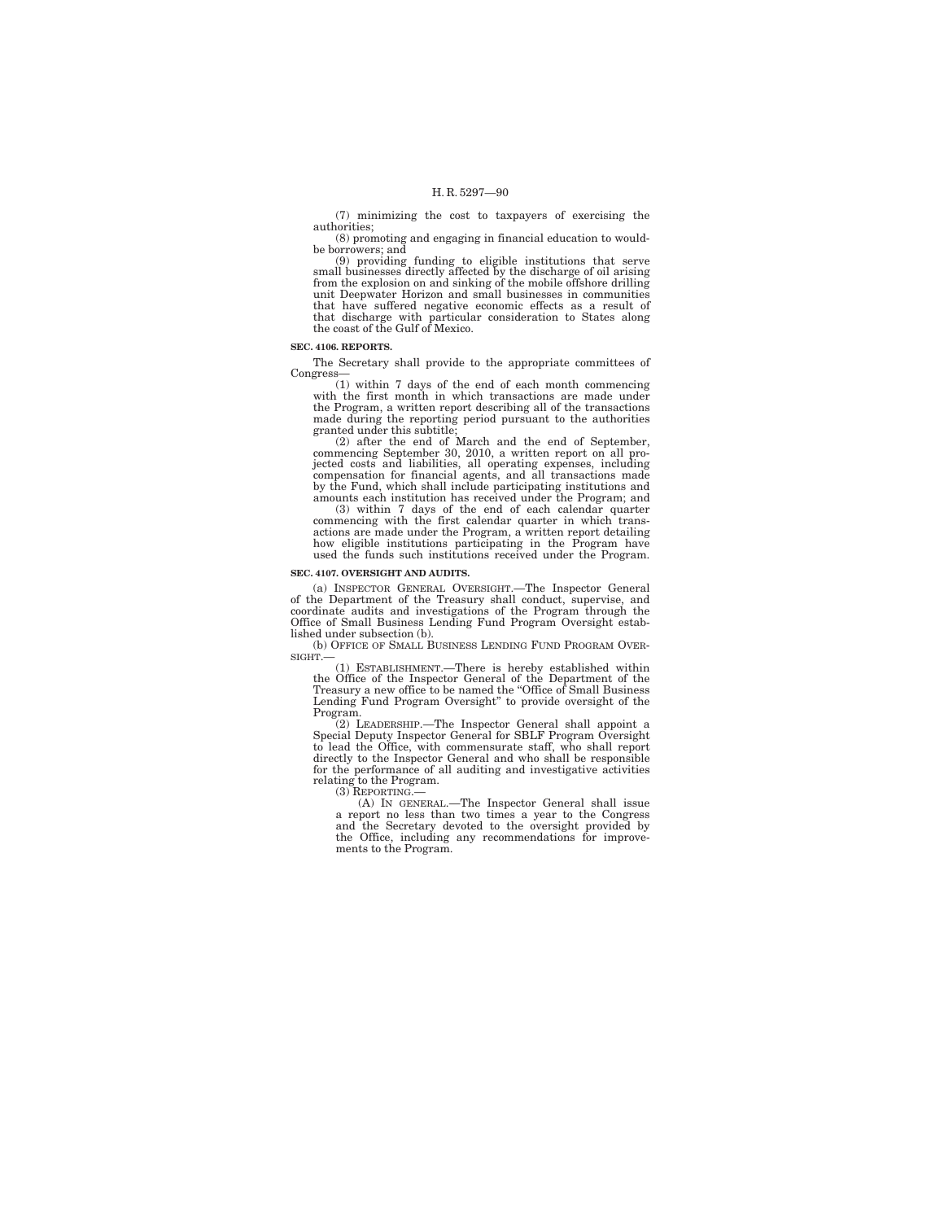(7) minimizing the cost to taxpayers of exercising the authorities;

(8) promoting and engaging in financial education to would-be borrowers; and

(9) providing funding to eligible institutions that serve small businesses directly affected by the discharge of oil arising from the explosion on and sinking of the mobile offshore drilling unit Deepwater Horizon and small businesses in communities that have suffered negative economic effects as a result of that discharge with particular consideration to States along the coast of the Gulf of Mexico.

**SEC. 4106. REPORTS.**

The Secretary shall provide to the appropriate committees of Congress—

(1) within 7 days of the end of each month commencing with the first month in which transactions are made under the Program, a written report describing all of the transactions made during the reporting period pursuant to the authorities granted under this subtitle;

(2) after the end of March and the end of September, commencing September 30, 2010, a written report on all projected costs and liabilities, all operating expenses, including compensation for financial agents, and all transactions made by the Fund, which shall include participating institutions and amounts each institution has received under the Program; and

(3) within 7 days of the end of each calendar quarter commencing with the first calendar quarter in which transactions are made under the Program, a written report detailing how eligible institutions participating in the Program have used the funds such institutions received under the Program.

**SEC. 4107. OVERSIGHT AND AUDITS.**

(a) INSPECTOR GENERAL OVERSIGHT.—The Inspector General of the Department of the Treasury shall conduct, supervise, and coordinate audits and investigations of the Program through the Office of Small Business Lending Fund Program Oversight established under subsection (b).

(b) OFFICE OF SMALL BUSINESS LENDING FUND PROGRAM OVERSIGHT.—

(1) ESTABLISHMENT.—There is hereby established within the Office of the Inspector General of the Department of the Treasury a new office to be named the "Office of Small Business Lending Fund Program Oversight" to provide oversight of the Program.

(2) LEADERSHIP.—The Inspector General shall appoint a Special Deputy Inspector General for SBLF Program Oversight to lead the Office, with commensurate staff, who shall report directly to the Inspector General and who shall be responsible for the performance of all auditing and investigative activities relating to the Program.

(3) REPORTING.—

(A) IN GENERAL.—The Inspector General shall issue a report no less than two times a year to the Congress and the Secretary devoted to the oversight provided by the Office, including any recommendations for improvements to the Program.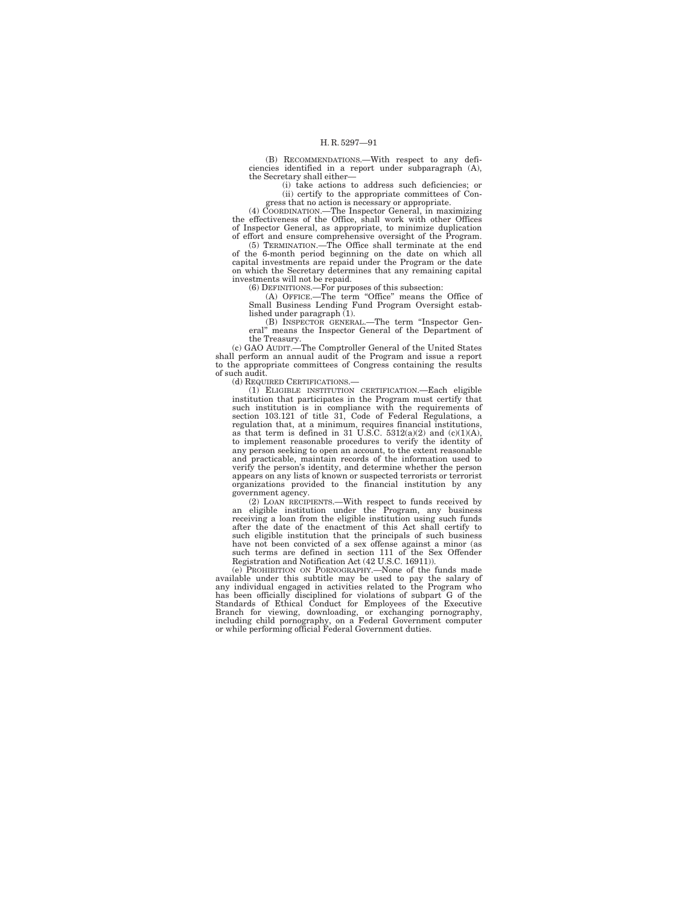(B) RECOMMENDATIONS.—With respect to any deficiencies identified in a report under subparagraph (A), the Secretary shall either—

(i) take actions to address such deficiencies; or

(ii) certify to the appropriate committees of Congress that no action is necessary or appropriate.

(4) COORDINATION.—The Inspector General, in maximizing the effectiveness of the Office, shall work with other Offices of Inspector General, as appropriate, to minimize duplication of effort and ensure comprehensive oversight of the Program.

(5) TERMINATION.—The Office shall terminate at the end of the 6-month period beginning on the date on which all capital investments are repaid under the Program or the date on which the Secretary determines that any remaining capital investments will not be repaid.

(6) DEFINITIONS.—For purposes of this subsection:

(A) OFFICE.—The term "Office" means the Office of Small Business Lending Fund Program Oversight established under paragraph (1).

(B) INSPECTOR GENERAL.—The term "Inspector General" means the Inspector General of the Department of the Treasury.

(c) GAO AUDIT.—The Comptroller General of the United States shall perform an annual audit of the Program and issue a report to the appropriate committees of Congress containing the results of such audit.

(d) REQUIRED CERTIFICATIONS.—

(1) ELIGIBLE INSTITUTION CERTIFICATION.—Each eligible institution that participates in the Program must certify that such institution is in compliance with the requirements of section 103.121 of title 31, Code of Federal Regulations, a regulation that, at a minimum, requires financial institutions, as that term is defined in 31 U.S.C. 5312(a)(2) and (c)(1)(A), to implement reasonable procedures to verify the identity of any person seeking to open an account, to the extent reasonable and practicable, maintain records of the information used to verify the person's identity, and determine whether the person appears on any lists of known or suspected terrorists or terrorist organizations provided to the financial institution by any government agency.

(2) LOAN RECIPIENTS.—With respect to funds received by an eligible institution under the Program, any business receiving a loan from the eligible institution using such funds after the date of the enactment of this Act shall certify to such eligible institution that the principals of such business have not been convicted of a sex offense against a minor (as such terms are defined in section 111 of the Sex Offender Registration and Notification Act (42 U.S.C. 16911)).

(e) PROHIBITION ON PORNOGRAPHY.—None of the funds made available under this subtitle may be used to pay the salary of any individual engaged in activities related to the Program who has been officially disciplined for violations of subpart G of the Standards of Ethical Conduct for Employees of the Executive Branch for viewing, downloading, or exchanging pornography, including child pornography, on a Federal Government computer or while performing official Federal Government duties.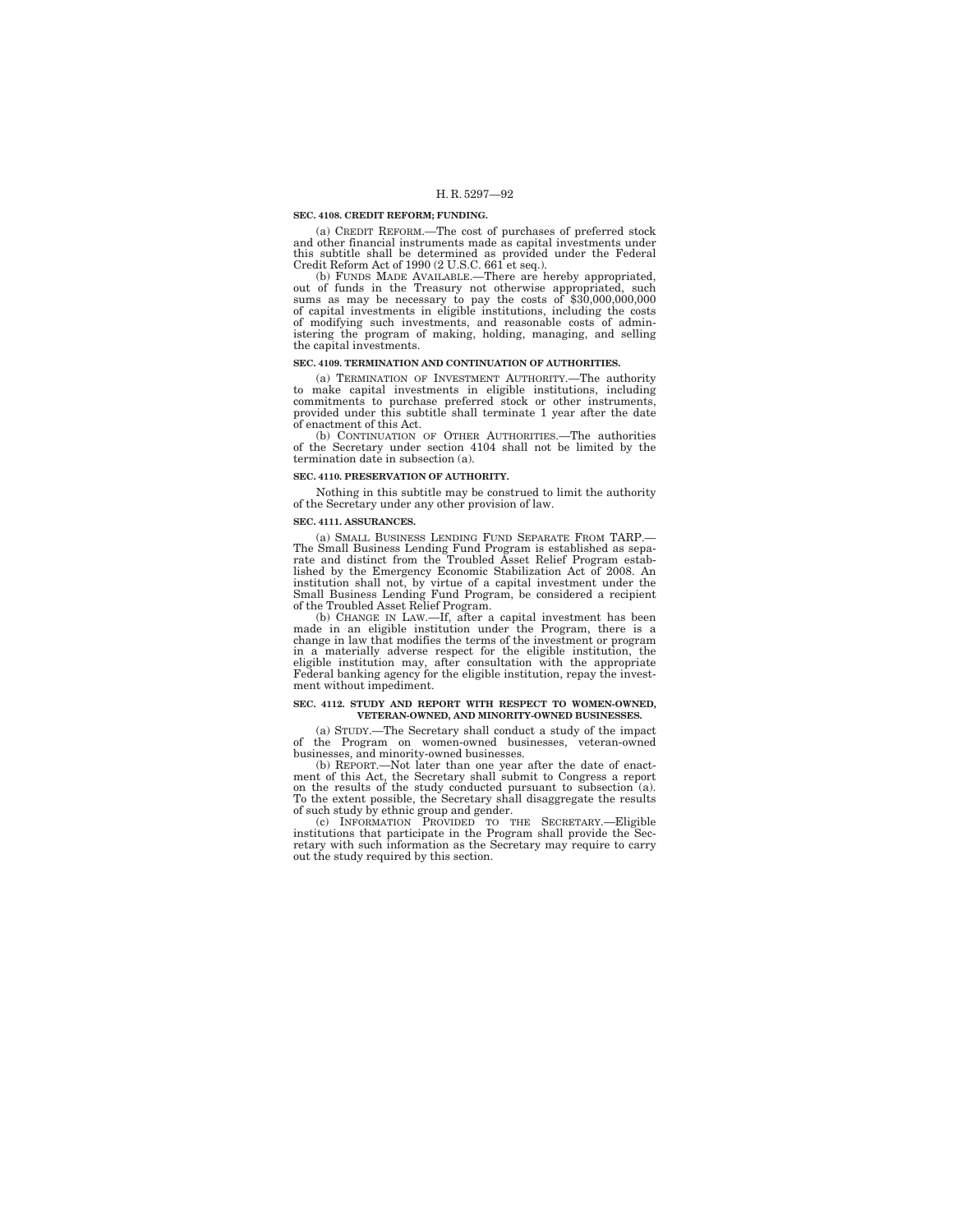**SEC. 4108. CREDIT REFORM; FUNDING.**

(a) CREDIT REFORM.—The cost of purchases of preferred stock and other financial instruments made as capital investments under this subtitle shall be determined as provided under the Federal Credit Reform Act of 1990 (2 U.S.C. 661 et seq.).

(b) FUNDS MADE AVAILABLE.—There are hereby appropriated, out of funds in the Treasury not otherwise appropriated, such sums as may be necessary to pay the costs of $30,000,000,000 of capital investments in eligible institutions, including the costs of modifying such investments, and reasonable costs of administering the program of making, holding, managing, and selling the capital investments.

**SEC. 4109. TERMINATION AND CONTINUATION OF AUTHORITIES.**

(a) TERMINATION OF INVESTMENT AUTHORITY.—The authority to make capital investments in eligible institutions, including commitments to purchase preferred stock or other instruments, provided under this subtitle shall terminate 1 year after the date of enactment of this Act.

(b) CONTINUATION OF OTHER AUTHORITIES.—The authorities of the Secretary under section 4104 shall not be limited by the termination date in subsection (a).

**SEC. 4110. PRESERVATION OF AUTHORITY.**

Nothing in this subtitle may be construed to limit the authority of the Secretary under any other provision of law.

**SEC. 4111. ASSURANCES.**

(a) SMALL BUSINESS LENDING FUND SEPARATE FROM TARP.—The Small Business Lending Fund Program is established as separate and distinct from the Troubled Asset Relief Program established by the Emergency Economic Stabilization Act of 2008. An institution shall not, by virtue of a capital investment under the Small Business Lending Fund Program, be considered a recipient of the Troubled Asset Relief Program.

(b) CHANGE IN LAW.—If, after a capital investment has been made in an eligible institution under the Program, there is a change in law that modifies the terms of the investment or program in a materially adverse respect for the eligible institution, the eligible institution may, after consultation with the appropriate Federal banking agency for the eligible institution, repay the investment without impediment.

**SEC. 4112. STUDY AND REPORT WITH RESPECT TO WOMEN-OWNED, VETERAN-OWNED, AND MINORITY-OWNED BUSINESSES.**

(a) STUDY.—The Secretary shall conduct a study of the impact of the Program on women-owned businesses, veteran-owned businesses, and minority-owned businesses.

(b) REPORT.—Not later than one year after the date of enactment of this Act, the Secretary shall submit to Congress a report on the results of the study conducted pursuant to subsection (a). To the extent possible, the Secretary shall disaggregate the results of such study by ethnic group and gender.

(c) INFORMATION PROVIDED TO THE SECRETARY.—Eligible institutions that participate in the Program shall provide the Secretary with such information as the Secretary may require to carry out the study required by this section.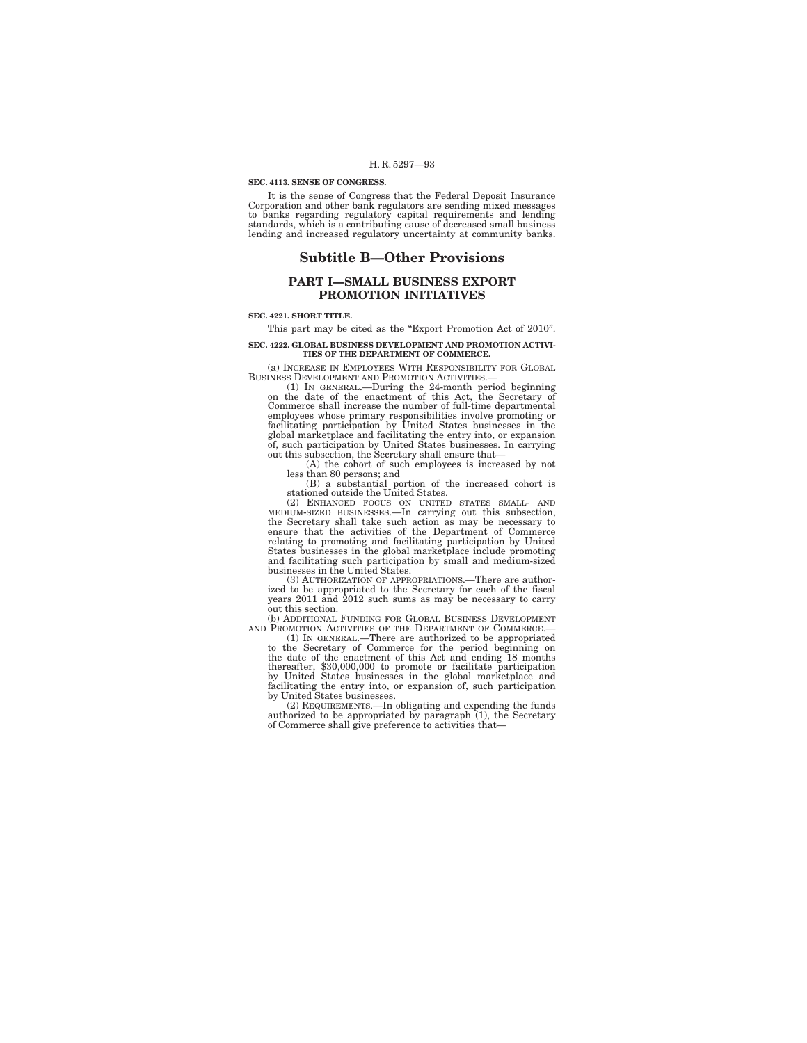**SEC. 4113. SENSE OF CONGRESS.**

It is the sense of Congress that the Federal Deposit Insurance Corporation and other bank regulators are sending mixed messages to banks regarding regulatory capital requirements and lending standards, which is a contributing cause of decreased small business lending and increased regulatory uncertainty at community banks.

## Subtitle B—Other Provisions

### PART I—SMALL BUSINESS EXPORT PROMOTION INITIATIVES

**SEC. 4221. SHORT TITLE.**

This part may be cited as the "Export Promotion Act of 2010".

**SEC. 4222. GLOBAL BUSINESS DEVELOPMENT AND PROMOTION ACTIVITIES OF THE DEPARTMENT OF COMMERCE.**

(a) INCREASE IN EMPLOYEES WITH RESPONSIBILITY FOR GLOBAL BUSINESS DEVELOPMENT AND PROMOTION ACTIVITIES.—

(1) IN GENERAL.—During the 24-month period beginning on the date of the enactment of this Act, the Secretary of Commerce shall increase the number of full-time departmental employees whose primary responsibilities involve promoting or facilitating participation by United States businesses in the global marketplace and facilitating the entry into, or expansion of, such participation by United States businesses. In carrying out this subsection, the Secretary shall ensure that—

(A) the cohort of such employees is increased by not less than 80 persons; and

(B) a substantial portion of the increased cohort is stationed outside the United States.

(2) ENHANCED FOCUS ON UNITED STATES SMALL- AND MEDIUM-SIZED BUSINESSES.—In carrying out this subsection, the Secretary shall take such action as may be necessary to ensure that the activities of the Department of Commerce relating to promoting and facilitating participation by United States businesses in the global marketplace include promoting and facilitating such participation by small and medium-sized businesses in the United States.

(3) AUTHORIZATION OF APPROPRIATIONS.—There are authorized to be appropriated to the Secretary for each of the fiscal years 2011 and 2012 such sums as may be necessary to carry out this section.

(b) ADDITIONAL FUNDING FOR GLOBAL BUSINESS DEVELOPMENT AND PROMOTION ACTIVITIES OF THE DEPARTMENT OF COMMERCE.—

(1) IN GENERAL.—There are authorized to be appropriated to the Secretary of Commerce for the period beginning on the date of the enactment of this Act and ending 18 months thereafter, $30,000,000 to promote or facilitate participation by United States businesses in the global marketplace and facilitating the entry into, or expansion of, such participation by United States businesses.

(2) REQUIREMENTS.—In obligating and expending the funds authorized to be appropriated by paragraph (1), the Secretary of Commerce shall give preference to activities that—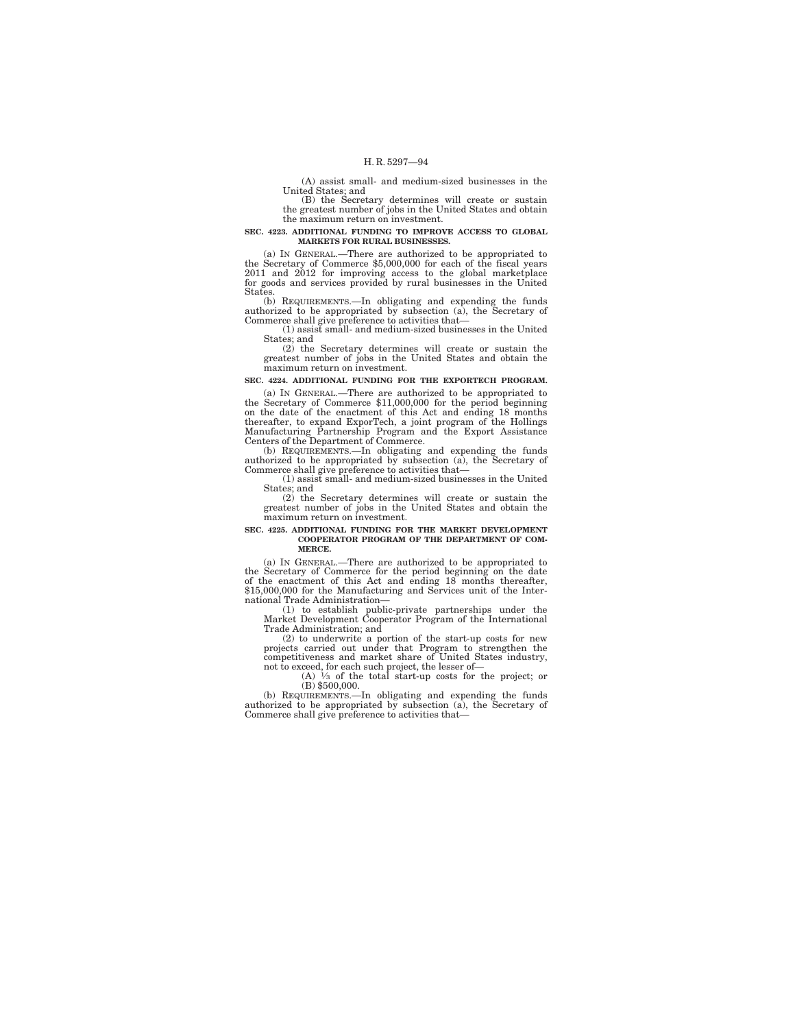(A) assist small- and medium-sized businesses in the United States; and

(B) the Secretary determines will create or sustain the greatest number of jobs in the United States and obtain the maximum return on investment.

**SEC. 4223. ADDITIONAL FUNDING TO IMPROVE ACCESS TO GLOBAL MARKETS FOR RURAL BUSINESSES.**

(a) IN GENERAL.—There are authorized to be appropriated to the Secretary of Commerce $5,000,000 for each of the fiscal years 2011 and 2012 for improving access to the global marketplace for goods and services provided by rural businesses in the United States.

(b) REQUIREMENTS.—In obligating and expending the funds authorized to be appropriated by subsection (a), the Secretary of Commerce shall give preference to activities that—

(1) assist small- and medium-sized businesses in the United States; and

(2) the Secretary determines will create or sustain the greatest number of jobs in the United States and obtain the maximum return on investment.

**SEC. 4224. ADDITIONAL FUNDING FOR THE EXPORTECH PROGRAM.**

(a) IN GENERAL.—There are authorized to be appropriated to the Secretary of Commerce $11,000,000 for the period beginning on the date of the enactment of this Act and ending 18 months thereafter, to expand ExporTech, a joint program of the Hollings Manufacturing Partnership Program and the Export Assistance Centers of the Department of Commerce.

(b) REQUIREMENTS.—In obligating and expending the funds authorized to be appropriated by subsection (a), the Secretary of Commerce shall give preference to activities that—

(1) assist small- and medium-sized businesses in the United States; and

(2) the Secretary determines will create or sustain the greatest number of jobs in the United States and obtain the maximum return on investment.

**SEC. 4225. ADDITIONAL FUNDING FOR THE MARKET DEVELOPMENT COOPERATOR PROGRAM OF THE DEPARTMENT OF COMMERCE.**

(a) IN GENERAL.—There are authorized to be appropriated to the Secretary of Commerce for the period beginning on the date of the enactment of this Act and ending 18 months thereafter, $15,000,000 for the Manufacturing and Services unit of the International Trade Administration—

(1) to establish public-private partnerships under the Market Development Cooperator Program of the International Trade Administration; and

(2) to underwrite a portion of the start-up costs for new projects carried out under that Program to strengthen the competitiveness and market share of United States industry, not to exceed, for each such project, the lesser of—

(A) ⅓ of the total start-up costs for the project; or

(B) $500,000.

(b) REQUIREMENTS.—In obligating and expending the funds authorized to be appropriated by subsection (a), the Secretary of Commerce shall give preference to activities that—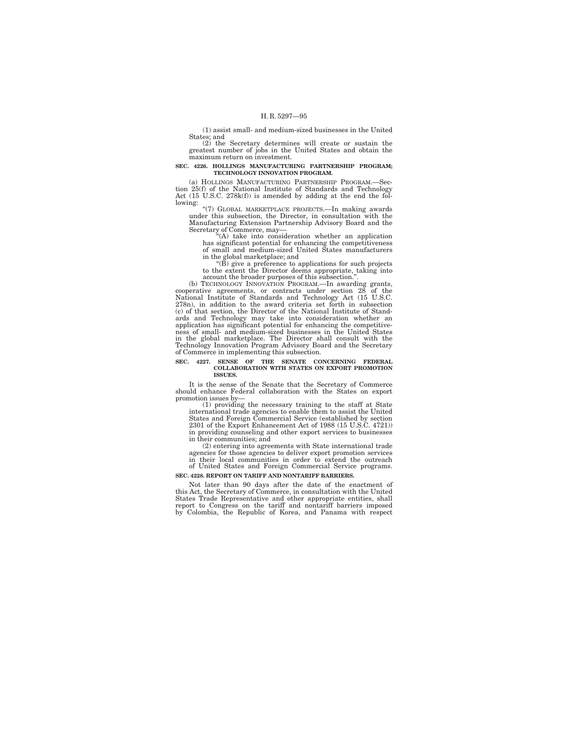(1) assist small- and medium-sized businesses in the United States; and

(2) the Secretary determines will create or sustain the greatest number of jobs in the United States and obtain the maximum return on investment.

**SEC. 4226. HOLLINGS MANUFACTURING PARTNERSHIP PROGRAM; TECHNOLOGY INNOVATION PROGRAM.**

(a) HOLLINGS MANUFACTURING PARTNERSHIP PROGRAM.—Section 25(f) of the National Institute of Standards and Technology Act (15 U.S.C. 278k(f)) is amended by adding at the end the following:

"(7) GLOBAL MARKETPLACE PROJECTS.—In making awards under this subsection, the Director, in consultation with the Manufacturing Extension Partnership Advisory Board and the Secretary of Commerce, may—

"(A) take into consideration whether an application has significant potential for enhancing the competitiveness of small and medium-sized United States manufacturers in the global marketplace; and

"(B) give a preference to applications for such projects to the extent the Director deems appropriate, taking into account the broader purposes of this subsection.".

(b) TECHNOLOGY INNOVATION PROGRAM.—In awarding grants, cooperative agreements, or contracts under section 28 of the National Institute of Standards and Technology Act (15 U.S.C. 278n), in addition to the award criteria set forth in subsection (c) of that section, the Director of the National Institute of Standards and Technology may take into consideration whether an application has significant potential for enhancing the competitiveness of small- and medium-sized businesses in the United States in the global marketplace. The Director shall consult with the Technology Innovation Program Advisory Board and the Secretary of Commerce in implementing this subsection.

**SEC. 4227. SENSE OF THE SENATE CONCERNING FEDERAL COLLABORATION WITH STATES ON EXPORT PROMOTION ISSUES.**

It is the sense of the Senate that the Secretary of Commerce should enhance Federal collaboration with the States on export promotion issues by—

(1) providing the necessary training to the staff at State international trade agencies to enable them to assist the United States and Foreign Commercial Service (established by section 2301 of the Export Enhancement Act of 1988 (15 U.S.C. 4721)) in providing counseling and other export services to businesses in their communities; and

(2) entering into agreements with State international trade agencies for those agencies to deliver export promotion services in their local communities in order to extend the outreach of United States and Foreign Commercial Service programs.

**SEC. 4228. REPORT ON TARIFF AND NONTARIFF BARRIERS.**

Not later than 90 days after the date of the enactment of this Act, the Secretary of Commerce, in consultation with the United States Trade Representative and other appropriate entities, shall report to Congress on the tariff and nontariff barriers imposed by Colombia, the Republic of Korea, and Panama with respect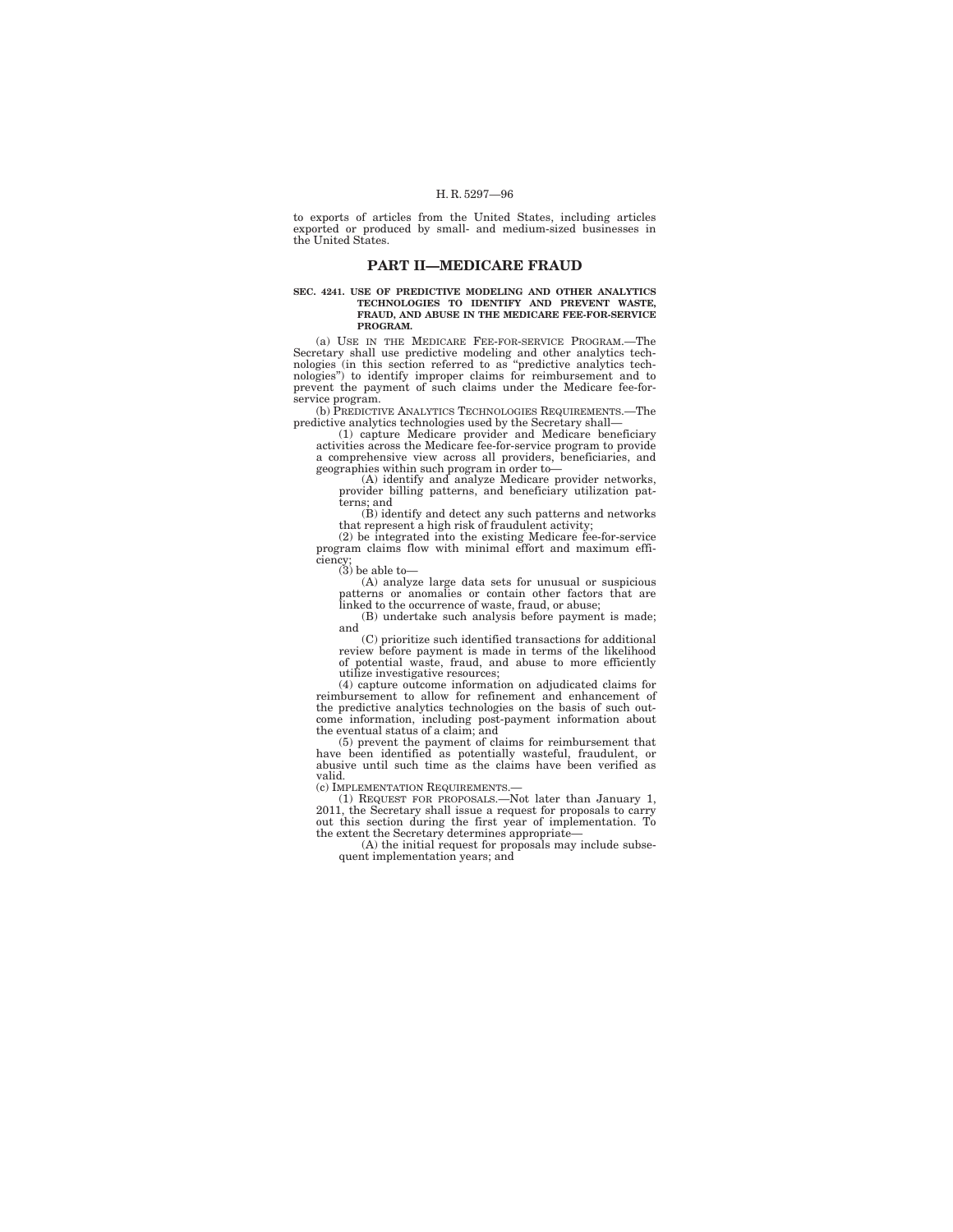to exports of articles from the United States, including articles exported or produced by small- and medium-sized businesses in the United States.

## PART II—MEDICARE FRAUD

**SEC. 4241. USE OF PREDICTIVE MODELING AND OTHER ANALYTICS TECHNOLOGIES TO IDENTIFY AND PREVENT WASTE, FRAUD, AND ABUSE IN THE MEDICARE FEE-FOR-SERVICE PROGRAM.**

(a) USE IN THE MEDICARE FEE-FOR-SERVICE PROGRAM.—The Secretary shall use predictive modeling and other analytics technologies (in this section referred to as "predictive analytics technologies") to identify improper claims for reimbursement and to prevent the payment of such claims under the Medicare fee-for-service program.

(b) PREDICTIVE ANALYTICS TECHNOLOGIES REQUIREMENTS.—The predictive analytics technologies used by the Secretary shall—

(1) capture Medicare provider and Medicare beneficiary activities across the Medicare fee-for-service program to provide a comprehensive view across all providers, beneficiaries, and geographies within such program in order to—

(A) identify and analyze Medicare provider networks, provider billing patterns, and beneficiary utilization patterns; and

(B) identify and detect any such patterns and networks that represent a high risk of fraudulent activity;

(2) be integrated into the existing Medicare fee-for-service program claims flow with minimal effort and maximum efficiency;

(3) be able to—

(A) analyze large data sets for unusual or suspicious patterns or anomalies or contain other factors that are linked to the occurrence of waste, fraud, or abuse;

(B) undertake such analysis before payment is made; and

(C) prioritize such identified transactions for additional review before payment is made in terms of the likelihood of potential waste, fraud, and abuse to more efficiently utilize investigative resources;

(4) capture outcome information on adjudicated claims for reimbursement to allow for refinement and enhancement of the predictive analytics technologies on the basis of such outcome information, including post-payment information about the eventual status of a claim; and

(5) prevent the payment of claims for reimbursement that have been identified as potentially wasteful, fraudulent, or abusive until such time as the claims have been verified as valid.

(c) IMPLEMENTATION REQUIREMENTS.—

(1) REQUEST FOR PROPOSALS.—Not later than January 1, 2011, the Secretary shall issue a request for proposals to carry out this section during the first year of implementation. To the extent the Secretary determines appropriate—

(A) the initial request for proposals may include subsequent implementation years; and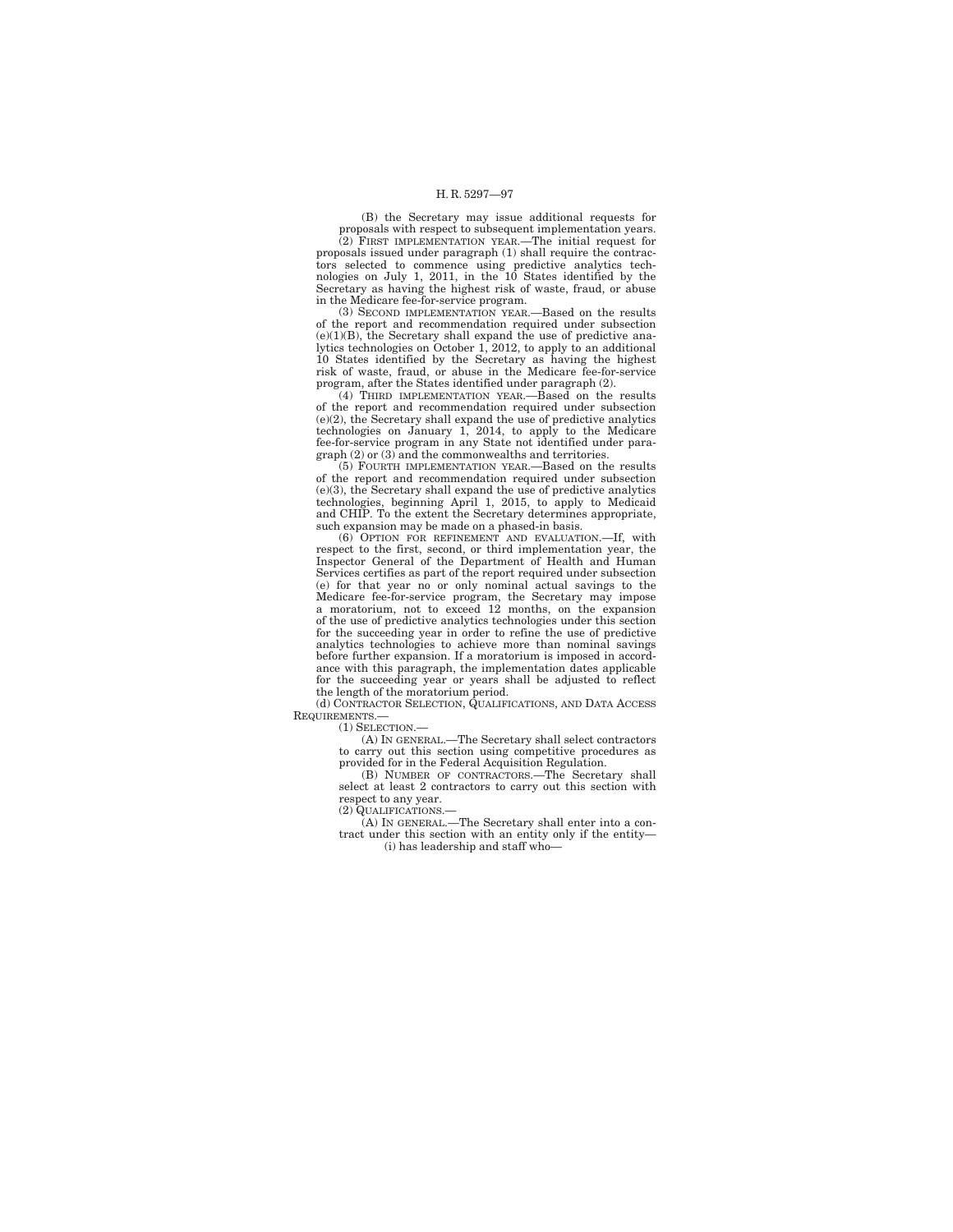(B) the Secretary may issue additional requests for proposals with respect to subsequent implementation years.

(2) FIRST IMPLEMENTATION YEAR.—The initial request for proposals issued under paragraph (1) shall require the contractors selected to commence using predictive analytics technologies on July 1, 2011, in the 10 States identified by the Secretary as having the highest risk of waste, fraud, or abuse in the Medicare fee-for-service program.

(3) SECOND IMPLEMENTATION YEAR.—Based on the results of the report and recommendation required under subsection (e)(1)(B), the Secretary shall expand the use of predictive analytics technologies on October 1, 2012, to apply to an additional 10 States identified by the Secretary as having the highest risk of waste, fraud, or abuse in the Medicare fee-for-service program, after the States identified under paragraph (2).

(4) THIRD IMPLEMENTATION YEAR.—Based on the results of the report and recommendation required under subsection (e)(2), the Secretary shall expand the use of predictive analytics technologies on January 1, 2014, to apply to the Medicare fee-for-service program in any State not identified under paragraph (2) or (3) and the commonwealths and territories.

(5) FOURTH IMPLEMENTATION YEAR.—Based on the results of the report and recommendation required under subsection (e)(3), the Secretary shall expand the use of predictive analytics technologies, beginning April 1, 2015, to apply to Medicaid and CHIP. To the extent the Secretary determines appropriate, such expansion may be made on a phased-in basis.

(6) OPTION FOR REFINEMENT AND EVALUATION.—If, with respect to the first, second, or third implementation year, the Inspector General of the Department of Health and Human Services certifies as part of the report required under subsection (e) for that year no or only nominal actual savings to the Medicare fee-for-service program, the Secretary may impose a moratorium, not to exceed 12 months, on the expansion of the use of predictive analytics technologies under this section for the succeeding year in order to refine the use of predictive analytics technologies to achieve more than nominal savings before further expansion. If a moratorium is imposed in accordance with this paragraph, the implementation dates applicable for the succeeding year or years shall be adjusted to reflect the length of the moratorium period.

(d) CONTRACTOR SELECTION, QUALIFICATIONS, AND DATA ACCESS REQUIREMENTS.—

(1) SELECTION.—

(A) IN GENERAL.—The Secretary shall select contractors to carry out this section using competitive procedures as provided for in the Federal Acquisition Regulation.

(B) NUMBER OF CONTRACTORS.—The Secretary shall select at least 2 contractors to carry out this section with respect to any year.

(2) QUALIFICATIONS.—

(A) IN GENERAL.—The Secretary shall enter into a contract under this section with an entity only if the entity—

(i) has leadership and staff who—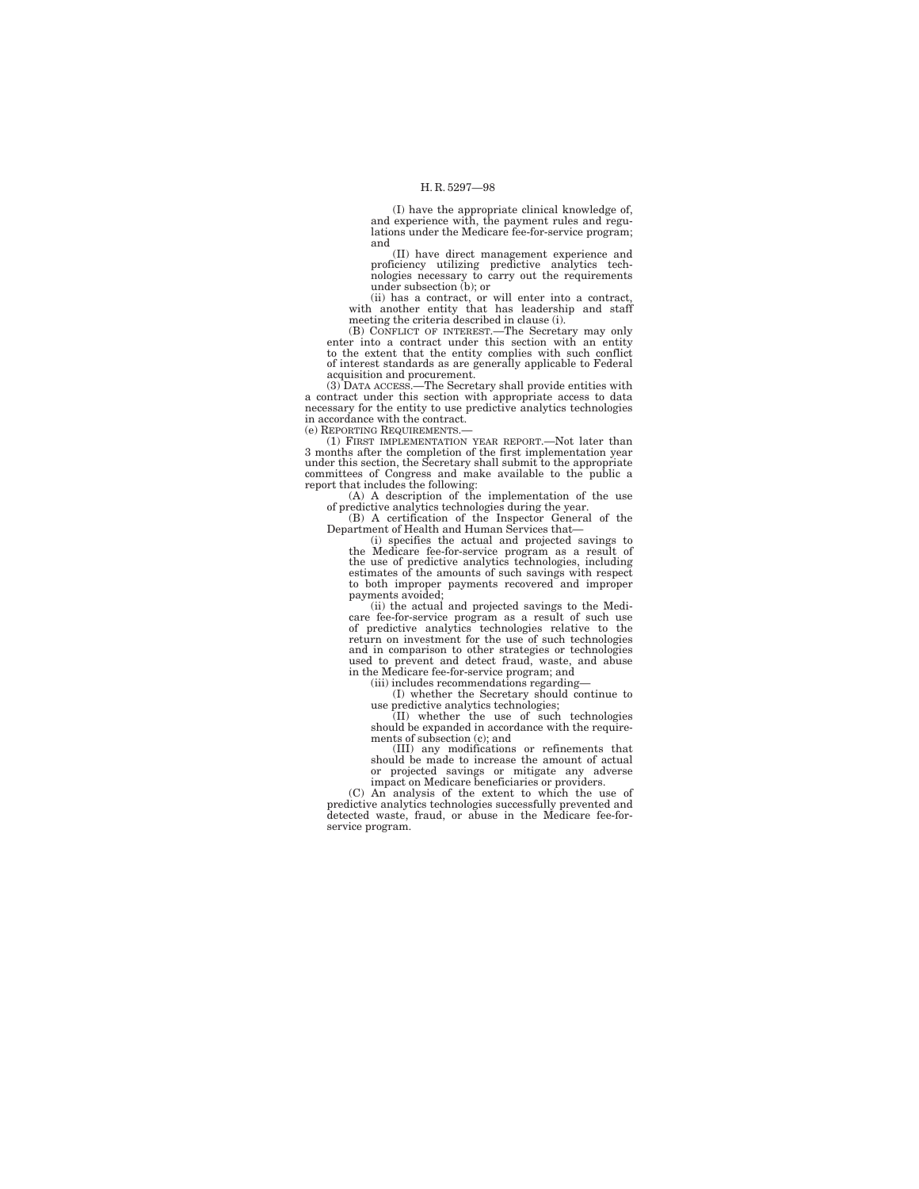(I) have the appropriate clinical knowledge of, and experience with, the payment rules and regulations under the Medicare fee-for-service program; and

(II) have direct management experience and proficiency utilizing predictive analytics technologies necessary to carry out the requirements under subsection (b); or

(ii) has a contract, or will enter into a contract, with another entity that has leadership and staff meeting the criteria described in clause (i).

(B) CONFLICT OF INTEREST.—The Secretary may only enter into a contract under this section with an entity to the extent that the entity complies with such conflict of interest standards as are generally applicable to Federal acquisition and procurement.

(3) DATA ACCESS.—The Secretary shall provide entities with a contract under this section with appropriate access to data necessary for the entity to use predictive analytics technologies in accordance with the contract.

(e) REPORTING REQUIREMENTS.—

(1) FIRST IMPLEMENTATION YEAR REPORT.—Not later than 3 months after the completion of the first implementation year under this section, the Secretary shall submit to the appropriate committees of Congress and make available to the public a report that includes the following:

(A) A description of the implementation of the use of predictive analytics technologies during the year.

(B) A certification of the Inspector General of the Department of Health and Human Services that—

(i) specifies the actual and projected savings to the Medicare fee-for-service program as a result of the use of predictive analytics technologies, including estimates of the amounts of such savings with respect to both improper payments recovered and improper payments avoided;

(ii) the actual and projected savings to the Medicare fee-for-service program as a result of such use of predictive analytics technologies relative to the return on investment for the use of such technologies and in comparison to other strategies or technologies used to prevent and detect fraud, waste, and abuse in the Medicare fee-for-service program; and

(iii) includes recommendations regarding—

(I) whether the Secretary should continue to use predictive analytics technologies;

(II) whether the use of such technologies should be expanded in accordance with the requirements of subsection (c); and

(III) any modifications or refinements that should be made to increase the amount of actual or projected savings or mitigate any adverse impact on Medicare beneficiaries or providers.

(C) An analysis of the extent to which the use of predictive analytics technologies successfully prevented and detected waste, fraud, or abuse in the Medicare fee-for-service program.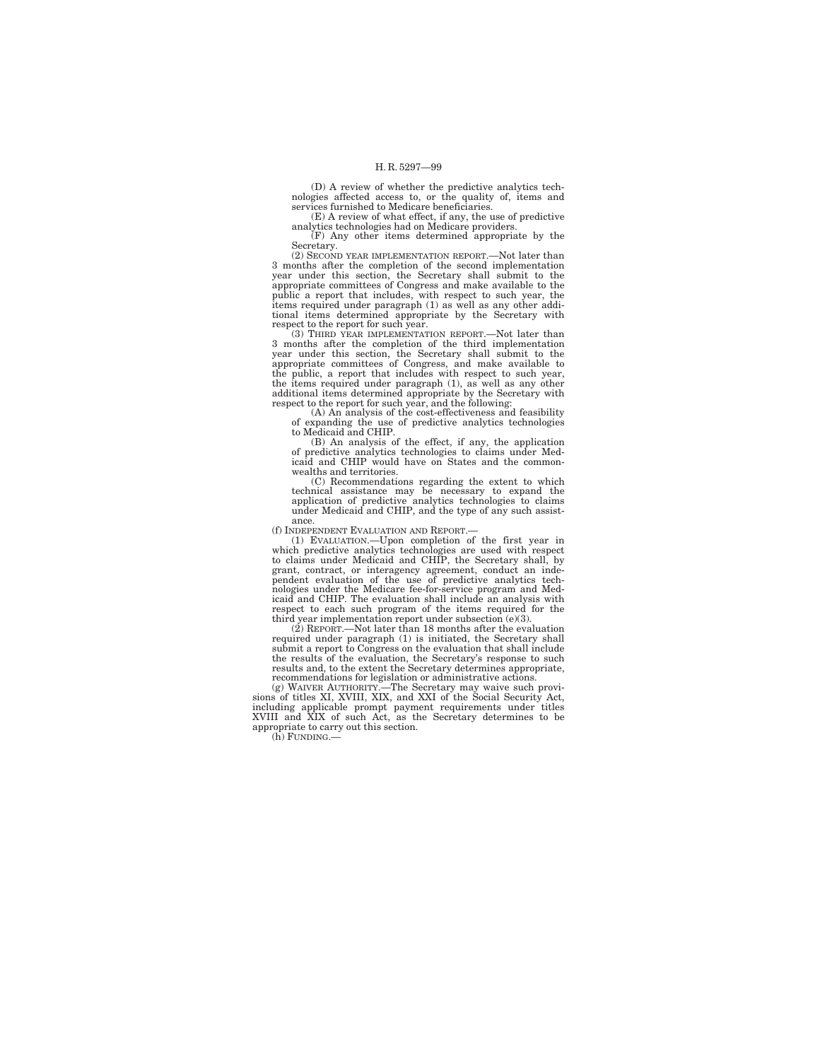(D) A review of whether the predictive analytics technologies affected access to, or the quality of, items and services furnished to Medicare beneficiaries.

(E) A review of what effect, if any, the use of predictive analytics technologies had on Medicare providers.

(F) Any other items determined appropriate by the Secretary.

(2) SECOND YEAR IMPLEMENTATION REPORT.—Not later than 3 months after the completion of the second implementation year under this section, the Secretary shall submit to the appropriate committees of Congress and make available to the public a report that includes, with respect to such year, the items required under paragraph (1) as well as any other additional items determined appropriate by the Secretary with respect to the report for such year.

(3) THIRD YEAR IMPLEMENTATION REPORT.—Not later than 3 months after the completion of the third implementation year under this section, the Secretary shall submit to the appropriate committees of Congress, and make available to the public, a report that includes with respect to such year, the items required under paragraph (1), as well as any other additional items determined appropriate by the Secretary with respect to the report for such year, and the following:

(A) An analysis of the cost-effectiveness and feasibility of expanding the use of predictive analytics technologies to Medicaid and CHIP.

(B) An analysis of the effect, if any, the application of predictive analytics technologies to claims under Medicaid and CHIP would have on States and the commonwealths and territories.

(C) Recommendations regarding the extent to which technical assistance may be necessary to expand the application of predictive analytics technologies to claims under Medicaid and CHIP, and the type of any such assistance.

(f) INDEPENDENT EVALUATION AND REPORT.—

(1) EVALUATION.—Upon completion of the first year in which predictive analytics technologies are used with respect to claims under Medicaid and CHIP, the Secretary shall, by grant, contract, or interagency agreement, conduct an independent evaluation of the use of predictive analytics technologies under the Medicare fee-for-service program and Medicaid and CHIP. The evaluation shall include an analysis with respect to each such program of the items required for the third year implementation report under subsection (e)(3).

(2) REPORT.—Not later than 18 months after the evaluation required under paragraph (1) is initiated, the Secretary shall submit a report to Congress on the evaluation that shall include the results of the evaluation, the Secretary's response to such results and, to the extent the Secretary determines appropriate, recommendations for legislation or administrative actions.

(g) WAIVER AUTHORITY.—The Secretary may waive such provisions of titles XI, XVIII, XIX, and XXI of the Social Security Act, including applicable prompt payment requirements under titles XVIII and XIX of such Act, as the Secretary determines to be appropriate to carry out this section.

(h) FUNDING.—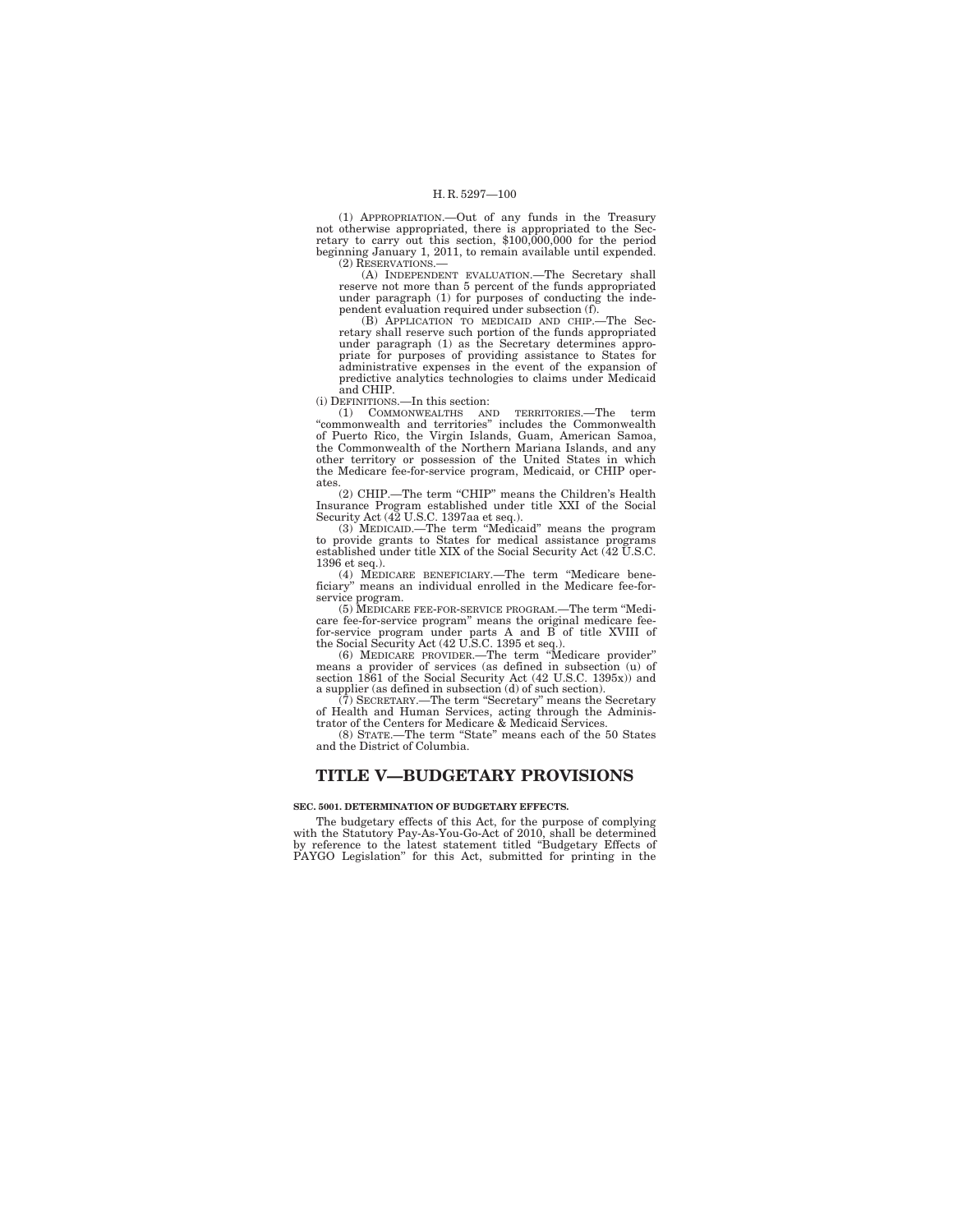(1) APPROPRIATION.—Out of any funds in the Treasury not otherwise appropriated, there is appropriated to the Secretary to carry out this section, $100,000,000 for the period beginning January 1, 2011, to remain available until expended.

(2) RESERVATIONS.—

(A) INDEPENDENT EVALUATION.—The Secretary shall reserve not more than 5 percent of the funds appropriated under paragraph (1) for purposes of conducting the independent evaluation required under subsection (f).

(B) APPLICATION TO MEDICAID AND CHIP.—The Secretary shall reserve such portion of the funds appropriated under paragraph (1) as the Secretary determines appropriate for purposes of providing assistance to States for administrative expenses in the event of the expansion of predictive analytics technologies to claims under Medicaid and CHIP.

(i) DEFINITIONS.—In this section:

(1) COMMONWEALTHS AND TERRITORIES.—The term "commonwealth and territories" includes the Commonwealth of Puerto Rico, the Virgin Islands, Guam, American Samoa, the Commonwealth of the Northern Mariana Islands, and any other territory or possession of the United States in which the Medicare fee-for-service program, Medicaid, or CHIP operates.

(2) CHIP.—The term "CHIP" means the Children's Health Insurance Program established under title XXI of the Social Security Act (42 U.S.C. 1397aa et seq.).

(3) MEDICAID.—The term "Medicaid" means the program to provide grants to States for medical assistance programs established under title XIX of the Social Security Act (42 U.S.C. 1396 et seq.).

(4) MEDICARE BENEFICIARY.—The term "Medicare beneficiary" means an individual enrolled in the Medicare fee-for-service program.

(5) MEDICARE FEE-FOR-SERVICE PROGRAM.—The term "Medicare fee-for-service program" means the original medicare fee-for-service program under parts A and B of title XVIII of the Social Security Act (42 U.S.C. 1395 et seq.).

(6) MEDICARE PROVIDER.—The term "Medicare provider" means a provider of services (as defined in subsection (u) of section 1861 of the Social Security Act (42 U.S.C. 1395x)) and a supplier (as defined in subsection (d) of such section).

(7) SECRETARY.—The term "Secretary" means the Secretary of Health and Human Services, acting through the Administrator of the Centers for Medicare & Medicaid Services.

(8) STATE.—The term "State" means each of the 50 States and the District of Columbia.

# TITLE V—BUDGETARY PROVISIONS

**SEC. 5001. DETERMINATION OF BUDGETARY EFFECTS.**

The budgetary effects of this Act, for the purpose of complying with the Statutory Pay-As-You-Go-Act of 2010, shall be determined by reference to the latest statement titled "Budgetary Effects of PAYGO Legislation" for this Act, submitted for printing in the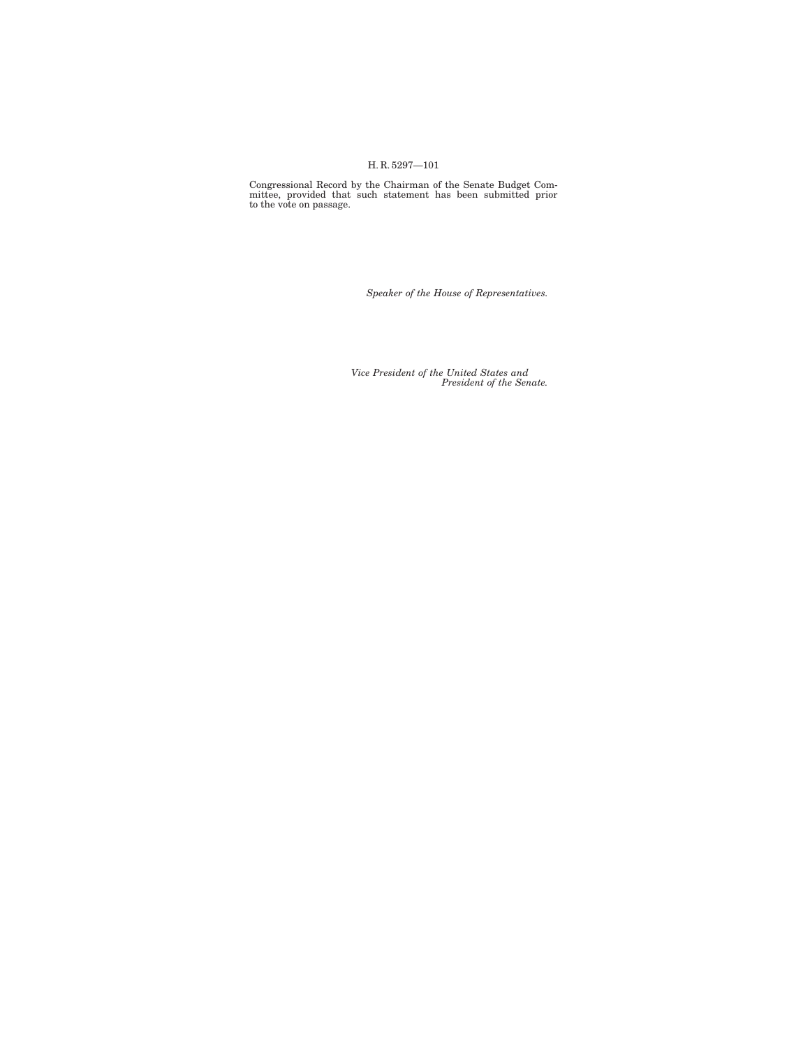Congressional Record by the Chairman of the Senate Budget Committee, provided that such statement has been submitted prior to the vote on passage.

*Speaker of the House of Representatives.*

*Vice President of the United States and President of the Senate.*